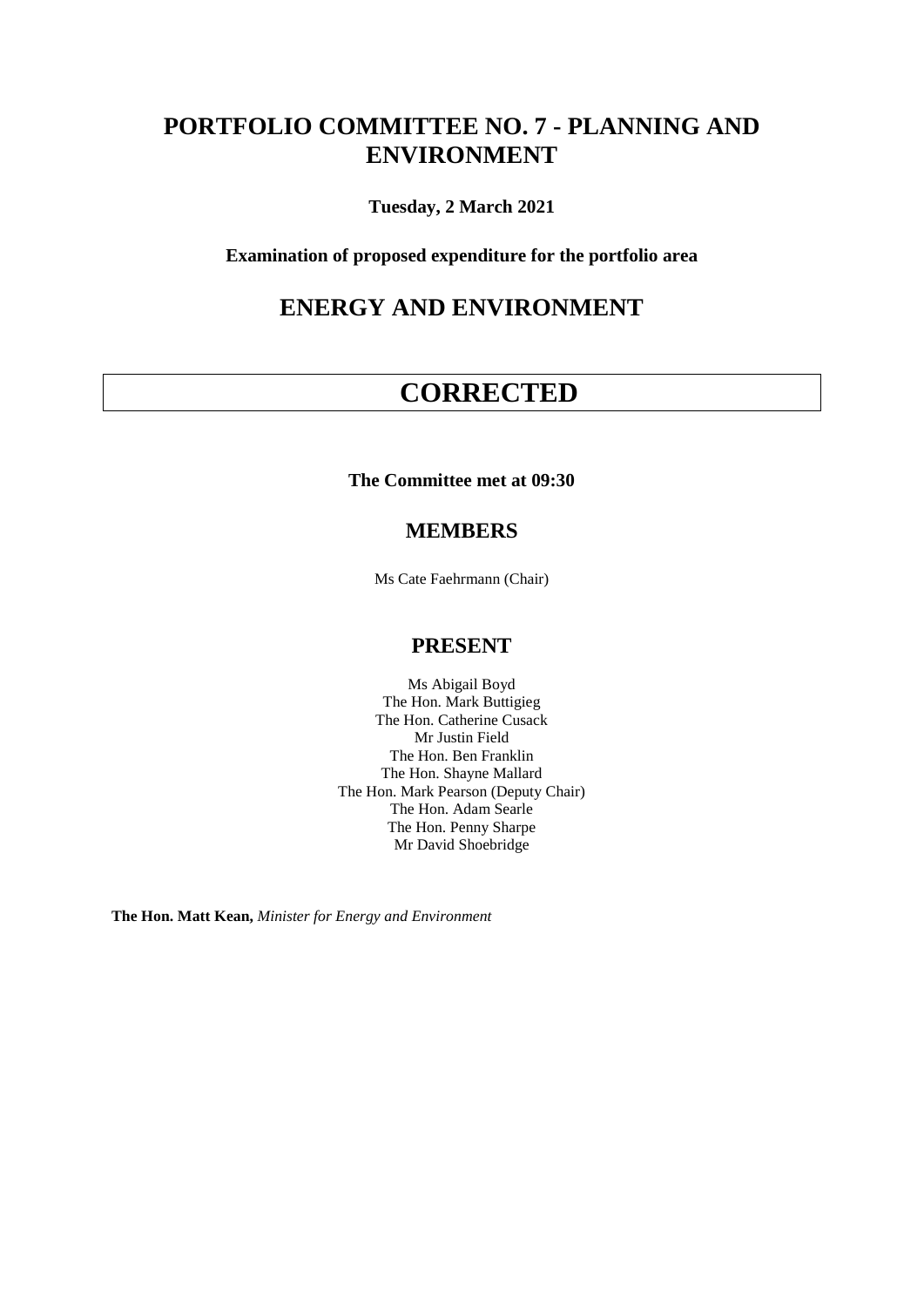# PORTFOLIO COMMITTEE NO. 7 - PLANNING AND ENVIRONMENT

**Tuesday, 2 March 2021**

**Examination of proposed expenditure for the portfolio area**

## ENERGY AND ENVIRONMENT

## CORRECTED

**The Committee met at 09:30**

### MEMBERS

Ms Cate Faehrmann (Chair)

### PRESENT

Ms Abigail Boyd
The Hon. Mark Buttigieg
The Hon. Catherine Cusack
Mr Justin Field
The Hon. Ben Franklin
The Hon. Shayne Mallard
The Hon. Mark Pearson (Deputy Chair)
The Hon. Adam Searle
The Hon. Penny Sharpe
Mr David Shoebridge

**The Hon. Matt Kean,** *Minister for Energy and Environment*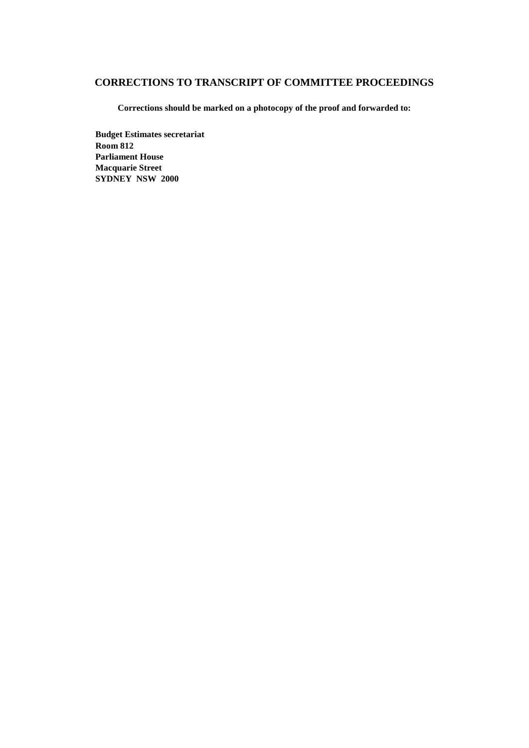## CORRECTIONS TO TRANSCRIPT OF COMMITTEE PROCEEDINGS

**Corrections should be marked on a photocopy of the proof and forwarded to:**

**Budget Estimates secretariat**
**Room 812**
**Parliament House**
**Macquarie Street**
**SYDNEY NSW 2000**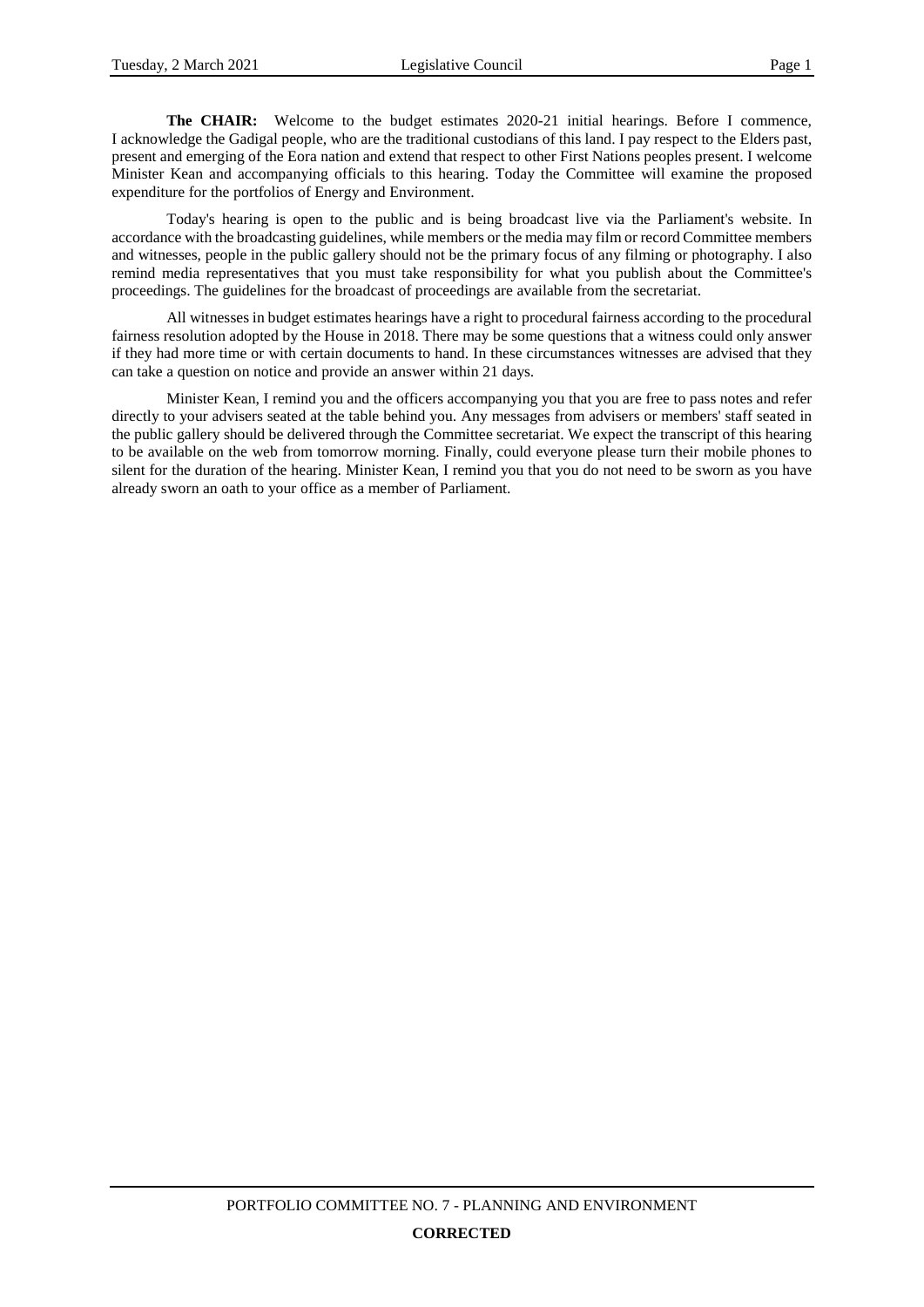**The CHAIR:** Welcome to the budget estimates 2020-21 initial hearings. Before I commence, I acknowledge the Gadigal people, who are the traditional custodians of this land. I pay respect to the Elders past, present and emerging of the Eora nation and extend that respect to other First Nations peoples present. I welcome Minister Kean and accompanying officials to this hearing. Today the Committee will examine the proposed expenditure for the portfolios of Energy and Environment.

Today's hearing is open to the public and is being broadcast live via the Parliament's website. In accordance with the broadcasting guidelines, while members or the media may film or record Committee members and witnesses, people in the public gallery should not be the primary focus of any filming or photography. I also remind media representatives that you must take responsibility for what you publish about the Committee's proceedings. The guidelines for the broadcast of proceedings are available from the secretariat.

All witnesses in budget estimates hearings have a right to procedural fairness according to the procedural fairness resolution adopted by the House in 2018. There may be some questions that a witness could only answer if they had more time or with certain documents to hand. In these circumstances witnesses are advised that they can take a question on notice and provide an answer within 21 days.

Minister Kean, I remind you and the officers accompanying you that you are free to pass notes and refer directly to your advisers seated at the table behind you. Any messages from advisers or members' staff seated in the public gallery should be delivered through the Committee secretariat. We expect the transcript of this hearing to be available on the web from tomorrow morning. Finally, could everyone please turn their mobile phones to silent for the duration of the hearing. Minister Kean, I remind you that you do not need to be sworn as you have already sworn an oath to your office as a member of Parliament.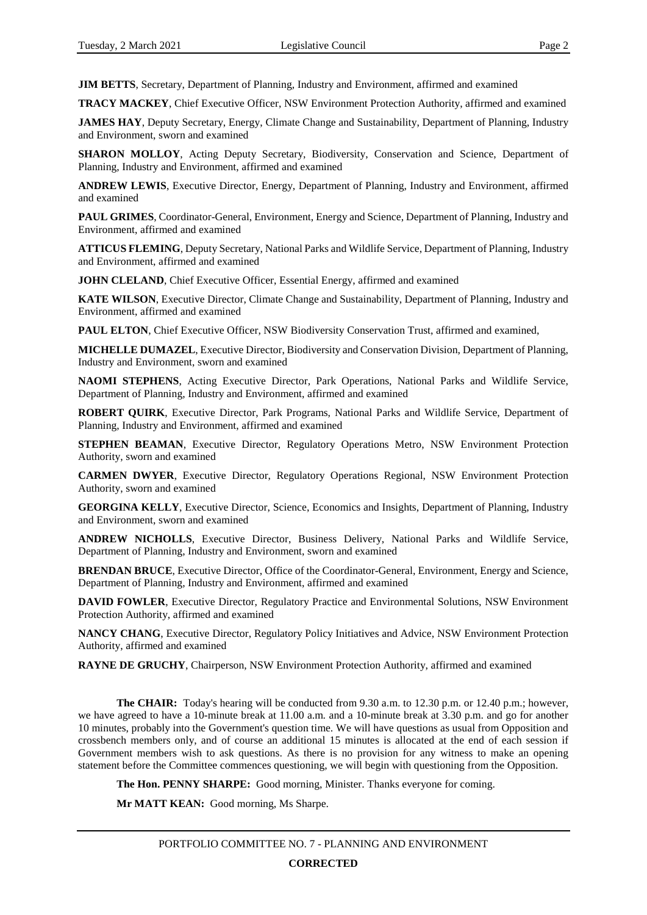**JIM BETTS**, Secretary, Department of Planning, Industry and Environment, affirmed and examined

**TRACY MACKEY**, Chief Executive Officer, NSW Environment Protection Authority, affirmed and examined

**JAMES HAY**, Deputy Secretary, Energy, Climate Change and Sustainability, Department of Planning, Industry and Environment, sworn and examined

**SHARON MOLLOY**, Acting Deputy Secretary, Biodiversity, Conservation and Science, Department of Planning, Industry and Environment, affirmed and examined

**ANDREW LEWIS**, Executive Director, Energy, Department of Planning, Industry and Environment, affirmed and examined

**PAUL GRIMES**, Coordinator-General, Environment, Energy and Science, Department of Planning, Industry and Environment, affirmed and examined

**ATTICUS FLEMING**, Deputy Secretary, National Parks and Wildlife Service, Department of Planning, Industry and Environment, affirmed and examined

**JOHN CLELAND**, Chief Executive Officer, Essential Energy, affirmed and examined

**KATE WILSON**, Executive Director, Climate Change and Sustainability, Department of Planning, Industry and Environment, affirmed and examined

**PAUL ELTON**, Chief Executive Officer, NSW Biodiversity Conservation Trust, affirmed and examined,

**MICHELLE DUMAZEL**, Executive Director, Biodiversity and Conservation Division, Department of Planning, Industry and Environment, sworn and examined

**NAOMI STEPHENS**, Acting Executive Director, Park Operations, National Parks and Wildlife Service, Department of Planning, Industry and Environment, affirmed and examined

**ROBERT QUIRK**, Executive Director, Park Programs, National Parks and Wildlife Service, Department of Planning, Industry and Environment, affirmed and examined

**STEPHEN BEAMAN**, Executive Director, Regulatory Operations Metro, NSW Environment Protection Authority, sworn and examined

**CARMEN DWYER**, Executive Director, Regulatory Operations Regional, NSW Environment Protection Authority, sworn and examined

**GEORGINA KELLY**, Executive Director, Science, Economics and Insights, Department of Planning, Industry and Environment, sworn and examined

**ANDREW NICHOLLS**, Executive Director, Business Delivery, National Parks and Wildlife Service, Department of Planning, Industry and Environment, sworn and examined

**BRENDAN BRUCE**, Executive Director, Office of the Coordinator-General, Environment, Energy and Science, Department of Planning, Industry and Environment, affirmed and examined

**DAVID FOWLER**, Executive Director, Regulatory Practice and Environmental Solutions, NSW Environment Protection Authority, affirmed and examined

**NANCY CHANG**, Executive Director, Regulatory Policy Initiatives and Advice, NSW Environment Protection Authority, affirmed and examined

**RAYNE DE GRUCHY**, Chairperson, NSW Environment Protection Authority, affirmed and examined

**The CHAIR:** Today's hearing will be conducted from 9.30 a.m. to 12.30 p.m. or 12.40 p.m.; however, we have agreed to have a 10-minute break at 11.00 a.m. and a 10-minute break at 3.30 p.m. and go for another 10 minutes, probably into the Government's question time. We will have questions as usual from Opposition and crossbench members only, and of course an additional 15 minutes is allocated at the end of each session if Government members wish to ask questions. As there is no provision for any witness to make an opening statement before the Committee commences questioning, we will begin with questioning from the Opposition.

**The Hon. PENNY SHARPE:** Good morning, Minister. Thanks everyone for coming.

**Mr MATT KEAN:** Good morning, Ms Sharpe.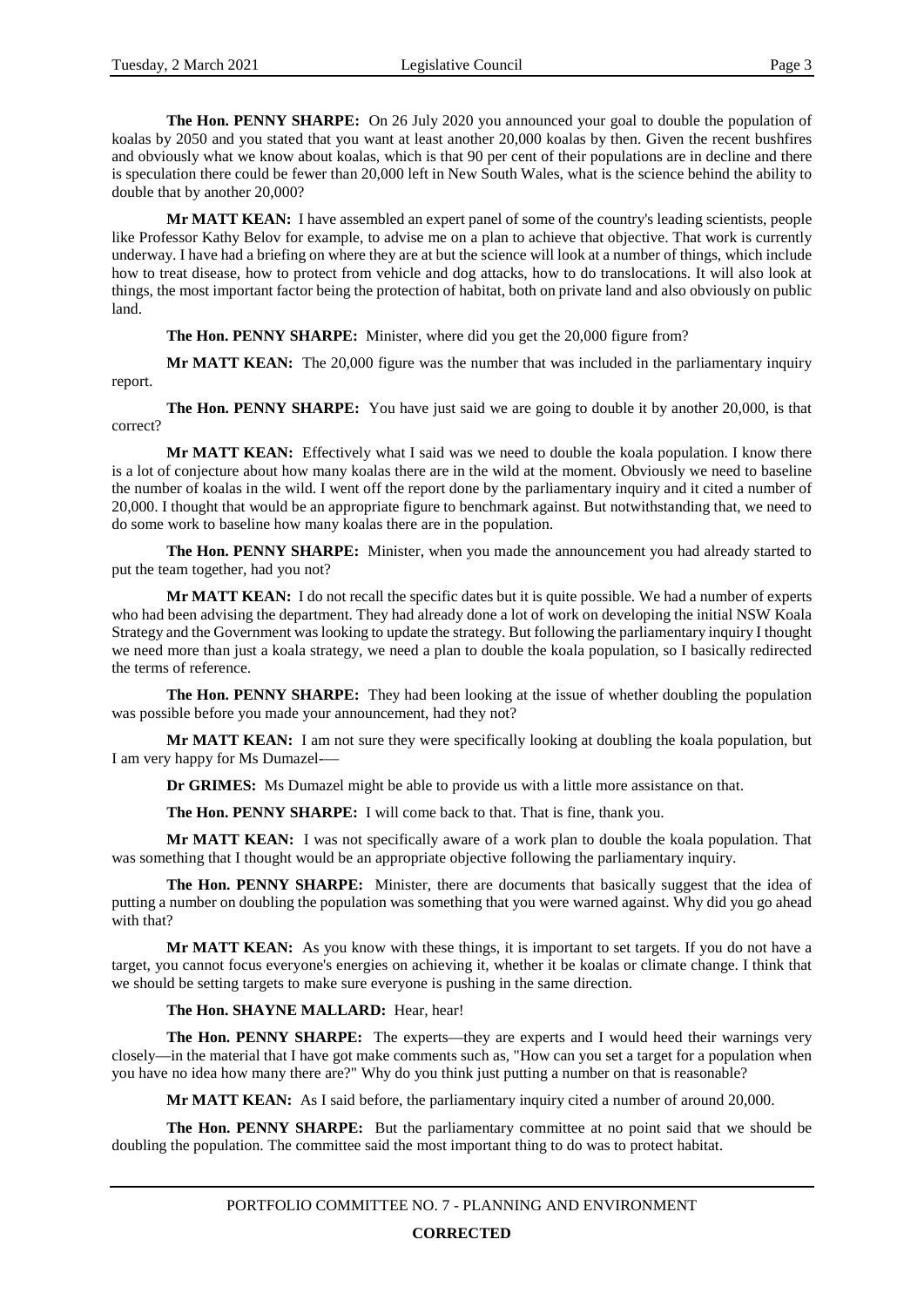**The Hon. PENNY SHARPE:** On 26 July 2020 you announced your goal to double the population of koalas by 2050 and you stated that you want at least another 20,000 koalas by then. Given the recent bushfires and obviously what we know about koalas, which is that 90 per cent of their populations are in decline and there is speculation there could be fewer than 20,000 left in New South Wales, what is the science behind the ability to double that by another 20,000?

**Mr MATT KEAN:** I have assembled an expert panel of some of the country's leading scientists, people like Professor Kathy Belov for example, to advise me on a plan to achieve that objective. That work is currently underway. I have had a briefing on where they are at but the science will look at a number of things, which include how to treat disease, how to protect from vehicle and dog attacks, how to do translocations. It will also look at things, the most important factor being the protection of habitat, both on private land and also obviously on public land.

**The Hon. PENNY SHARPE:** Minister, where did you get the 20,000 figure from?

**Mr MATT KEAN:** The 20,000 figure was the number that was included in the parliamentary inquiry report.

**The Hon. PENNY SHARPE:** You have just said we are going to double it by another 20,000, is that correct?

**Mr MATT KEAN:** Effectively what I said was we need to double the koala population. I know there is a lot of conjecture about how many koalas there are in the wild at the moment. Obviously we need to baseline the number of koalas in the wild. I went off the report done by the parliamentary inquiry and it cited a number of 20,000. I thought that would be an appropriate figure to benchmark against. But notwithstanding that, we need to do some work to baseline how many koalas there are in the population.

**The Hon. PENNY SHARPE:** Minister, when you made the announcement you had already started to put the team together, had you not?

**Mr MATT KEAN:** I do not recall the specific dates but it is quite possible. We had a number of experts who had been advising the department. They had already done a lot of work on developing the initial NSW Koala Strategy and the Government was looking to update the strategy. But following the parliamentary inquiry I thought we need more than just a koala strategy, we need a plan to double the koala population, so I basically redirected the terms of reference.

**The Hon. PENNY SHARPE:** They had been looking at the issue of whether doubling the population was possible before you made your announcement, had they not?

**Mr MATT KEAN:** I am not sure they were specifically looking at doubling the koala population, but I am very happy for Ms Dumazel-—

**Dr GRIMES:** Ms Dumazel might be able to provide us with a little more assistance on that.

**The Hon. PENNY SHARPE:** I will come back to that. That is fine, thank you.

**Mr MATT KEAN:** I was not specifically aware of a work plan to double the koala population. That was something that I thought would be an appropriate objective following the parliamentary inquiry.

**The Hon. PENNY SHARPE:** Minister, there are documents that basically suggest that the idea of putting a number on doubling the population was something that you were warned against. Why did you go ahead with that?

**Mr MATT KEAN:** As you know with these things, it is important to set targets. If you do not have a target, you cannot focus everyone's energies on achieving it, whether it be koalas or climate change. I think that we should be setting targets to make sure everyone is pushing in the same direction.

**The Hon. SHAYNE MALLARD:** Hear, hear!

**The Hon. PENNY SHARPE:** The experts—they are experts and I would heed their warnings very closely—in the material that I have got make comments such as, "How can you set a target for a population when you have no idea how many there are?" Why do you think just putting a number on that is reasonable?

**Mr MATT KEAN:** As I said before, the parliamentary inquiry cited a number of around 20,000.

**The Hon. PENNY SHARPE:** But the parliamentary committee at no point said that we should be doubling the population. The committee said the most important thing to do was to protect habitat.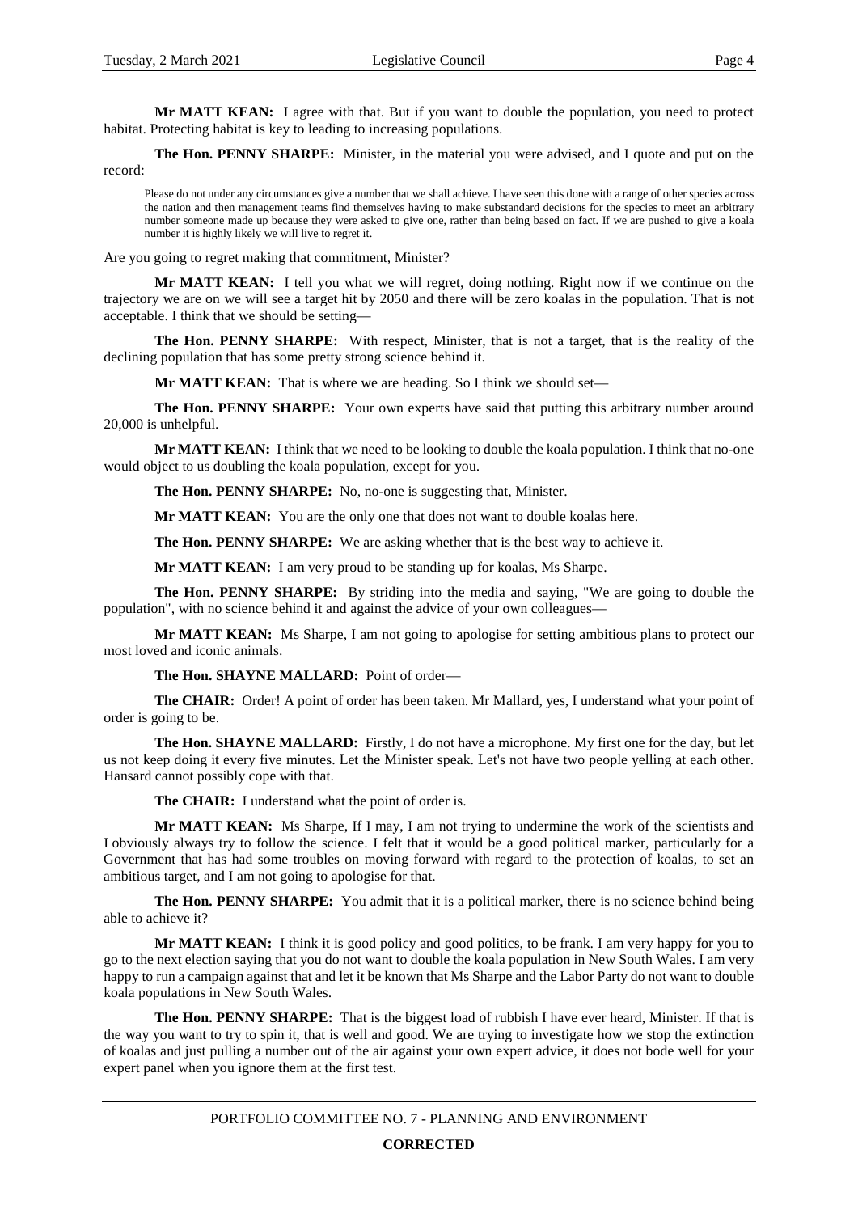**Mr MATT KEAN:** I agree with that. But if you want to double the population, you need to protect habitat. Protecting habitat is key to leading to increasing populations.

**The Hon. PENNY SHARPE:** Minister, in the material you were advised, and I quote and put on the record:

> Please do not under any circumstances give a number that we shall achieve. I have seen this done with a range of other species across the nation and then management teams find themselves having to make substandard decisions for the species to meet an arbitrary number someone made up because they were asked to give one, rather than being based on fact. If we are pushed to give a koala number it is highly likely we will live to regret it.

Are you going to regret making that commitment, Minister?

**Mr MATT KEAN:** I tell you what we will regret, doing nothing. Right now if we continue on the trajectory we are on we will see a target hit by 2050 and there will be zero koalas in the population. That is not acceptable. I think that we should be setting—

**The Hon. PENNY SHARPE:** With respect, Minister, that is not a target, that is the reality of the declining population that has some pretty strong science behind it.

**Mr MATT KEAN:** That is where we are heading. So I think we should set—

**The Hon. PENNY SHARPE:** Your own experts have said that putting this arbitrary number around 20,000 is unhelpful.

**Mr MATT KEAN:** I think that we need to be looking to double the koala population. I think that no-one would object to us doubling the koala population, except for you.

**The Hon. PENNY SHARPE:** No, no-one is suggesting that, Minister.

**Mr MATT KEAN:** You are the only one that does not want to double koalas here.

**The Hon. PENNY SHARPE:** We are asking whether that is the best way to achieve it.

**Mr MATT KEAN:** I am very proud to be standing up for koalas, Ms Sharpe.

**The Hon. PENNY SHARPE:** By striding into the media and saying, "We are going to double the population", with no science behind it and against the advice of your own colleagues—

**Mr MATT KEAN:** Ms Sharpe, I am not going to apologise for setting ambitious plans to protect our most loved and iconic animals.

**The Hon. SHAYNE MALLARD:** Point of order—

**The CHAIR:** Order! A point of order has been taken. Mr Mallard, yes, I understand what your point of order is going to be.

**The Hon. SHAYNE MALLARD:** Firstly, I do not have a microphone. My first one for the day, but let us not keep doing it every five minutes. Let the Minister speak. Let's not have two people yelling at each other. Hansard cannot possibly cope with that.

**The CHAIR:** I understand what the point of order is.

**Mr MATT KEAN:** Ms Sharpe, If I may, I am not trying to undermine the work of the scientists and I obviously always try to follow the science. I felt that it would be a good political marker, particularly for a Government that has had some troubles on moving forward with regard to the protection of koalas, to set an ambitious target, and I am not going to apologise for that.

**The Hon. PENNY SHARPE:** You admit that it is a political marker, there is no science behind being able to achieve it?

**Mr MATT KEAN:** I think it is good policy and good politics, to be frank. I am very happy for you to go to the next election saying that you do not want to double the koala population in New South Wales. I am very happy to run a campaign against that and let it be known that Ms Sharpe and the Labor Party do not want to double koala populations in New South Wales.

**The Hon. PENNY SHARPE:** That is the biggest load of rubbish I have ever heard, Minister. If that is the way you want to try to spin it, that is well and good. We are trying to investigate how we stop the extinction of koalas and just pulling a number out of the air against your own expert advice, it does not bode well for your expert panel when you ignore them at the first test.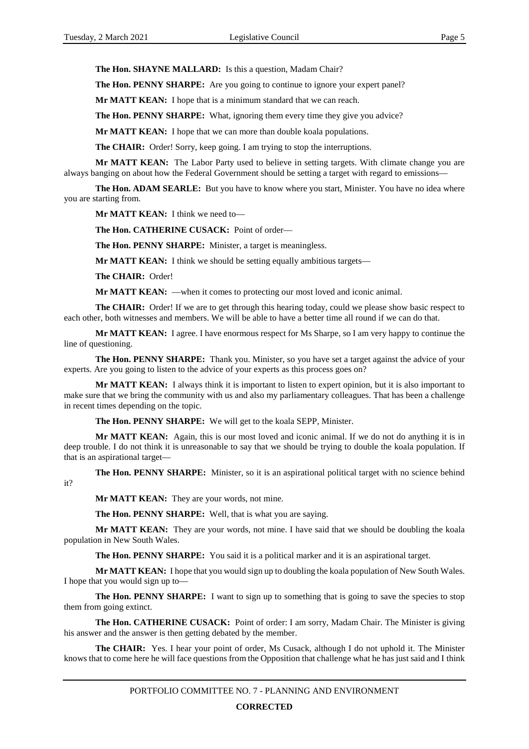**The Hon. SHAYNE MALLARD:** Is this a question, Madam Chair?

**The Hon. PENNY SHARPE:** Are you going to continue to ignore your expert panel?

**Mr MATT KEAN:** I hope that is a minimum standard that we can reach.

**The Hon. PENNY SHARPE:** What, ignoring them every time they give you advice?

**Mr MATT KEAN:** I hope that we can more than double koala populations.

**The CHAIR:** Order! Sorry, keep going. I am trying to stop the interruptions.

**Mr MATT KEAN:** The Labor Party used to believe in setting targets. With climate change you are always banging on about how the Federal Government should be setting a target with regard to emissions—

**The Hon. ADAM SEARLE:** But you have to know where you start, Minister. You have no idea where you are starting from.

**Mr MATT KEAN:** I think we need to—

**The Hon. CATHERINE CUSACK:** Point of order—

**The Hon. PENNY SHARPE:** Minister, a target is meaningless.

**Mr MATT KEAN:** I think we should be setting equally ambitious targets—

**The CHAIR:** Order!

**Mr MATT KEAN:** —when it comes to protecting our most loved and iconic animal.

**The CHAIR:** Order! If we are to get through this hearing today, could we please show basic respect to each other, both witnesses and members. We will be able to have a better time all round if we can do that.

**Mr MATT KEAN:** I agree. I have enormous respect for Ms Sharpe, so I am very happy to continue the line of questioning.

**The Hon. PENNY SHARPE:** Thank you. Minister, so you have set a target against the advice of your experts. Are you going to listen to the advice of your experts as this process goes on?

**Mr MATT KEAN:** I always think it is important to listen to expert opinion, but it is also important to make sure that we bring the community with us and also my parliamentary colleagues. That has been a challenge in recent times depending on the topic.

**The Hon. PENNY SHARPE:** We will get to the koala SEPP, Minister.

**Mr MATT KEAN:** Again, this is our most loved and iconic animal. If we do not do anything it is in deep trouble. I do not think it is unreasonable to say that we should be trying to double the koala population. If that is an aspirational target—

**The Hon. PENNY SHARPE:** Minister, so it is an aspirational political target with no science behind it?

**Mr MATT KEAN:** They are your words, not mine.

**The Hon. PENNY SHARPE:** Well, that is what you are saying.

**Mr MATT KEAN:** They are your words, not mine. I have said that we should be doubling the koala population in New South Wales.

**The Hon. PENNY SHARPE:** You said it is a political marker and it is an aspirational target.

**Mr MATT KEAN:** I hope that you would sign up to doubling the koala population of New South Wales. I hope that you would sign up to—

**The Hon. PENNY SHARPE:** I want to sign up to something that is going to save the species to stop them from going extinct.

**The Hon. CATHERINE CUSACK:** Point of order: I am sorry, Madam Chair. The Minister is giving his answer and the answer is then getting debated by the member.

**The CHAIR:** Yes. I hear your point of order, Ms Cusack, although I do not uphold it. The Minister knows that to come here he will face questions from the Opposition that challenge what he has just said and I think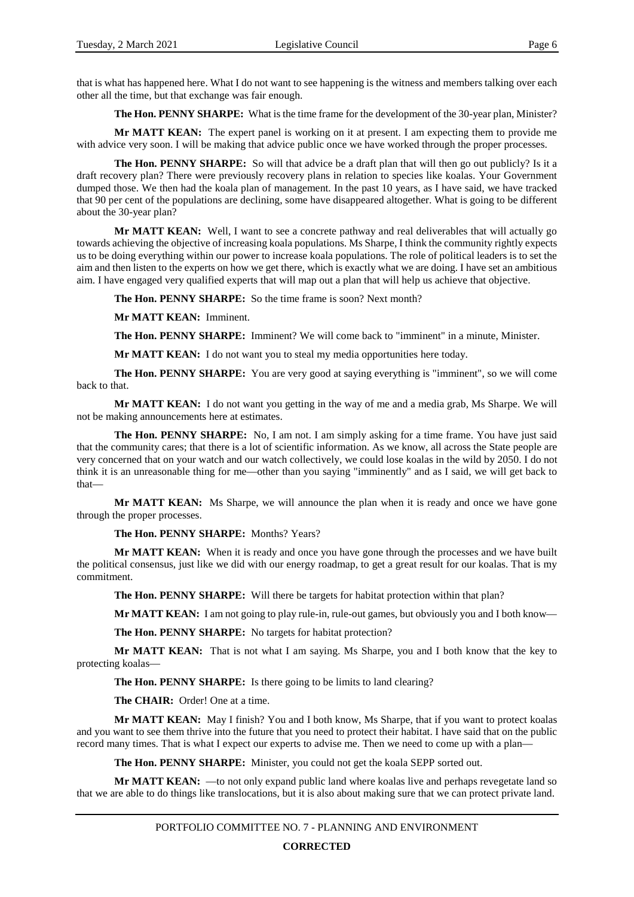that is what has happened here. What I do not want to see happening is the witness and members talking over each other all the time, but that exchange was fair enough.

**The Hon. PENNY SHARPE:** What is the time frame for the development of the 30-year plan, Minister?

**Mr MATT KEAN:** The expert panel is working on it at present. I am expecting them to provide me with advice very soon. I will be making that advice public once we have worked through the proper processes.

**The Hon. PENNY SHARPE:** So will that advice be a draft plan that will then go out publicly? Is it a draft recovery plan? There were previously recovery plans in relation to species like koalas. Your Government dumped those. We then had the koala plan of management. In the past 10 years, as I have said, we have tracked that 90 per cent of the populations are declining, some have disappeared altogether. What is going to be different about the 30-year plan?

**Mr MATT KEAN:** Well, I want to see a concrete pathway and real deliverables that will actually go towards achieving the objective of increasing koala populations. Ms Sharpe, I think the community rightly expects us to be doing everything within our power to increase koala populations. The role of political leaders is to set the aim and then listen to the experts on how we get there, which is exactly what we are doing. I have set an ambitious aim. I have engaged very qualified experts that will map out a plan that will help us achieve that objective.

**The Hon. PENNY SHARPE:** So the time frame is soon? Next month?

**Mr MATT KEAN:** Imminent.

**The Hon. PENNY SHARPE:** Imminent? We will come back to "imminent" in a minute, Minister.

**Mr MATT KEAN:** I do not want you to steal my media opportunities here today.

**The Hon. PENNY SHARPE:** You are very good at saying everything is "imminent", so we will come back to that.

**Mr MATT KEAN:** I do not want you getting in the way of me and a media grab, Ms Sharpe. We will not be making announcements here at estimates.

**The Hon. PENNY SHARPE:** No, I am not. I am simply asking for a time frame. You have just said that the community cares; that there is a lot of scientific information. As we know, all across the State people are very concerned that on your watch and our watch collectively, we could lose koalas in the wild by 2050. I do not think it is an unreasonable thing for me—other than you saying "imminently" and as I said, we will get back to that—

**Mr MATT KEAN:** Ms Sharpe, we will announce the plan when it is ready and once we have gone through the proper processes.

**The Hon. PENNY SHARPE:** Months? Years?

**Mr MATT KEAN:** When it is ready and once you have gone through the processes and we have built the political consensus, just like we did with our energy roadmap, to get a great result for our koalas. That is my commitment.

**The Hon. PENNY SHARPE:** Will there be targets for habitat protection within that plan?

**Mr MATT KEAN:** I am not going to play rule-in, rule-out games, but obviously you and I both know—

**The Hon. PENNY SHARPE:** No targets for habitat protection?

**Mr MATT KEAN:** That is not what I am saying. Ms Sharpe, you and I both know that the key to protecting koalas—

**The Hon. PENNY SHARPE:** Is there going to be limits to land clearing?

**The CHAIR:** Order! One at a time.

**Mr MATT KEAN:** May I finish? You and I both know, Ms Sharpe, that if you want to protect koalas and you want to see them thrive into the future that you need to protect their habitat. I have said that on the public record many times. That is what I expect our experts to advise me. Then we need to come up with a plan—

**The Hon. PENNY SHARPE:** Minister, you could not get the koala SEPP sorted out.

**Mr MATT KEAN:** —to not only expand public land where koalas live and perhaps revegetate land so that we are able to do things like translocations, but it is also about making sure that we can protect private land.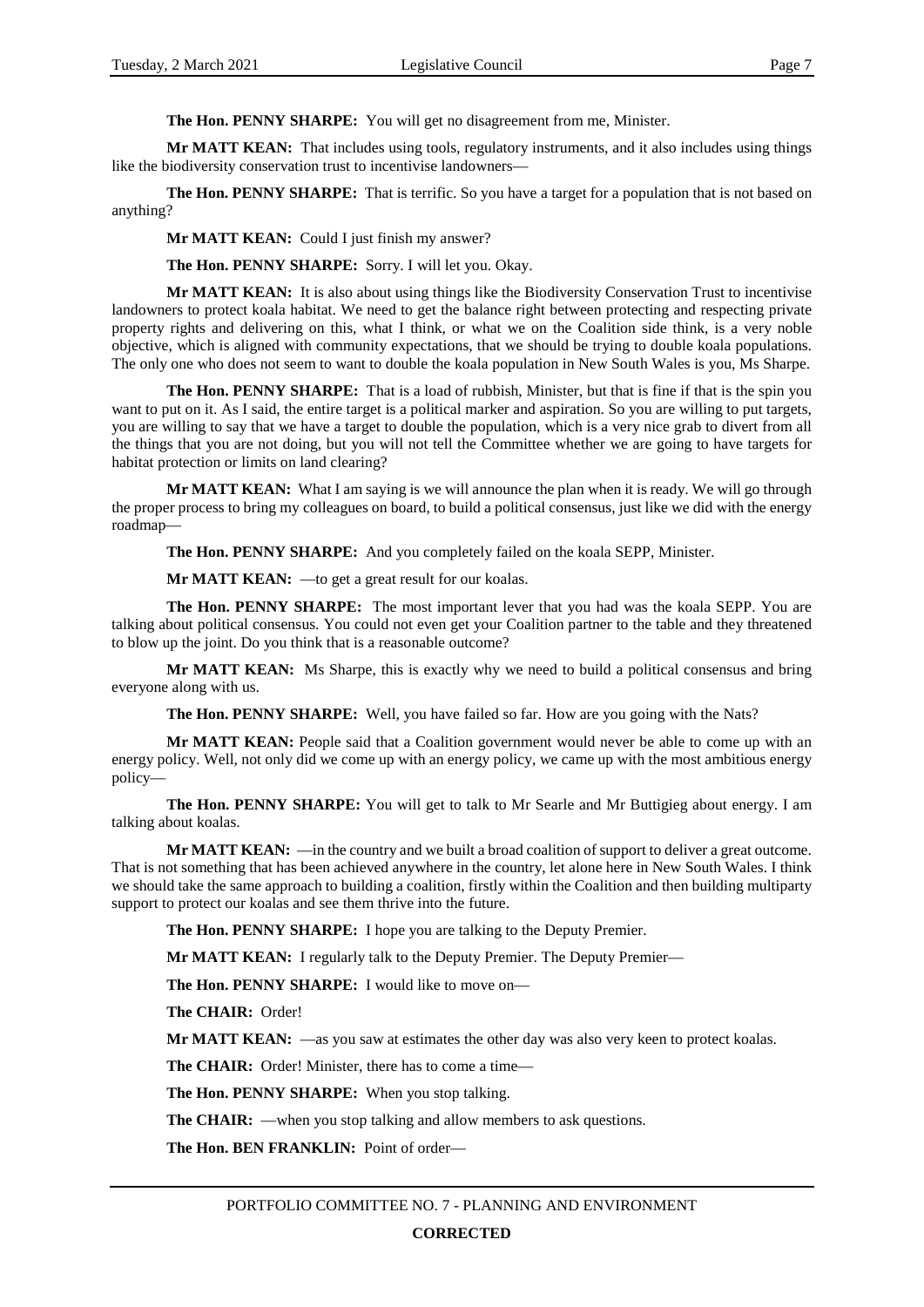**The Hon. PENNY SHARPE:** You will get no disagreement from me, Minister.

**Mr MATT KEAN:** That includes using tools, regulatory instruments, and it also includes using things like the biodiversity conservation trust to incentivise landowners—

**The Hon. PENNY SHARPE:** That is terrific. So you have a target for a population that is not based on anything?

**Mr MATT KEAN:** Could I just finish my answer?

**The Hon. PENNY SHARPE:** Sorry. I will let you. Okay.

**Mr MATT KEAN:** It is also about using things like the Biodiversity Conservation Trust to incentivise landowners to protect koala habitat. We need to get the balance right between protecting and respecting private property rights and delivering on this, what I think, or what we on the Coalition side think, is a very noble objective, which is aligned with community expectations, that we should be trying to double koala populations. The only one who does not seem to want to double the koala population in New South Wales is you, Ms Sharpe.

**The Hon. PENNY SHARPE:** That is a load of rubbish, Minister, but that is fine if that is the spin you want to put on it. As I said, the entire target is a political marker and aspiration. So you are willing to put targets, you are willing to say that we have a target to double the population, which is a very nice grab to divert from all the things that you are not doing, but you will not tell the Committee whether we are going to have targets for habitat protection or limits on land clearing?

**Mr MATT KEAN:** What I am saying is we will announce the plan when it is ready. We will go through the proper process to bring my colleagues on board, to build a political consensus, just like we did with the energy roadmap—

**The Hon. PENNY SHARPE:** And you completely failed on the koala SEPP, Minister.

**Mr MATT KEAN:** —to get a great result for our koalas.

**The Hon. PENNY SHARPE:** The most important lever that you had was the koala SEPP. You are talking about political consensus. You could not even get your Coalition partner to the table and they threatened to blow up the joint. Do you think that is a reasonable outcome?

**Mr MATT KEAN:** Ms Sharpe, this is exactly why we need to build a political consensus and bring everyone along with us.

**The Hon. PENNY SHARPE:** Well, you have failed so far. How are you going with the Nats?

**Mr MATT KEAN:** People said that a Coalition government would never be able to come up with an energy policy. Well, not only did we come up with an energy policy, we came up with the most ambitious energy policy—

**The Hon. PENNY SHARPE:** You will get to talk to Mr Searle and Mr Buttigieg about energy. I am talking about koalas.

**Mr MATT KEAN:** —in the country and we built a broad coalition of support to deliver a great outcome. That is not something that has been achieved anywhere in the country, let alone here in New South Wales. I think we should take the same approach to building a coalition, firstly within the Coalition and then building multiparty support to protect our koalas and see them thrive into the future.

**The Hon. PENNY SHARPE:** I hope you are talking to the Deputy Premier.

**Mr MATT KEAN:** I regularly talk to the Deputy Premier. The Deputy Premier—

**The Hon. PENNY SHARPE:** I would like to move on—

**The CHAIR:** Order!

**Mr MATT KEAN:** —as you saw at estimates the other day was also very keen to protect koalas.

**The CHAIR:** Order! Minister, there has to come a time—

**The Hon. PENNY SHARPE:** When you stop talking.

**The CHAIR:** —when you stop talking and allow members to ask questions.

**The Hon. BEN FRANKLIN:** Point of order—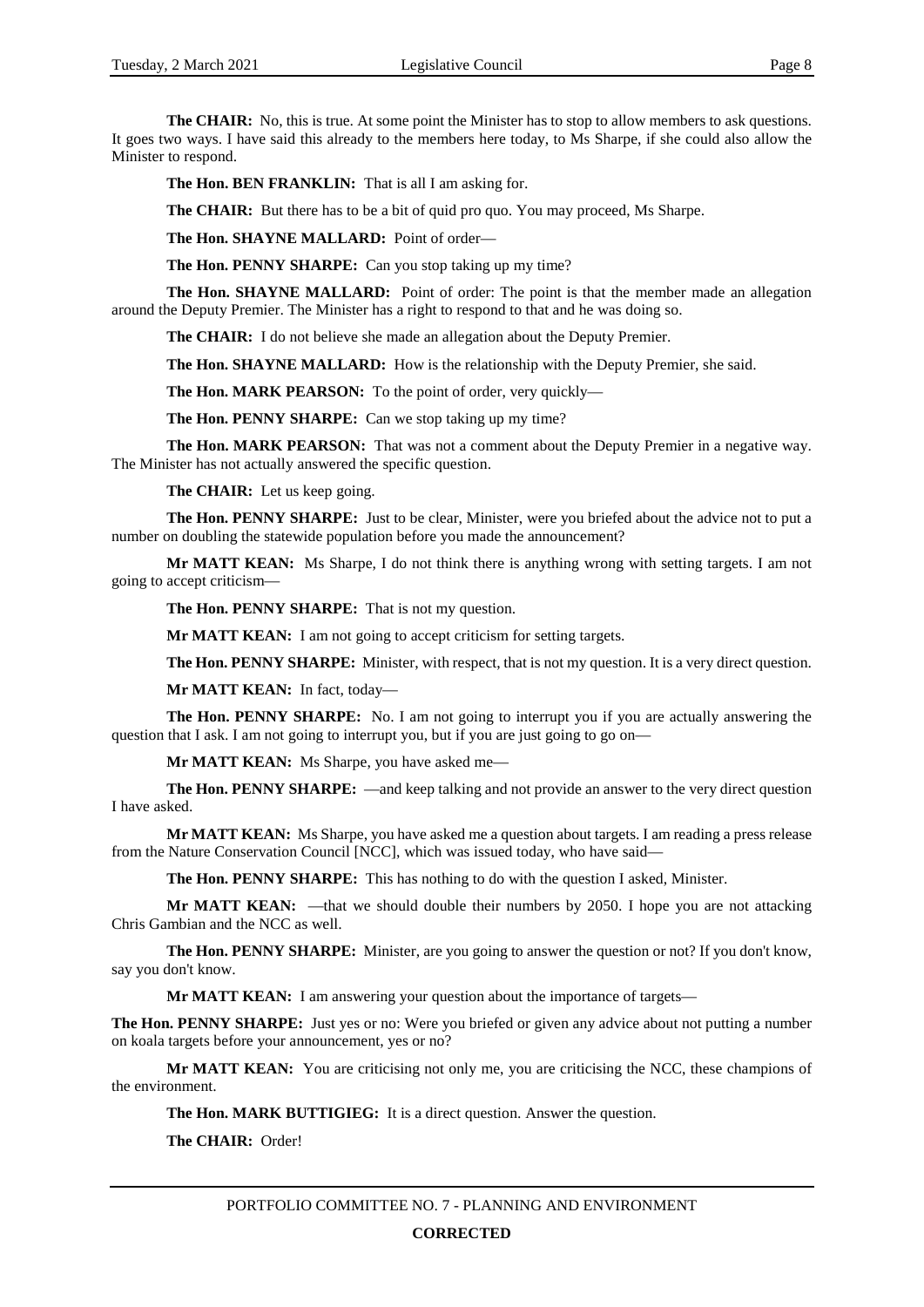**The CHAIR:** No, this is true. At some point the Minister has to stop to allow members to ask questions. It goes two ways. I have said this already to the members here today, to Ms Sharpe, if she could also allow the Minister to respond.

**The Hon. BEN FRANKLIN:** That is all I am asking for.

**The CHAIR:** But there has to be a bit of quid pro quo. You may proceed, Ms Sharpe.

**The Hon. SHAYNE MALLARD:** Point of order—

**The Hon. PENNY SHARPE:** Can you stop taking up my time?

**The Hon. SHAYNE MALLARD:** Point of order: The point is that the member made an allegation around the Deputy Premier. The Minister has a right to respond to that and he was doing so.

**The CHAIR:** I do not believe she made an allegation about the Deputy Premier.

**The Hon. SHAYNE MALLARD:** How is the relationship with the Deputy Premier, she said.

**The Hon. MARK PEARSON:** To the point of order, very quickly—

**The Hon. PENNY SHARPE:** Can we stop taking up my time?

**The Hon. MARK PEARSON:** That was not a comment about the Deputy Premier in a negative way. The Minister has not actually answered the specific question.

**The CHAIR:** Let us keep going.

**The Hon. PENNY SHARPE:** Just to be clear, Minister, were you briefed about the advice not to put a number on doubling the statewide population before you made the announcement?

**Mr MATT KEAN:** Ms Sharpe, I do not think there is anything wrong with setting targets. I am not going to accept criticism—

**The Hon. PENNY SHARPE:** That is not my question.

**Mr MATT KEAN:** I am not going to accept criticism for setting targets.

**The Hon. PENNY SHARPE:** Minister, with respect, that is not my question. It is a very direct question.

**Mr MATT KEAN:** In fact, today—

**The Hon. PENNY SHARPE:** No. I am not going to interrupt you if you are actually answering the question that I ask. I am not going to interrupt you, but if you are just going to go on—

**Mr MATT KEAN:** Ms Sharpe, you have asked me—

**The Hon. PENNY SHARPE:** —and keep talking and not provide an answer to the very direct question I have asked.

**Mr MATT KEAN:** Ms Sharpe, you have asked me a question about targets. I am reading a press release from the Nature Conservation Council [NCC], which was issued today, who have said—

**The Hon. PENNY SHARPE:** This has nothing to do with the question I asked, Minister.

**Mr MATT KEAN:** —that we should double their numbers by 2050. I hope you are not attacking Chris Gambian and the NCC as well.

**The Hon. PENNY SHARPE:** Minister, are you going to answer the question or not? If you don't know, say you don't know.

**Mr MATT KEAN:** I am answering your question about the importance of targets—

**The Hon. PENNY SHARPE:** Just yes or no: Were you briefed or given any advice about not putting a number on koala targets before your announcement, yes or no?

**Mr MATT KEAN:** You are criticising not only me, you are criticising the NCC, these champions of the environment.

**The Hon. MARK BUTTIGIEG:** It is a direct question. Answer the question.

**The CHAIR:** Order!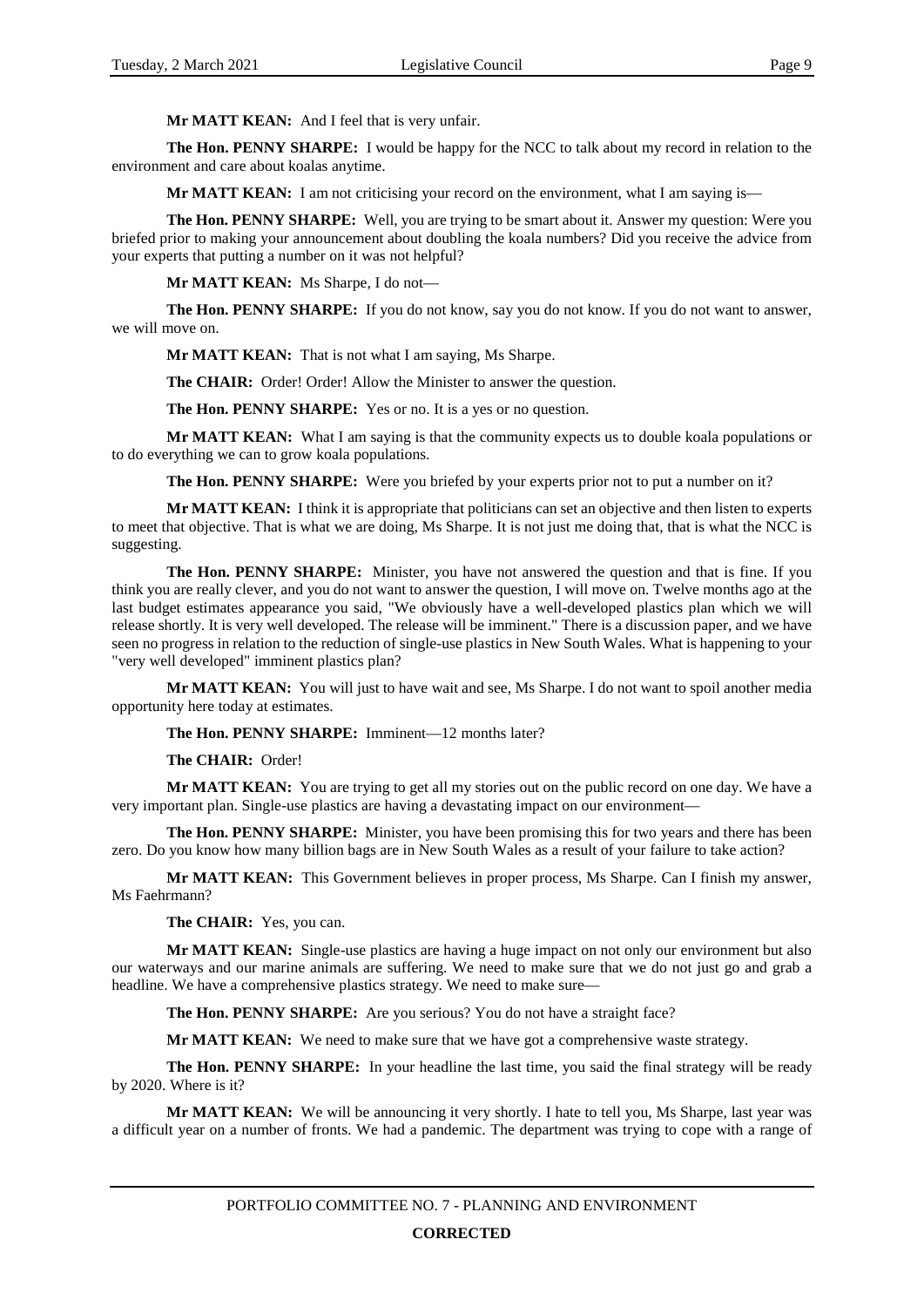**Mr MATT KEAN:** And I feel that is very unfair.

**The Hon. PENNY SHARPE:** I would be happy for the NCC to talk about my record in relation to the environment and care about koalas anytime.

**Mr MATT KEAN:** I am not criticising your record on the environment, what I am saying is—

**The Hon. PENNY SHARPE:** Well, you are trying to be smart about it. Answer my question: Were you briefed prior to making your announcement about doubling the koala numbers? Did you receive the advice from your experts that putting a number on it was not helpful?

**Mr MATT KEAN:** Ms Sharpe, I do not—

**The Hon. PENNY SHARPE:** If you do not know, say you do not know. If you do not want to answer, we will move on.

**Mr MATT KEAN:** That is not what I am saying, Ms Sharpe.

**The CHAIR:** Order! Order! Allow the Minister to answer the question.

**The Hon. PENNY SHARPE:** Yes or no. It is a yes or no question.

**Mr MATT KEAN:** What I am saying is that the community expects us to double koala populations or to do everything we can to grow koala populations.

**The Hon. PENNY SHARPE:** Were you briefed by your experts prior not to put a number on it?

**Mr MATT KEAN:** I think it is appropriate that politicians can set an objective and then listen to experts to meet that objective. That is what we are doing, Ms Sharpe. It is not just me doing that, that is what the NCC is suggesting.

**The Hon. PENNY SHARPE:** Minister, you have not answered the question and that is fine. If you think you are really clever, and you do not want to answer the question, I will move on. Twelve months ago at the last budget estimates appearance you said, "We obviously have a well-developed plastics plan which we will release shortly. It is very well developed. The release will be imminent." There is a discussion paper, and we have seen no progress in relation to the reduction of single-use plastics in New South Wales. What is happening to your "very well developed" imminent plastics plan?

**Mr MATT KEAN:** You will just to have wait and see, Ms Sharpe. I do not want to spoil another media opportunity here today at estimates.

**The Hon. PENNY SHARPE:** Imminent—12 months later?

**The CHAIR:** Order!

**Mr MATT KEAN:** You are trying to get all my stories out on the public record on one day. We have a very important plan. Single-use plastics are having a devastating impact on our environment—

**The Hon. PENNY SHARPE:** Minister, you have been promising this for two years and there has been zero. Do you know how many billion bags are in New South Wales as a result of your failure to take action?

**Mr MATT KEAN:** This Government believes in proper process, Ms Sharpe. Can I finish my answer, Ms Faehrmann?

**The CHAIR:** Yes, you can.

**Mr MATT KEAN:** Single-use plastics are having a huge impact on not only our environment but also our waterways and our marine animals are suffering. We need to make sure that we do not just go and grab a headline. We have a comprehensive plastics strategy. We need to make sure—

**The Hon. PENNY SHARPE:** Are you serious? You do not have a straight face?

**Mr MATT KEAN:** We need to make sure that we have got a comprehensive waste strategy.

**The Hon. PENNY SHARPE:** In your headline the last time, you said the final strategy will be ready by 2020. Where is it?

**Mr MATT KEAN:** We will be announcing it very shortly. I hate to tell you, Ms Sharpe, last year was a difficult year on a number of fronts. We had a pandemic. The department was trying to cope with a range of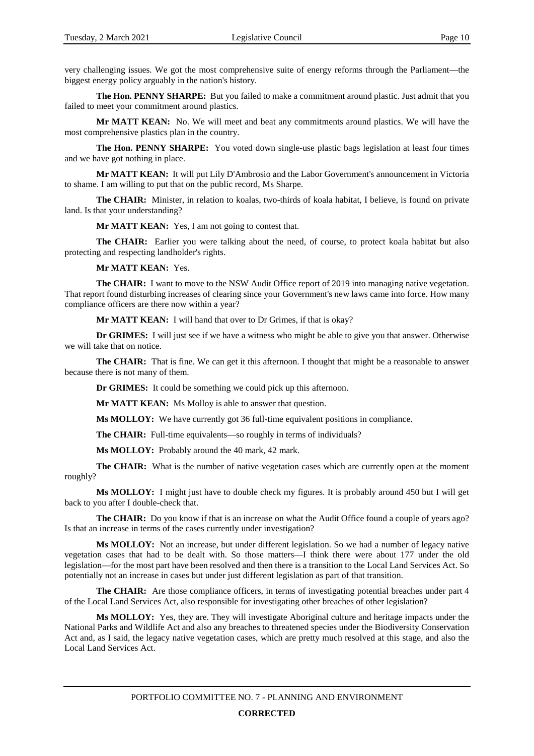very challenging issues. We got the most comprehensive suite of energy reforms through the Parliament—the biggest energy policy arguably in the nation's history.

**The Hon. PENNY SHARPE:** But you failed to make a commitment around plastic. Just admit that you failed to meet your commitment around plastics.

**Mr MATT KEAN:** No. We will meet and beat any commitments around plastics. We will have the most comprehensive plastics plan in the country.

**The Hon. PENNY SHARPE:** You voted down single-use plastic bags legislation at least four times and we have got nothing in place.

**Mr MATT KEAN:** It will put Lily D'Ambrosio and the Labor Government's announcement in Victoria to shame. I am willing to put that on the public record, Ms Sharpe.

**The CHAIR:** Minister, in relation to koalas, two-thirds of koala habitat, I believe, is found on private land. Is that your understanding?

**Mr MATT KEAN:** Yes, I am not going to contest that.

**The CHAIR:** Earlier you were talking about the need, of course, to protect koala habitat but also protecting and respecting landholder's rights.

**Mr MATT KEAN:** Yes.

**The CHAIR:** I want to move to the NSW Audit Office report of 2019 into managing native vegetation. That report found disturbing increases of clearing since your Government's new laws came into force. How many compliance officers are there now within a year?

**Mr MATT KEAN:** I will hand that over to Dr Grimes, if that is okay?

**Dr GRIMES:** I will just see if we have a witness who might be able to give you that answer. Otherwise we will take that on notice.

**The CHAIR:** That is fine. We can get it this afternoon. I thought that might be a reasonable to answer because there is not many of them.

**Dr GRIMES:** It could be something we could pick up this afternoon.

**Mr MATT KEAN:** Ms Molloy is able to answer that question.

**Ms MOLLOY:** We have currently got 36 full-time equivalent positions in compliance.

**The CHAIR:** Full-time equivalents—so roughly in terms of individuals?

**Ms MOLLOY:** Probably around the 40 mark, 42 mark.

**The CHAIR:** What is the number of native vegetation cases which are currently open at the moment roughly?

**Ms MOLLOY:** I might just have to double check my figures. It is probably around 450 but I will get back to you after I double-check that.

**The CHAIR:** Do you know if that is an increase on what the Audit Office found a couple of years ago? Is that an increase in terms of the cases currently under investigation?

**Ms MOLLOY:** Not an increase, but under different legislation. So we had a number of legacy native vegetation cases that had to be dealt with. So those matters—I think there were about 177 under the old legislation—for the most part have been resolved and then there is a transition to the Local Land Services Act. So potentially not an increase in cases but under just different legislation as part of that transition.

**The CHAIR:** Are those compliance officers, in terms of investigating potential breaches under part 4 of the Local Land Services Act, also responsible for investigating other breaches of other legislation?

**Ms MOLLOY:** Yes, they are. They will investigate Aboriginal culture and heritage impacts under the National Parks and Wildlife Act and also any breaches to threatened species under the Biodiversity Conservation Act and, as I said, the legacy native vegetation cases, which are pretty much resolved at this stage, and also the Local Land Services Act.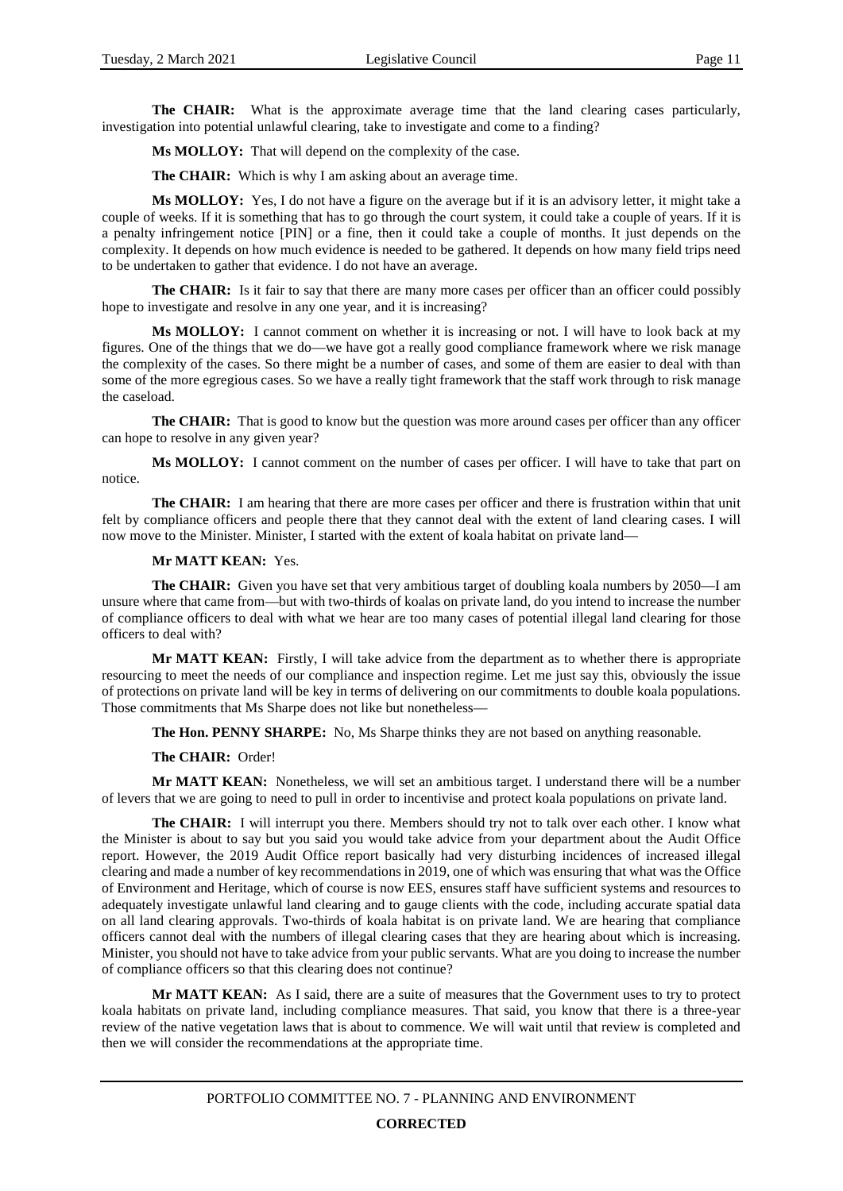**The CHAIR:** What is the approximate average time that the land clearing cases particularly, investigation into potential unlawful clearing, take to investigate and come to a finding?

**Ms MOLLOY:** That will depend on the complexity of the case.

**The CHAIR:** Which is why I am asking about an average time.

**Ms MOLLOY:** Yes, I do not have a figure on the average but if it is an advisory letter, it might take a couple of weeks. If it is something that has to go through the court system, it could take a couple of years. If it is a penalty infringement notice [PIN] or a fine, then it could take a couple of months. It just depends on the complexity. It depends on how much evidence is needed to be gathered. It depends on how many field trips need to be undertaken to gather that evidence. I do not have an average.

**The CHAIR:** Is it fair to say that there are many more cases per officer than an officer could possibly hope to investigate and resolve in any one year, and it is increasing?

**Ms MOLLOY:** I cannot comment on whether it is increasing or not. I will have to look back at my figures. One of the things that we do—we have got a really good compliance framework where we risk manage the complexity of the cases. So there might be a number of cases, and some of them are easier to deal with than some of the more egregious cases. So we have a really tight framework that the staff work through to risk manage the caseload.

**The CHAIR:** That is good to know but the question was more around cases per officer than any officer can hope to resolve in any given year?

**Ms MOLLOY:** I cannot comment on the number of cases per officer. I will have to take that part on notice.

**The CHAIR:** I am hearing that there are more cases per officer and there is frustration within that unit felt by compliance officers and people there that they cannot deal with the extent of land clearing cases. I will now move to the Minister. Minister, I started with the extent of koala habitat on private land—

**Mr MATT KEAN:** Yes.

**The CHAIR:** Given you have set that very ambitious target of doubling koala numbers by 2050—I am unsure where that came from—but with two-thirds of koalas on private land, do you intend to increase the number of compliance officers to deal with what we hear are too many cases of potential illegal land clearing for those officers to deal with?

**Mr MATT KEAN:** Firstly, I will take advice from the department as to whether there is appropriate resourcing to meet the needs of our compliance and inspection regime. Let me just say this, obviously the issue of protections on private land will be key in terms of delivering on our commitments to double koala populations. Those commitments that Ms Sharpe does not like but nonetheless—

**The Hon. PENNY SHARPE:** No, Ms Sharpe thinks they are not based on anything reasonable.

**The CHAIR:** Order!

**Mr MATT KEAN:** Nonetheless, we will set an ambitious target. I understand there will be a number of levers that we are going to need to pull in order to incentivise and protect koala populations on private land.

**The CHAIR:** I will interrupt you there. Members should try not to talk over each other. I know what the Minister is about to say but you said you would take advice from your department about the Audit Office report. However, the 2019 Audit Office report basically had very disturbing incidences of increased illegal clearing and made a number of key recommendations in 2019, one of which was ensuring that what was the Office of Environment and Heritage, which of course is now EES, ensures staff have sufficient systems and resources to adequately investigate unlawful land clearing and to gauge clients with the code, including accurate spatial data on all land clearing approvals. Two-thirds of koala habitat is on private land. We are hearing that compliance officers cannot deal with the numbers of illegal clearing cases that they are hearing about which is increasing. Minister, you should not have to take advice from your public servants. What are you doing to increase the number of compliance officers so that this clearing does not continue?

**Mr MATT KEAN:** As I said, there are a suite of measures that the Government uses to try to protect koala habitats on private land, including compliance measures. That said, you know that there is a three-year review of the native vegetation laws that is about to commence. We will wait until that review is completed and then we will consider the recommendations at the appropriate time.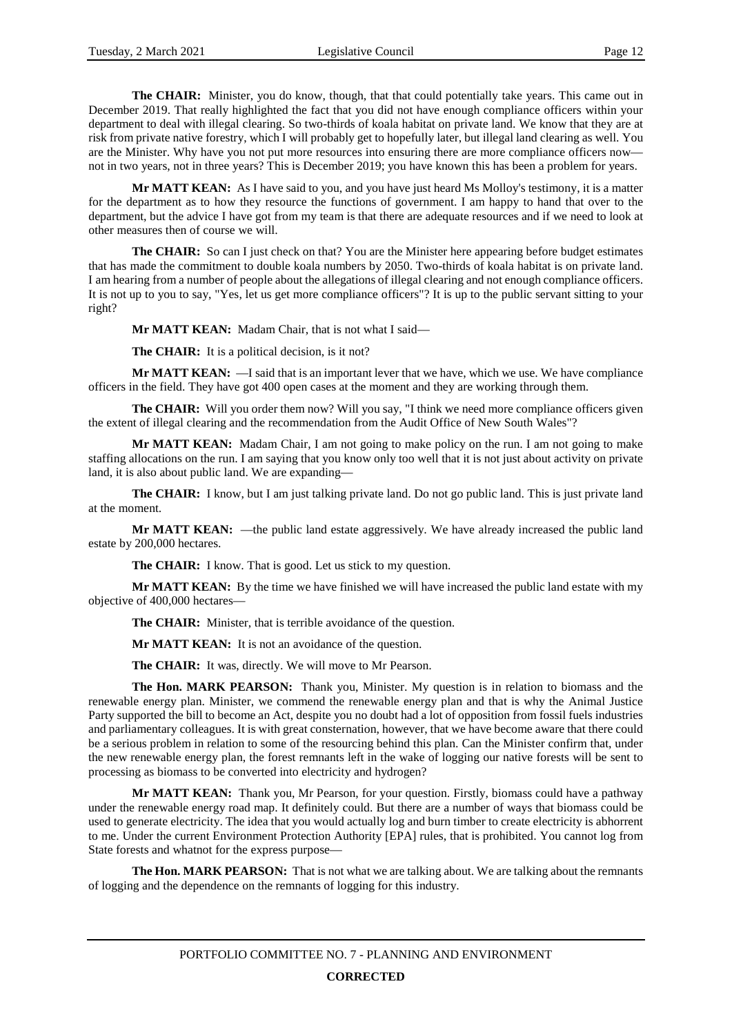**The CHAIR:** Minister, you do know, though, that that could potentially take years. This came out in December 2019. That really highlighted the fact that you did not have enough compliance officers within your department to deal with illegal clearing. So two-thirds of koala habitat on private land. We know that they are at risk from private native forestry, which I will probably get to hopefully later, but illegal land clearing as well. You are the Minister. Why have you not put more resources into ensuring there are more compliance officers now—not in two years, not in three years? This is December 2019; you have known this has been a problem for years.

**Mr MATT KEAN:** As I have said to you, and you have just heard Ms Molloy's testimony, it is a matter for the department as to how they resource the functions of government. I am happy to hand that over to the department, but the advice I have got from my team is that there are adequate resources and if we need to look at other measures then of course we will.

**The CHAIR:** So can I just check on that? You are the Minister here appearing before budget estimates that has made the commitment to double koala numbers by 2050. Two-thirds of koala habitat is on private land. I am hearing from a number of people about the allegations of illegal clearing and not enough compliance officers. It is not up to you to say, "Yes, let us get more compliance officers"? It is up to the public servant sitting to your right?

**Mr MATT KEAN:** Madam Chair, that is not what I said—

**The CHAIR:** It is a political decision, is it not?

**Mr MATT KEAN:** —I said that is an important lever that we have, which we use. We have compliance officers in the field. They have got 400 open cases at the moment and they are working through them.

**The CHAIR:** Will you order them now? Will you say, "I think we need more compliance officers given the extent of illegal clearing and the recommendation from the Audit Office of New South Wales"?

**Mr MATT KEAN:** Madam Chair, I am not going to make policy on the run. I am not going to make staffing allocations on the run. I am saying that you know only too well that it is not just about activity on private land, it is also about public land. We are expanding—

**The CHAIR:** I know, but I am just talking private land. Do not go public land. This is just private land at the moment.

**Mr MATT KEAN:** —the public land estate aggressively. We have already increased the public land estate by 200,000 hectares.

**The CHAIR:** I know. That is good. Let us stick to my question.

**Mr MATT KEAN:** By the time we have finished we will have increased the public land estate with my objective of 400,000 hectares—

**The CHAIR:** Minister, that is terrible avoidance of the question.

**Mr MATT KEAN:** It is not an avoidance of the question.

**The CHAIR:** It was, directly. We will move to Mr Pearson.

**The Hon. MARK PEARSON:** Thank you, Minister. My question is in relation to biomass and the renewable energy plan. Minister, we commend the renewable energy plan and that is why the Animal Justice Party supported the bill to become an Act, despite you no doubt had a lot of opposition from fossil fuels industries and parliamentary colleagues. It is with great consternation, however, that we have become aware that there could be a serious problem in relation to some of the resourcing behind this plan. Can the Minister confirm that, under the new renewable energy plan, the forest remnants left in the wake of logging our native forests will be sent to processing as biomass to be converted into electricity and hydrogen?

**Mr MATT KEAN:** Thank you, Mr Pearson, for your question. Firstly, biomass could have a pathway under the renewable energy road map. It definitely could. But there are a number of ways that biomass could be used to generate electricity. The idea that you would actually log and burn timber to create electricity is abhorrent to me. Under the current Environment Protection Authority [EPA] rules, that is prohibited. You cannot log from State forests and whatnot for the express purpose—

**The Hon. MARK PEARSON:** That is not what we are talking about. We are talking about the remnants of logging and the dependence on the remnants of logging for this industry.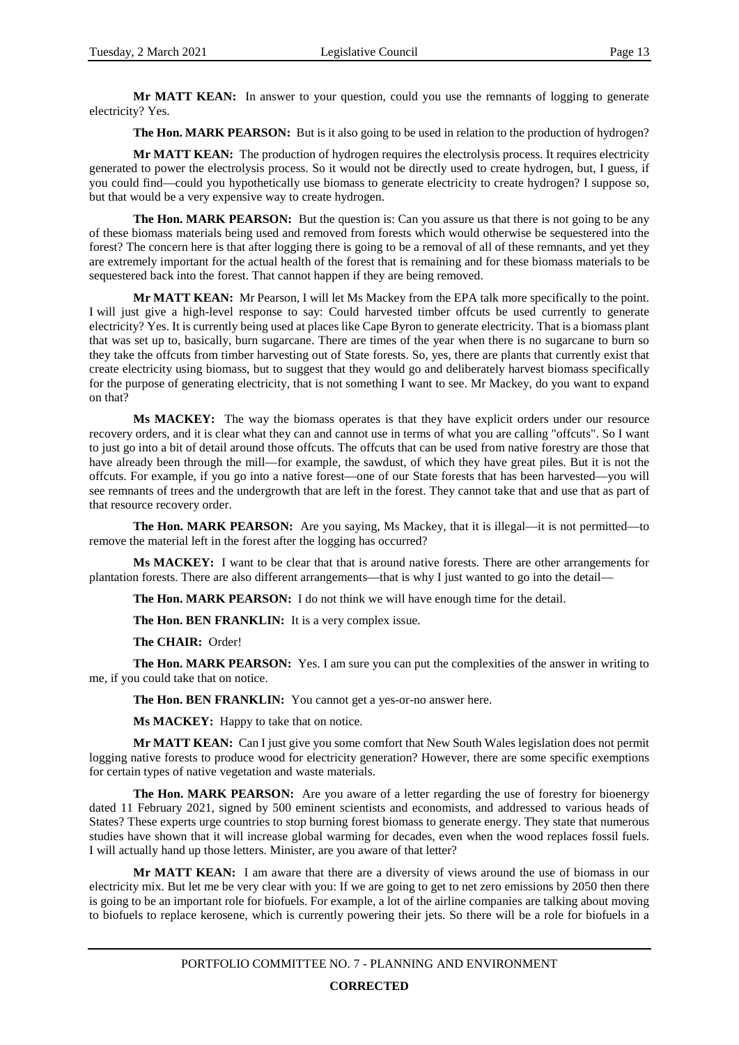**Mr MATT KEAN:** In answer to your question, could you use the remnants of logging to generate electricity? Yes.

**The Hon. MARK PEARSON:** But is it also going to be used in relation to the production of hydrogen?

**Mr MATT KEAN:** The production of hydrogen requires the electrolysis process. It requires electricity generated to power the electrolysis process. So it would not be directly used to create hydrogen, but, I guess, if you could find—could you hypothetically use biomass to generate electricity to create hydrogen? I suppose so, but that would be a very expensive way to create hydrogen.

**The Hon. MARK PEARSON:** But the question is: Can you assure us that there is not going to be any of these biomass materials being used and removed from forests which would otherwise be sequestered into the forest? The concern here is that after logging there is going to be a removal of all of these remnants, and yet they are extremely important for the actual health of the forest that is remaining and for these biomass materials to be sequestered back into the forest. That cannot happen if they are being removed.

**Mr MATT KEAN:** Mr Pearson, I will let Ms Mackey from the EPA talk more specifically to the point. I will just give a high-level response to say: Could harvested timber offcuts be used currently to generate electricity? Yes. It is currently being used at places like Cape Byron to generate electricity. That is a biomass plant that was set up to, basically, burn sugarcane. There are times of the year when there is no sugarcane to burn so they take the offcuts from timber harvesting out of State forests. So, yes, there are plants that currently exist that create electricity using biomass, but to suggest that they would go and deliberately harvest biomass specifically for the purpose of generating electricity, that is not something I want to see. Mr Mackey, do you want to expand on that?

**Ms MACKEY:** The way the biomass operates is that they have explicit orders under our resource recovery orders, and it is clear what they can and cannot use in terms of what you are calling "offcuts". So I want to just go into a bit of detail around those offcuts. The offcuts that can be used from native forestry are those that have already been through the mill—for example, the sawdust, of which they have great piles. But it is not the offcuts. For example, if you go into a native forest—one of our State forests that has been harvested—you will see remnants of trees and the undergrowth that are left in the forest. They cannot take that and use that as part of that resource recovery order.

**The Hon. MARK PEARSON:** Are you saying, Ms Mackey, that it is illegal—it is not permitted—to remove the material left in the forest after the logging has occurred?

**Ms MACKEY:** I want to be clear that that is around native forests. There are other arrangements for plantation forests. There are also different arrangements—that is why I just wanted to go into the detail—

**The Hon. MARK PEARSON:** I do not think we will have enough time for the detail.

**The Hon. BEN FRANKLIN:** It is a very complex issue.

**The CHAIR:** Order!

**The Hon. MARK PEARSON:** Yes. I am sure you can put the complexities of the answer in writing to me, if you could take that on notice.

**The Hon. BEN FRANKLIN:** You cannot get a yes-or-no answer here.

**Ms MACKEY:** Happy to take that on notice.

**Mr MATT KEAN:** Can I just give you some comfort that New South Wales legislation does not permit logging native forests to produce wood for electricity generation? However, there are some specific exemptions for certain types of native vegetation and waste materials.

**The Hon. MARK PEARSON:** Are you aware of a letter regarding the use of forestry for bioenergy dated 11 February 2021, signed by 500 eminent scientists and economists, and addressed to various heads of States? These experts urge countries to stop burning forest biomass to generate energy. They state that numerous studies have shown that it will increase global warming for decades, even when the wood replaces fossil fuels. I will actually hand up those letters. Minister, are you aware of that letter?

**Mr MATT KEAN:** I am aware that there are a diversity of views around the use of biomass in our electricity mix. But let me be very clear with you: If we are going to get to net zero emissions by 2050 then there is going to be an important role for biofuels. For example, a lot of the airline companies are talking about moving to biofuels to replace kerosene, which is currently powering their jets. So there will be a role for biofuels in a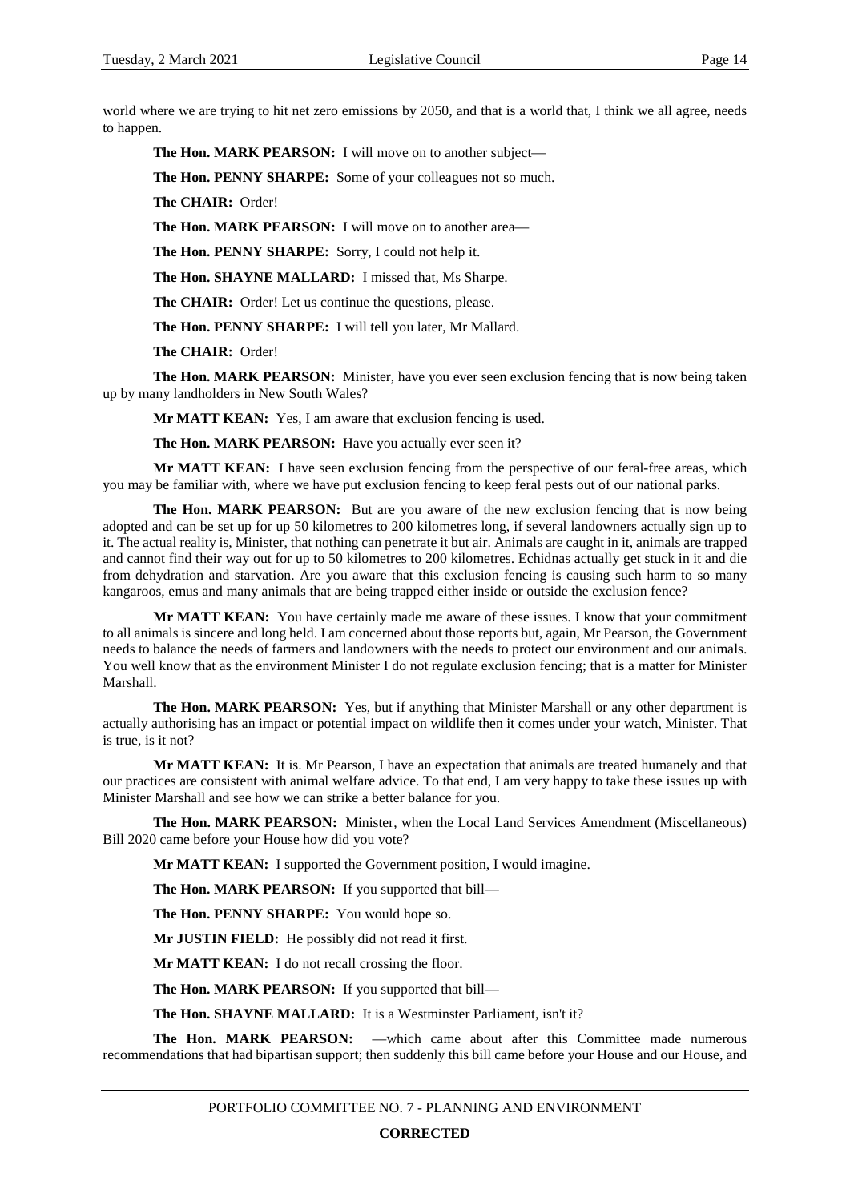world where we are trying to hit net zero emissions by 2050, and that is a world that, I think we all agree, needs to happen.

**The Hon. MARK PEARSON:** I will move on to another subject—

**The Hon. PENNY SHARPE:** Some of your colleagues not so much.

**The CHAIR:** Order!

**The Hon. MARK PEARSON:** I will move on to another area—

**The Hon. PENNY SHARPE:** Sorry, I could not help it.

**The Hon. SHAYNE MALLARD:** I missed that, Ms Sharpe.

**The CHAIR:** Order! Let us continue the questions, please.

**The Hon. PENNY SHARPE:** I will tell you later, Mr Mallard.

**The CHAIR:** Order!

**The Hon. MARK PEARSON:** Minister, have you ever seen exclusion fencing that is now being taken up by many landholders in New South Wales?

**Mr MATT KEAN:** Yes, I am aware that exclusion fencing is used.

**The Hon. MARK PEARSON:** Have you actually ever seen it?

**Mr MATT KEAN:** I have seen exclusion fencing from the perspective of our feral-free areas, which you may be familiar with, where we have put exclusion fencing to keep feral pests out of our national parks.

**The Hon. MARK PEARSON:** But are you aware of the new exclusion fencing that is now being adopted and can be set up for up 50 kilometres to 200 kilometres long, if several landowners actually sign up to it. The actual reality is, Minister, that nothing can penetrate it but air. Animals are caught in it, animals are trapped and cannot find their way out for up to 50 kilometres to 200 kilometres. Echidnas actually get stuck in it and die from dehydration and starvation. Are you aware that this exclusion fencing is causing such harm to so many kangaroos, emus and many animals that are being trapped either inside or outside the exclusion fence?

**Mr MATT KEAN:** You have certainly made me aware of these issues. I know that your commitment to all animals is sincere and long held. I am concerned about those reports but, again, Mr Pearson, the Government needs to balance the needs of farmers and landowners with the needs to protect our environment and our animals. You well know that as the environment Minister I do not regulate exclusion fencing; that is a matter for Minister Marshall.

**The Hon. MARK PEARSON:** Yes, but if anything that Minister Marshall or any other department is actually authorising has an impact or potential impact on wildlife then it comes under your watch, Minister. That is true, is it not?

**Mr MATT KEAN:** It is. Mr Pearson, I have an expectation that animals are treated humanely and that our practices are consistent with animal welfare advice. To that end, I am very happy to take these issues up with Minister Marshall and see how we can strike a better balance for you.

**The Hon. MARK PEARSON:** Minister, when the Local Land Services Amendment (Miscellaneous) Bill 2020 came before your House how did you vote?

**Mr MATT KEAN:** I supported the Government position, I would imagine.

**The Hon. MARK PEARSON:** If you supported that bill—

**The Hon. PENNY SHARPE:** You would hope so.

**Mr JUSTIN FIELD:** He possibly did not read it first.

**Mr MATT KEAN:** I do not recall crossing the floor.

**The Hon. MARK PEARSON:** If you supported that bill—

**The Hon. SHAYNE MALLARD:** It is a Westminster Parliament, isn't it?

**The Hon. MARK PEARSON:** —which came about after this Committee made numerous recommendations that had bipartisan support; then suddenly this bill came before your House and our House, and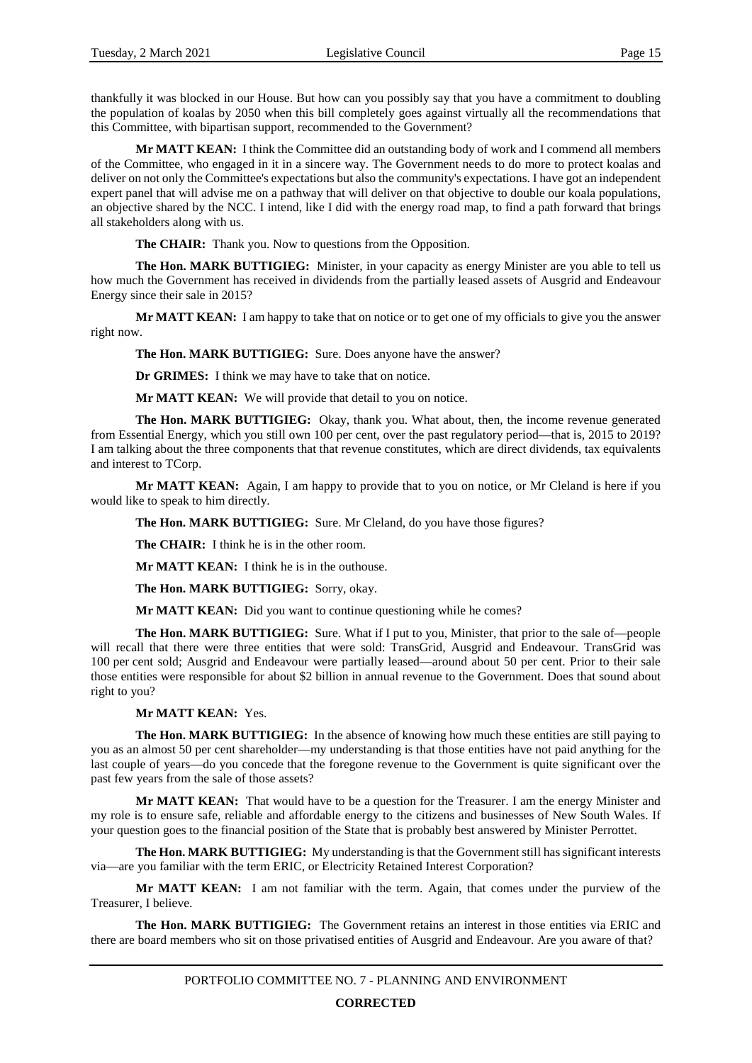thankfully it was blocked in our House. But how can you possibly say that you have a commitment to doubling the population of koalas by 2050 when this bill completely goes against virtually all the recommendations that this Committee, with bipartisan support, recommended to the Government?

**Mr MATT KEAN:** I think the Committee did an outstanding body of work and I commend all members of the Committee, who engaged in it in a sincere way. The Government needs to do more to protect koalas and deliver on not only the Committee's expectations but also the community's expectations. I have got an independent expert panel that will advise me on a pathway that will deliver on that objective to double our koala populations, an objective shared by the NCC. I intend, like I did with the energy road map, to find a path forward that brings all stakeholders along with us.

**The CHAIR:** Thank you. Now to questions from the Opposition.

**The Hon. MARK BUTTIGIEG:** Minister, in your capacity as energy Minister are you able to tell us how much the Government has received in dividends from the partially leased assets of Ausgrid and Endeavour Energy since their sale in 2015?

**Mr MATT KEAN:** I am happy to take that on notice or to get one of my officials to give you the answer right now.

**The Hon. MARK BUTTIGIEG:** Sure. Does anyone have the answer?

**Dr GRIMES:** I think we may have to take that on notice.

**Mr MATT KEAN:** We will provide that detail to you on notice.

**The Hon. MARK BUTTIGIEG:** Okay, thank you. What about, then, the income revenue generated from Essential Energy, which you still own 100 per cent, over the past regulatory period—that is, 2015 to 2019? I am talking about the three components that that revenue constitutes, which are direct dividends, tax equivalents and interest to TCorp.

**Mr MATT KEAN:** Again, I am happy to provide that to you on notice, or Mr Cleland is here if you would like to speak to him directly.

**The Hon. MARK BUTTIGIEG:** Sure. Mr Cleland, do you have those figures?

**The CHAIR:** I think he is in the other room.

**Mr MATT KEAN:** I think he is in the outhouse.

**The Hon. MARK BUTTIGIEG:** Sorry, okay.

**Mr MATT KEAN:** Did you want to continue questioning while he comes?

**The Hon. MARK BUTTIGIEG:** Sure. What if I put to you, Minister, that prior to the sale of—people will recall that there were three entities that were sold: TransGrid, Ausgrid and Endeavour. TransGrid was 100 per cent sold; Ausgrid and Endeavour were partially leased—around about 50 per cent. Prior to their sale those entities were responsible for about $2 billion in annual revenue to the Government. Does that sound about right to you?

**Mr MATT KEAN:** Yes.

**The Hon. MARK BUTTIGIEG:** In the absence of knowing how much these entities are still paying to you as an almost 50 per cent shareholder—my understanding is that those entities have not paid anything for the last couple of years—do you concede that the foregone revenue to the Government is quite significant over the past few years from the sale of those assets?

**Mr MATT KEAN:** That would have to be a question for the Treasurer. I am the energy Minister and my role is to ensure safe, reliable and affordable energy to the citizens and businesses of New South Wales. If your question goes to the financial position of the State that is probably best answered by Minister Perrottet.

**The Hon. MARK BUTTIGIEG:** My understanding is that the Government still has significant interests via—are you familiar with the term ERIC, or Electricity Retained Interest Corporation?

**Mr MATT KEAN:** I am not familiar with the term. Again, that comes under the purview of the Treasurer, I believe.

**The Hon. MARK BUTTIGIEG:** The Government retains an interest in those entities via ERIC and there are board members who sit on those privatised entities of Ausgrid and Endeavour. Are you aware of that?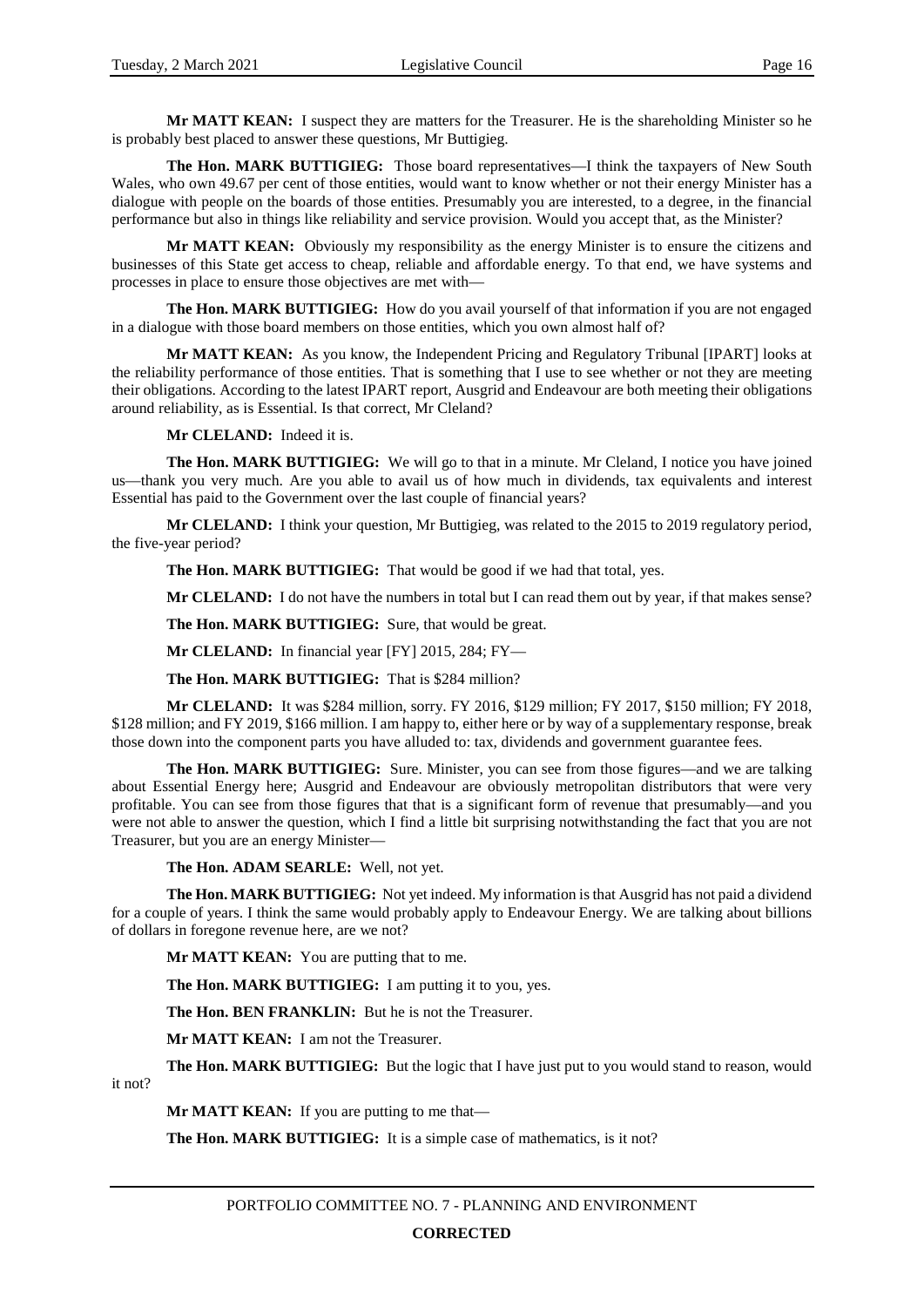**Mr MATT KEAN:** I suspect they are matters for the Treasurer. He is the shareholding Minister so he is probably best placed to answer these questions, Mr Buttigieg.

**The Hon. MARK BUTTIGIEG:** Those board representatives—I think the taxpayers of New South Wales, who own 49.67 per cent of those entities, would want to know whether or not their energy Minister has a dialogue with people on the boards of those entities. Presumably you are interested, to a degree, in the financial performance but also in things like reliability and service provision. Would you accept that, as the Minister?

**Mr MATT KEAN:** Obviously my responsibility as the energy Minister is to ensure the citizens and businesses of this State get access to cheap, reliable and affordable energy. To that end, we have systems and processes in place to ensure those objectives are met with—

**The Hon. MARK BUTTIGIEG:** How do you avail yourself of that information if you are not engaged in a dialogue with those board members on those entities, which you own almost half of?

**Mr MATT KEAN:** As you know, the Independent Pricing and Regulatory Tribunal [IPART] looks at the reliability performance of those entities. That is something that I use to see whether or not they are meeting their obligations. According to the latest IPART report, Ausgrid and Endeavour are both meeting their obligations around reliability, as is Essential. Is that correct, Mr Cleland?

**Mr CLELAND:** Indeed it is.

**The Hon. MARK BUTTIGIEG:** We will go to that in a minute. Mr Cleland, I notice you have joined us—thank you very much. Are you able to avail us of how much in dividends, tax equivalents and interest Essential has paid to the Government over the last couple of financial years?

**Mr CLELAND:** I think your question, Mr Buttigieg, was related to the 2015 to 2019 regulatory period, the five-year period?

**The Hon. MARK BUTTIGIEG:** That would be good if we had that total, yes.

**Mr CLELAND:** I do not have the numbers in total but I can read them out by year, if that makes sense?

**The Hon. MARK BUTTIGIEG:** Sure, that would be great.

**Mr CLELAND:** In financial year [FY] 2015, 284; FY—

**The Hon. MARK BUTTIGIEG:** That is $284 million?

**Mr CLELAND:** It was $284 million, sorry. FY 2016, $129 million; FY 2017, $150 million; FY 2018, $128 million; and FY 2019, $166 million. I am happy to, either here or by way of a supplementary response, break those down into the component parts you have alluded to: tax, dividends and government guarantee fees.

**The Hon. MARK BUTTIGIEG:** Sure. Minister, you can see from those figures—and we are talking about Essential Energy here; Ausgrid and Endeavour are obviously metropolitan distributors that were very profitable. You can see from those figures that that is a significant form of revenue that presumably—and you were not able to answer the question, which I find a little bit surprising notwithstanding the fact that you are not Treasurer, but you are an energy Minister—

**The Hon. ADAM SEARLE:** Well, not yet.

**The Hon. MARK BUTTIGIEG:** Not yet indeed. My information is that Ausgrid has not paid a dividend for a couple of years. I think the same would probably apply to Endeavour Energy. We are talking about billions of dollars in foregone revenue here, are we not?

**Mr MATT KEAN:** You are putting that to me.

**The Hon. MARK BUTTIGIEG:** I am putting it to you, yes.

**The Hon. BEN FRANKLIN:** But he is not the Treasurer.

**Mr MATT KEAN:** I am not the Treasurer.

**The Hon. MARK BUTTIGIEG:** But the logic that I have just put to you would stand to reason, would it not?

**Mr MATT KEAN:** If you are putting to me that—

**The Hon. MARK BUTTIGIEG:** It is a simple case of mathematics, is it not?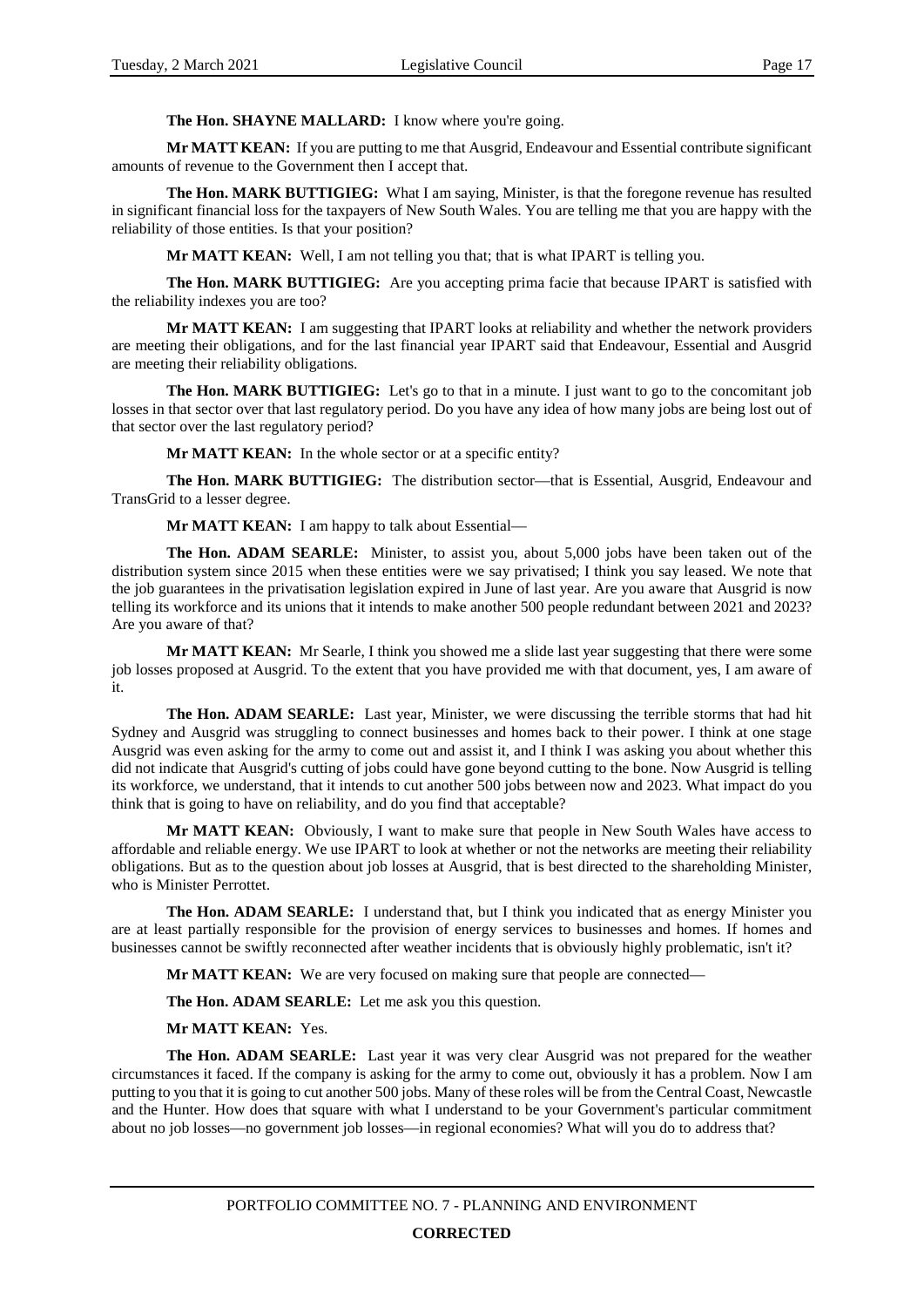**The Hon. SHAYNE MALLARD:** I know where you're going.

**Mr MATT KEAN:** If you are putting to me that Ausgrid, Endeavour and Essential contribute significant amounts of revenue to the Government then I accept that.

**The Hon. MARK BUTTIGIEG:** What I am saying, Minister, is that the foregone revenue has resulted in significant financial loss for the taxpayers of New South Wales. You are telling me that you are happy with the reliability of those entities. Is that your position?

**Mr MATT KEAN:** Well, I am not telling you that; that is what IPART is telling you.

**The Hon. MARK BUTTIGIEG:** Are you accepting prima facie that because IPART is satisfied with the reliability indexes you are too?

**Mr MATT KEAN:** I am suggesting that IPART looks at reliability and whether the network providers are meeting their obligations, and for the last financial year IPART said that Endeavour, Essential and Ausgrid are meeting their reliability obligations.

**The Hon. MARK BUTTIGIEG:** Let's go to that in a minute. I just want to go to the concomitant job losses in that sector over that last regulatory period. Do you have any idea of how many jobs are being lost out of that sector over the last regulatory period?

**Mr MATT KEAN:** In the whole sector or at a specific entity?

**The Hon. MARK BUTTIGIEG:** The distribution sector—that is Essential, Ausgrid, Endeavour and TransGrid to a lesser degree.

**Mr MATT KEAN:** I am happy to talk about Essential—

**The Hon. ADAM SEARLE:** Minister, to assist you, about 5,000 jobs have been taken out of the distribution system since 2015 when these entities were we say privatised; I think you say leased. We note that the job guarantees in the privatisation legislation expired in June of last year. Are you aware that Ausgrid is now telling its workforce and its unions that it intends to make another 500 people redundant between 2021 and 2023? Are you aware of that?

**Mr MATT KEAN:** Mr Searle, I think you showed me a slide last year suggesting that there were some job losses proposed at Ausgrid. To the extent that you have provided me with that document, yes, I am aware of it.

**The Hon. ADAM SEARLE:** Last year, Minister, we were discussing the terrible storms that had hit Sydney and Ausgrid was struggling to connect businesses and homes back to their power. I think at one stage Ausgrid was even asking for the army to come out and assist it, and I think I was asking you about whether this did not indicate that Ausgrid's cutting of jobs could have gone beyond cutting to the bone. Now Ausgrid is telling its workforce, we understand, that it intends to cut another 500 jobs between now and 2023. What impact do you think that is going to have on reliability, and do you find that acceptable?

**Mr MATT KEAN:** Obviously, I want to make sure that people in New South Wales have access to affordable and reliable energy. We use IPART to look at whether or not the networks are meeting their reliability obligations. But as to the question about job losses at Ausgrid, that is best directed to the shareholding Minister, who is Minister Perrottet.

**The Hon. ADAM SEARLE:** I understand that, but I think you indicated that as energy Minister you are at least partially responsible for the provision of energy services to businesses and homes. If homes and businesses cannot be swiftly reconnected after weather incidents that is obviously highly problematic, isn't it?

**Mr MATT KEAN:** We are very focused on making sure that people are connected—

**The Hon. ADAM SEARLE:** Let me ask you this question.

**Mr MATT KEAN:** Yes.

**The Hon. ADAM SEARLE:** Last year it was very clear Ausgrid was not prepared for the weather circumstances it faced. If the company is asking for the army to come out, obviously it has a problem. Now I am putting to you that it is going to cut another 500 jobs. Many of these roles will be from the Central Coast, Newcastle and the Hunter. How does that square with what I understand to be your Government's particular commitment about no job losses—no government job losses—in regional economies? What will you do to address that?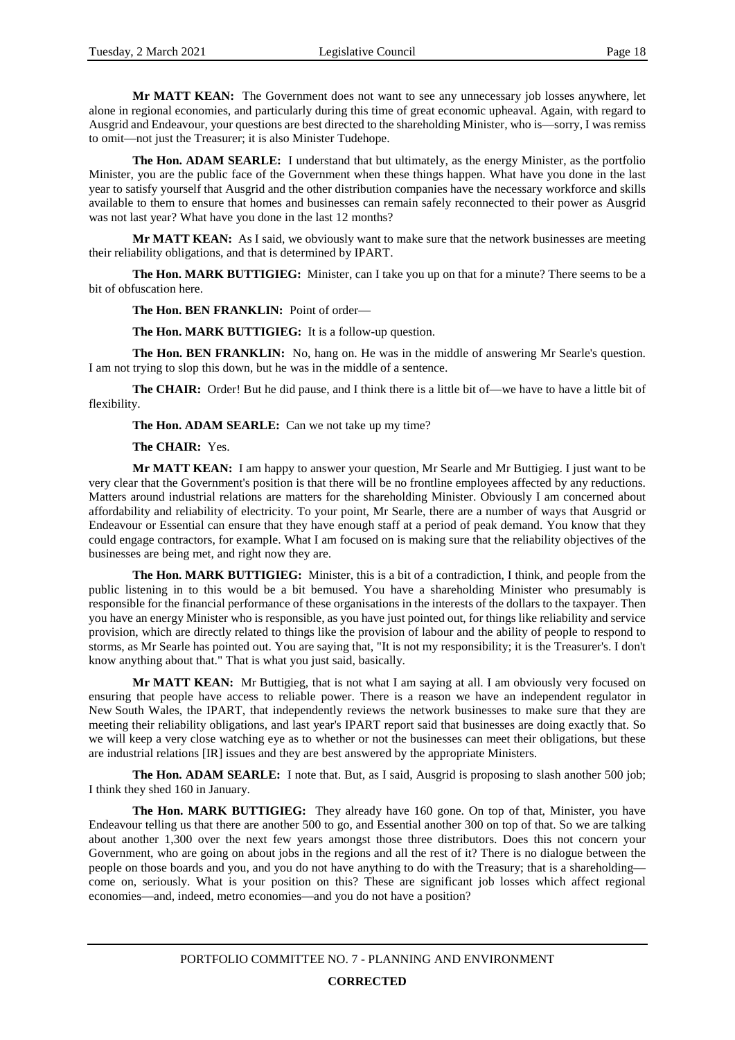**Mr MATT KEAN:** The Government does not want to see any unnecessary job losses anywhere, let alone in regional economies, and particularly during this time of great economic upheaval. Again, with regard to Ausgrid and Endeavour, your questions are best directed to the shareholding Minister, who is—sorry, I was remiss to omit—not just the Treasurer; it is also Minister Tudehope.

**The Hon. ADAM SEARLE:** I understand that but ultimately, as the energy Minister, as the portfolio Minister, you are the public face of the Government when these things happen. What have you done in the last year to satisfy yourself that Ausgrid and the other distribution companies have the necessary workforce and skills available to them to ensure that homes and businesses can remain safely reconnected to their power as Ausgrid was not last year? What have you done in the last 12 months?

**Mr MATT KEAN:** As I said, we obviously want to make sure that the network businesses are meeting their reliability obligations, and that is determined by IPART.

**The Hon. MARK BUTTIGIEG:** Minister, can I take you up on that for a minute? There seems to be a bit of obfuscation here.

**The Hon. BEN FRANKLIN:** Point of order—

**The Hon. MARK BUTTIGIEG:** It is a follow-up question.

**The Hon. BEN FRANKLIN:** No, hang on. He was in the middle of answering Mr Searle's question. I am not trying to slop this down, but he was in the middle of a sentence.

**The CHAIR:** Order! But he did pause, and I think there is a little bit of—we have to have a little bit of flexibility.

**The Hon. ADAM SEARLE:** Can we not take up my time?

**The CHAIR:** Yes.

**Mr MATT KEAN:** I am happy to answer your question, Mr Searle and Mr Buttigieg. I just want to be very clear that the Government's position is that there will be no frontline employees affected by any reductions. Matters around industrial relations are matters for the shareholding Minister. Obviously I am concerned about affordability and reliability of electricity. To your point, Mr Searle, there are a number of ways that Ausgrid or Endeavour or Essential can ensure that they have enough staff at a period of peak demand. You know that they could engage contractors, for example. What I am focused on is making sure that the reliability objectives of the businesses are being met, and right now they are.

**The Hon. MARK BUTTIGIEG:** Minister, this is a bit of a contradiction, I think, and people from the public listening in to this would be a bit bemused. You have a shareholding Minister who presumably is responsible for the financial performance of these organisations in the interests of the dollars to the taxpayer. Then you have an energy Minister who is responsible, as you have just pointed out, for things like reliability and service provision, which are directly related to things like the provision of labour and the ability of people to respond to storms, as Mr Searle has pointed out. You are saying that, "It is not my responsibility; it is the Treasurer's. I don't know anything about that." That is what you just said, basically.

**Mr MATT KEAN:** Mr Buttigieg, that is not what I am saying at all. I am obviously very focused on ensuring that people have access to reliable power. There is a reason we have an independent regulator in New South Wales, the IPART, that independently reviews the network businesses to make sure that they are meeting their reliability obligations, and last year's IPART report said that businesses are doing exactly that. So we will keep a very close watching eye as to whether or not the businesses can meet their obligations, but these are industrial relations [IR] issues and they are best answered by the appropriate Ministers.

**The Hon. ADAM SEARLE:** I note that. But, as I said, Ausgrid is proposing to slash another 500 job; I think they shed 160 in January.

**The Hon. MARK BUTTIGIEG:** They already have 160 gone. On top of that, Minister, you have Endeavour telling us that there are another 500 to go, and Essential another 300 on top of that. So we are talking about another 1,300 over the next few years amongst those three distributors. Does this not concern your Government, who are going on about jobs in the regions and all the rest of it? There is no dialogue between the people on those boards and you, and you do not have anything to do with the Treasury; that is a shareholding—come on, seriously. What is your position on this? These are significant job losses which affect regional economies—and, indeed, metro economies—and you do not have a position?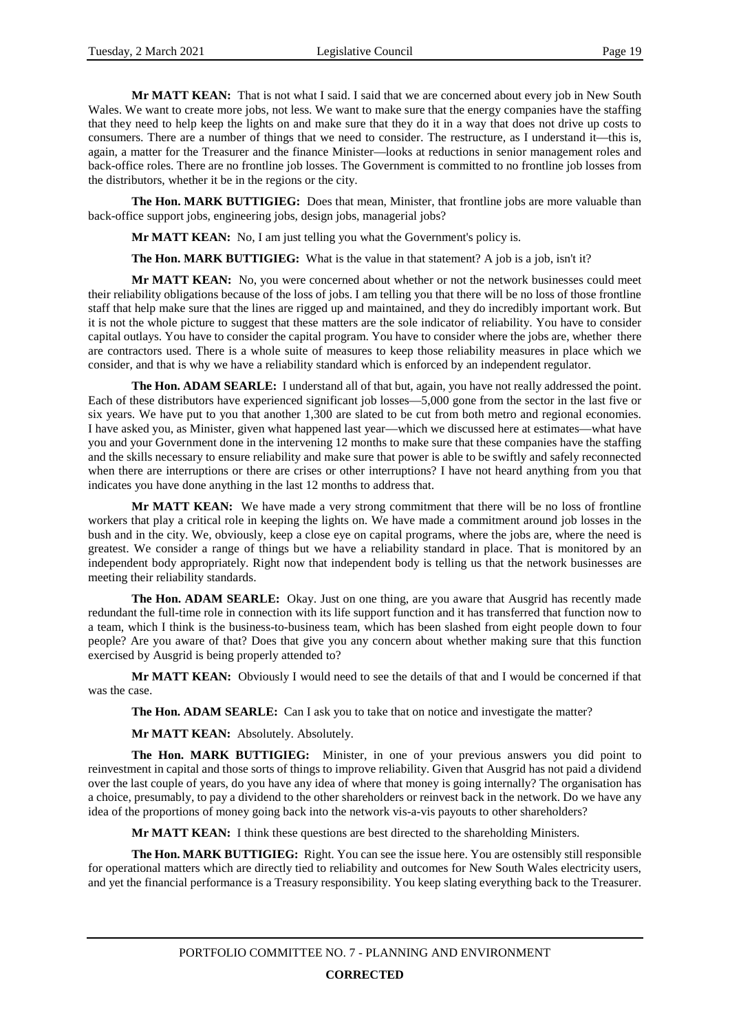**Mr MATT KEAN:** That is not what I said. I said that we are concerned about every job in New South Wales. We want to create more jobs, not less. We want to make sure that the energy companies have the staffing that they need to help keep the lights on and make sure that they do it in a way that does not drive up costs to consumers. There are a number of things that we need to consider. The restructure, as I understand it—this is, again, a matter for the Treasurer and the finance Minister—looks at reductions in senior management roles and back-office roles. There are no frontline job losses. The Government is committed to no frontline job losses from the distributors, whether it be in the regions or the city.

**The Hon. MARK BUTTIGIEG:** Does that mean, Minister, that frontline jobs are more valuable than back-office support jobs, engineering jobs, design jobs, managerial jobs?

**Mr MATT KEAN:** No, I am just telling you what the Government's policy is.

**The Hon. MARK BUTTIGIEG:** What is the value in that statement? A job is a job, isn't it?

**Mr MATT KEAN:** No, you were concerned about whether or not the network businesses could meet their reliability obligations because of the loss of jobs. I am telling you that there will be no loss of those frontline staff that help make sure that the lines are rigged up and maintained, and they do incredibly important work. But it is not the whole picture to suggest that these matters are the sole indicator of reliability. You have to consider capital outlays. You have to consider the capital program. You have to consider where the jobs are, whether there are contractors used. There is a whole suite of measures to keep those reliability measures in place which we consider, and that is why we have a reliability standard which is enforced by an independent regulator.

**The Hon. ADAM SEARLE:** I understand all of that but, again, you have not really addressed the point. Each of these distributors have experienced significant job losses—5,000 gone from the sector in the last five or six years. We have put to you that another 1,300 are slated to be cut from both metro and regional economies. I have asked you, as Minister, given what happened last year—which we discussed here at estimates—what have you and your Government done in the intervening 12 months to make sure that these companies have the staffing and the skills necessary to ensure reliability and make sure that power is able to be swiftly and safely reconnected when there are interruptions or there are crises or other interruptions? I have not heard anything from you that indicates you have done anything in the last 12 months to address that.

**Mr MATT KEAN:** We have made a very strong commitment that there will be no loss of frontline workers that play a critical role in keeping the lights on. We have made a commitment around job losses in the bush and in the city. We, obviously, keep a close eye on capital programs, where the jobs are, where the need is greatest. We consider a range of things but we have a reliability standard in place. That is monitored by an independent body appropriately. Right now that independent body is telling us that the network businesses are meeting their reliability standards.

**The Hon. ADAM SEARLE:** Okay. Just on one thing, are you aware that Ausgrid has recently made redundant the full-time role in connection with its life support function and it has transferred that function now to a team, which I think is the business-to-business team, which has been slashed from eight people down to four people? Are you aware of that? Does that give you any concern about whether making sure that this function exercised by Ausgrid is being properly attended to?

**Mr MATT KEAN:** Obviously I would need to see the details of that and I would be concerned if that was the case.

**The Hon. ADAM SEARLE:** Can I ask you to take that on notice and investigate the matter?

**Mr MATT KEAN:** Absolutely. Absolutely.

**The Hon. MARK BUTTIGIEG:** Minister, in one of your previous answers you did point to reinvestment in capital and those sorts of things to improve reliability. Given that Ausgrid has not paid a dividend over the last couple of years, do you have any idea of where that money is going internally? The organisation has a choice, presumably, to pay a dividend to the other shareholders or reinvest back in the network. Do we have any idea of the proportions of money going back into the network vis-a-vis payouts to other shareholders?

**Mr MATT KEAN:** I think these questions are best directed to the shareholding Ministers.

**The Hon. MARK BUTTIGIEG:** Right. You can see the issue here. You are ostensibly still responsible for operational matters which are directly tied to reliability and outcomes for New South Wales electricity users, and yet the financial performance is a Treasury responsibility. You keep slating everything back to the Treasurer.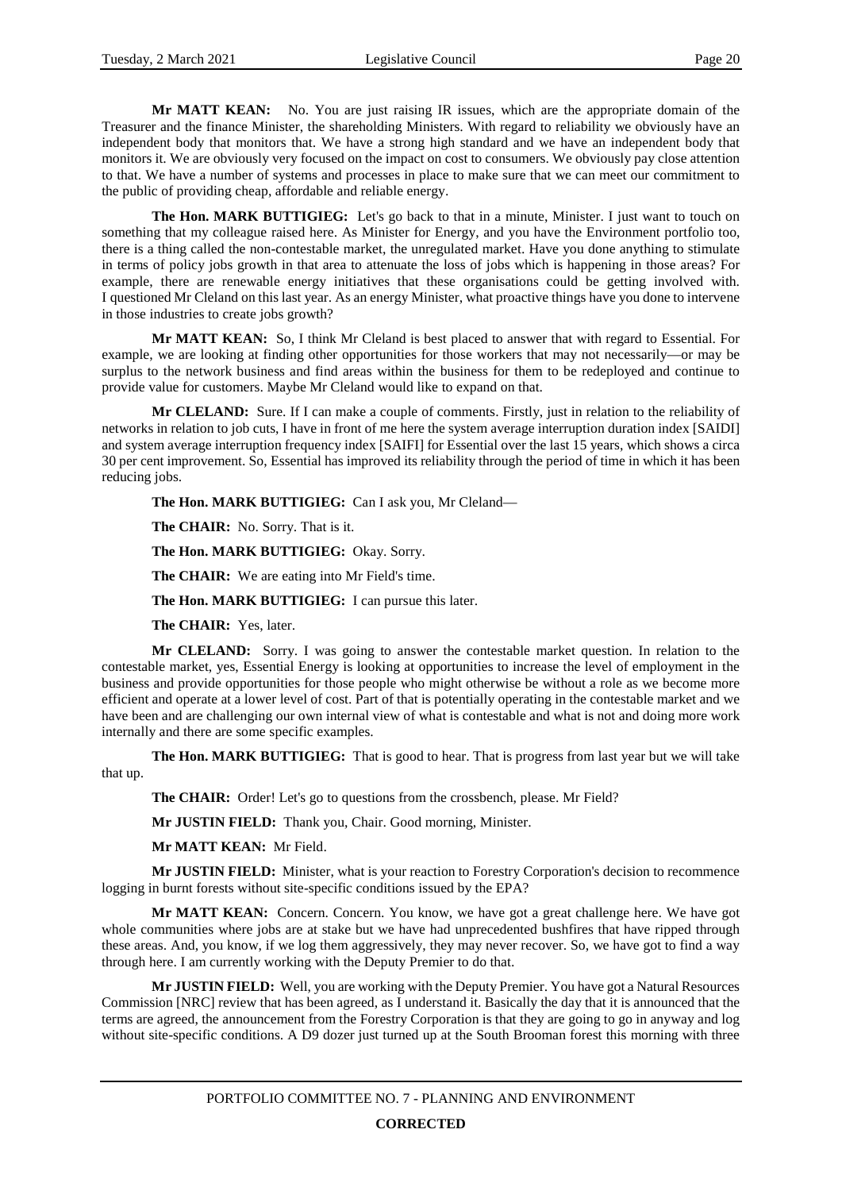**Mr MATT KEAN:** No. You are just raising IR issues, which are the appropriate domain of the Treasurer and the finance Minister, the shareholding Ministers. With regard to reliability we obviously have an independent body that monitors that. We have a strong high standard and we have an independent body that monitors it. We are obviously very focused on the impact on cost to consumers. We obviously pay close attention to that. We have a number of systems and processes in place to make sure that we can meet our commitment to the public of providing cheap, affordable and reliable energy.

**The Hon. MARK BUTTIGIEG:** Let's go back to that in a minute, Minister. I just want to touch on something that my colleague raised here. As Minister for Energy, and you have the Environment portfolio too, there is a thing called the non-contestable market, the unregulated market. Have you done anything to stimulate in terms of policy jobs growth in that area to attenuate the loss of jobs which is happening in those areas? For example, there are renewable energy initiatives that these organisations could be getting involved with. I questioned Mr Cleland on this last year. As an energy Minister, what proactive things have you done to intervene in those industries to create jobs growth?

**Mr MATT KEAN:** So, I think Mr Cleland is best placed to answer that with regard to Essential. For example, we are looking at finding other opportunities for those workers that may not necessarily—or may be surplus to the network business and find areas within the business for them to be redeployed and continue to provide value for customers. Maybe Mr Cleland would like to expand on that.

**Mr CLELAND:** Sure. If I can make a couple of comments. Firstly, just in relation to the reliability of networks in relation to job cuts, I have in front of me here the system average interruption duration index [SAIDI] and system average interruption frequency index [SAIFI] for Essential over the last 15 years, which shows a circa 30 per cent improvement. So, Essential has improved its reliability through the period of time in which it has been reducing jobs.

**The Hon. MARK BUTTIGIEG:** Can I ask you, Mr Cleland—

**The CHAIR:** No. Sorry. That is it.

**The Hon. MARK BUTTIGIEG:** Okay. Sorry.

**The CHAIR:** We are eating into Mr Field's time.

**The Hon. MARK BUTTIGIEG:** I can pursue this later.

**The CHAIR:** Yes, later.

**Mr CLELAND:** Sorry. I was going to answer the contestable market question. In relation to the contestable market, yes, Essential Energy is looking at opportunities to increase the level of employment in the business and provide opportunities for those people who might otherwise be without a role as we become more efficient and operate at a lower level of cost. Part of that is potentially operating in the contestable market and we have been and are challenging our own internal view of what is contestable and what is not and doing more work internally and there are some specific examples.

**The Hon. MARK BUTTIGIEG:** That is good to hear. That is progress from last year but we will take that up.

**The CHAIR:** Order! Let's go to questions from the crossbench, please. Mr Field?

**Mr JUSTIN FIELD:** Thank you, Chair. Good morning, Minister.

**Mr MATT KEAN:** Mr Field.

**Mr JUSTIN FIELD:** Minister, what is your reaction to Forestry Corporation's decision to recommence logging in burnt forests without site-specific conditions issued by the EPA?

**Mr MATT KEAN:** Concern. Concern. You know, we have got a great challenge here. We have got whole communities where jobs are at stake but we have had unprecedented bushfires that have ripped through these areas. And, you know, if we log them aggressively, they may never recover. So, we have got to find a way through here. I am currently working with the Deputy Premier to do that.

**Mr JUSTIN FIELD:** Well, you are working with the Deputy Premier. You have got a Natural Resources Commission [NRC] review that has been agreed, as I understand it. Basically the day that it is announced that the terms are agreed, the announcement from the Forestry Corporation is that they are going to go in anyway and log without site-specific conditions. A D9 dozer just turned up at the South Brooman forest this morning with three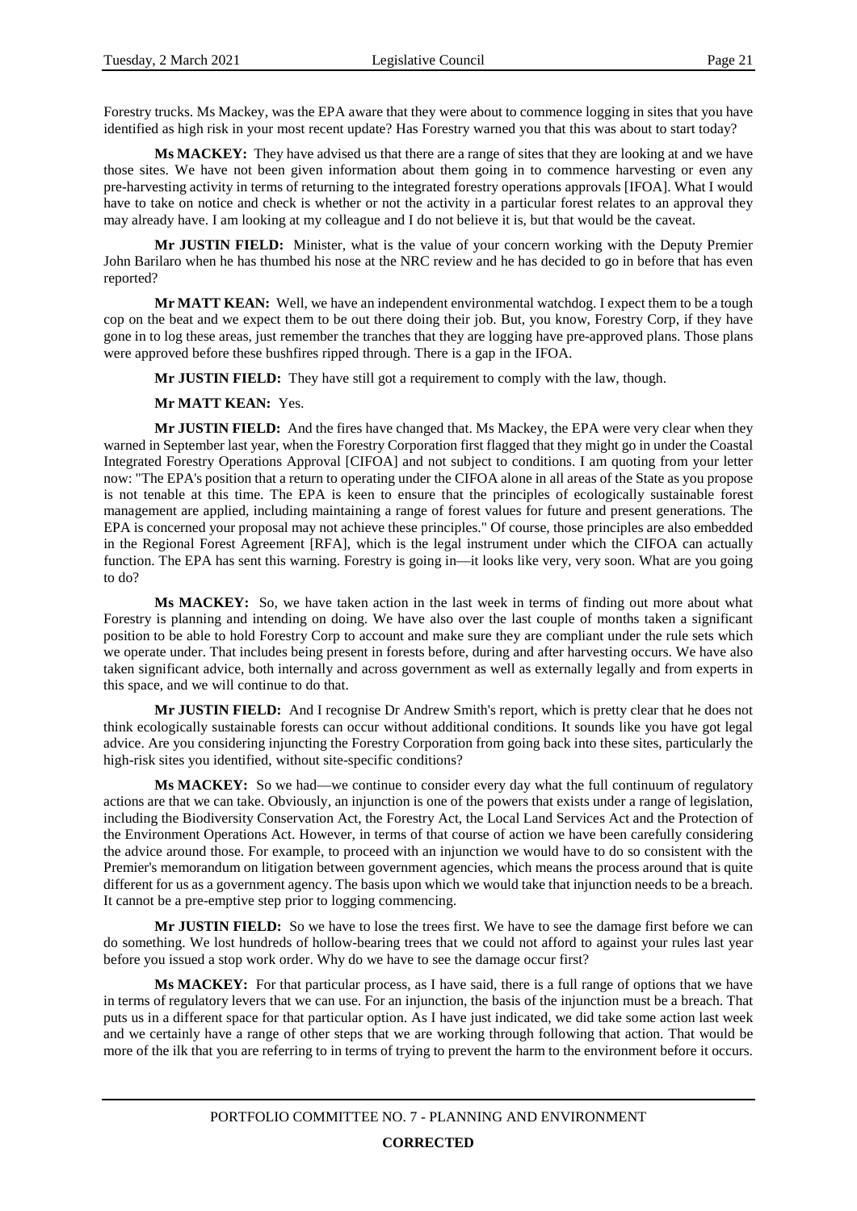Forestry trucks. Ms Mackey, was the EPA aware that they were about to commence logging in sites that you have identified as high risk in your most recent update? Has Forestry warned you that this was about to start today?

**Ms MACKEY:** They have advised us that there are a range of sites that they are looking at and we have those sites. We have not been given information about them going in to commence harvesting or even any pre-harvesting activity in terms of returning to the integrated forestry operations approvals [IFOA]. What I would have to take on notice and check is whether or not the activity in a particular forest relates to an approval they may already have. I am looking at my colleague and I do not believe it is, but that would be the caveat.

**Mr JUSTIN FIELD:** Minister, what is the value of your concern working with the Deputy Premier John Barilaro when he has thumbed his nose at the NRC review and he has decided to go in before that has even reported?

**Mr MATT KEAN:** Well, we have an independent environmental watchdog. I expect them to be a tough cop on the beat and we expect them to be out there doing their job. But, you know, Forestry Corp, if they have gone in to log these areas, just remember the tranches that they are logging have pre-approved plans. Those plans were approved before these bushfires ripped through. There is a gap in the IFOA.

**Mr JUSTIN FIELD:** They have still got a requirement to comply with the law, though.

**Mr MATT KEAN:** Yes.

**Mr JUSTIN FIELD:** And the fires have changed that. Ms Mackey, the EPA were very clear when they warned in September last year, when the Forestry Corporation first flagged that they might go in under the Coastal Integrated Forestry Operations Approval [CIFOA] and not subject to conditions. I am quoting from your letter now: "The EPA's position that a return to operating under the CIFOA alone in all areas of the State as you propose is not tenable at this time. The EPA is keen to ensure that the principles of ecologically sustainable forest management are applied, including maintaining a range of forest values for future and present generations. The EPA is concerned your proposal may not achieve these principles." Of course, those principles are also embedded in the Regional Forest Agreement [RFA], which is the legal instrument under which the CIFOA can actually function. The EPA has sent this warning. Forestry is going in—it looks like very, very soon. What are you going to do?

**Ms MACKEY:** So, we have taken action in the last week in terms of finding out more about what Forestry is planning and intending on doing. We have also over the last couple of months taken a significant position to be able to hold Forestry Corp to account and make sure they are compliant under the rule sets which we operate under. That includes being present in forests before, during and after harvesting occurs. We have also taken significant advice, both internally and across government as well as externally legally and from experts in this space, and we will continue to do that.

**Mr JUSTIN FIELD:** And I recognise Dr Andrew Smith's report, which is pretty clear that he does not think ecologically sustainable forests can occur without additional conditions. It sounds like you have got legal advice. Are you considering injuncting the Forestry Corporation from going back into these sites, particularly the high-risk sites you identified, without site-specific conditions?

**Ms MACKEY:** So we had—we continue to consider every day what the full continuum of regulatory actions are that we can take. Obviously, an injunction is one of the powers that exists under a range of legislation, including the Biodiversity Conservation Act, the Forestry Act, the Local Land Services Act and the Protection of the Environment Operations Act. However, in terms of that course of action we have been carefully considering the advice around those. For example, to proceed with an injunction we would have to do so consistent with the Premier's memorandum on litigation between government agencies, which means the process around that is quite different for us as a government agency. The basis upon which we would take that injunction needs to be a breach. It cannot be a pre-emptive step prior to logging commencing.

**Mr JUSTIN FIELD:** So we have to lose the trees first. We have to see the damage first before we can do something. We lost hundreds of hollow-bearing trees that we could not afford to against your rules last year before you issued a stop work order. Why do we have to see the damage occur first?

**Ms MACKEY:** For that particular process, as I have said, there is a full range of options that we have in terms of regulatory levers that we can use. For an injunction, the basis of the injunction must be a breach. That puts us in a different space for that particular option. As I have just indicated, we did take some action last week and we certainly have a range of other steps that we are working through following that action. That would be more of the ilk that you are referring to in terms of trying to prevent the harm to the environment before it occurs.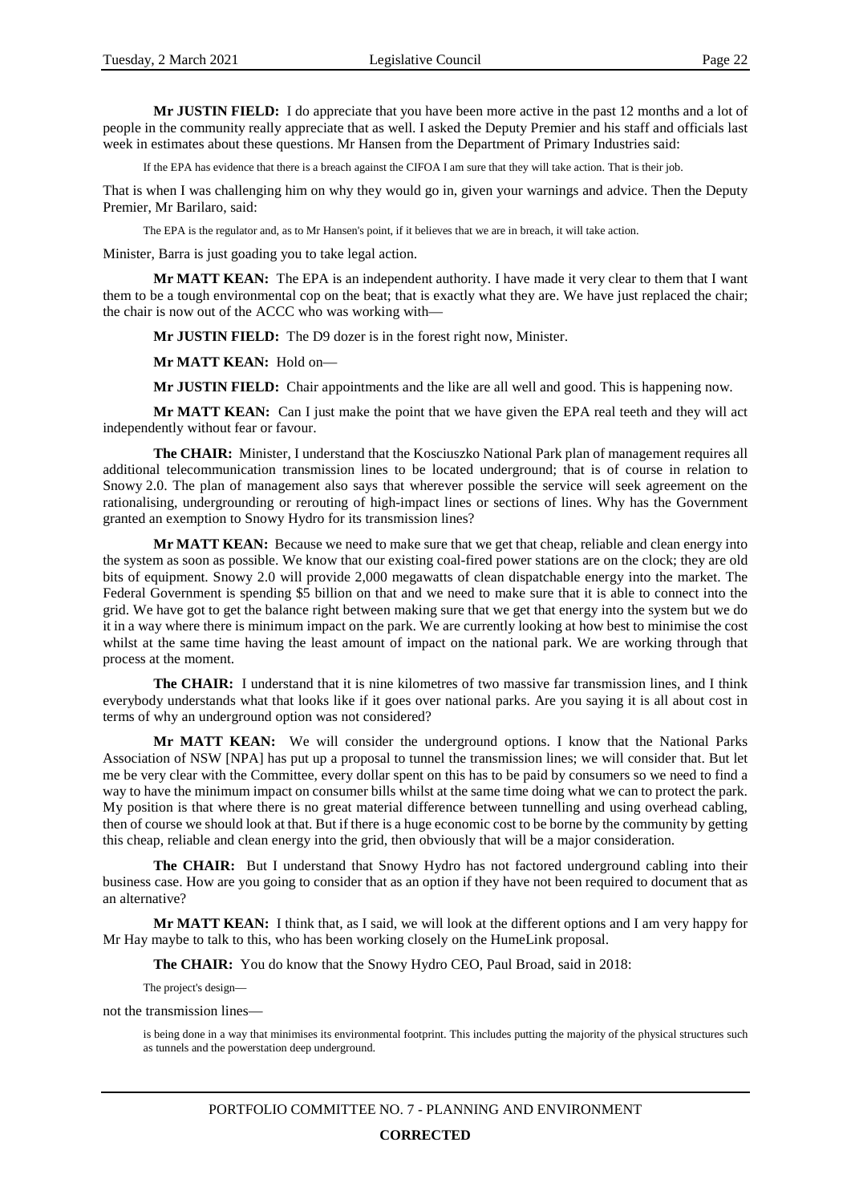**Mr JUSTIN FIELD:** I do appreciate that you have been more active in the past 12 months and a lot of people in the community really appreciate that as well. I asked the Deputy Premier and his staff and officials last week in estimates about these questions. Mr Hansen from the Department of Primary Industries said:

> If the EPA has evidence that there is a breach against the CIFOA I am sure that they will take action. That is their job.

That is when I was challenging him on why they would go in, given your warnings and advice. Then the Deputy Premier, Mr Barilaro, said:

> The EPA is the regulator and, as to Mr Hansen's point, if it believes that we are in breach, it will take action.

Minister, Barra is just goading you to take legal action.

**Mr MATT KEAN:** The EPA is an independent authority. I have made it very clear to them that I want them to be a tough environmental cop on the beat; that is exactly what they are. We have just replaced the chair; the chair is now out of the ACCC who was working with—

**Mr JUSTIN FIELD:** The D9 dozer is in the forest right now, Minister.

**Mr MATT KEAN:** Hold on—

**Mr JUSTIN FIELD:** Chair appointments and the like are all well and good. This is happening now.

**Mr MATT KEAN:** Can I just make the point that we have given the EPA real teeth and they will act independently without fear or favour.

**The CHAIR:** Minister, I understand that the Kosciuszko National Park plan of management requires all additional telecommunication transmission lines to be located underground; that is of course in relation to Snowy 2.0. The plan of management also says that wherever possible the service will seek agreement on the rationalising, undergrounding or rerouting of high-impact lines or sections of lines. Why has the Government granted an exemption to Snowy Hydro for its transmission lines?

**Mr MATT KEAN:** Because we need to make sure that we get that cheap, reliable and clean energy into the system as soon as possible. We know that our existing coal-fired power stations are on the clock; they are old bits of equipment. Snowy 2.0 will provide 2,000 megawatts of clean dispatchable energy into the market. The Federal Government is spending $5 billion on that and we need to make sure that it is able to connect into the grid. We have got to get the balance right between making sure that we get that energy into the system but we do it in a way where there is minimum impact on the park. We are currently looking at how best to minimise the cost whilst at the same time having the least amount of impact on the national park. We are working through that process at the moment.

**The CHAIR:** I understand that it is nine kilometres of two massive far transmission lines, and I think everybody understands what that looks like if it goes over national parks. Are you saying it is all about cost in terms of why an underground option was not considered?

**Mr MATT KEAN:** We will consider the underground options. I know that the National Parks Association of NSW [NPA] has put up a proposal to tunnel the transmission lines; we will consider that. But let me be very clear with the Committee, every dollar spent on this has to be paid by consumers so we need to find a way to have the minimum impact on consumer bills whilst at the same time doing what we can to protect the park. My position is that where there is no great material difference between tunnelling and using overhead cabling, then of course we should look at that. But if there is a huge economic cost to be borne by the community by getting this cheap, reliable and clean energy into the grid, then obviously that will be a major consideration.

**The CHAIR:** But I understand that Snowy Hydro has not factored underground cabling into their business case. How are you going to consider that as an option if they have not been required to document that as an alternative?

**Mr MATT KEAN:** I think that, as I said, we will look at the different options and I am very happy for Mr Hay maybe to talk to this, who has been working closely on the HumeLink proposal.

**The CHAIR:** You do know that the Snowy Hydro CEO, Paul Broad, said in 2018:

> The project's design—

not the transmission lines—

> is being done in a way that minimises its environmental footprint. This includes putting the majority of the physical structures such as tunnels and the powerstation deep underground.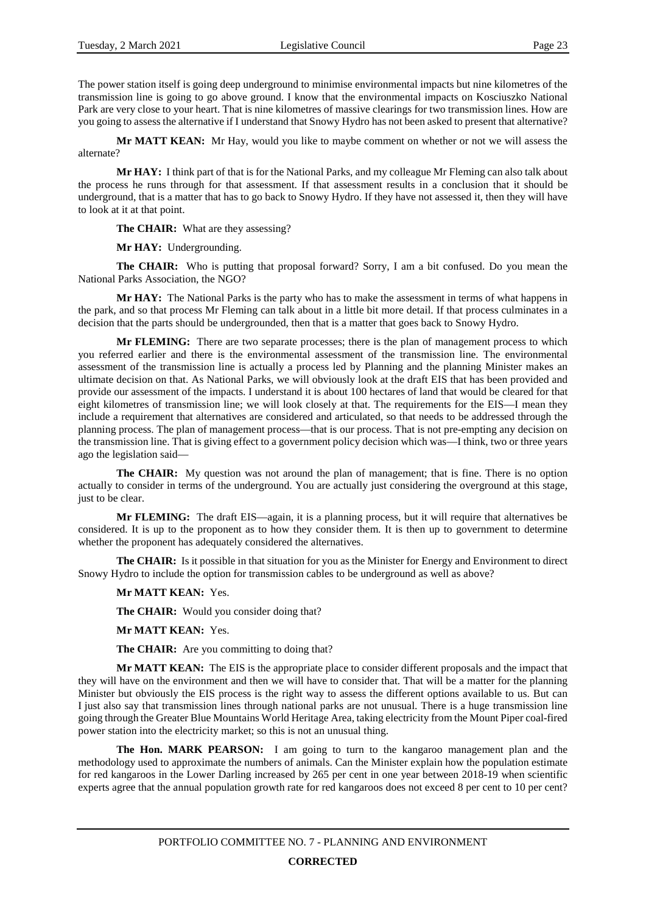The power station itself is going deep underground to minimise environmental impacts but nine kilometres of the transmission line is going to go above ground. I know that the environmental impacts on Kosciuszko National Park are very close to your heart. That is nine kilometres of massive clearings for two transmission lines. How are you going to assess the alternative if I understand that Snowy Hydro has not been asked to present that alternative?

**Mr MATT KEAN:** Mr Hay, would you like to maybe comment on whether or not we will assess the alternate?

**Mr HAY:** I think part of that is for the National Parks, and my colleague Mr Fleming can also talk about the process he runs through for that assessment. If that assessment results in a conclusion that it should be underground, that is a matter that has to go back to Snowy Hydro. If they have not assessed it, then they will have to look at it at that point.

**The CHAIR:** What are they assessing?

**Mr HAY:** Undergrounding.

**The CHAIR:** Who is putting that proposal forward? Sorry, I am a bit confused. Do you mean the National Parks Association, the NGO?

**Mr HAY:** The National Parks is the party who has to make the assessment in terms of what happens in the park, and so that process Mr Fleming can talk about in a little bit more detail. If that process culminates in a decision that the parts should be undergrounded, then that is a matter that goes back to Snowy Hydro.

**Mr FLEMING:** There are two separate processes; there is the plan of management process to which you referred earlier and there is the environmental assessment of the transmission line. The environmental assessment of the transmission line is actually a process led by Planning and the planning Minister makes an ultimate decision on that. As National Parks, we will obviously look at the draft EIS that has been provided and provide our assessment of the impacts. I understand it is about 100 hectares of land that would be cleared for that eight kilometres of transmission line; we will look closely at that. The requirements for the EIS—I mean they include a requirement that alternatives are considered and articulated, so that needs to be addressed through the planning process. The plan of management process—that is our process. That is not pre-empting any decision on the transmission line. That is giving effect to a government policy decision which was—I think, two or three years ago the legislation said—

**The CHAIR:** My question was not around the plan of management; that is fine. There is no option actually to consider in terms of the underground. You are actually just considering the overground at this stage, just to be clear.

**Mr FLEMING:** The draft EIS—again, it is a planning process, but it will require that alternatives be considered. It is up to the proponent as to how they consider them. It is then up to government to determine whether the proponent has adequately considered the alternatives.

**The CHAIR:** Is it possible in that situation for you as the Minister for Energy and Environment to direct Snowy Hydro to include the option for transmission cables to be underground as well as above?

**Mr MATT KEAN:** Yes.

**The CHAIR:** Would you consider doing that?

**Mr MATT KEAN:** Yes.

**The CHAIR:** Are you committing to doing that?

**Mr MATT KEAN:** The EIS is the appropriate place to consider different proposals and the impact that they will have on the environment and then we will have to consider that. That will be a matter for the planning Minister but obviously the EIS process is the right way to assess the different options available to us. But can I just also say that transmission lines through national parks are not unusual. There is a huge transmission line going through the Greater Blue Mountains World Heritage Area, taking electricity from the Mount Piper coal-fired power station into the electricity market; so this is not an unusual thing.

**The Hon. MARK PEARSON:** I am going to turn to the kangaroo management plan and the methodology used to approximate the numbers of animals. Can the Minister explain how the population estimate for red kangaroos in the Lower Darling increased by 265 per cent in one year between 2018-19 when scientific experts agree that the annual population growth rate for red kangaroos does not exceed 8 per cent to 10 per cent?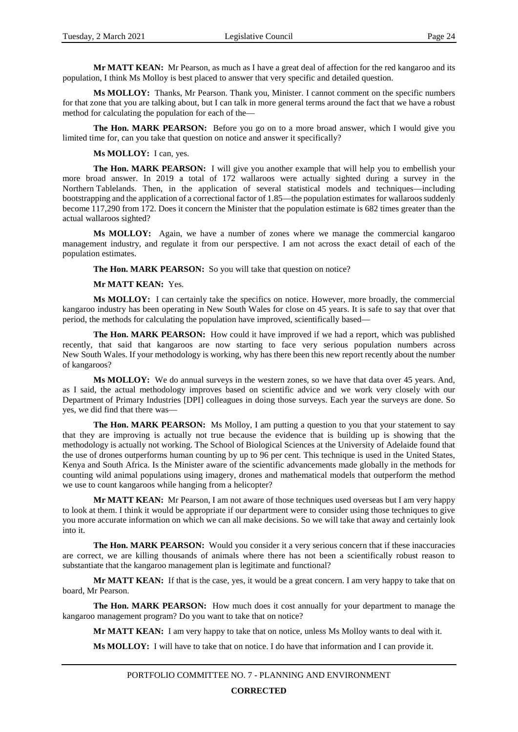**Mr MATT KEAN:** Mr Pearson, as much as I have a great deal of affection for the red kangaroo and its population, I think Ms Molloy is best placed to answer that very specific and detailed question.

**Ms MOLLOY:** Thanks, Mr Pearson. Thank you, Minister. I cannot comment on the specific numbers for that zone that you are talking about, but I can talk in more general terms around the fact that we have a robust method for calculating the population for each of the—

**The Hon. MARK PEARSON:** Before you go on to a more broad answer, which I would give you limited time for, can you take that question on notice and answer it specifically?

**Ms MOLLOY:** I can, yes.

**The Hon. MARK PEARSON:** I will give you another example that will help you to embellish your more broad answer. In 2019 a total of 172 wallaroos were actually sighted during a survey in the Northern Tablelands. Then, in the application of several statistical models and techniques—including bootstrapping and the application of a correctional factor of 1.85—the population estimates for wallaroos suddenly become 117,290 from 172. Does it concern the Minister that the population estimate is 682 times greater than the actual wallaroos sighted?

**Ms MOLLOY:** Again, we have a number of zones where we manage the commercial kangaroo management industry, and regulate it from our perspective. I am not across the exact detail of each of the population estimates.

**The Hon. MARK PEARSON:** So you will take that question on notice?

**Mr MATT KEAN:** Yes.

**Ms MOLLOY:** I can certainly take the specifics on notice. However, more broadly, the commercial kangaroo industry has been operating in New South Wales for close on 45 years. It is safe to say that over that period, the methods for calculating the population have improved, scientifically based—

**The Hon. MARK PEARSON:** How could it have improved if we had a report, which was published recently, that said that kangaroos are now starting to face very serious population numbers across New South Wales. If your methodology is working, why has there been this new report recently about the number of kangaroos?

**Ms MOLLOY:** We do annual surveys in the western zones, so we have that data over 45 years. And, as I said, the actual methodology improves based on scientific advice and we work very closely with our Department of Primary Industries [DPI] colleagues in doing those surveys. Each year the surveys are done. So yes, we did find that there was—

**The Hon. MARK PEARSON:** Ms Molloy, I am putting a question to you that your statement to say that they are improving is actually not true because the evidence that is building up is showing that the methodology is actually not working. The School of Biological Sciences at the University of Adelaide found that the use of drones outperforms human counting by up to 96 per cent. This technique is used in the United States, Kenya and South Africa. Is the Minister aware of the scientific advancements made globally in the methods for counting wild animal populations using imagery, drones and mathematical models that outperform the method we use to count kangaroos while hanging from a helicopter?

**Mr MATT KEAN:** Mr Pearson, I am not aware of those techniques used overseas but I am very happy to look at them. I think it would be appropriate if our department were to consider using those techniques to give you more accurate information on which we can all make decisions. So we will take that away and certainly look into it.

**The Hon. MARK PEARSON:** Would you consider it a very serious concern that if these inaccuracies are correct, we are killing thousands of animals where there has not been a scientifically robust reason to substantiate that the kangaroo management plan is legitimate and functional?

**Mr MATT KEAN:** If that is the case, yes, it would be a great concern. I am very happy to take that on board, Mr Pearson.

**The Hon. MARK PEARSON:** How much does it cost annually for your department to manage the kangaroo management program? Do you want to take that on notice?

**Mr MATT KEAN:** I am very happy to take that on notice, unless Ms Molloy wants to deal with it.

**Ms MOLLOY:** I will have to take that on notice. I do have that information and I can provide it.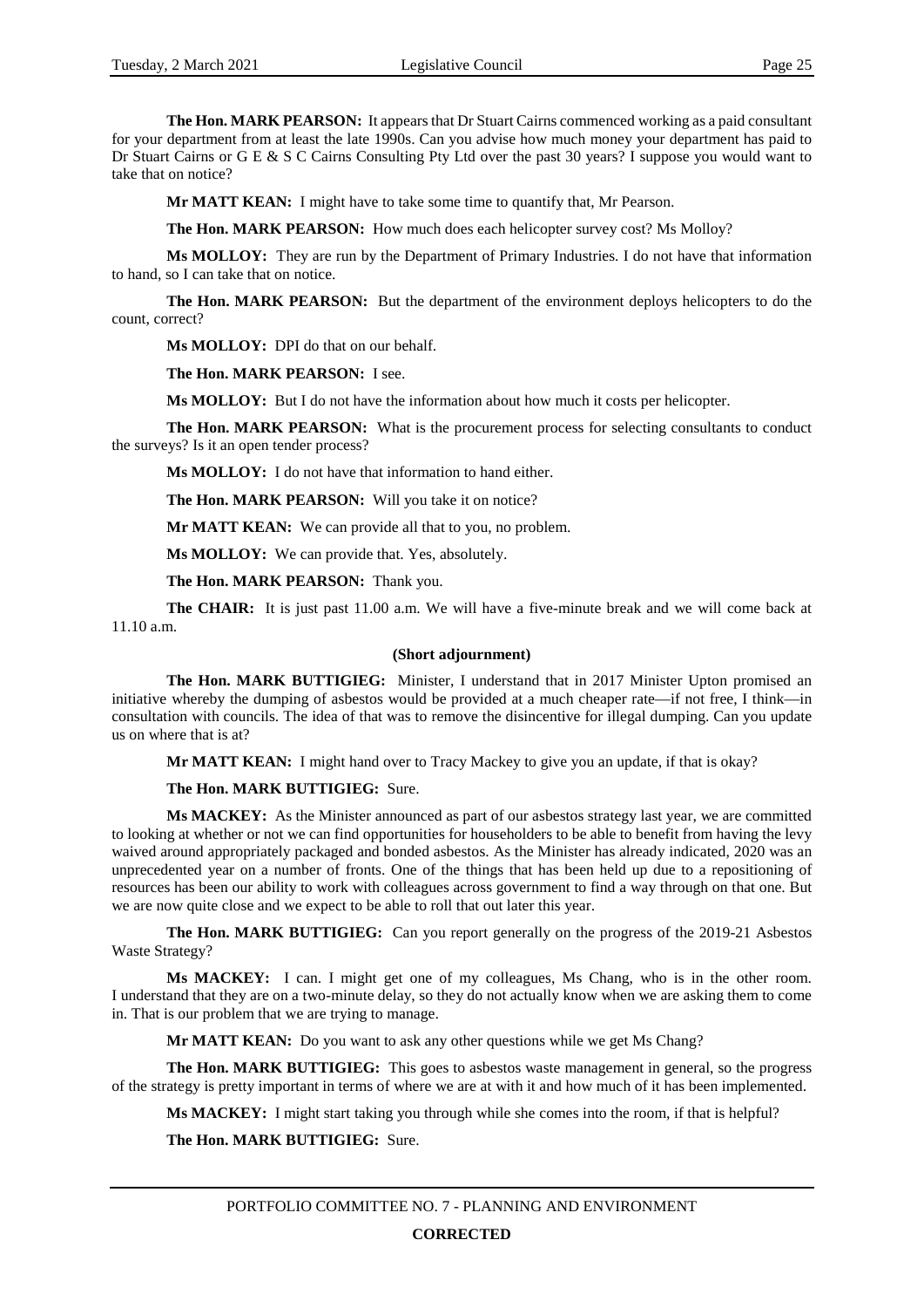**The Hon. MARK PEARSON:** It appears that Dr Stuart Cairns commenced working as a paid consultant for your department from at least the late 1990s. Can you advise how much money your department has paid to Dr Stuart Cairns or G E & S C Cairns Consulting Pty Ltd over the past 30 years? I suppose you would want to take that on notice?

**Mr MATT KEAN:** I might have to take some time to quantify that, Mr Pearson.

**The Hon. MARK PEARSON:** How much does each helicopter survey cost? Ms Molloy?

**Ms MOLLOY:** They are run by the Department of Primary Industries. I do not have that information to hand, so I can take that on notice.

**The Hon. MARK PEARSON:** But the department of the environment deploys helicopters to do the count, correct?

**Ms MOLLOY:** DPI do that on our behalf.

**The Hon. MARK PEARSON:** I see.

**Ms MOLLOY:** But I do not have the information about how much it costs per helicopter.

**The Hon. MARK PEARSON:** What is the procurement process for selecting consultants to conduct the surveys? Is it an open tender process?

**Ms MOLLOY:** I do not have that information to hand either.

**The Hon. MARK PEARSON:** Will you take it on notice?

**Mr MATT KEAN:** We can provide all that to you, no problem.

**Ms MOLLOY:** We can provide that. Yes, absolutely.

**The Hon. MARK PEARSON:** Thank you.

**The CHAIR:** It is just past 11.00 a.m. We will have a five-minute break and we will come back at 11.10 a.m.

**(Short adjournment)**

**The Hon. MARK BUTTIGIEG:** Minister, I understand that in 2017 Minister Upton promised an initiative whereby the dumping of asbestos would be provided at a much cheaper rate—if not free, I think—in consultation with councils. The idea of that was to remove the disincentive for illegal dumping. Can you update us on where that is at?

**Mr MATT KEAN:** I might hand over to Tracy Mackey to give you an update, if that is okay?

**The Hon. MARK BUTTIGIEG:** Sure.

**Ms MACKEY:** As the Minister announced as part of our asbestos strategy last year, we are committed to looking at whether or not we can find opportunities for householders to be able to benefit from having the levy waived around appropriately packaged and bonded asbestos. As the Minister has already indicated, 2020 was an unprecedented year on a number of fronts. One of the things that has been held up due to a repositioning of resources has been our ability to work with colleagues across government to find a way through on that one. But we are now quite close and we expect to be able to roll that out later this year.

**The Hon. MARK BUTTIGIEG:** Can you report generally on the progress of the 2019-21 Asbestos Waste Strategy?

**Ms MACKEY:** I can. I might get one of my colleagues, Ms Chang, who is in the other room. I understand that they are on a two-minute delay, so they do not actually know when we are asking them to come in. That is our problem that we are trying to manage.

**Mr MATT KEAN:** Do you want to ask any other questions while we get Ms Chang?

**The Hon. MARK BUTTIGIEG:** This goes to asbestos waste management in general, so the progress of the strategy is pretty important in terms of where we are at with it and how much of it has been implemented.

**Ms MACKEY:** I might start taking you through while she comes into the room, if that is helpful?

**The Hon. MARK BUTTIGIEG:** Sure.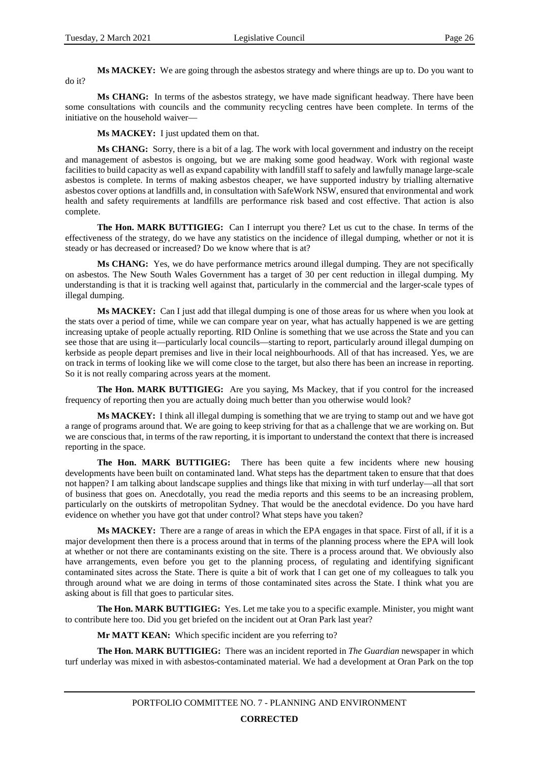**Ms MACKEY:** We are going through the asbestos strategy and where things are up to. Do you want to do it?

**Ms CHANG:** In terms of the asbestos strategy, we have made significant headway. There have been some consultations with councils and the community recycling centres have been complete. In terms of the initiative on the household waiver—

**Ms MACKEY:** I just updated them on that.

**Ms CHANG:** Sorry, there is a bit of a lag. The work with local government and industry on the receipt and management of asbestos is ongoing, but we are making some good headway. Work with regional waste facilities to build capacity as well as expand capability with landfill staff to safely and lawfully manage large-scale asbestos is complete. In terms of making asbestos cheaper, we have supported industry by trialling alternative asbestos cover options at landfills and, in consultation with SafeWork NSW, ensured that environmental and work health and safety requirements at landfills are performance risk based and cost effective. That action is also complete.

**The Hon. MARK BUTTIGIEG:** Can I interrupt you there? Let us cut to the chase. In terms of the effectiveness of the strategy, do we have any statistics on the incidence of illegal dumping, whether or not it is steady or has decreased or increased? Do we know where that is at?

**Ms CHANG:** Yes, we do have performance metrics around illegal dumping. They are not specifically on asbestos. The New South Wales Government has a target of 30 per cent reduction in illegal dumping. My understanding is that it is tracking well against that, particularly in the commercial and the larger-scale types of illegal dumping.

**Ms MACKEY:** Can I just add that illegal dumping is one of those areas for us where when you look at the stats over a period of time, while we can compare year on year, what has actually happened is we are getting increasing uptake of people actually reporting. RID Online is something that we use across the State and you can see those that are using it—particularly local councils—starting to report, particularly around illegal dumping on kerbside as people depart premises and live in their local neighbourhoods. All of that has increased. Yes, we are on track in terms of looking like we will come close to the target, but also there has been an increase in reporting. So it is not really comparing across years at the moment.

**The Hon. MARK BUTTIGIEG:** Are you saying, Ms Mackey, that if you control for the increased frequency of reporting then you are actually doing much better than you otherwise would look?

**Ms MACKEY:** I think all illegal dumping is something that we are trying to stamp out and we have got a range of programs around that. We are going to keep striving for that as a challenge that we are working on. But we are conscious that, in terms of the raw reporting, it is important to understand the context that there is increased reporting in the space.

**The Hon. MARK BUTTIGIEG:** There has been quite a few incidents where new housing developments have been built on contaminated land. What steps has the department taken to ensure that that does not happen? I am talking about landscape supplies and things like that mixing in with turf underlay—all that sort of business that goes on. Anecdotally, you read the media reports and this seems to be an increasing problem, particularly on the outskirts of metropolitan Sydney. That would be the anecdotal evidence. Do you have hard evidence on whether you have got that under control? What steps have you taken?

**Ms MACKEY:** There are a range of areas in which the EPA engages in that space. First of all, if it is a major development then there is a process around that in terms of the planning process where the EPA will look at whether or not there are contaminants existing on the site. There is a process around that. We obviously also have arrangements, even before you get to the planning process, of regulating and identifying significant contaminated sites across the State. There is quite a bit of work that I can get one of my colleagues to talk you through around what we are doing in terms of those contaminated sites across the State. I think what you are asking about is fill that goes to particular sites.

**The Hon. MARK BUTTIGIEG:** Yes. Let me take you to a specific example. Minister, you might want to contribute here too. Did you get briefed on the incident out at Oran Park last year?

**Mr MATT KEAN:** Which specific incident are you referring to?

**The Hon. MARK BUTTIGIEG:** There was an incident reported in *The Guardian* newspaper in which turf underlay was mixed in with asbestos-contaminated material. We had a development at Oran Park on the top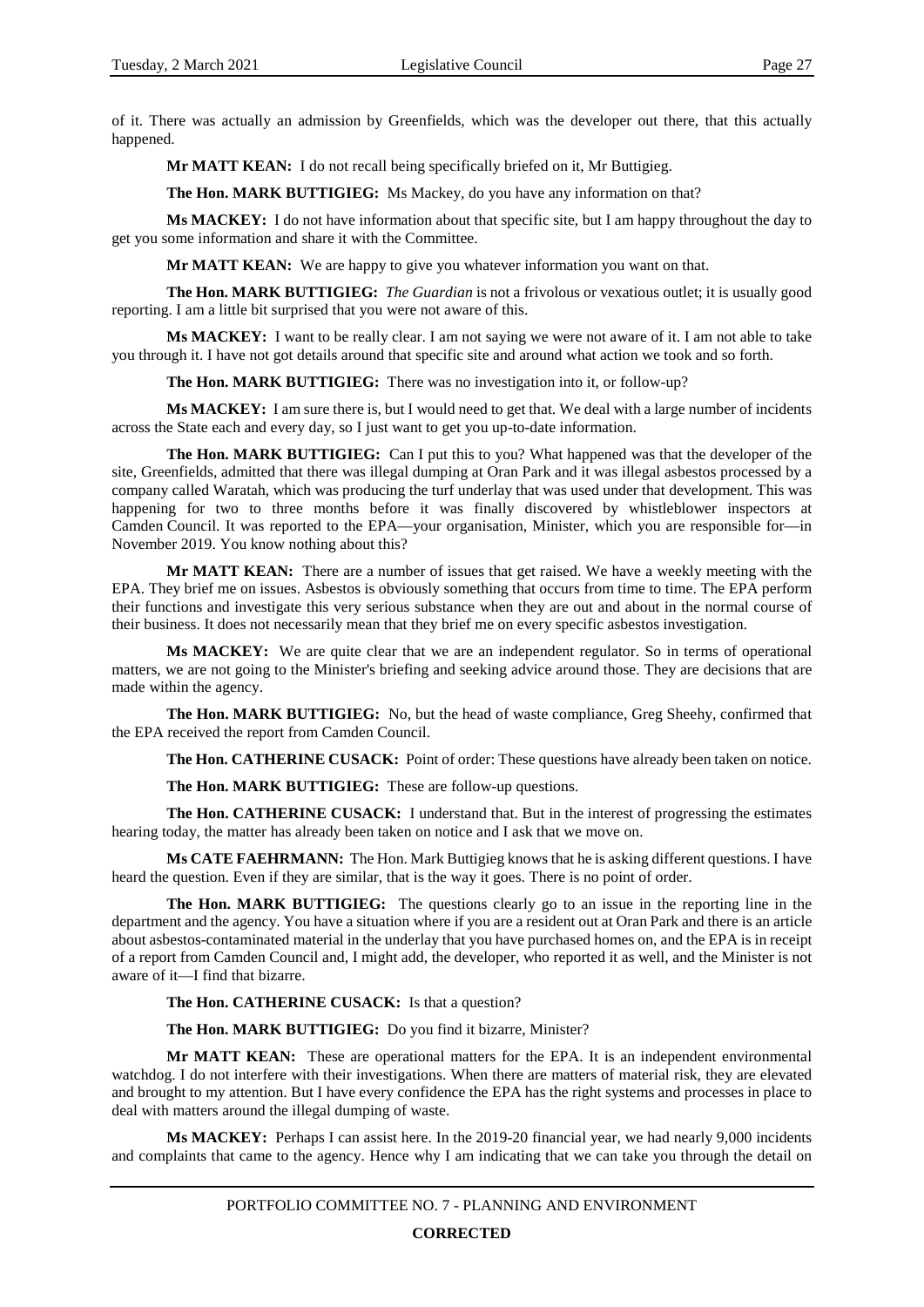of it. There was actually an admission by Greenfields, which was the developer out there, that this actually happened.

**Mr MATT KEAN:** I do not recall being specifically briefed on it, Mr Buttigieg.

**The Hon. MARK BUTTIGIEG:** Ms Mackey, do you have any information on that?

**Ms MACKEY:** I do not have information about that specific site, but I am happy throughout the day to get you some information and share it with the Committee.

**Mr MATT KEAN:** We are happy to give you whatever information you want on that.

**The Hon. MARK BUTTIGIEG:** *The Guardian* is not a frivolous or vexatious outlet; it is usually good reporting. I am a little bit surprised that you were not aware of this.

**Ms MACKEY:** I want to be really clear. I am not saying we were not aware of it. I am not able to take you through it. I have not got details around that specific site and around what action we took and so forth.

**The Hon. MARK BUTTIGIEG:** There was no investigation into it, or follow-up?

**Ms MACKEY:** I am sure there is, but I would need to get that. We deal with a large number of incidents across the State each and every day, so I just want to get you up-to-date information.

**The Hon. MARK BUTTIGIEG:** Can I put this to you? What happened was that the developer of the site, Greenfields, admitted that there was illegal dumping at Oran Park and it was illegal asbestos processed by a company called Waratah, which was producing the turf underlay that was used under that development. This was happening for two to three months before it was finally discovered by whistleblower inspectors at Camden Council. It was reported to the EPA—your organisation, Minister, which you are responsible for—in November 2019. You know nothing about this?

**Mr MATT KEAN:** There are a number of issues that get raised. We have a weekly meeting with the EPA. They brief me on issues. Asbestos is obviously something that occurs from time to time. The EPA perform their functions and investigate this very serious substance when they are out and about in the normal course of their business. It does not necessarily mean that they brief me on every specific asbestos investigation.

**Ms MACKEY:** We are quite clear that we are an independent regulator. So in terms of operational matters, we are not going to the Minister's briefing and seeking advice around those. They are decisions that are made within the agency.

**The Hon. MARK BUTTIGIEG:** No, but the head of waste compliance, Greg Sheehy, confirmed that the EPA received the report from Camden Council.

**The Hon. CATHERINE CUSACK:** Point of order: These questions have already been taken on notice.

**The Hon. MARK BUTTIGIEG:** These are follow-up questions.

**The Hon. CATHERINE CUSACK:** I understand that. But in the interest of progressing the estimates hearing today, the matter has already been taken on notice and I ask that we move on.

**Ms CATE FAEHRMANN:** The Hon. Mark Buttigieg knows that he is asking different questions. I have heard the question. Even if they are similar, that is the way it goes. There is no point of order.

**The Hon. MARK BUTTIGIEG:** The questions clearly go to an issue in the reporting line in the department and the agency. You have a situation where if you are a resident out at Oran Park and there is an article about asbestos-contaminated material in the underlay that you have purchased homes on, and the EPA is in receipt of a report from Camden Council and, I might add, the developer, who reported it as well, and the Minister is not aware of it—I find that bizarre.

**The Hon. CATHERINE CUSACK:** Is that a question?

**The Hon. MARK BUTTIGIEG:** Do you find it bizarre, Minister?

**Mr MATT KEAN:** These are operational matters for the EPA. It is an independent environmental watchdog. I do not interfere with their investigations. When there are matters of material risk, they are elevated and brought to my attention. But I have every confidence the EPA has the right systems and processes in place to deal with matters around the illegal dumping of waste.

**Ms MACKEY:** Perhaps I can assist here. In the 2019-20 financial year, we had nearly 9,000 incidents and complaints that came to the agency. Hence why I am indicating that we can take you through the detail on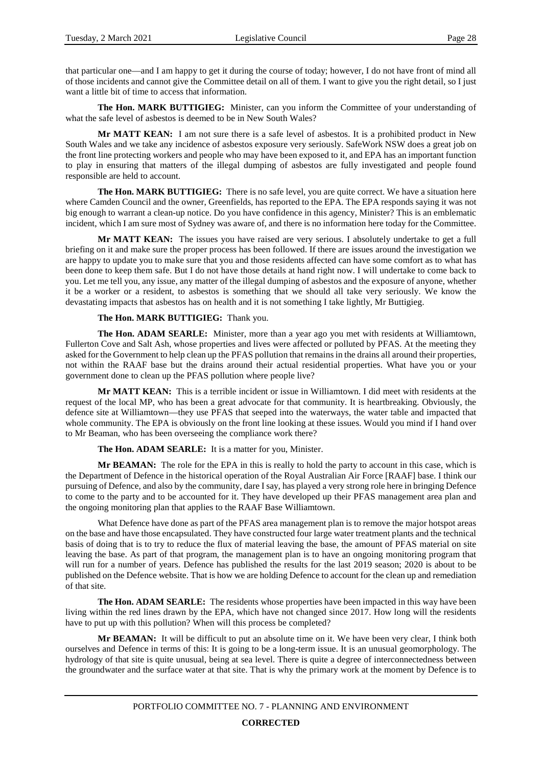that particular one—and I am happy to get it during the course of today; however, I do not have front of mind all of those incidents and cannot give the Committee detail on all of them. I want to give you the right detail, so I just want a little bit of time to access that information.

**The Hon. MARK BUTTIGIEG:** Minister, can you inform the Committee of your understanding of what the safe level of asbestos is deemed to be in New South Wales?

**Mr MATT KEAN:** I am not sure there is a safe level of asbestos. It is a prohibited product in New South Wales and we take any incidence of asbestos exposure very seriously. SafeWork NSW does a great job on the front line protecting workers and people who may have been exposed to it, and EPA has an important function to play in ensuring that matters of the illegal dumping of asbestos are fully investigated and people found responsible are held to account.

**The Hon. MARK BUTTIGIEG:** There is no safe level, you are quite correct. We have a situation here where Camden Council and the owner, Greenfields, has reported to the EPA. The EPA responds saying it was not big enough to warrant a clean-up notice. Do you have confidence in this agency, Minister? This is an emblematic incident, which I am sure most of Sydney was aware of, and there is no information here today for the Committee.

**Mr MATT KEAN:** The issues you have raised are very serious. I absolutely undertake to get a full briefing on it and make sure the proper process has been followed. If there are issues around the investigation we are happy to update you to make sure that you and those residents affected can have some comfort as to what has been done to keep them safe. But I do not have those details at hand right now. I will undertake to come back to you. Let me tell you, any issue, any matter of the illegal dumping of asbestos and the exposure of anyone, whether it be a worker or a resident, to asbestos is something that we should all take very seriously. We know the devastating impacts that asbestos has on health and it is not something I take lightly, Mr Buttigieg.

**The Hon. MARK BUTTIGIEG:** Thank you.

**The Hon. ADAM SEARLE:** Minister, more than a year ago you met with residents at Williamtown, Fullerton Cove and Salt Ash, whose properties and lives were affected or polluted by PFAS. At the meeting they asked for the Government to help clean up the PFAS pollution that remains in the drains all around their properties, not within the RAAF base but the drains around their actual residential properties. What have you or your government done to clean up the PFAS pollution where people live?

**Mr MATT KEAN:** This is a terrible incident or issue in Williamtown. I did meet with residents at the request of the local MP, who has been a great advocate for that community. It is heartbreaking. Obviously, the defence site at Williamtown—they use PFAS that seeped into the waterways, the water table and impacted that whole community. The EPA is obviously on the front line looking at these issues. Would you mind if I hand over to Mr Beaman, who has been overseeing the compliance work there?

**The Hon. ADAM SEARLE:** It is a matter for you, Minister.

**Mr BEAMAN:** The role for the EPA in this is really to hold the party to account in this case, which is the Department of Defence in the historical operation of the Royal Australian Air Force [RAAF] base. I think our pursuing of Defence, and also by the community, dare I say, has played a very strong role here in bringing Defence to come to the party and to be accounted for it. They have developed up their PFAS management area plan and the ongoing monitoring plan that applies to the RAAF Base Williamtown.

What Defence have done as part of the PFAS area management plan is to remove the major hotspot areas on the base and have those encapsulated. They have constructed four large water treatment plants and the technical basis of doing that is to try to reduce the flux of material leaving the base, the amount of PFAS material on site leaving the base. As part of that program, the management plan is to have an ongoing monitoring program that will run for a number of years. Defence has published the results for the last 2019 season; 2020 is about to be published on the Defence website. That is how we are holding Defence to account for the clean up and remediation of that site.

**The Hon. ADAM SEARLE:** The residents whose properties have been impacted in this way have been living within the red lines drawn by the EPA, which have not changed since 2017. How long will the residents have to put up with this pollution? When will this process be completed?

**Mr BEAMAN:** It will be difficult to put an absolute time on it. We have been very clear, I think both ourselves and Defence in terms of this: It is going to be a long-term issue. It is an unusual geomorphology. The hydrology of that site is quite unusual, being at sea level. There is quite a degree of interconnectedness between the groundwater and the surface water at that site. That is why the primary work at the moment by Defence is to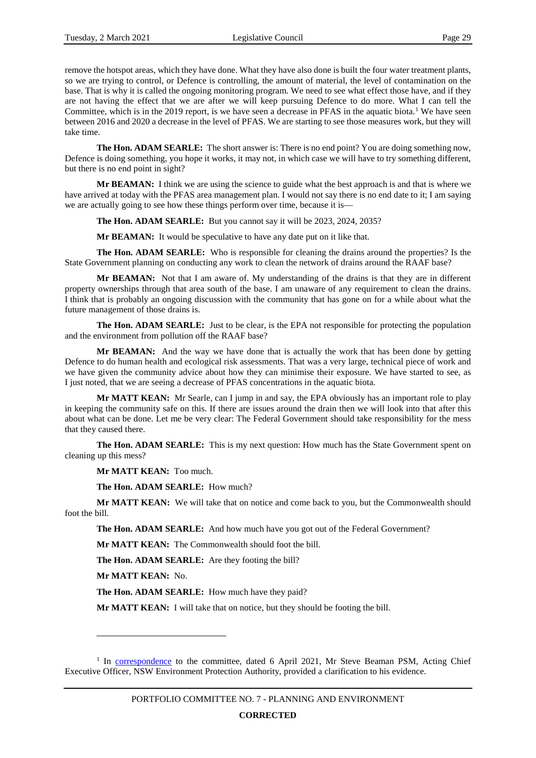remove the hotspot areas, which they have done. What they have also done is built the four water treatment plants, so we are trying to control, or Defence is controlling, the amount of material, the level of contamination on the base. That is why it is called the ongoing monitoring program. We need to see what effect those have, and if they are not having the effect that we are after we will keep pursuing Defence to do more. What I can tell the Committee, which is in the 2019 report, is we have seen a decrease in PFAS in the aquatic biota.[1] We have seen between 2016 and 2020 a decrease in the level of PFAS. We are starting to see those measures work, but they will take time.

**The Hon. ADAM SEARLE:** The short answer is: There is no end point? You are doing something now, Defence is doing something, you hope it works, it may not, in which case we will have to try something different, but there is no end point in sight?

**Mr BEAMAN:** I think we are using the science to guide what the best approach is and that is where we have arrived at today with the PFAS area management plan. I would not say there is no end date to it; I am saying we are actually going to see how these things perform over time, because it is—

**The Hon. ADAM SEARLE:** But you cannot say it will be 2023, 2024, 2035?

**Mr BEAMAN:** It would be speculative to have any date put on it like that.

**The Hon. ADAM SEARLE:** Who is responsible for cleaning the drains around the properties? Is the State Government planning on conducting any work to clean the network of drains around the RAAF base?

**Mr BEAMAN:** Not that I am aware of. My understanding of the drains is that they are in different property ownerships through that area south of the base. I am unaware of any requirement to clean the drains. I think that is probably an ongoing discussion with the community that has gone on for a while about what the future management of those drains is.

**The Hon. ADAM SEARLE:** Just to be clear, is the EPA not responsible for protecting the population and the environment from pollution off the RAAF base?

**Mr BEAMAN:** And the way we have done that is actually the work that has been done by getting Defence to do human health and ecological risk assessments. That was a very large, technical piece of work and we have given the community advice about how they can minimise their exposure. We have started to see, as I just noted, that we are seeing a decrease of PFAS concentrations in the aquatic biota.

**Mr MATT KEAN:** Mr Searle, can I jump in and say, the EPA obviously has an important role to play in keeping the community safe on this. If there are issues around the drain then we will look into that after this about what can be done. Let me be very clear: The Federal Government should take responsibility for the mess that they caused there.

**The Hon. ADAM SEARLE:** This is my next question: How much has the State Government spent on cleaning up this mess?

**Mr MATT KEAN:** Too much.

**The Hon. ADAM SEARLE:** How much?

**Mr MATT KEAN:** We will take that on notice and come back to you, but the Commonwealth should foot the bill.

**The Hon. ADAM SEARLE:** And how much have you got out of the Federal Government?

**Mr MATT KEAN:** The Commonwealth should foot the bill.

**The Hon. ADAM SEARLE:** Are they footing the bill?

**Mr MATT KEAN:** No.

**The Hon. ADAM SEARLE:** How much have they paid?

**Mr MATT KEAN:** I will take that on notice, but they should be footing the bill.

---

[1] In correspondence to the committee, dated 6 April 2021, Mr Steve Beaman PSM, Acting Chief Executive Officer, NSW Environment Protection Authority, provided a clarification to his evidence.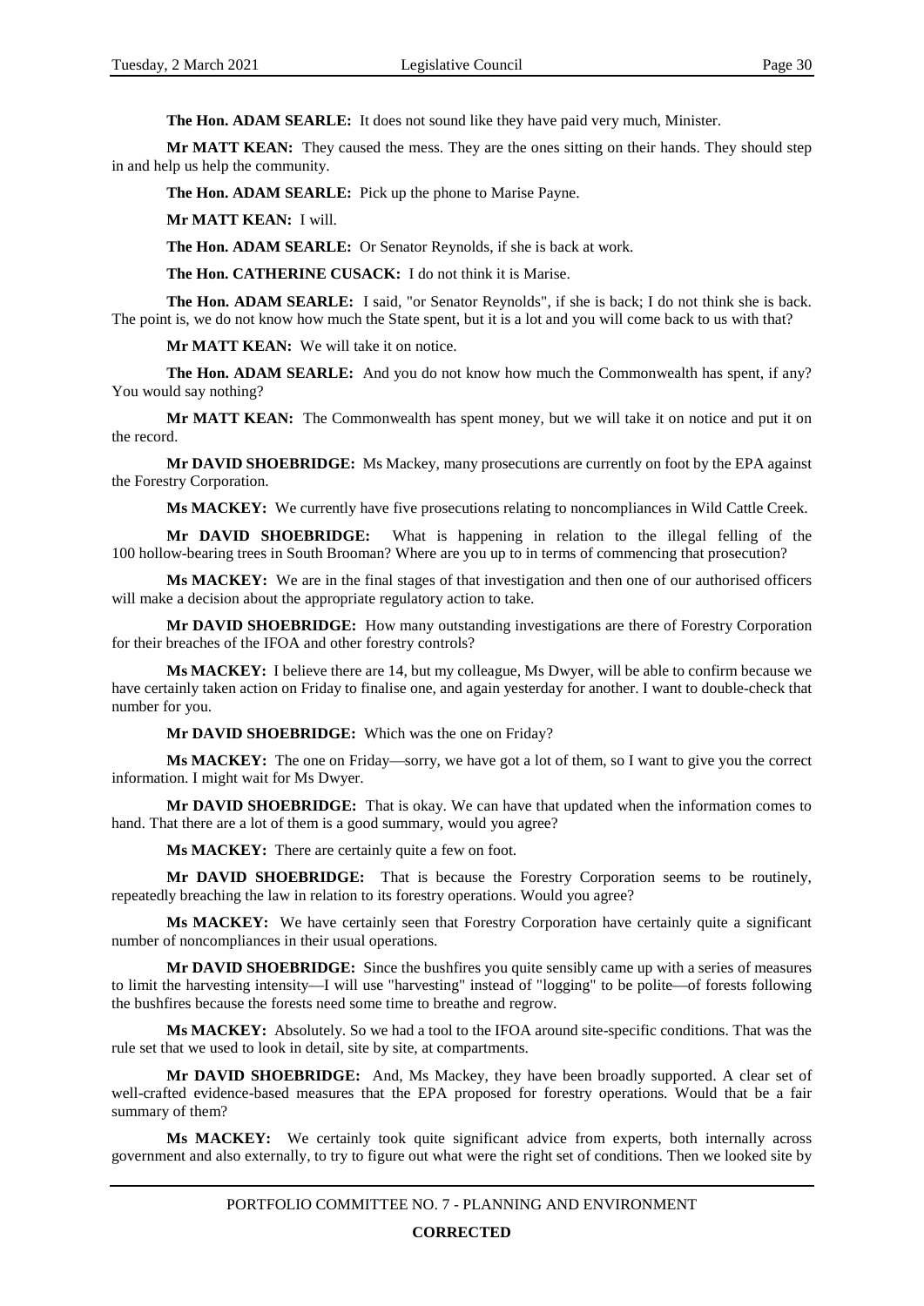**The Hon. ADAM SEARLE:** It does not sound like they have paid very much, Minister.

**Mr MATT KEAN:** They caused the mess. They are the ones sitting on their hands. They should step in and help us help the community.

**The Hon. ADAM SEARLE:** Pick up the phone to Marise Payne.

**Mr MATT KEAN:** I will.

**The Hon. ADAM SEARLE:** Or Senator Reynolds, if she is back at work.

**The Hon. CATHERINE CUSACK:** I do not think it is Marise.

**The Hon. ADAM SEARLE:** I said, "or Senator Reynolds", if she is back; I do not think she is back. The point is, we do not know how much the State spent, but it is a lot and you will come back to us with that?

**Mr MATT KEAN:** We will take it on notice.

**The Hon. ADAM SEARLE:** And you do not know how much the Commonwealth has spent, if any? You would say nothing?

**Mr MATT KEAN:** The Commonwealth has spent money, but we will take it on notice and put it on the record.

**Mr DAVID SHOEBRIDGE:** Ms Mackey, many prosecutions are currently on foot by the EPA against the Forestry Corporation.

**Ms MACKEY:** We currently have five prosecutions relating to noncompliances in Wild Cattle Creek.

**Mr DAVID SHOEBRIDGE:** What is happening in relation to the illegal felling of the 100 hollow-bearing trees in South Brooman? Where are you up to in terms of commencing that prosecution?

**Ms MACKEY:** We are in the final stages of that investigation and then one of our authorised officers will make a decision about the appropriate regulatory action to take.

**Mr DAVID SHOEBRIDGE:** How many outstanding investigations are there of Forestry Corporation for their breaches of the IFOA and other forestry controls?

**Ms MACKEY:** I believe there are 14, but my colleague, Ms Dwyer, will be able to confirm because we have certainly taken action on Friday to finalise one, and again yesterday for another. I want to double-check that number for you.

**Mr DAVID SHOEBRIDGE:** Which was the one on Friday?

**Ms MACKEY:** The one on Friday—sorry, we have got a lot of them, so I want to give you the correct information. I might wait for Ms Dwyer.

**Mr DAVID SHOEBRIDGE:** That is okay. We can have that updated when the information comes to hand. That there are a lot of them is a good summary, would you agree?

**Ms MACKEY:** There are certainly quite a few on foot.

**Mr DAVID SHOEBRIDGE:** That is because the Forestry Corporation seems to be routinely, repeatedly breaching the law in relation to its forestry operations. Would you agree?

**Ms MACKEY:** We have certainly seen that Forestry Corporation have certainly quite a significant number of noncompliances in their usual operations.

**Mr DAVID SHOEBRIDGE:** Since the bushfires you quite sensibly came up with a series of measures to limit the harvesting intensity—I will use "harvesting" instead of "logging" to be polite—of forests following the bushfires because the forests need some time to breathe and regrow.

**Ms MACKEY:** Absolutely. So we had a tool to the IFOA around site-specific conditions. That was the rule set that we used to look in detail, site by site, at compartments.

**Mr DAVID SHOEBRIDGE:** And, Ms Mackey, they have been broadly supported. A clear set of well-crafted evidence-based measures that the EPA proposed for forestry operations. Would that be a fair summary of them?

**Ms MACKEY:** We certainly took quite significant advice from experts, both internally across government and also externally, to try to figure out what were the right set of conditions. Then we looked site by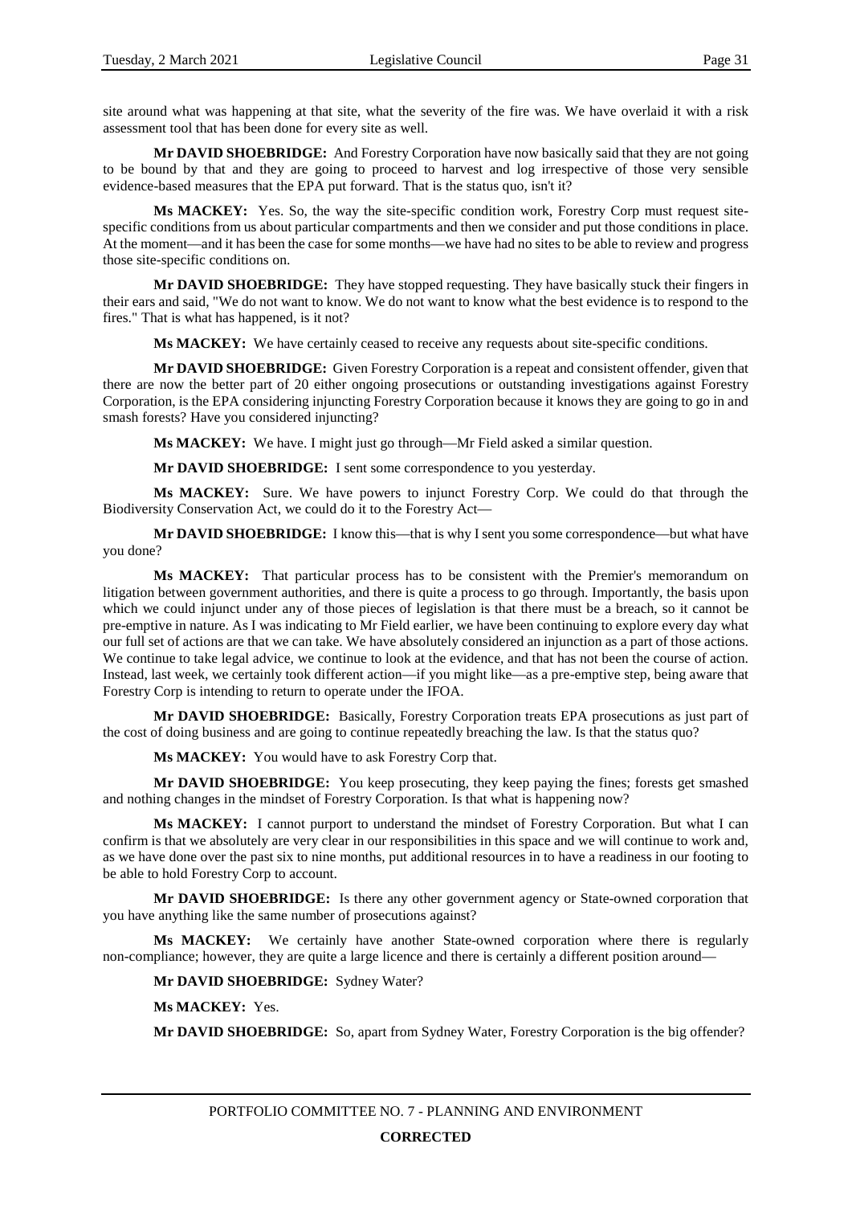site around what was happening at that site, what the severity of the fire was. We have overlaid it with a risk assessment tool that has been done for every site as well.

**Mr DAVID SHOEBRIDGE:** And Forestry Corporation have now basically said that they are not going to be bound by that and they are going to proceed to harvest and log irrespective of those very sensible evidence-based measures that the EPA put forward. That is the status quo, isn't it?

**Ms MACKEY:** Yes. So, the way the site-specific condition work, Forestry Corp must request site-specific conditions from us about particular compartments and then we consider and put those conditions in place. At the moment—and it has been the case for some months—we have had no sites to be able to review and progress those site-specific conditions on.

**Mr DAVID SHOEBRIDGE:** They have stopped requesting. They have basically stuck their fingers in their ears and said, "We do not want to know. We do not want to know what the best evidence is to respond to the fires." That is what has happened, is it not?

**Ms MACKEY:** We have certainly ceased to receive any requests about site-specific conditions.

**Mr DAVID SHOEBRIDGE:** Given Forestry Corporation is a repeat and consistent offender, given that there are now the better part of 20 either ongoing prosecutions or outstanding investigations against Forestry Corporation, is the EPA considering injuncting Forestry Corporation because it knows they are going to go in and smash forests? Have you considered injuncting?

**Ms MACKEY:** We have. I might just go through—Mr Field asked a similar question.

**Mr DAVID SHOEBRIDGE:** I sent some correspondence to you yesterday.

**Ms MACKEY:** Sure. We have powers to injunct Forestry Corp. We could do that through the Biodiversity Conservation Act, we could do it to the Forestry Act—

**Mr DAVID SHOEBRIDGE:** I know this—that is why I sent you some correspondence—but what have you done?

**Ms MACKEY:** That particular process has to be consistent with the Premier's memorandum on litigation between government authorities, and there is quite a process to go through. Importantly, the basis upon which we could injunct under any of those pieces of legislation is that there must be a breach, so it cannot be pre-emptive in nature. As I was indicating to Mr Field earlier, we have been continuing to explore every day what our full set of actions are that we can take. We have absolutely considered an injunction as a part of those actions. We continue to take legal advice, we continue to look at the evidence, and that has not been the course of action. Instead, last week, we certainly took different action—if you might like—as a pre-emptive step, being aware that Forestry Corp is intending to return to operate under the IFOA.

**Mr DAVID SHOEBRIDGE:** Basically, Forestry Corporation treats EPA prosecutions as just part of the cost of doing business and are going to continue repeatedly breaching the law. Is that the status quo?

**Ms MACKEY:** You would have to ask Forestry Corp that.

**Mr DAVID SHOEBRIDGE:** You keep prosecuting, they keep paying the fines; forests get smashed and nothing changes in the mindset of Forestry Corporation. Is that what is happening now?

**Ms MACKEY:** I cannot purport to understand the mindset of Forestry Corporation. But what I can confirm is that we absolutely are very clear in our responsibilities in this space and we will continue to work and, as we have done over the past six to nine months, put additional resources in to have a readiness in our footing to be able to hold Forestry Corp to account.

**Mr DAVID SHOEBRIDGE:** Is there any other government agency or State-owned corporation that you have anything like the same number of prosecutions against?

**Ms MACKEY:** We certainly have another State-owned corporation where there is regularly non-compliance; however, they are quite a large licence and there is certainly a different position around—

**Mr DAVID SHOEBRIDGE:** Sydney Water?

**Ms MACKEY:** Yes.

**Mr DAVID SHOEBRIDGE:** So, apart from Sydney Water, Forestry Corporation is the big offender?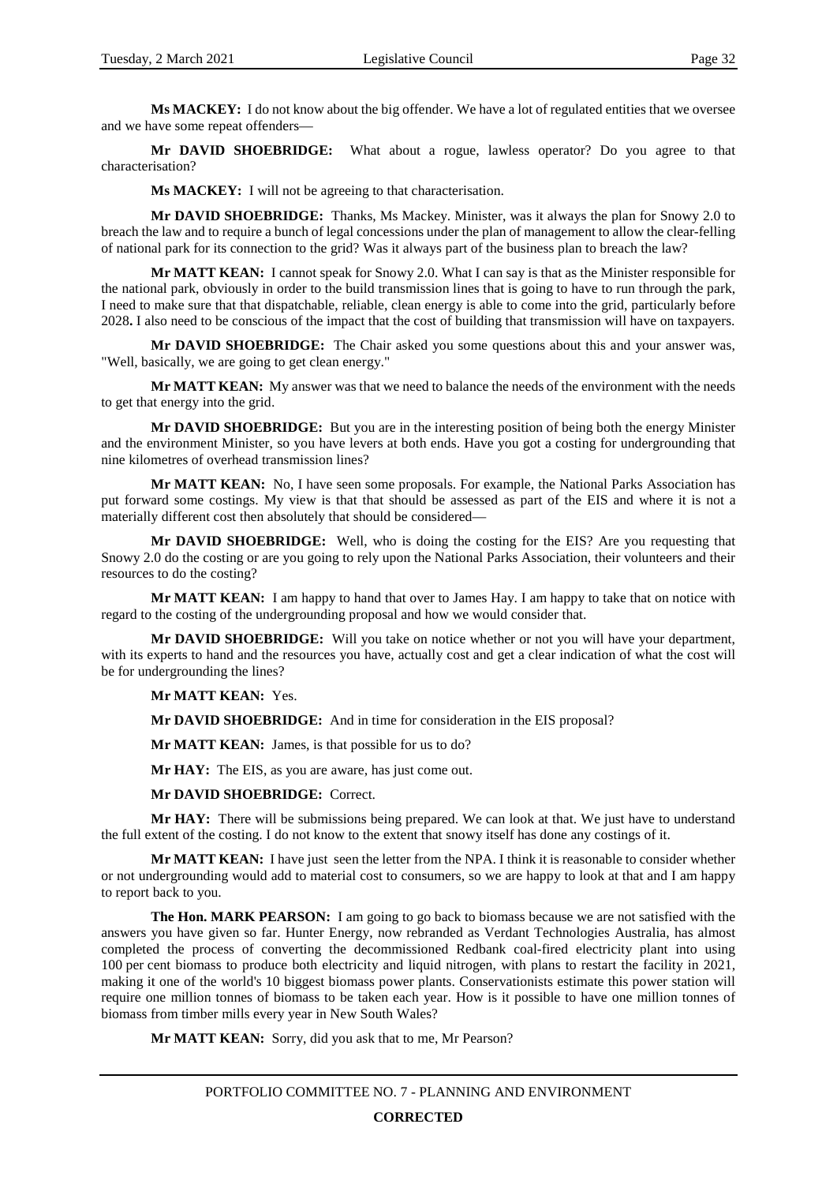**Ms MACKEY:** I do not know about the big offender. We have a lot of regulated entities that we oversee and we have some repeat offenders—

**Mr DAVID SHOEBRIDGE:** What about a rogue, lawless operator? Do you agree to that characterisation?

**Ms MACKEY:** I will not be agreeing to that characterisation.

**Mr DAVID SHOEBRIDGE:** Thanks, Ms Mackey. Minister, was it always the plan for Snowy 2.0 to breach the law and to require a bunch of legal concessions under the plan of management to allow the clear-felling of national park for its connection to the grid? Was it always part of the business plan to breach the law?

**Mr MATT KEAN:** I cannot speak for Snowy 2.0. What I can say is that as the Minister responsible for the national park, obviously in order to the build transmission lines that is going to have to run through the park, I need to make sure that that dispatchable, reliable, clean energy is able to come into the grid, particularly before 2028**.** I also need to be conscious of the impact that the cost of building that transmission will have on taxpayers.

**Mr DAVID SHOEBRIDGE:** The Chair asked you some questions about this and your answer was, "Well, basically, we are going to get clean energy."

**Mr MATT KEAN:** My answer was that we need to balance the needs of the environment with the needs to get that energy into the grid.

**Mr DAVID SHOEBRIDGE:** But you are in the interesting position of being both the energy Minister and the environment Minister, so you have levers at both ends. Have you got a costing for undergrounding that nine kilometres of overhead transmission lines?

**Mr MATT KEAN:** No, I have seen some proposals. For example, the National Parks Association has put forward some costings. My view is that that should be assessed as part of the EIS and where it is not a materially different cost then absolutely that should be considered—

**Mr DAVID SHOEBRIDGE:** Well, who is doing the costing for the EIS? Are you requesting that Snowy 2.0 do the costing or are you going to rely upon the National Parks Association, their volunteers and their resources to do the costing?

**Mr MATT KEAN:** I am happy to hand that over to James Hay. I am happy to take that on notice with regard to the costing of the undergrounding proposal and how we would consider that.

**Mr DAVID SHOEBRIDGE:** Will you take on notice whether or not you will have your department, with its experts to hand and the resources you have, actually cost and get a clear indication of what the cost will be for undergrounding the lines?

**Mr MATT KEAN:** Yes.

**Mr DAVID SHOEBRIDGE:** And in time for consideration in the EIS proposal?

**Mr MATT KEAN:** James, is that possible for us to do?

**Mr HAY:** The EIS, as you are aware, has just come out.

**Mr DAVID SHOEBRIDGE:** Correct.

**Mr HAY:** There will be submissions being prepared. We can look at that. We just have to understand the full extent of the costing. I do not know to the extent that snowy itself has done any costings of it.

**Mr MATT KEAN:** I have just seen the letter from the NPA. I think it is reasonable to consider whether or not undergrounding would add to material cost to consumers, so we are happy to look at that and I am happy to report back to you.

**The Hon. MARK PEARSON:** I am going to go back to biomass because we are not satisfied with the answers you have given so far. Hunter Energy, now rebranded as Verdant Technologies Australia, has almost completed the process of converting the decommissioned Redbank coal-fired electricity plant into using 100 per cent biomass to produce both electricity and liquid nitrogen, with plans to restart the facility in 2021, making it one of the world's 10 biggest biomass power plants. Conservationists estimate this power station will require one million tonnes of biomass to be taken each year. How is it possible to have one million tonnes of biomass from timber mills every year in New South Wales?

**Mr MATT KEAN:** Sorry, did you ask that to me, Mr Pearson?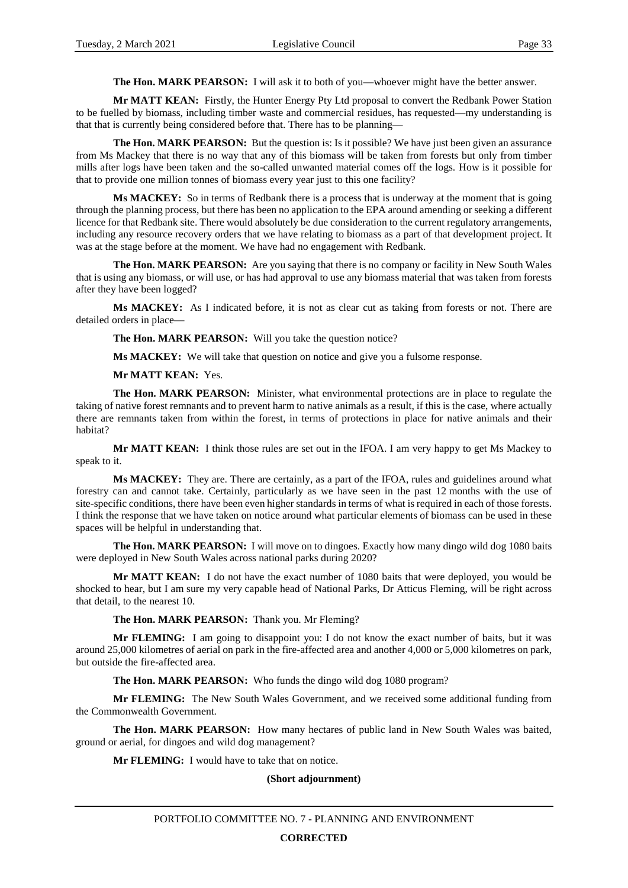**The Hon. MARK PEARSON:** I will ask it to both of you—whoever might have the better answer.

**Mr MATT KEAN:** Firstly, the Hunter Energy Pty Ltd proposal to convert the Redbank Power Station to be fuelled by biomass, including timber waste and commercial residues, has requested—my understanding is that that is currently being considered before that. There has to be planning—

**The Hon. MARK PEARSON:** But the question is: Is it possible? We have just been given an assurance from Ms Mackey that there is no way that any of this biomass will be taken from forests but only from timber mills after logs have been taken and the so-called unwanted material comes off the logs. How is it possible for that to provide one million tonnes of biomass every year just to this one facility?

**Ms MACKEY:** So in terms of Redbank there is a process that is underway at the moment that is going through the planning process, but there has been no application to the EPA around amending or seeking a different licence for that Redbank site. There would absolutely be due consideration to the current regulatory arrangements, including any resource recovery orders that we have relating to biomass as a part of that development project. It was at the stage before at the moment. We have had no engagement with Redbank.

**The Hon. MARK PEARSON:** Are you saying that there is no company or facility in New South Wales that is using any biomass, or will use, or has had approval to use any biomass material that was taken from forests after they have been logged?

**Ms MACKEY:** As I indicated before, it is not as clear cut as taking from forests or not. There are detailed orders in place—

**The Hon. MARK PEARSON:** Will you take the question notice?

**Ms MACKEY:** We will take that question on notice and give you a fulsome response.

**Mr MATT KEAN:** Yes.

**The Hon. MARK PEARSON:** Minister, what environmental protections are in place to regulate the taking of native forest remnants and to prevent harm to native animals as a result, if this is the case, where actually there are remnants taken from within the forest, in terms of protections in place for native animals and their habitat?

**Mr MATT KEAN:** I think those rules are set out in the IFOA. I am very happy to get Ms Mackey to speak to it.

**Ms MACKEY:** They are. There are certainly, as a part of the IFOA, rules and guidelines around what forestry can and cannot take. Certainly, particularly as we have seen in the past 12 months with the use of site-specific conditions, there have been even higher standards in terms of what is required in each of those forests. I think the response that we have taken on notice around what particular elements of biomass can be used in these spaces will be helpful in understanding that.

**The Hon. MARK PEARSON:** I will move on to dingoes. Exactly how many dingo wild dog 1080 baits were deployed in New South Wales across national parks during 2020?

**Mr MATT KEAN:** I do not have the exact number of 1080 baits that were deployed, you would be shocked to hear, but I am sure my very capable head of National Parks, Dr Atticus Fleming, will be right across that detail, to the nearest 10.

**The Hon. MARK PEARSON:** Thank you. Mr Fleming?

**Mr FLEMING:** I am going to disappoint you: I do not know the exact number of baits, but it was around 25,000 kilometres of aerial on park in the fire-affected area and another 4,000 or 5,000 kilometres on park, but outside the fire-affected area.

**The Hon. MARK PEARSON:** Who funds the dingo wild dog 1080 program?

**Mr FLEMING:** The New South Wales Government, and we received some additional funding from the Commonwealth Government.

**The Hon. MARK PEARSON:** How many hectares of public land in New South Wales was baited, ground or aerial, for dingoes and wild dog management?

**Mr FLEMING:** I would have to take that on notice.

**(Short adjournment)**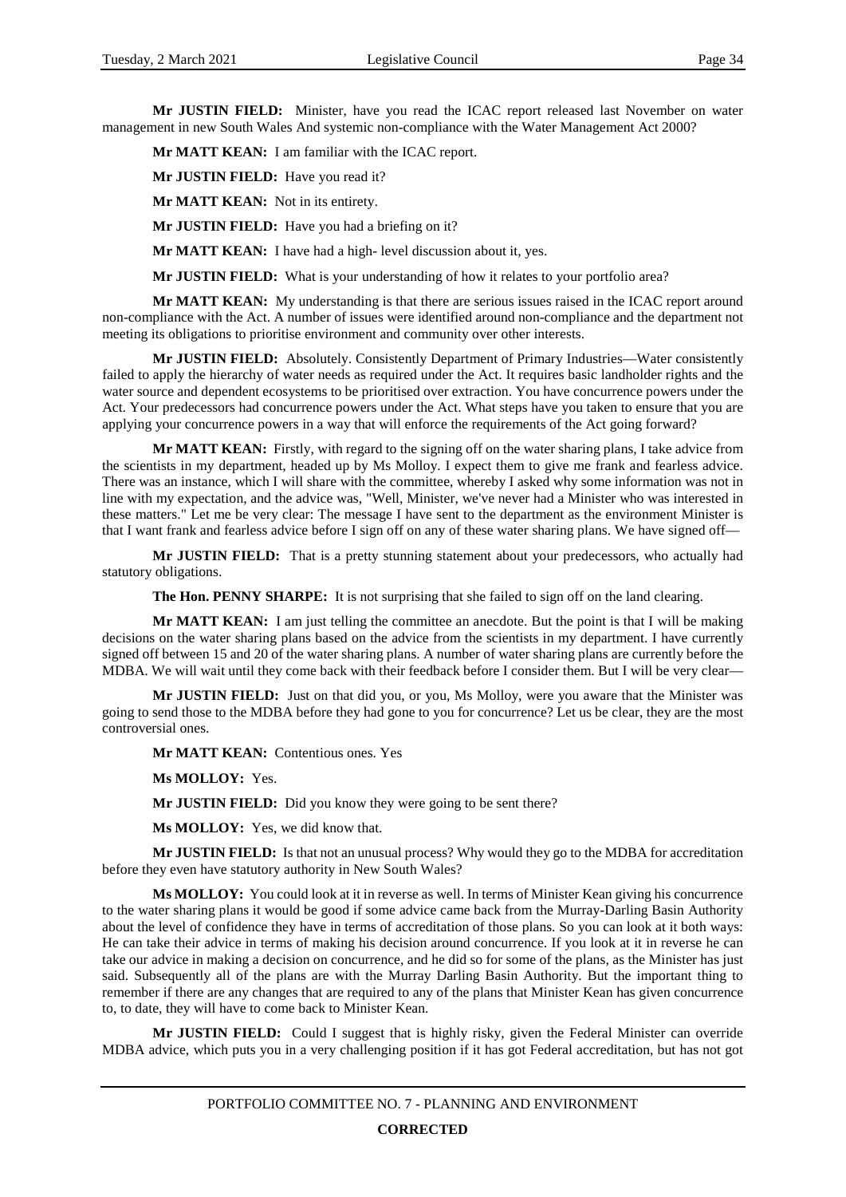**Mr JUSTIN FIELD:** Minister, have you read the ICAC report released last November on water management in new South Wales And systemic non-compliance with the Water Management Act 2000?

**Mr MATT KEAN:** I am familiar with the ICAC report.

**Mr JUSTIN FIELD:** Have you read it?

**Mr MATT KEAN:** Not in its entirety.

**Mr JUSTIN FIELD:** Have you had a briefing on it?

**Mr MATT KEAN:** I have had a high- level discussion about it, yes.

**Mr JUSTIN FIELD:** What is your understanding of how it relates to your portfolio area?

**Mr MATT KEAN:** My understanding is that there are serious issues raised in the ICAC report around non-compliance with the Act. A number of issues were identified around non-compliance and the department not meeting its obligations to prioritise environment and community over other interests.

**Mr JUSTIN FIELD:** Absolutely. Consistently Department of Primary Industries—Water consistently failed to apply the hierarchy of water needs as required under the Act. It requires basic landholder rights and the water source and dependent ecosystems to be prioritised over extraction. You have concurrence powers under the Act. Your predecessors had concurrence powers under the Act. What steps have you taken to ensure that you are applying your concurrence powers in a way that will enforce the requirements of the Act going forward?

**Mr MATT KEAN:** Firstly, with regard to the signing off on the water sharing plans, I take advice from the scientists in my department, headed up by Ms Molloy. I expect them to give me frank and fearless advice. There was an instance, which I will share with the committee, whereby I asked why some information was not in line with my expectation, and the advice was, "Well, Minister, we've never had a Minister who was interested in these matters." Let me be very clear: The message I have sent to the department as the environment Minister is that I want frank and fearless advice before I sign off on any of these water sharing plans. We have signed off—

**Mr JUSTIN FIELD:** That is a pretty stunning statement about your predecessors, who actually had statutory obligations.

**The Hon. PENNY SHARPE:** It is not surprising that she failed to sign off on the land clearing.

**Mr MATT KEAN:** I am just telling the committee an anecdote. But the point is that I will be making decisions on the water sharing plans based on the advice from the scientists in my department. I have currently signed off between 15 and 20 of the water sharing plans. A number of water sharing plans are currently before the MDBA. We will wait until they come back with their feedback before I consider them. But I will be very clear—

**Mr JUSTIN FIELD:** Just on that did you, or you, Ms Molloy, were you aware that the Minister was going to send those to the MDBA before they had gone to you for concurrence? Let us be clear, they are the most controversial ones.

**Mr MATT KEAN:** Contentious ones. Yes

**Ms MOLLOY:** Yes.

**Mr JUSTIN FIELD:** Did you know they were going to be sent there?

**Ms MOLLOY:** Yes, we did know that.

**Mr JUSTIN FIELD:** Is that not an unusual process? Why would they go to the MDBA for accreditation before they even have statutory authority in New South Wales?

**Ms MOLLOY:** You could look at it in reverse as well. In terms of Minister Kean giving his concurrence to the water sharing plans it would be good if some advice came back from the Murray-Darling Basin Authority about the level of confidence they have in terms of accreditation of those plans. So you can look at it both ways: He can take their advice in terms of making his decision around concurrence. If you look at it in reverse he can take our advice in making a decision on concurrence, and he did so for some of the plans, as the Minister has just said. Subsequently all of the plans are with the Murray Darling Basin Authority. But the important thing to remember if there are any changes that are required to any of the plans that Minister Kean has given concurrence to, to date, they will have to come back to Minister Kean.

**Mr JUSTIN FIELD:** Could I suggest that is highly risky, given the Federal Minister can override MDBA advice, which puts you in a very challenging position if it has got Federal accreditation, but has not got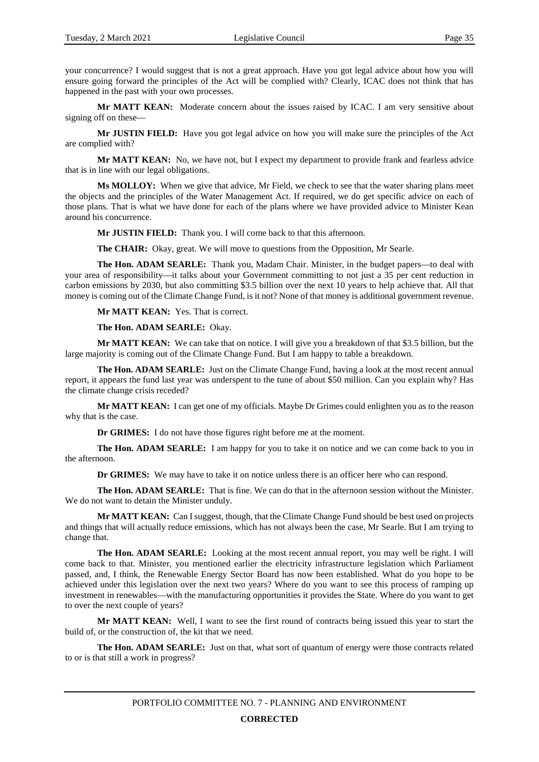your concurrence? I would suggest that is not a great approach. Have you got legal advice about how you will ensure going forward the principles of the Act will be complied with? Clearly, ICAC does not think that has happened in the past with your own processes.

**Mr MATT KEAN:** Moderate concern about the issues raised by ICAC. I am very sensitive about signing off on these—

**Mr JUSTIN FIELD:** Have you got legal advice on how you will make sure the principles of the Act are complied with?

**Mr MATT KEAN:** No, we have not, but I expect my department to provide frank and fearless advice that is in line with our legal obligations.

**Ms MOLLOY:** When we give that advice, Mr Field, we check to see that the water sharing plans meet the objects and the principles of the Water Management Act. If required, we do get specific advice on each of those plans. That is what we have done for each of the plans where we have provided advice to Minister Kean around his concurrence.

**Mr JUSTIN FIELD:** Thank you. I will come back to that this afternoon.

**The CHAIR:** Okay, great. We will move to questions from the Opposition, Mr Searle.

**The Hon. ADAM SEARLE:** Thank you, Madam Chair. Minister, in the budget papers—to deal with your area of responsibility—it talks about your Government committing to not just a 35 per cent reduction in carbon emissions by 2030, but also committing $3.5 billion over the next 10 years to help achieve that. All that money is coming out of the Climate Change Fund, is it not? None of that money is additional government revenue.

**Mr MATT KEAN:** Yes. That is correct.

**The Hon. ADAM SEARLE:** Okay.

**Mr MATT KEAN:** We can take that on notice. I will give you a breakdown of that $3.5 billion, but the large majority is coming out of the Climate Change Fund. But I am happy to table a breakdown.

**The Hon. ADAM SEARLE:** Just on the Climate Change Fund, having a look at the most recent annual report, it appears the fund last year was underspent to the tune of about $50 million. Can you explain why? Has the climate change crisis receded?

**Mr MATT KEAN:** I can get one of my officials. Maybe Dr Grimes could enlighten you as to the reason why that is the case.

**Dr GRIMES:** I do not have those figures right before me at the moment.

**The Hon. ADAM SEARLE:** I am happy for you to take it on notice and we can come back to you in the afternoon.

**Dr GRIMES:** We may have to take it on notice unless there is an officer here who can respond.

**The Hon. ADAM SEARLE:** That is fine. We can do that in the afternoon session without the Minister. We do not want to detain the Minister unduly.

**Mr MATT KEAN:** Can I suggest, though, that the Climate Change Fund should be best used on projects and things that will actually reduce emissions, which has not always been the case, Mr Searle. But I am trying to change that.

**The Hon. ADAM SEARLE:** Looking at the most recent annual report, you may well be right. I will come back to that. Minister, you mentioned earlier the electricity infrastructure legislation which Parliament passed, and, I think, the Renewable Energy Sector Board has now been established. What do you hope to be achieved under this legislation over the next two years? Where do you want to see this process of ramping up investment in renewables—with the manufacturing opportunities it provides the State. Where do you want to get to over the next couple of years?

**Mr MATT KEAN:** Well, I want to see the first round of contracts being issued this year to start the build of, or the construction of, the kit that we need.

**The Hon. ADAM SEARLE:** Just on that, what sort of quantum of energy were those contracts related to or is that still a work in progress?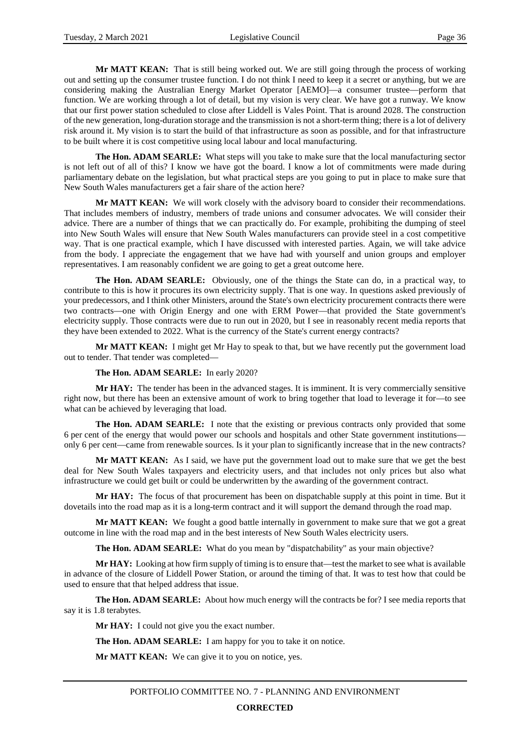**Mr MATT KEAN:** That is still being worked out. We are still going through the process of working out and setting up the consumer trustee function. I do not think I need to keep it a secret or anything, but we are considering making the Australian Energy Market Operator [AEMO]—a consumer trustee—perform that function. We are working through a lot of detail, but my vision is very clear. We have got a runway. We know that our first power station scheduled to close after Liddell is Vales Point. That is around 2028. The construction of the new generation, long-duration storage and the transmission is not a short-term thing; there is a lot of delivery risk around it. My vision is to start the build of that infrastructure as soon as possible, and for that infrastructure to be built where it is cost competitive using local labour and local manufacturing.

**The Hon. ADAM SEARLE:** What steps will you take to make sure that the local manufacturing sector is not left out of all of this? I know we have got the board. I know a lot of commitments were made during parliamentary debate on the legislation, but what practical steps are you going to put in place to make sure that New South Wales manufacturers get a fair share of the action here?

**Mr MATT KEAN:** We will work closely with the advisory board to consider their recommendations. That includes members of industry, members of trade unions and consumer advocates. We will consider their advice. There are a number of things that we can practically do. For example, prohibiting the dumping of steel into New South Wales will ensure that New South Wales manufacturers can provide steel in a cost competitive way. That is one practical example, which I have discussed with interested parties. Again, we will take advice from the body. I appreciate the engagement that we have had with yourself and union groups and employer representatives. I am reasonably confident we are going to get a great outcome here.

**The Hon. ADAM SEARLE:** Obviously, one of the things the State can do, in a practical way, to contribute to this is how it procures its own electricity supply. That is one way. In questions asked previously of your predecessors, and I think other Ministers, around the State's own electricity procurement contracts there were two contracts—one with Origin Energy and one with ERM Power—that provided the State government's electricity supply. Those contracts were due to run out in 2020, but I see in reasonably recent media reports that they have been extended to 2022. What is the currency of the State's current energy contracts?

**Mr MATT KEAN:** I might get Mr Hay to speak to that, but we have recently put the government load out to tender. That tender was completed—

**The Hon. ADAM SEARLE:** In early 2020?

**Mr HAY:** The tender has been in the advanced stages. It is imminent. It is very commercially sensitive right now, but there has been an extensive amount of work to bring together that load to leverage it for—to see what can be achieved by leveraging that load.

**The Hon. ADAM SEARLE:** I note that the existing or previous contracts only provided that some 6 per cent of the energy that would power our schools and hospitals and other State government institutions—only 6 per cent—came from renewable sources. Is it your plan to significantly increase that in the new contracts?

**Mr MATT KEAN:** As I said, we have put the government load out to make sure that we get the best deal for New South Wales taxpayers and electricity users, and that includes not only prices but also what infrastructure we could get built or could be underwritten by the awarding of the government contract.

**Mr HAY:** The focus of that procurement has been on dispatchable supply at this point in time. But it dovetails into the road map as it is a long-term contract and it will support the demand through the road map.

**Mr MATT KEAN:** We fought a good battle internally in government to make sure that we got a great outcome in line with the road map and in the best interests of New South Wales electricity users.

**The Hon. ADAM SEARLE:** What do you mean by "dispatchability" as your main objective?

**Mr HAY:** Looking at how firm supply of timing is to ensure that—test the market to see what is available in advance of the closure of Liddell Power Station, or around the timing of that. It was to test how that could be used to ensure that that helped address that issue.

**The Hon. ADAM SEARLE:** About how much energy will the contracts be for? I see media reports that say it is 1.8 terabytes.

**Mr HAY:** I could not give you the exact number.

**The Hon. ADAM SEARLE:** I am happy for you to take it on notice.

**Mr MATT KEAN:** We can give it to you on notice, yes.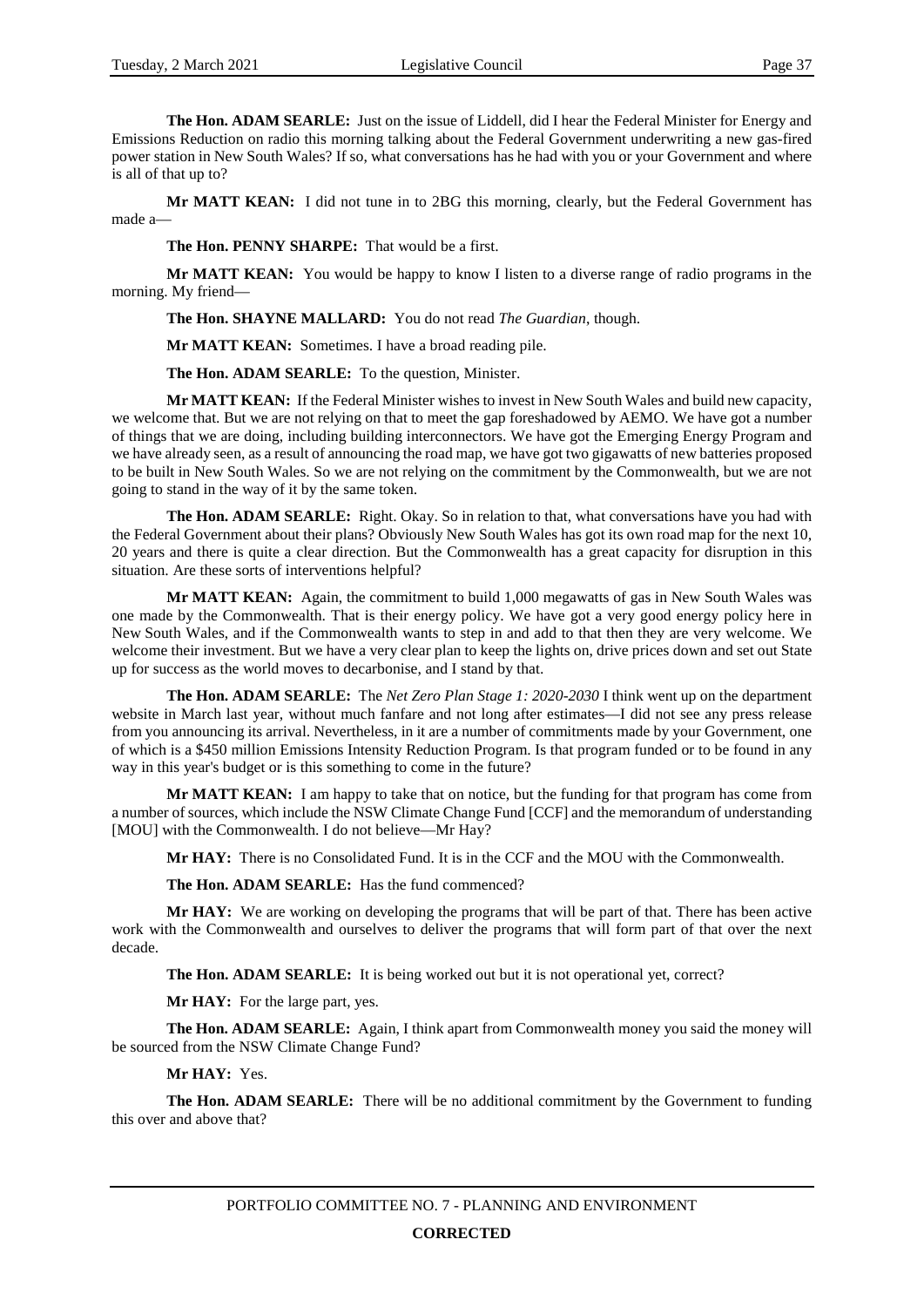**The Hon. ADAM SEARLE:** Just on the issue of Liddell, did I hear the Federal Minister for Energy and Emissions Reduction on radio this morning talking about the Federal Government underwriting a new gas-fired power station in New South Wales? If so, what conversations has he had with you or your Government and where is all of that up to?

**Mr MATT KEAN:** I did not tune in to 2BG this morning, clearly, but the Federal Government has made a—

**The Hon. PENNY SHARPE:** That would be a first.

**Mr MATT KEAN:** You would be happy to know I listen to a diverse range of radio programs in the morning. My friend—

**The Hon. SHAYNE MALLARD:** You do not read *The Guardian*, though.

**Mr MATT KEAN:** Sometimes. I have a broad reading pile.

**The Hon. ADAM SEARLE:** To the question, Minister.

**Mr MATT KEAN:** If the Federal Minister wishes to invest in New South Wales and build new capacity, we welcome that. But we are not relying on that to meet the gap foreshadowed by AEMO. We have got a number of things that we are doing, including building interconnectors. We have got the Emerging Energy Program and we have already seen, as a result of announcing the road map, we have got two gigawatts of new batteries proposed to be built in New South Wales. So we are not relying on the commitment by the Commonwealth, but we are not going to stand in the way of it by the same token.

**The Hon. ADAM SEARLE:** Right. Okay. So in relation to that, what conversations have you had with the Federal Government about their plans? Obviously New South Wales has got its own road map for the next 10, 20 years and there is quite a clear direction. But the Commonwealth has a great capacity for disruption in this situation. Are these sorts of interventions helpful?

**Mr MATT KEAN:** Again, the commitment to build 1,000 megawatts of gas in New South Wales was one made by the Commonwealth. That is their energy policy. We have got a very good energy policy here in New South Wales, and if the Commonwealth wants to step in and add to that then they are very welcome. We welcome their investment. But we have a very clear plan to keep the lights on, drive prices down and set out State up for success as the world moves to decarbonise, and I stand by that.

**The Hon. ADAM SEARLE:** The *Net Zero Plan Stage 1: 2020-2030* I think went up on the department website in March last year, without much fanfare and not long after estimates—I did not see any press release from you announcing its arrival. Nevertheless, in it are a number of commitments made by your Government, one of which is a $450 million Emissions Intensity Reduction Program. Is that program funded or to be found in any way in this year's budget or is this something to come in the future?

**Mr MATT KEAN:** I am happy to take that on notice, but the funding for that program has come from a number of sources, which include the NSW Climate Change Fund [CCF] and the memorandum of understanding [MOU] with the Commonwealth. I do not believe—Mr Hay?

**Mr HAY:** There is no Consolidated Fund. It is in the CCF and the MOU with the Commonwealth.

**The Hon. ADAM SEARLE:** Has the fund commenced?

**Mr HAY:** We are working on developing the programs that will be part of that. There has been active work with the Commonwealth and ourselves to deliver the programs that will form part of that over the next decade.

**The Hon. ADAM SEARLE:** It is being worked out but it is not operational yet, correct?

**Mr HAY:** For the large part, yes.

**The Hon. ADAM SEARLE:** Again, I think apart from Commonwealth money you said the money will be sourced from the NSW Climate Change Fund?

**Mr HAY:** Yes.

**The Hon. ADAM SEARLE:** There will be no additional commitment by the Government to funding this over and above that?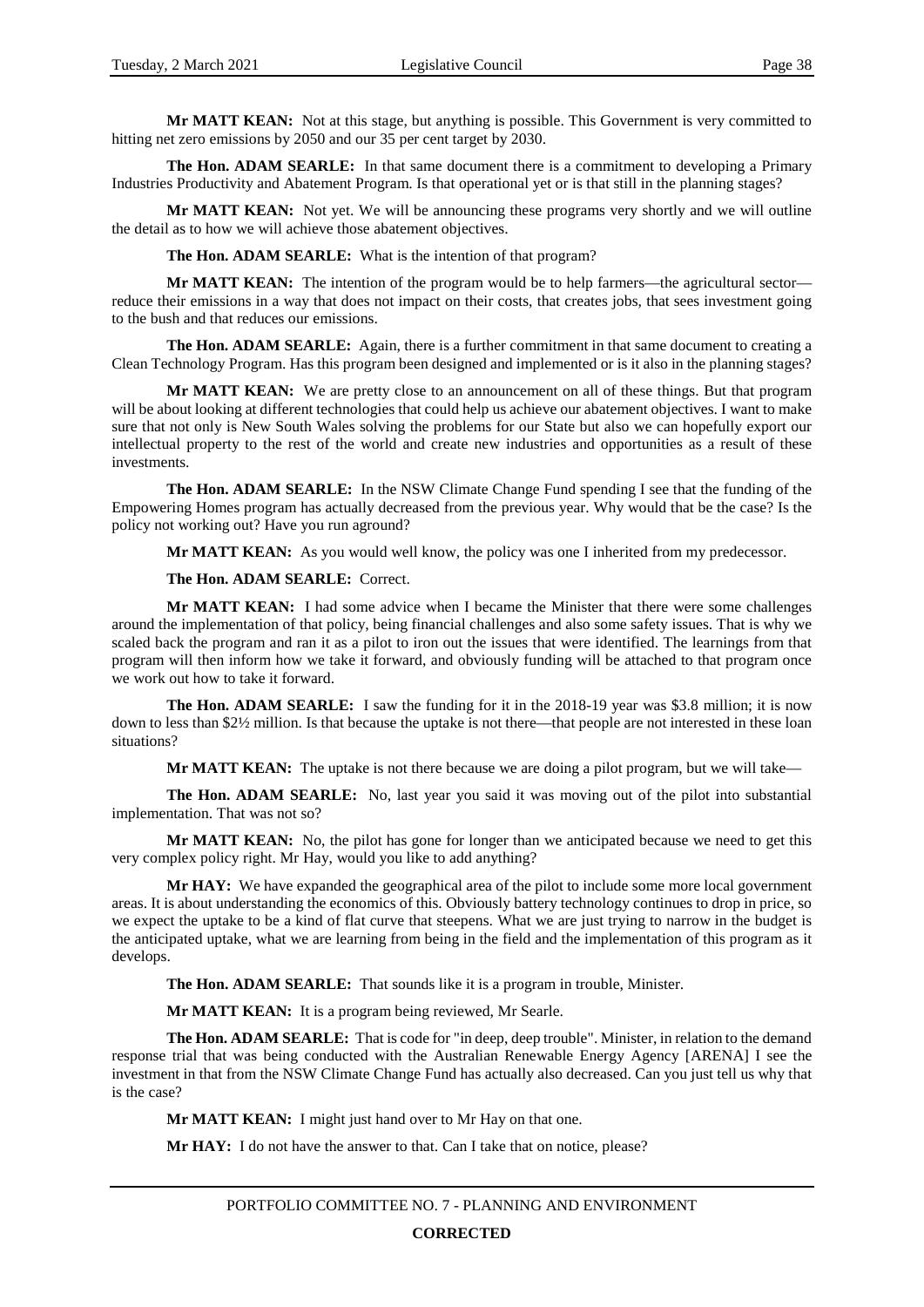**Mr MATT KEAN:** Not at this stage, but anything is possible. This Government is very committed to hitting net zero emissions by 2050 and our 35 per cent target by 2030.

**The Hon. ADAM SEARLE:** In that same document there is a commitment to developing a Primary Industries Productivity and Abatement Program. Is that operational yet or is that still in the planning stages?

**Mr MATT KEAN:** Not yet. We will be announcing these programs very shortly and we will outline the detail as to how we will achieve those abatement objectives.

**The Hon. ADAM SEARLE:** What is the intention of that program?

**Mr MATT KEAN:** The intention of the program would be to help farmers—the agricultural sector—reduce their emissions in a way that does not impact on their costs, that creates jobs, that sees investment going to the bush and that reduces our emissions.

**The Hon. ADAM SEARLE:** Again, there is a further commitment in that same document to creating a Clean Technology Program. Has this program been designed and implemented or is it also in the planning stages?

**Mr MATT KEAN:** We are pretty close to an announcement on all of these things. But that program will be about looking at different technologies that could help us achieve our abatement objectives. I want to make sure that not only is New South Wales solving the problems for our State but also we can hopefully export our intellectual property to the rest of the world and create new industries and opportunities as a result of these investments.

**The Hon. ADAM SEARLE:** In the NSW Climate Change Fund spending I see that the funding of the Empowering Homes program has actually decreased from the previous year. Why would that be the case? Is the policy not working out? Have you run aground?

**Mr MATT KEAN:** As you would well know, the policy was one I inherited from my predecessor.

**The Hon. ADAM SEARLE:** Correct.

**Mr MATT KEAN:** I had some advice when I became the Minister that there were some challenges around the implementation of that policy, being financial challenges and also some safety issues. That is why we scaled back the program and ran it as a pilot to iron out the issues that were identified. The learnings from that program will then inform how we take it forward, and obviously funding will be attached to that program once we work out how to take it forward.

**The Hon. ADAM SEARLE:** I saw the funding for it in the 2018-19 year was $3.8 million; it is now down to less than $2½ million. Is that because the uptake is not there—that people are not interested in these loan situations?

**Mr MATT KEAN:** The uptake is not there because we are doing a pilot program, but we will take—

**The Hon. ADAM SEARLE:** No, last year you said it was moving out of the pilot into substantial implementation. That was not so?

**Mr MATT KEAN:** No, the pilot has gone for longer than we anticipated because we need to get this very complex policy right. Mr Hay, would you like to add anything?

**Mr HAY:** We have expanded the geographical area of the pilot to include some more local government areas. It is about understanding the economics of this. Obviously battery technology continues to drop in price, so we expect the uptake to be a kind of flat curve that steepens. What we are just trying to narrow in the budget is the anticipated uptake, what we are learning from being in the field and the implementation of this program as it develops.

**The Hon. ADAM SEARLE:** That sounds like it is a program in trouble, Minister.

**Mr MATT KEAN:** It is a program being reviewed, Mr Searle.

**The Hon. ADAM SEARLE:** That is code for "in deep, deep trouble". Minister, in relation to the demand response trial that was being conducted with the Australian Renewable Energy Agency [ARENA] I see the investment in that from the NSW Climate Change Fund has actually also decreased. Can you just tell us why that is the case?

**Mr MATT KEAN:** I might just hand over to Mr Hay on that one.

**Mr HAY:** I do not have the answer to that. Can I take that on notice, please?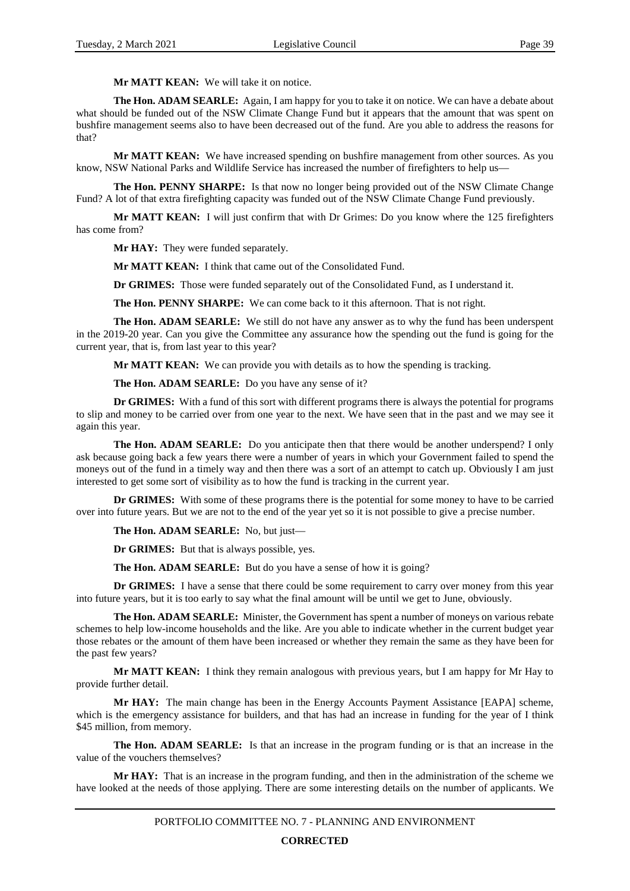**Mr MATT KEAN:** We will take it on notice.

**The Hon. ADAM SEARLE:** Again, I am happy for you to take it on notice. We can have a debate about what should be funded out of the NSW Climate Change Fund but it appears that the amount that was spent on bushfire management seems also to have been decreased out of the fund. Are you able to address the reasons for that?

**Mr MATT KEAN:** We have increased spending on bushfire management from other sources. As you know, NSW National Parks and Wildlife Service has increased the number of firefighters to help us—

**The Hon. PENNY SHARPE:** Is that now no longer being provided out of the NSW Climate Change Fund? A lot of that extra firefighting capacity was funded out of the NSW Climate Change Fund previously.

**Mr MATT KEAN:** I will just confirm that with Dr Grimes: Do you know where the 125 firefighters has come from?

**Mr HAY:** They were funded separately.

**Mr MATT KEAN:** I think that came out of the Consolidated Fund.

**Dr GRIMES:** Those were funded separately out of the Consolidated Fund, as I understand it.

**The Hon. PENNY SHARPE:** We can come back to it this afternoon. That is not right.

**The Hon. ADAM SEARLE:** We still do not have any answer as to why the fund has been underspent in the 2019-20 year. Can you give the Committee any assurance how the spending out the fund is going for the current year, that is, from last year to this year?

**Mr MATT KEAN:** We can provide you with details as to how the spending is tracking.

**The Hon. ADAM SEARLE:** Do you have any sense of it?

**Dr GRIMES:** With a fund of this sort with different programs there is always the potential for programs to slip and money to be carried over from one year to the next. We have seen that in the past and we may see it again this year.

**The Hon. ADAM SEARLE:** Do you anticipate then that there would be another underspend? I only ask because going back a few years there were a number of years in which your Government failed to spend the moneys out of the fund in a timely way and then there was a sort of an attempt to catch up. Obviously I am just interested to get some sort of visibility as to how the fund is tracking in the current year.

**Dr GRIMES:** With some of these programs there is the potential for some money to have to be carried over into future years. But we are not to the end of the year yet so it is not possible to give a precise number.

**The Hon. ADAM SEARLE:** No, but just—

**Dr GRIMES:** But that is always possible, yes.

**The Hon. ADAM SEARLE:** But do you have a sense of how it is going?

**Dr GRIMES:** I have a sense that there could be some requirement to carry over money from this year into future years, but it is too early to say what the final amount will be until we get to June, obviously.

**The Hon. ADAM SEARLE:** Minister, the Government has spent a number of moneys on various rebate schemes to help low-income households and the like. Are you able to indicate whether in the current budget year those rebates or the amount of them have been increased or whether they remain the same as they have been for the past few years?

**Mr MATT KEAN:** I think they remain analogous with previous years, but I am happy for Mr Hay to provide further detail.

**Mr HAY:** The main change has been in the Energy Accounts Payment Assistance [EAPA] scheme, which is the emergency assistance for builders, and that has had an increase in funding for the year of I think $45 million, from memory.

**The Hon. ADAM SEARLE:** Is that an increase in the program funding or is that an increase in the value of the vouchers themselves?

**Mr HAY:** That is an increase in the program funding, and then in the administration of the scheme we have looked at the needs of those applying. There are some interesting details on the number of applicants. We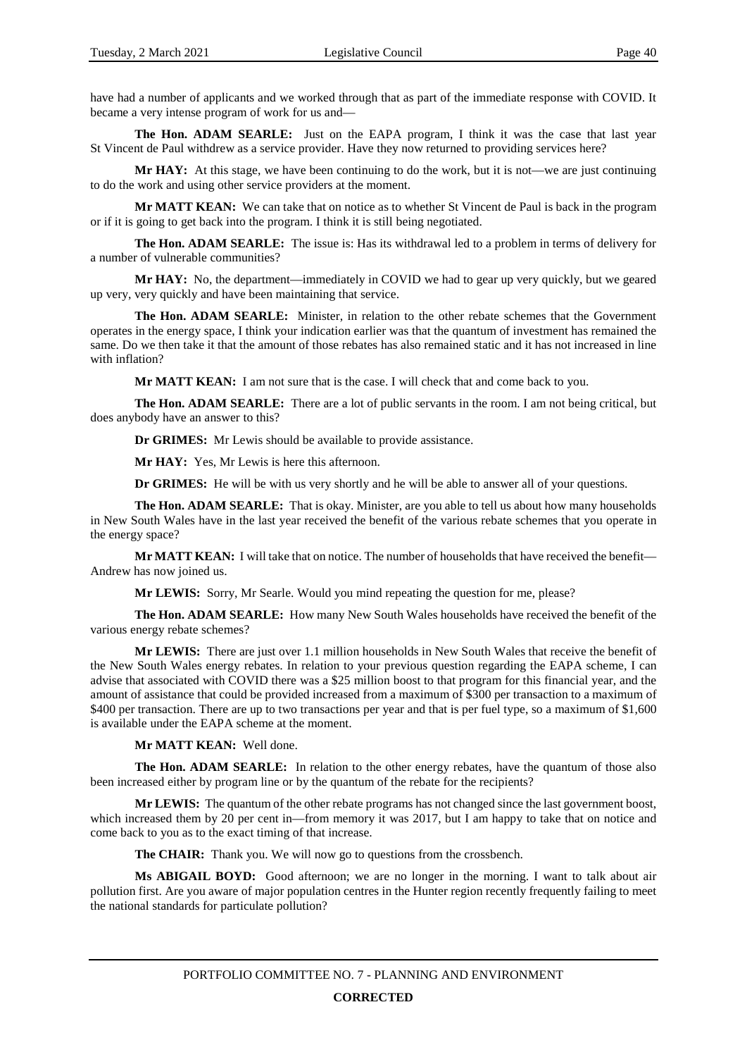have had a number of applicants and we worked through that as part of the immediate response with COVID. It became a very intense program of work for us and—

**The Hon. ADAM SEARLE:** Just on the EAPA program, I think it was the case that last year St Vincent de Paul withdrew as a service provider. Have they now returned to providing services here?

**Mr HAY:** At this stage, we have been continuing to do the work, but it is not—we are just continuing to do the work and using other service providers at the moment.

**Mr MATT KEAN:** We can take that on notice as to whether St Vincent de Paul is back in the program or if it is going to get back into the program. I think it is still being negotiated.

**The Hon. ADAM SEARLE:** The issue is: Has its withdrawal led to a problem in terms of delivery for a number of vulnerable communities?

**Mr HAY:** No, the department—immediately in COVID we had to gear up very quickly, but we geared up very, very quickly and have been maintaining that service.

**The Hon. ADAM SEARLE:** Minister, in relation to the other rebate schemes that the Government operates in the energy space, I think your indication earlier was that the quantum of investment has remained the same. Do we then take it that the amount of those rebates has also remained static and it has not increased in line with inflation?

**Mr MATT KEAN:** I am not sure that is the case. I will check that and come back to you.

**The Hon. ADAM SEARLE:** There are a lot of public servants in the room. I am not being critical, but does anybody have an answer to this?

**Dr GRIMES:** Mr Lewis should be available to provide assistance.

**Mr HAY:** Yes, Mr Lewis is here this afternoon.

**Dr GRIMES:** He will be with us very shortly and he will be able to answer all of your questions.

**The Hon. ADAM SEARLE:** That is okay. Minister, are you able to tell us about how many households in New South Wales have in the last year received the benefit of the various rebate schemes that you operate in the energy space?

**Mr MATT KEAN:** I will take that on notice. The number of households that have received the benefit—Andrew has now joined us.

**Mr LEWIS:** Sorry, Mr Searle. Would you mind repeating the question for me, please?

**The Hon. ADAM SEARLE:** How many New South Wales households have received the benefit of the various energy rebate schemes?

**Mr LEWIS:** There are just over 1.1 million households in New South Wales that receive the benefit of the New South Wales energy rebates. In relation to your previous question regarding the EAPA scheme, I can advise that associated with COVID there was a $25 million boost to that program for this financial year, and the amount of assistance that could be provided increased from a maximum of $300 per transaction to a maximum of $400 per transaction. There are up to two transactions per year and that is per fuel type, so a maximum of $1,600 is available under the EAPA scheme at the moment.

**Mr MATT KEAN:** Well done.

**The Hon. ADAM SEARLE:** In relation to the other energy rebates, have the quantum of those also been increased either by program line or by the quantum of the rebate for the recipients?

**Mr LEWIS:** The quantum of the other rebate programs has not changed since the last government boost, which increased them by 20 per cent in—from memory it was 2017, but I am happy to take that on notice and come back to you as to the exact timing of that increase.

**The CHAIR:** Thank you. We will now go to questions from the crossbench.

**Ms ABIGAIL BOYD:** Good afternoon; we are no longer in the morning. I want to talk about air pollution first. Are you aware of major population centres in the Hunter region recently frequently failing to meet the national standards for particulate pollution?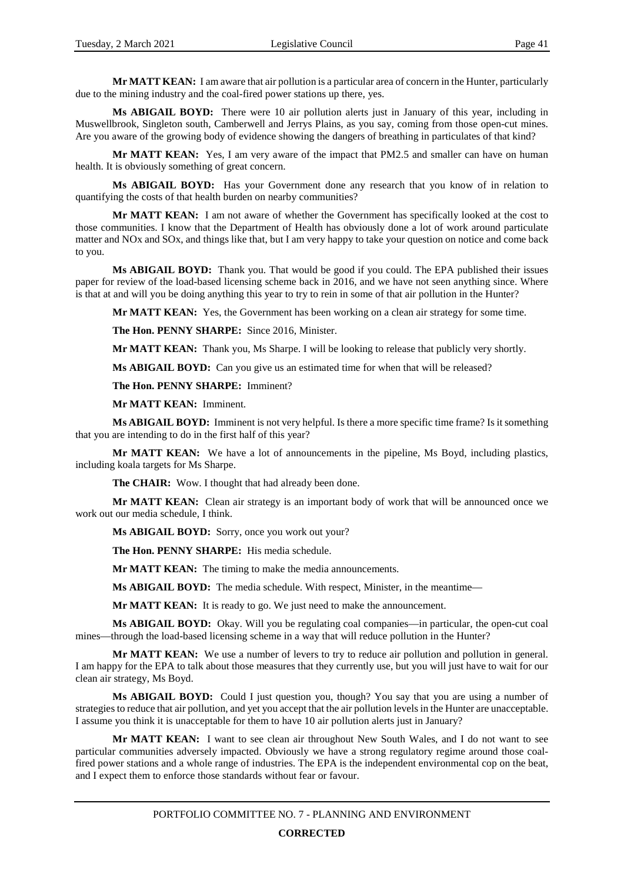**Mr MATT KEAN:** I am aware that air pollution is a particular area of concern in the Hunter, particularly due to the mining industry and the coal-fired power stations up there, yes.

**Ms ABIGAIL BOYD:** There were 10 air pollution alerts just in January of this year, including in Muswellbrook, Singleton south, Camberwell and Jerrys Plains, as you say, coming from those open-cut mines. Are you aware of the growing body of evidence showing the dangers of breathing in particulates of that kind?

**Mr MATT KEAN:** Yes, I am very aware of the impact that PM2.5 and smaller can have on human health. It is obviously something of great concern.

**Ms ABIGAIL BOYD:** Has your Government done any research that you know of in relation to quantifying the costs of that health burden on nearby communities?

**Mr MATT KEAN:** I am not aware of whether the Government has specifically looked at the cost to those communities. I know that the Department of Health has obviously done a lot of work around particulate matter and NOx and SOx, and things like that, but I am very happy to take your question on notice and come back to you.

**Ms ABIGAIL BOYD:** Thank you. That would be good if you could. The EPA published their issues paper for review of the load-based licensing scheme back in 2016, and we have not seen anything since. Where is that at and will you be doing anything this year to try to rein in some of that air pollution in the Hunter?

**Mr MATT KEAN:** Yes, the Government has been working on a clean air strategy for some time.

**The Hon. PENNY SHARPE:** Since 2016, Minister.

**Mr MATT KEAN:** Thank you, Ms Sharpe. I will be looking to release that publicly very shortly.

**Ms ABIGAIL BOYD:** Can you give us an estimated time for when that will be released?

**The Hon. PENNY SHARPE:** Imminent?

**Mr MATT KEAN:** Imminent.

**Ms ABIGAIL BOYD:** Imminent is not very helpful. Is there a more specific time frame? Is it something that you are intending to do in the first half of this year?

**Mr MATT KEAN:** We have a lot of announcements in the pipeline, Ms Boyd, including plastics, including koala targets for Ms Sharpe.

**The CHAIR:** Wow. I thought that had already been done.

**Mr MATT KEAN:** Clean air strategy is an important body of work that will be announced once we work out our media schedule, I think.

**Ms ABIGAIL BOYD:** Sorry, once you work out your?

**The Hon. PENNY SHARPE:** His media schedule.

**Mr MATT KEAN:** The timing to make the media announcements.

**Ms ABIGAIL BOYD:** The media schedule. With respect, Minister, in the meantime—

**Mr MATT KEAN:** It is ready to go. We just need to make the announcement.

**Ms ABIGAIL BOYD:** Okay. Will you be regulating coal companies—in particular, the open-cut coal mines—through the load-based licensing scheme in a way that will reduce pollution in the Hunter?

**Mr MATT KEAN:** We use a number of levers to try to reduce air pollution and pollution in general. I am happy for the EPA to talk about those measures that they currently use, but you will just have to wait for our clean air strategy, Ms Boyd.

**Ms ABIGAIL BOYD:** Could I just question you, though? You say that you are using a number of strategies to reduce that air pollution, and yet you accept that the air pollution levels in the Hunter are unacceptable. I assume you think it is unacceptable for them to have 10 air pollution alerts just in January?

**Mr MATT KEAN:** I want to see clean air throughout New South Wales, and I do not want to see particular communities adversely impacted. Obviously we have a strong regulatory regime around those coal-fired power stations and a whole range of industries. The EPA is the independent environmental cop on the beat, and I expect them to enforce those standards without fear or favour.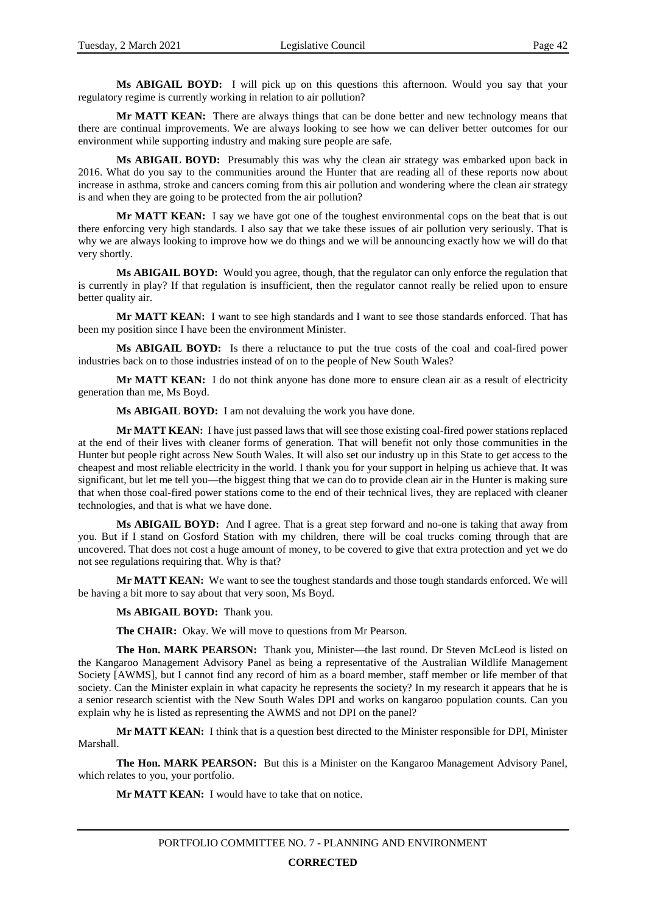**Ms ABIGAIL BOYD:** I will pick up on this questions this afternoon. Would you say that your regulatory regime is currently working in relation to air pollution?

**Mr MATT KEAN:** There are always things that can be done better and new technology means that there are continual improvements. We are always looking to see how we can deliver better outcomes for our environment while supporting industry and making sure people are safe.

**Ms ABIGAIL BOYD:** Presumably this was why the clean air strategy was embarked upon back in 2016. What do you say to the communities around the Hunter that are reading all of these reports now about increase in asthma, stroke and cancers coming from this air pollution and wondering where the clean air strategy is and when they are going to be protected from the air pollution?

**Mr MATT KEAN:** I say we have got one of the toughest environmental cops on the beat that is out there enforcing very high standards. I also say that we take these issues of air pollution very seriously. That is why we are always looking to improve how we do things and we will be announcing exactly how we will do that very shortly.

**Ms ABIGAIL BOYD:** Would you agree, though, that the regulator can only enforce the regulation that is currently in play? If that regulation is insufficient, then the regulator cannot really be relied upon to ensure better quality air.

**Mr MATT KEAN:** I want to see high standards and I want to see those standards enforced. That has been my position since I have been the environment Minister.

**Ms ABIGAIL BOYD:** Is there a reluctance to put the true costs of the coal and coal-fired power industries back on to those industries instead of on to the people of New South Wales?

**Mr MATT KEAN:** I do not think anyone has done more to ensure clean air as a result of electricity generation than me, Ms Boyd.

**Ms ABIGAIL BOYD:** I am not devaluing the work you have done.

**Mr MATT KEAN:** I have just passed laws that will see those existing coal-fired power stations replaced at the end of their lives with cleaner forms of generation. That will benefit not only those communities in the Hunter but people right across New South Wales. It will also set our industry up in this State to get access to the cheapest and most reliable electricity in the world. I thank you for your support in helping us achieve that. It was significant, but let me tell you—the biggest thing that we can do to provide clean air in the Hunter is making sure that when those coal-fired power stations come to the end of their technical lives, they are replaced with cleaner technologies, and that is what we have done.

**Ms ABIGAIL BOYD:** And I agree. That is a great step forward and no-one is taking that away from you. But if I stand on Gosford Station with my children, there will be coal trucks coming through that are uncovered. That does not cost a huge amount of money, to be covered to give that extra protection and yet we do not see regulations requiring that. Why is that?

**Mr MATT KEAN:** We want to see the toughest standards and those tough standards enforced. We will be having a bit more to say about that very soon, Ms Boyd.

**Ms ABIGAIL BOYD:** Thank you.

**The CHAIR:** Okay. We will move to questions from Mr Pearson.

**The Hon. MARK PEARSON:** Thank you, Minister—the last round. Dr Steven McLeod is listed on the Kangaroo Management Advisory Panel as being a representative of the Australian Wildlife Management Society [AWMS], but I cannot find any record of him as a board member, staff member or life member of that society. Can the Minister explain in what capacity he represents the society? In my research it appears that he is a senior research scientist with the New South Wales DPI and works on kangaroo population counts. Can you explain why he is listed as representing the AWMS and not DPI on the panel?

**Mr MATT KEAN:** I think that is a question best directed to the Minister responsible for DPI, Minister Marshall.

**The Hon. MARK PEARSON:** But this is a Minister on the Kangaroo Management Advisory Panel, which relates to you, your portfolio.

**Mr MATT KEAN:** I would have to take that on notice.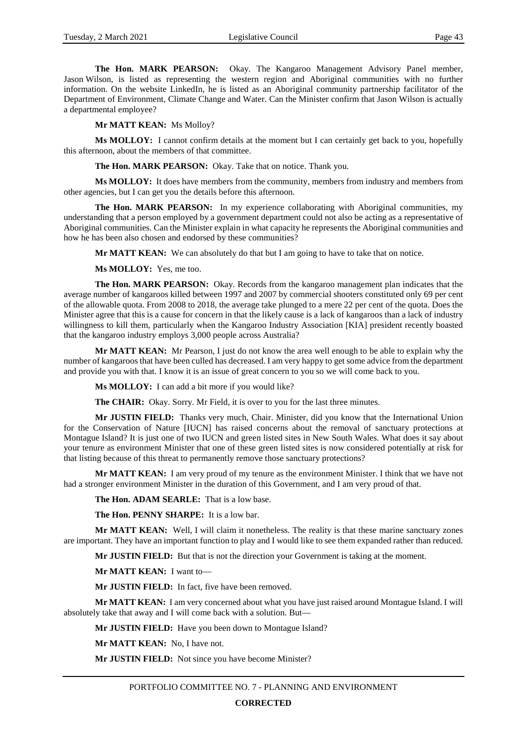**The Hon. MARK PEARSON:** Okay. The Kangaroo Management Advisory Panel member, Jason Wilson, is listed as representing the western region and Aboriginal communities with no further information. On the website LinkedIn, he is listed as an Aboriginal community partnership facilitator of the Department of Environment, Climate Change and Water. Can the Minister confirm that Jason Wilson is actually a departmental employee?

**Mr MATT KEAN:** Ms Molloy?

**Ms MOLLOY:** I cannot confirm details at the moment but I can certainly get back to you, hopefully this afternoon, about the members of that committee.

**The Hon. MARK PEARSON:** Okay. Take that on notice. Thank you.

**Ms MOLLOY:** It does have members from the community, members from industry and members from other agencies, but I can get you the details before this afternoon.

**The Hon. MARK PEARSON:** In my experience collaborating with Aboriginal communities, my understanding that a person employed by a government department could not also be acting as a representative of Aboriginal communities. Can the Minister explain in what capacity he represents the Aboriginal communities and how he has been also chosen and endorsed by these communities?

**Mr MATT KEAN:** We can absolutely do that but I am going to have to take that on notice.

**Ms MOLLOY:** Yes, me too.

**The Hon. MARK PEARSON:** Okay. Records from the kangaroo management plan indicates that the average number of kangaroos killed between 1997 and 2007 by commercial shooters constituted only 69 per cent of the allowable quota. From 2008 to 2018, the average take plunged to a mere 22 per cent of the quota. Does the Minister agree that this is a cause for concern in that the likely cause is a lack of kangaroos than a lack of industry willingness to kill them, particularly when the Kangaroo Industry Association [KIA] president recently boasted that the kangaroo industry employs 3,000 people across Australia?

**Mr MATT KEAN:** Mr Pearson, I just do not know the area well enough to be able to explain why the number of kangaroos that have been culled has decreased. I am very happy to get some advice from the department and provide you with that. I know it is an issue of great concern to you so we will come back to you.

**Ms MOLLOY:** I can add a bit more if you would like?

**The CHAIR:** Okay. Sorry. Mr Field, it is over to you for the last three minutes.

**Mr JUSTIN FIELD:** Thanks very much, Chair. Minister, did you know that the International Union for the Conservation of Nature [IUCN] has raised concerns about the removal of sanctuary protections at Montague Island? It is just one of two IUCN and green listed sites in New South Wales. What does it say about your tenure as environment Minister that one of these green listed sites is now considered potentially at risk for that listing because of this threat to permanently remove those sanctuary protections?

**Mr MATT KEAN:** I am very proud of my tenure as the environment Minister. I think that we have not had a stronger environment Minister in the duration of this Government, and I am very proud of that.

**The Hon. ADAM SEARLE:** That is a low base.

**The Hon. PENNY SHARPE:** It is a low bar.

**Mr MATT KEAN:** Well, I will claim it nonetheless. The reality is that these marine sanctuary zones are important. They have an important function to play and I would like to see them expanded rather than reduced.

**Mr JUSTIN FIELD:** But that is not the direction your Government is taking at the moment.

**Mr MATT KEAN:** I want to—

**Mr JUSTIN FIELD:** In fact, five have been removed.

**Mr MATT KEAN:** I am very concerned about what you have just raised around Montague Island. I will absolutely take that away and I will come back with a solution. But—

**Mr JUSTIN FIELD:** Have you been down to Montague Island?

**Mr MATT KEAN:** No, I have not.

**Mr JUSTIN FIELD:** Not since you have become Minister?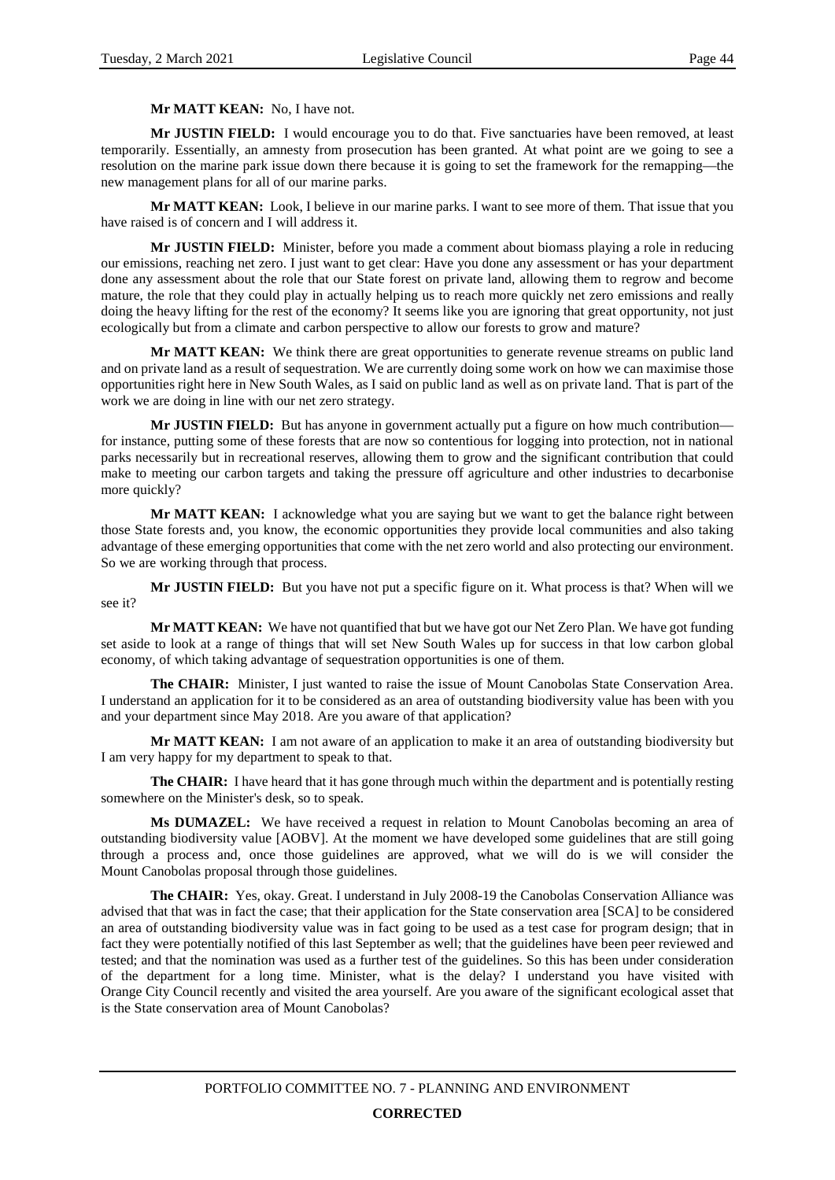**Mr MATT KEAN:** No, I have not.

**Mr JUSTIN FIELD:** I would encourage you to do that. Five sanctuaries have been removed, at least temporarily. Essentially, an amnesty from prosecution has been granted. At what point are we going to see a resolution on the marine park issue down there because it is going to set the framework for the remapping—the new management plans for all of our marine parks.

**Mr MATT KEAN:** Look, I believe in our marine parks. I want to see more of them. That issue that you have raised is of concern and I will address it.

**Mr JUSTIN FIELD:** Minister, before you made a comment about biomass playing a role in reducing our emissions, reaching net zero. I just want to get clear: Have you done any assessment or has your department done any assessment about the role that our State forest on private land, allowing them to regrow and become mature, the role that they could play in actually helping us to reach more quickly net zero emissions and really doing the heavy lifting for the rest of the economy? It seems like you are ignoring that great opportunity, not just ecologically but from a climate and carbon perspective to allow our forests to grow and mature?

**Mr MATT KEAN:** We think there are great opportunities to generate revenue streams on public land and on private land as a result of sequestration. We are currently doing some work on how we can maximise those opportunities right here in New South Wales, as I said on public land as well as on private land. That is part of the work we are doing in line with our net zero strategy.

**Mr JUSTIN FIELD:** But has anyone in government actually put a figure on how much contribution—for instance, putting some of these forests that are now so contentious for logging into protection, not in national parks necessarily but in recreational reserves, allowing them to grow and the significant contribution that could make to meeting our carbon targets and taking the pressure off agriculture and other industries to decarbonise more quickly?

**Mr MATT KEAN:** I acknowledge what you are saying but we want to get the balance right between those State forests and, you know, the economic opportunities they provide local communities and also taking advantage of these emerging opportunities that come with the net zero world and also protecting our environment. So we are working through that process.

**Mr JUSTIN FIELD:** But you have not put a specific figure on it. What process is that? When will we see it?

**Mr MATT KEAN:** We have not quantified that but we have got our Net Zero Plan. We have got funding set aside to look at a range of things that will set New South Wales up for success in that low carbon global economy, of which taking advantage of sequestration opportunities is one of them.

**The CHAIR:** Minister, I just wanted to raise the issue of Mount Canobolas State Conservation Area. I understand an application for it to be considered as an area of outstanding biodiversity value has been with you and your department since May 2018. Are you aware of that application?

**Mr MATT KEAN:** I am not aware of an application to make it an area of outstanding biodiversity but I am very happy for my department to speak to that.

**The CHAIR:** I have heard that it has gone through much within the department and is potentially resting somewhere on the Minister's desk, so to speak.

**Ms DUMAZEL:** We have received a request in relation to Mount Canobolas becoming an area of outstanding biodiversity value [AOBV]. At the moment we have developed some guidelines that are still going through a process and, once those guidelines are approved, what we will do is we will consider the Mount Canobolas proposal through those guidelines.

**The CHAIR:** Yes, okay. Great. I understand in July 2008-19 the Canobolas Conservation Alliance was advised that that was in fact the case; that their application for the State conservation area [SCA] to be considered an area of outstanding biodiversity value was in fact going to be used as a test case for program design; that in fact they were potentially notified of this last September as well; that the guidelines have been peer reviewed and tested; and that the nomination was used as a further test of the guidelines. So this has been under consideration of the department for a long time. Minister, what is the delay? I understand you have visited with Orange City Council recently and visited the area yourself. Are you aware of the significant ecological asset that is the State conservation area of Mount Canobolas?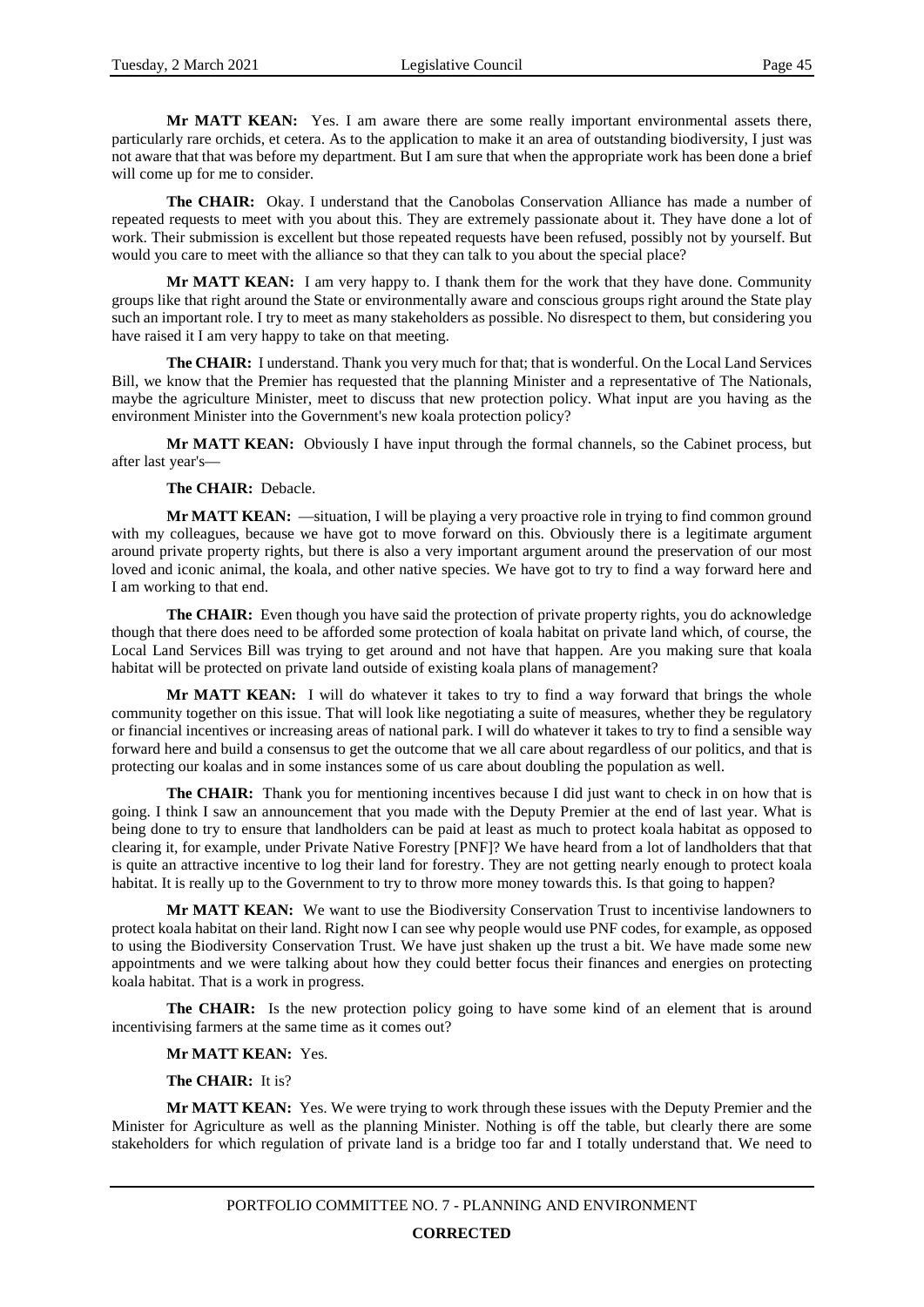**Mr MATT KEAN:** Yes. I am aware there are some really important environmental assets there, particularly rare orchids, et cetera. As to the application to make it an area of outstanding biodiversity, I just was not aware that that was before my department. But I am sure that when the appropriate work has been done a brief will come up for me to consider.

**The CHAIR:** Okay. I understand that the Canobolas Conservation Alliance has made a number of repeated requests to meet with you about this. They are extremely passionate about it. They have done a lot of work. Their submission is excellent but those repeated requests have been refused, possibly not by yourself. But would you care to meet with the alliance so that they can talk to you about the special place?

**Mr MATT KEAN:** I am very happy to. I thank them for the work that they have done. Community groups like that right around the State or environmentally aware and conscious groups right around the State play such an important role. I try to meet as many stakeholders as possible. No disrespect to them, but considering you have raised it I am very happy to take on that meeting.

**The CHAIR:** I understand. Thank you very much for that; that is wonderful. On the Local Land Services Bill, we know that the Premier has requested that the planning Minister and a representative of The Nationals, maybe the agriculture Minister, meet to discuss that new protection policy. What input are you having as the environment Minister into the Government's new koala protection policy?

**Mr MATT KEAN:** Obviously I have input through the formal channels, so the Cabinet process, but after last year's—

**The CHAIR:** Debacle.

**Mr MATT KEAN:** —situation, I will be playing a very proactive role in trying to find common ground with my colleagues, because we have got to move forward on this. Obviously there is a legitimate argument around private property rights, but there is also a very important argument around the preservation of our most loved and iconic animal, the koala, and other native species. We have got to try to find a way forward here and I am working to that end.

**The CHAIR:** Even though you have said the protection of private property rights, you do acknowledge though that there does need to be afforded some protection of koala habitat on private land which, of course, the Local Land Services Bill was trying to get around and not have that happen. Are you making sure that koala habitat will be protected on private land outside of existing koala plans of management?

**Mr MATT KEAN:** I will do whatever it takes to try to find a way forward that brings the whole community together on this issue. That will look like negotiating a suite of measures, whether they be regulatory or financial incentives or increasing areas of national park. I will do whatever it takes to try to find a sensible way forward here and build a consensus to get the outcome that we all care about regardless of our politics, and that is protecting our koalas and in some instances some of us care about doubling the population as well.

**The CHAIR:** Thank you for mentioning incentives because I did just want to check in on how that is going. I think I saw an announcement that you made with the Deputy Premier at the end of last year. What is being done to try to ensure that landholders can be paid at least as much to protect koala habitat as opposed to clearing it, for example, under Private Native Forestry [PNF]? We have heard from a lot of landholders that that is quite an attractive incentive to log their land for forestry. They are not getting nearly enough to protect koala habitat. It is really up to the Government to try to throw more money towards this. Is that going to happen?

**Mr MATT KEAN:** We want to use the Biodiversity Conservation Trust to incentivise landowners to protect koala habitat on their land. Right now I can see why people would use PNF codes, for example, as opposed to using the Biodiversity Conservation Trust. We have just shaken up the trust a bit. We have made some new appointments and we were talking about how they could better focus their finances and energies on protecting koala habitat. That is a work in progress.

**The CHAIR:** Is the new protection policy going to have some kind of an element that is around incentivising farmers at the same time as it comes out?

**Mr MATT KEAN:** Yes.

**The CHAIR:** It is?

**Mr MATT KEAN:** Yes. We were trying to work through these issues with the Deputy Premier and the Minister for Agriculture as well as the planning Minister. Nothing is off the table, but clearly there are some stakeholders for which regulation of private land is a bridge too far and I totally understand that. We need to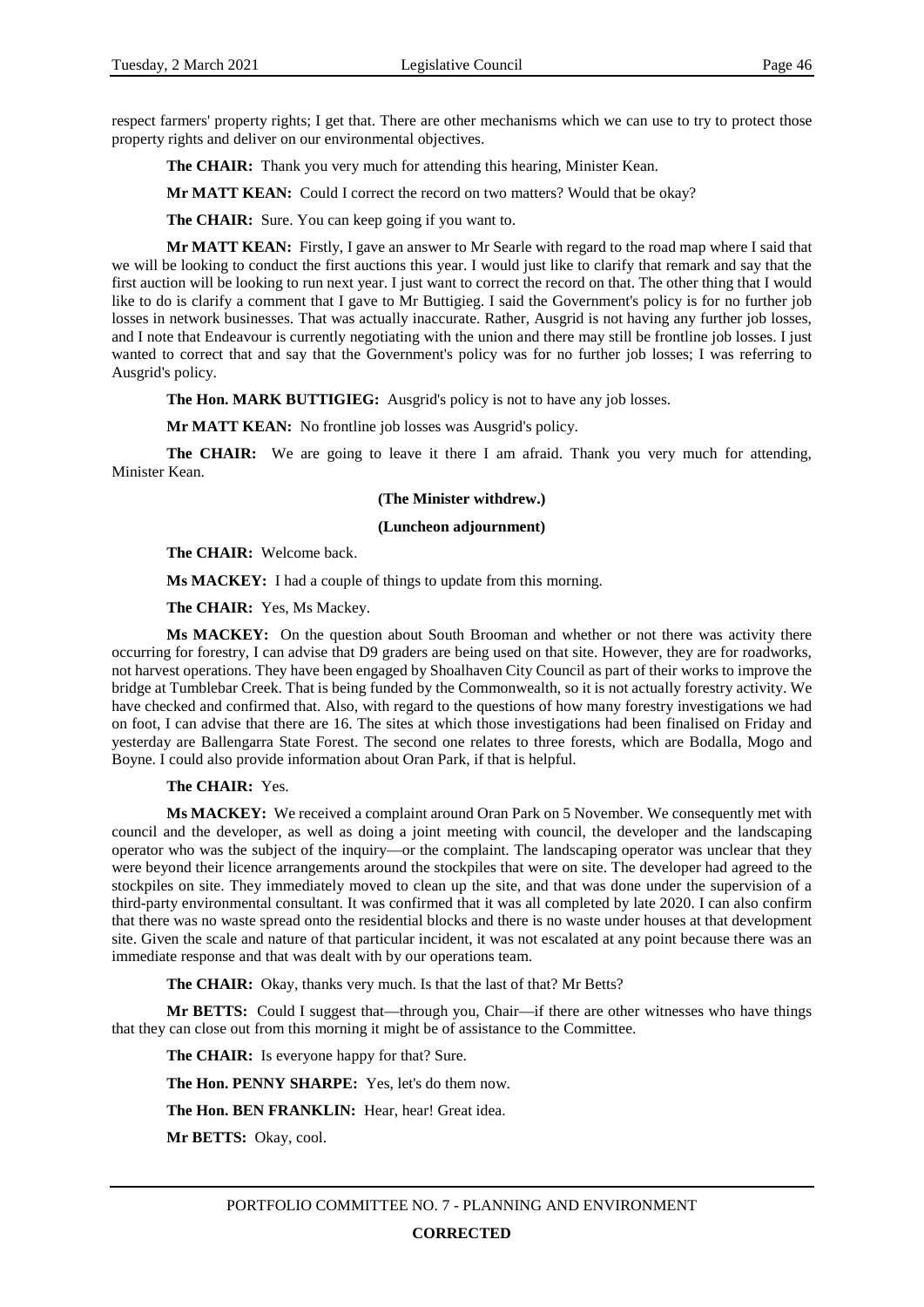respect farmers' property rights; I get that. There are other mechanisms which we can use to try to protect those property rights and deliver on our environmental objectives.

**The CHAIR:** Thank you very much for attending this hearing, Minister Kean.

**Mr MATT KEAN:** Could I correct the record on two matters? Would that be okay?

**The CHAIR:** Sure. You can keep going if you want to.

**Mr MATT KEAN:** Firstly, I gave an answer to Mr Searle with regard to the road map where I said that we will be looking to conduct the first auctions this year. I would just like to clarify that remark and say that the first auction will be looking to run next year. I just want to correct the record on that. The other thing that I would like to do is clarify a comment that I gave to Mr Buttigieg. I said the Government's policy is for no further job losses in network businesses. That was actually inaccurate. Rather, Ausgrid is not having any further job losses, and I note that Endeavour is currently negotiating with the union and there may still be frontline job losses. I just wanted to correct that and say that the Government's policy was for no further job losses; I was referring to Ausgrid's policy.

**The Hon. MARK BUTTIGIEG:** Ausgrid's policy is not to have any job losses.

**Mr MATT KEAN:** No frontline job losses was Ausgrid's policy.

**The CHAIR:** We are going to leave it there I am afraid. Thank you very much for attending, Minister Kean.

**(The Minister withdrew.)**

**(Luncheon adjournment)**

**The CHAIR:** Welcome back.

**Ms MACKEY:** I had a couple of things to update from this morning.

**The CHAIR:** Yes, Ms Mackey.

**Ms MACKEY:** On the question about South Brooman and whether or not there was activity there occurring for forestry, I can advise that D9 graders are being used on that site. However, they are for roadworks, not harvest operations. They have been engaged by Shoalhaven City Council as part of their works to improve the bridge at Tumblebar Creek. That is being funded by the Commonwealth, so it is not actually forestry activity. We have checked and confirmed that. Also, with regard to the questions of how many forestry investigations we had on foot, I can advise that there are 16. The sites at which those investigations had been finalised on Friday and yesterday are Ballengarra State Forest. The second one relates to three forests, which are Bodalla, Mogo and Boyne. I could also provide information about Oran Park, if that is helpful.

**The CHAIR:** Yes.

**Ms MACKEY:** We received a complaint around Oran Park on 5 November. We consequently met with council and the developer, as well as doing a joint meeting with council, the developer and the landscaping operator who was the subject of the inquiry—or the complaint. The landscaping operator was unclear that they were beyond their licence arrangements around the stockpiles that were on site. The developer had agreed to the stockpiles on site. They immediately moved to clean up the site, and that was done under the supervision of a third-party environmental consultant. It was confirmed that it was all completed by late 2020. I can also confirm that there was no waste spread onto the residential blocks and there is no waste under houses at that development site. Given the scale and nature of that particular incident, it was not escalated at any point because there was an immediate response and that was dealt with by our operations team.

**The CHAIR:** Okay, thanks very much. Is that the last of that? Mr Betts?

**Mr BETTS:** Could I suggest that—through you, Chair—if there are other witnesses who have things that they can close out from this morning it might be of assistance to the Committee.

**The CHAIR:** Is everyone happy for that? Sure.

**The Hon. PENNY SHARPE:** Yes, let's do them now.

**The Hon. BEN FRANKLIN:** Hear, hear! Great idea.

**Mr BETTS:** Okay, cool.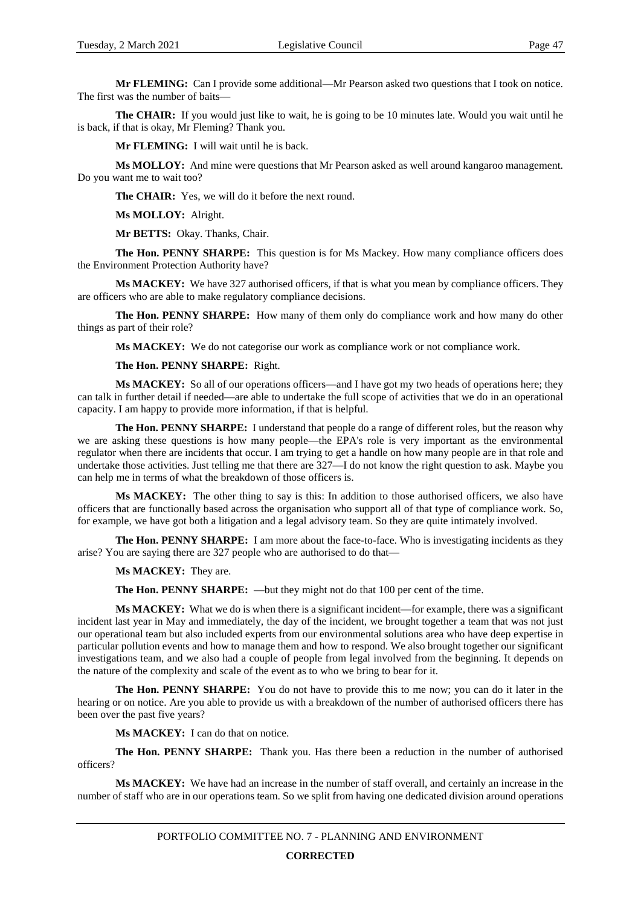**Mr FLEMING:** Can I provide some additional—Mr Pearson asked two questions that I took on notice. The first was the number of baits—

**The CHAIR:** If you would just like to wait, he is going to be 10 minutes late. Would you wait until he is back, if that is okay, Mr Fleming? Thank you.

**Mr FLEMING:** I will wait until he is back.

**Ms MOLLOY:** And mine were questions that Mr Pearson asked as well around kangaroo management. Do you want me to wait too?

**The CHAIR:** Yes, we will do it before the next round.

**Ms MOLLOY:** Alright.

**Mr BETTS:** Okay. Thanks, Chair.

**The Hon. PENNY SHARPE:** This question is for Ms Mackey. How many compliance officers does the Environment Protection Authority have?

**Ms MACKEY:** We have 327 authorised officers, if that is what you mean by compliance officers. They are officers who are able to make regulatory compliance decisions.

**The Hon. PENNY SHARPE:** How many of them only do compliance work and how many do other things as part of their role?

**Ms MACKEY:** We do not categorise our work as compliance work or not compliance work.

**The Hon. PENNY SHARPE:** Right.

**Ms MACKEY:** So all of our operations officers—and I have got my two heads of operations here; they can talk in further detail if needed—are able to undertake the full scope of activities that we do in an operational capacity. I am happy to provide more information, if that is helpful.

**The Hon. PENNY SHARPE:** I understand that people do a range of different roles, but the reason why we are asking these questions is how many people—the EPA's role is very important as the environmental regulator when there are incidents that occur. I am trying to get a handle on how many people are in that role and undertake those activities. Just telling me that there are 327—I do not know the right question to ask. Maybe you can help me in terms of what the breakdown of those officers is.

**Ms MACKEY:** The other thing to say is this: In addition to those authorised officers, we also have officers that are functionally based across the organisation who support all of that type of compliance work. So, for example, we have got both a litigation and a legal advisory team. So they are quite intimately involved.

**The Hon. PENNY SHARPE:** I am more about the face-to-face. Who is investigating incidents as they arise? You are saying there are 327 people who are authorised to do that—

**Ms MACKEY:** They are.

**The Hon. PENNY SHARPE:** —but they might not do that 100 per cent of the time.

**Ms MACKEY:** What we do is when there is a significant incident—for example, there was a significant incident last year in May and immediately, the day of the incident, we brought together a team that was not just our operational team but also included experts from our environmental solutions area who have deep expertise in particular pollution events and how to manage them and how to respond. We also brought together our significant investigations team, and we also had a couple of people from legal involved from the beginning. It depends on the nature of the complexity and scale of the event as to who we bring to bear for it.

**The Hon. PENNY SHARPE:** You do not have to provide this to me now; you can do it later in the hearing or on notice. Are you able to provide us with a breakdown of the number of authorised officers there has been over the past five years?

**Ms MACKEY:** I can do that on notice.

**The Hon. PENNY SHARPE:** Thank you. Has there been a reduction in the number of authorised officers?

**Ms MACKEY:** We have had an increase in the number of staff overall, and certainly an increase in the number of staff who are in our operations team. So we split from having one dedicated division around operations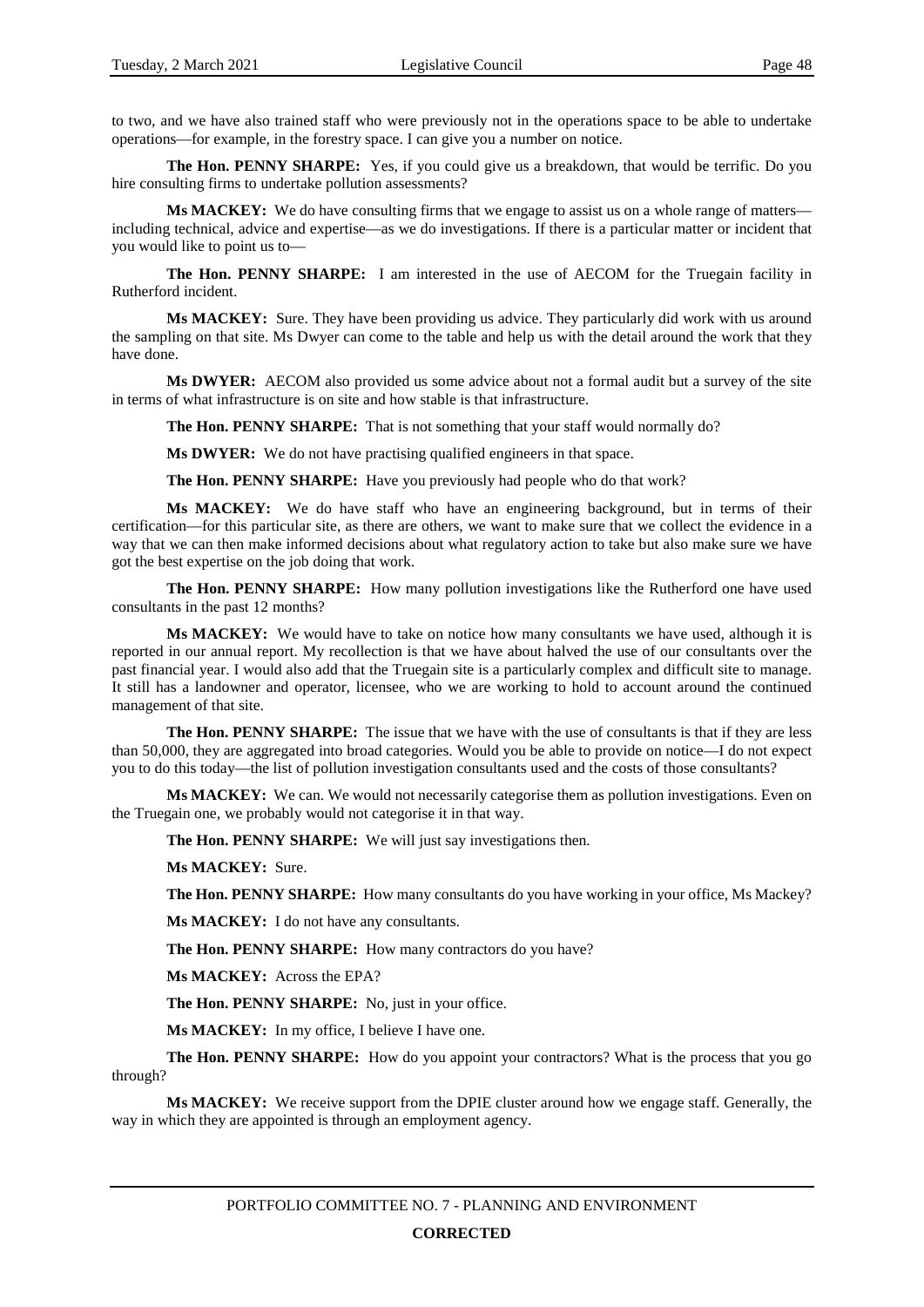to two, and we have also trained staff who were previously not in the operations space to be able to undertake operations—for example, in the forestry space. I can give you a number on notice.

**The Hon. PENNY SHARPE:** Yes, if you could give us a breakdown, that would be terrific. Do you hire consulting firms to undertake pollution assessments?

**Ms MACKEY:** We do have consulting firms that we engage to assist us on a whole range of matters—including technical, advice and expertise—as we do investigations. If there is a particular matter or incident that you would like to point us to—

**The Hon. PENNY SHARPE:** I am interested in the use of AECOM for the Truegain facility in Rutherford incident.

**Ms MACKEY:** Sure. They have been providing us advice. They particularly did work with us around the sampling on that site. Ms Dwyer can come to the table and help us with the detail around the work that they have done.

**Ms DWYER:** AECOM also provided us some advice about not a formal audit but a survey of the site in terms of what infrastructure is on site and how stable is that infrastructure.

**The Hon. PENNY SHARPE:** That is not something that your staff would normally do?

**Ms DWYER:** We do not have practising qualified engineers in that space.

**The Hon. PENNY SHARPE:** Have you previously had people who do that work?

**Ms MACKEY:** We do have staff who have an engineering background, but in terms of their certification—for this particular site, as there are others, we want to make sure that we collect the evidence in a way that we can then make informed decisions about what regulatory action to take but also make sure we have got the best expertise on the job doing that work.

**The Hon. PENNY SHARPE:** How many pollution investigations like the Rutherford one have used consultants in the past 12 months?

**Ms MACKEY:** We would have to take on notice how many consultants we have used, although it is reported in our annual report. My recollection is that we have about halved the use of our consultants over the past financial year. I would also add that the Truegain site is a particularly complex and difficult site to manage. It still has a landowner and operator, licensee, who we are working to hold to account around the continued management of that site.

**The Hon. PENNY SHARPE:** The issue that we have with the use of consultants is that if they are less than 50,000, they are aggregated into broad categories. Would you be able to provide on notice—I do not expect you to do this today—the list of pollution investigation consultants used and the costs of those consultants?

**Ms MACKEY:** We can. We would not necessarily categorise them as pollution investigations. Even on the Truegain one, we probably would not categorise it in that way.

**The Hon. PENNY SHARPE:** We will just say investigations then.

**Ms MACKEY:** Sure.

**The Hon. PENNY SHARPE:** How many consultants do you have working in your office, Ms Mackey?

**Ms MACKEY:** I do not have any consultants.

**The Hon. PENNY SHARPE:** How many contractors do you have?

**Ms MACKEY:** Across the EPA?

**The Hon. PENNY SHARPE:** No, just in your office.

**Ms MACKEY:** In my office, I believe I have one.

**The Hon. PENNY SHARPE:** How do you appoint your contractors? What is the process that you go through?

**Ms MACKEY:** We receive support from the DPIE cluster around how we engage staff. Generally, the way in which they are appointed is through an employment agency.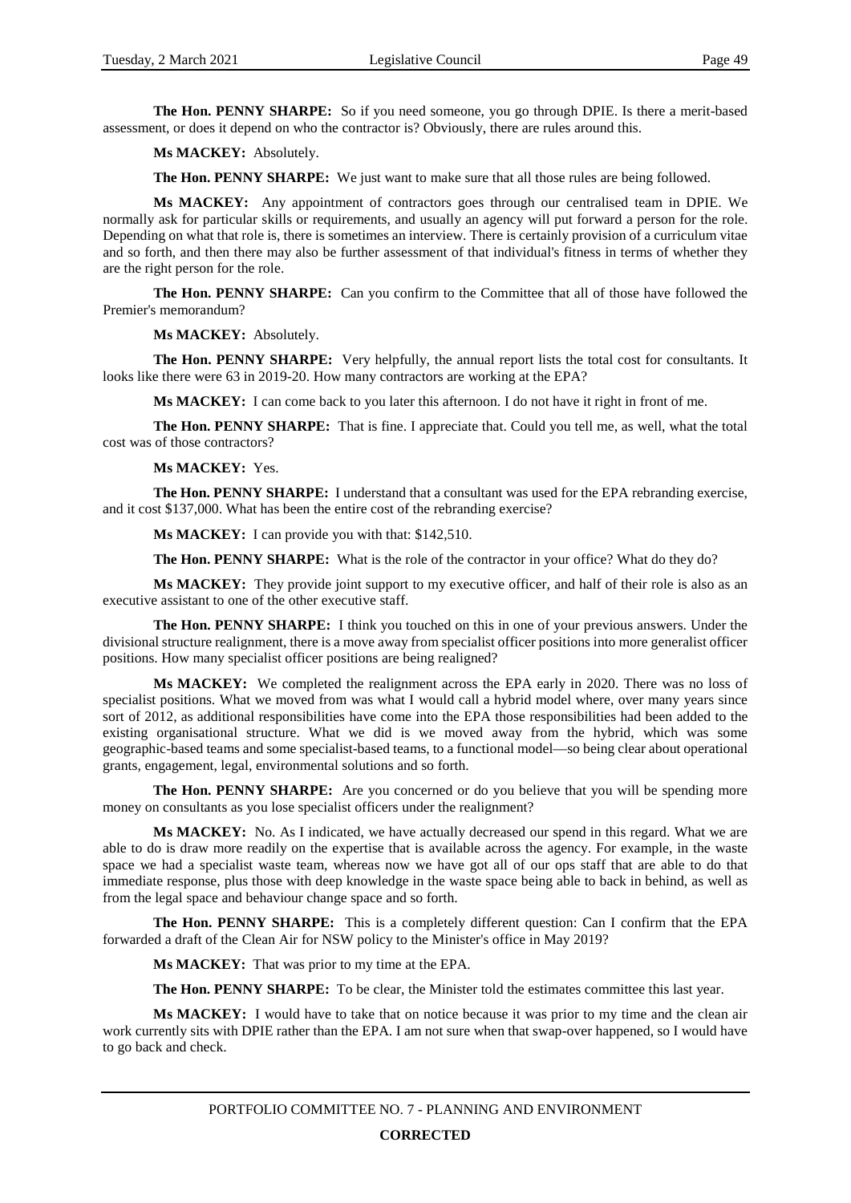**The Hon. PENNY SHARPE:** So if you need someone, you go through DPIE. Is there a merit-based assessment, or does it depend on who the contractor is? Obviously, there are rules around this.

**Ms MACKEY:** Absolutely.

**The Hon. PENNY SHARPE:** We just want to make sure that all those rules are being followed.

**Ms MACKEY:** Any appointment of contractors goes through our centralised team in DPIE. We normally ask for particular skills or requirements, and usually an agency will put forward a person for the role. Depending on what that role is, there is sometimes an interview. There is certainly provision of a curriculum vitae and so forth, and then there may also be further assessment of that individual's fitness in terms of whether they are the right person for the role.

**The Hon. PENNY SHARPE:** Can you confirm to the Committee that all of those have followed the Premier's memorandum?

**Ms MACKEY:** Absolutely.

**The Hon. PENNY SHARPE:** Very helpfully, the annual report lists the total cost for consultants. It looks like there were 63 in 2019-20. How many contractors are working at the EPA?

**Ms MACKEY:** I can come back to you later this afternoon. I do not have it right in front of me.

**The Hon. PENNY SHARPE:** That is fine. I appreciate that. Could you tell me, as well, what the total cost was of those contractors?

**Ms MACKEY:** Yes.

**The Hon. PENNY SHARPE:** I understand that a consultant was used for the EPA rebranding exercise, and it cost $137,000. What has been the entire cost of the rebranding exercise?

**Ms MACKEY:** I can provide you with that: $142,510.

**The Hon. PENNY SHARPE:** What is the role of the contractor in your office? What do they do?

**Ms MACKEY:** They provide joint support to my executive officer, and half of their role is also as an executive assistant to one of the other executive staff.

**The Hon. PENNY SHARPE:** I think you touched on this in one of your previous answers. Under the divisional structure realignment, there is a move away from specialist officer positions into more generalist officer positions. How many specialist officer positions are being realigned?

**Ms MACKEY:** We completed the realignment across the EPA early in 2020. There was no loss of specialist positions. What we moved from was what I would call a hybrid model where, over many years since sort of 2012, as additional responsibilities have come into the EPA those responsibilities had been added to the existing organisational structure. What we did is we moved away from the hybrid, which was some geographic-based teams and some specialist-based teams, to a functional model—so being clear about operational grants, engagement, legal, environmental solutions and so forth.

**The Hon. PENNY SHARPE:** Are you concerned or do you believe that you will be spending more money on consultants as you lose specialist officers under the realignment?

**Ms MACKEY:** No. As I indicated, we have actually decreased our spend in this regard. What we are able to do is draw more readily on the expertise that is available across the agency. For example, in the waste space we had a specialist waste team, whereas now we have got all of our ops staff that are able to do that immediate response, plus those with deep knowledge in the waste space being able to back in behind, as well as from the legal space and behaviour change space and so forth.

**The Hon. PENNY SHARPE:** This is a completely different question: Can I confirm that the EPA forwarded a draft of the Clean Air for NSW policy to the Minister's office in May 2019?

**Ms MACKEY:** That was prior to my time at the EPA.

**The Hon. PENNY SHARPE:** To be clear, the Minister told the estimates committee this last year.

**Ms MACKEY:** I would have to take that on notice because it was prior to my time and the clean air work currently sits with DPIE rather than the EPA. I am not sure when that swap-over happened, so I would have to go back and check.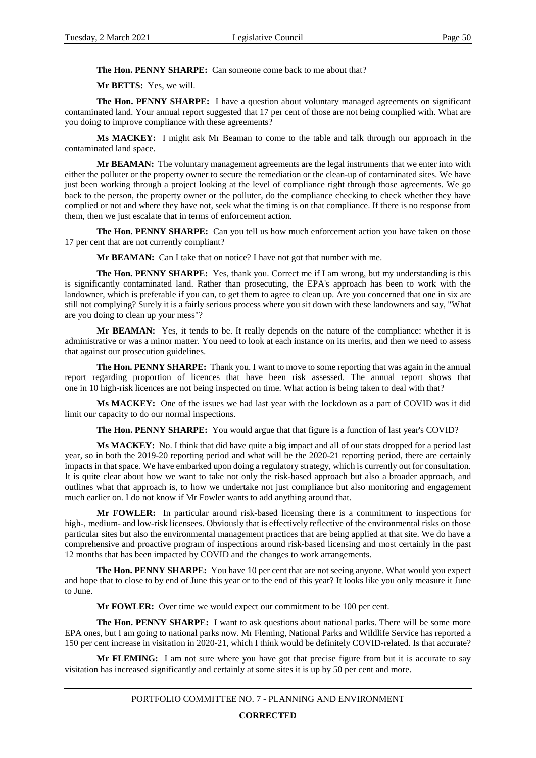**The Hon. PENNY SHARPE:** Can someone come back to me about that?

**Mr BETTS:** Yes, we will.

**The Hon. PENNY SHARPE:** I have a question about voluntary managed agreements on significant contaminated land. Your annual report suggested that 17 per cent of those are not being complied with. What are you doing to improve compliance with these agreements?

**Ms MACKEY:** I might ask Mr Beaman to come to the table and talk through our approach in the contaminated land space.

**Mr BEAMAN:** The voluntary management agreements are the legal instruments that we enter into with either the polluter or the property owner to secure the remediation or the clean-up of contaminated sites. We have just been working through a project looking at the level of compliance right through those agreements. We go back to the person, the property owner or the polluter, do the compliance checking to check whether they have complied or not and where they have not, seek what the timing is on that compliance. If there is no response from them, then we just escalate that in terms of enforcement action.

**The Hon. PENNY SHARPE:** Can you tell us how much enforcement action you have taken on those 17 per cent that are not currently compliant?

**Mr BEAMAN:** Can I take that on notice? I have not got that number with me.

**The Hon. PENNY SHARPE:** Yes, thank you. Correct me if I am wrong, but my understanding is this is significantly contaminated land. Rather than prosecuting, the EPA's approach has been to work with the landowner, which is preferable if you can, to get them to agree to clean up. Are you concerned that one in six are still not complying? Surely it is a fairly serious process where you sit down with these landowners and say, "What are you doing to clean up your mess"?

**Mr BEAMAN:** Yes, it tends to be. It really depends on the nature of the compliance: whether it is administrative or was a minor matter. You need to look at each instance on its merits, and then we need to assess that against our prosecution guidelines.

**The Hon. PENNY SHARPE:** Thank you. I want to move to some reporting that was again in the annual report regarding proportion of licences that have been risk assessed. The annual report shows that one in 10 high-risk licences are not being inspected on time. What action is being taken to deal with that?

**Ms MACKEY:** One of the issues we had last year with the lockdown as a part of COVID was it did limit our capacity to do our normal inspections.

**The Hon. PENNY SHARPE:** You would argue that that figure is a function of last year's COVID?

**Ms MACKEY:** No. I think that did have quite a big impact and all of our stats dropped for a period last year, so in both the 2019-20 reporting period and what will be the 2020-21 reporting period, there are certainly impacts in that space. We have embarked upon doing a regulatory strategy, which is currently out for consultation. It is quite clear about how we want to take not only the risk-based approach but also a broader approach, and outlines what that approach is, to how we undertake not just compliance but also monitoring and engagement much earlier on. I do not know if Mr Fowler wants to add anything around that.

**Mr FOWLER:** In particular around risk-based licensing there is a commitment to inspections for high-, medium- and low-risk licensees. Obviously that is effectively reflective of the environmental risks on those particular sites but also the environmental management practices that are being applied at that site. We do have a comprehensive and proactive program of inspections around risk-based licensing and most certainly in the past 12 months that has been impacted by COVID and the changes to work arrangements.

**The Hon. PENNY SHARPE:** You have 10 per cent that are not seeing anyone. What would you expect and hope that to close to by end of June this year or to the end of this year? It looks like you only measure it June to June.

**Mr FOWLER:** Over time we would expect our commitment to be 100 per cent.

**The Hon. PENNY SHARPE:** I want to ask questions about national parks. There will be some more EPA ones, but I am going to national parks now. Mr Fleming, National Parks and Wildlife Service has reported a 150 per cent increase in visitation in 2020-21, which I think would be definitely COVID-related. Is that accurate?

**Mr FLEMING:** I am not sure where you have got that precise figure from but it is accurate to say visitation has increased significantly and certainly at some sites it is up by 50 per cent and more.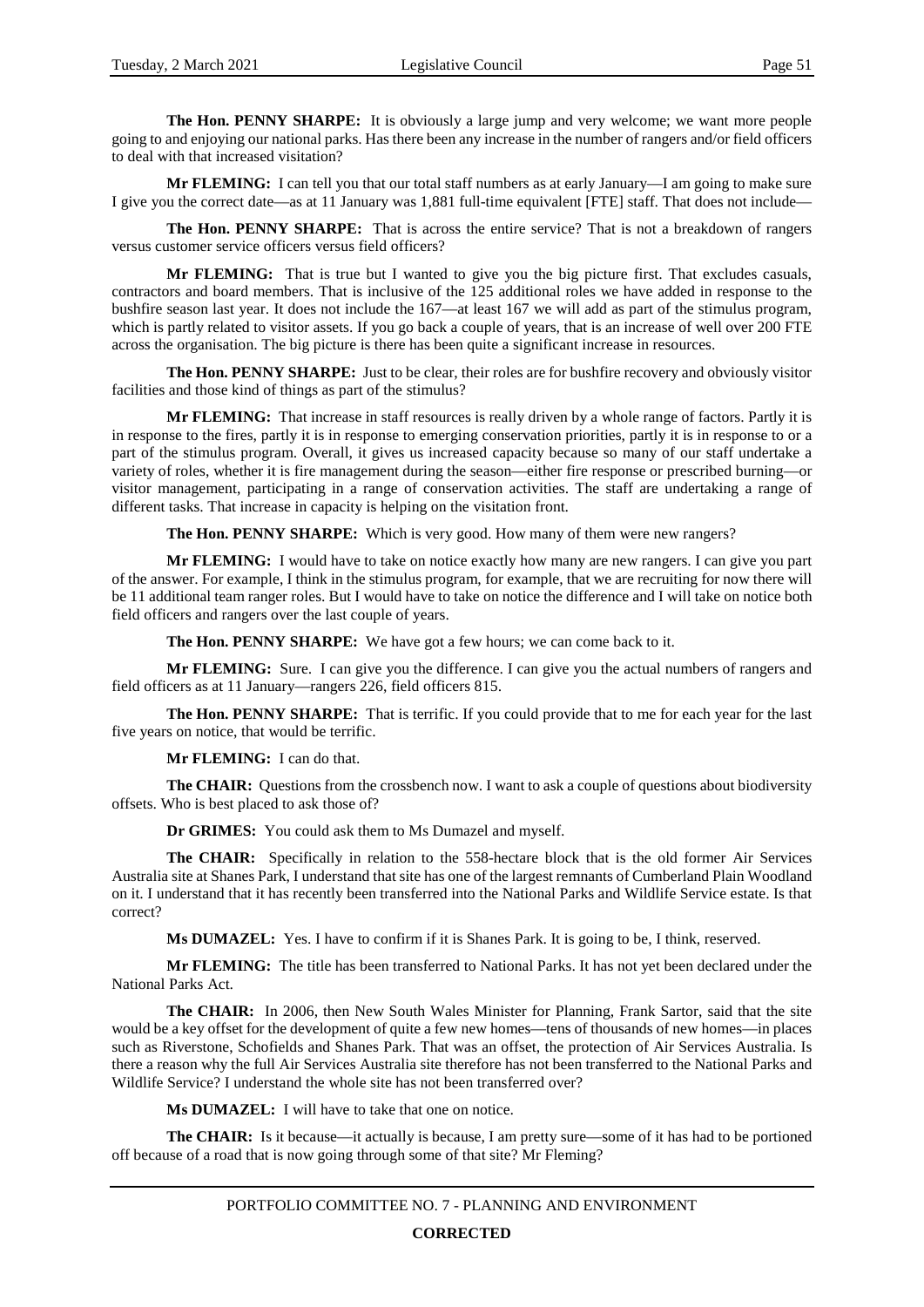**The Hon. PENNY SHARPE:** It is obviously a large jump and very welcome; we want more people going to and enjoying our national parks. Has there been any increase in the number of rangers and/or field officers to deal with that increased visitation?

**Mr FLEMING:** I can tell you that our total staff numbers as at early January—I am going to make sure I give you the correct date—as at 11 January was 1,881 full-time equivalent [FTE] staff. That does not include—

**The Hon. PENNY SHARPE:** That is across the entire service? That is not a breakdown of rangers versus customer service officers versus field officers?

**Mr FLEMING:** That is true but I wanted to give you the big picture first. That excludes casuals, contractors and board members. That is inclusive of the 125 additional roles we have added in response to the bushfire season last year. It does not include the 167—at least 167 we will add as part of the stimulus program, which is partly related to visitor assets. If you go back a couple of years, that is an increase of well over 200 FTE across the organisation. The big picture is there has been quite a significant increase in resources.

**The Hon. PENNY SHARPE:** Just to be clear, their roles are for bushfire recovery and obviously visitor facilities and those kind of things as part of the stimulus?

**Mr FLEMING:** That increase in staff resources is really driven by a whole range of factors. Partly it is in response to the fires, partly it is in response to emerging conservation priorities, partly it is in response to or a part of the stimulus program. Overall, it gives us increased capacity because so many of our staff undertake a variety of roles, whether it is fire management during the season—either fire response or prescribed burning—or visitor management, participating in a range of conservation activities. The staff are undertaking a range of different tasks. That increase in capacity is helping on the visitation front.

**The Hon. PENNY SHARPE:** Which is very good. How many of them were new rangers?

**Mr FLEMING:** I would have to take on notice exactly how many are new rangers. I can give you part of the answer. For example, I think in the stimulus program, for example, that we are recruiting for now there will be 11 additional team ranger roles. But I would have to take on notice the difference and I will take on notice both field officers and rangers over the last couple of years.

**The Hon. PENNY SHARPE:** We have got a few hours; we can come back to it.

**Mr FLEMING:** Sure. I can give you the difference. I can give you the actual numbers of rangers and field officers as at 11 January—rangers 226, field officers 815.

**The Hon. PENNY SHARPE:** That is terrific. If you could provide that to me for each year for the last five years on notice, that would be terrific.

**Mr FLEMING:** I can do that.

**The CHAIR:** Questions from the crossbench now. I want to ask a couple of questions about biodiversity offsets. Who is best placed to ask those of?

**Dr GRIMES:** You could ask them to Ms Dumazel and myself.

**The CHAIR:** Specifically in relation to the 558-hectare block that is the old former Air Services Australia site at Shanes Park, I understand that site has one of the largest remnants of Cumberland Plain Woodland on it. I understand that it has recently been transferred into the National Parks and Wildlife Service estate. Is that correct?

**Ms DUMAZEL:** Yes. I have to confirm if it is Shanes Park. It is going to be, I think, reserved.

**Mr FLEMING:** The title has been transferred to National Parks. It has not yet been declared under the National Parks Act.

**The CHAIR:** In 2006, then New South Wales Minister for Planning, Frank Sartor, said that the site would be a key offset for the development of quite a few new homes—tens of thousands of new homes—in places such as Riverstone, Schofields and Shanes Park. That was an offset, the protection of Air Services Australia. Is there a reason why the full Air Services Australia site therefore has not been transferred to the National Parks and Wildlife Service? I understand the whole site has not been transferred over?

**Ms DUMAZEL:** I will have to take that one on notice.

**The CHAIR:** Is it because—it actually is because, I am pretty sure—some of it has had to be portioned off because of a road that is now going through some of that site? Mr Fleming?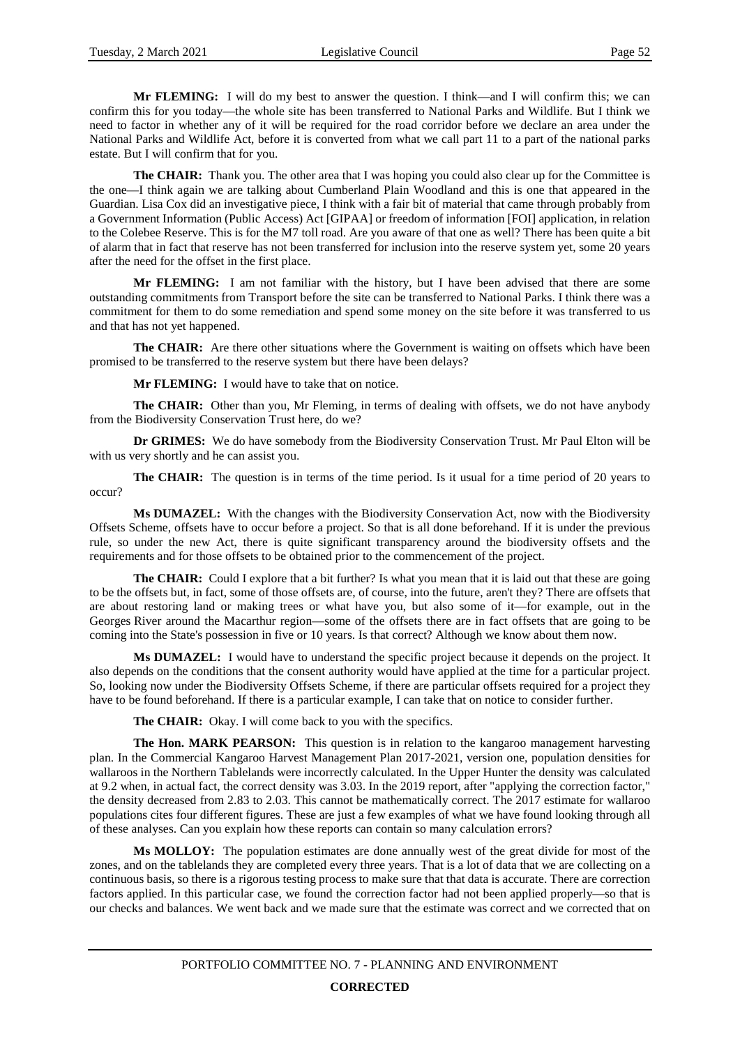**Mr FLEMING:** I will do my best to answer the question. I think—and I will confirm this; we can confirm this for you today—the whole site has been transferred to National Parks and Wildlife. But I think we need to factor in whether any of it will be required for the road corridor before we declare an area under the National Parks and Wildlife Act, before it is converted from what we call part 11 to a part of the national parks estate. But I will confirm that for you.

**The CHAIR:** Thank you. The other area that I was hoping you could also clear up for the Committee is the one—I think again we are talking about Cumberland Plain Woodland and this is one that appeared in the Guardian. Lisa Cox did an investigative piece, I think with a fair bit of material that came through probably from a Government Information (Public Access) Act [GIPAA] or freedom of information [FOI] application, in relation to the Colebee Reserve. This is for the M7 toll road. Are you aware of that one as well? There has been quite a bit of alarm that in fact that reserve has not been transferred for inclusion into the reserve system yet, some 20 years after the need for the offset in the first place.

**Mr FLEMING:** I am not familiar with the history, but I have been advised that there are some outstanding commitments from Transport before the site can be transferred to National Parks. I think there was a commitment for them to do some remediation and spend some money on the site before it was transferred to us and that has not yet happened.

**The CHAIR:** Are there other situations where the Government is waiting on offsets which have been promised to be transferred to the reserve system but there have been delays?

**Mr FLEMING:** I would have to take that on notice.

**The CHAIR:** Other than you, Mr Fleming, in terms of dealing with offsets, we do not have anybody from the Biodiversity Conservation Trust here, do we?

**Dr GRIMES:** We do have somebody from the Biodiversity Conservation Trust. Mr Paul Elton will be with us very shortly and he can assist you.

**The CHAIR:** The question is in terms of the time period. Is it usual for a time period of 20 years to occur?

**Ms DUMAZEL:** With the changes with the Biodiversity Conservation Act, now with the Biodiversity Offsets Scheme, offsets have to occur before a project. So that is all done beforehand. If it is under the previous rule, so under the new Act, there is quite significant transparency around the biodiversity offsets and the requirements and for those offsets to be obtained prior to the commencement of the project.

**The CHAIR:** Could I explore that a bit further? Is what you mean that it is laid out that these are going to be the offsets but, in fact, some of those offsets are, of course, into the future, aren't they? There are offsets that are about restoring land or making trees or what have you, but also some of it—for example, out in the Georges River around the Macarthur region—some of the offsets there are in fact offsets that are going to be coming into the State's possession in five or 10 years. Is that correct? Although we know about them now.

**Ms DUMAZEL:** I would have to understand the specific project because it depends on the project. It also depends on the conditions that the consent authority would have applied at the time for a particular project. So, looking now under the Biodiversity Offsets Scheme, if there are particular offsets required for a project they have to be found beforehand. If there is a particular example, I can take that on notice to consider further.

**The CHAIR:** Okay. I will come back to you with the specifics.

**The Hon. MARK PEARSON:** This question is in relation to the kangaroo management harvesting plan. In the Commercial Kangaroo Harvest Management Plan 2017-2021, version one, population densities for wallaroos in the Northern Tablelands were incorrectly calculated. In the Upper Hunter the density was calculated at 9.2 when, in actual fact, the correct density was 3.03. In the 2019 report, after "applying the correction factor," the density decreased from 2.83 to 2.03. This cannot be mathematically correct. The 2017 estimate for wallaroo populations cites four different figures. These are just a few examples of what we have found looking through all of these analyses. Can you explain how these reports can contain so many calculation errors?

**Ms MOLLOY:** The population estimates are done annually west of the great divide for most of the zones, and on the tablelands they are completed every three years. That is a lot of data that we are collecting on a continuous basis, so there is a rigorous testing process to make sure that that data is accurate. There are correction factors applied. In this particular case, we found the correction factor had not been applied properly—so that is our checks and balances. We went back and we made sure that the estimate was correct and we corrected that on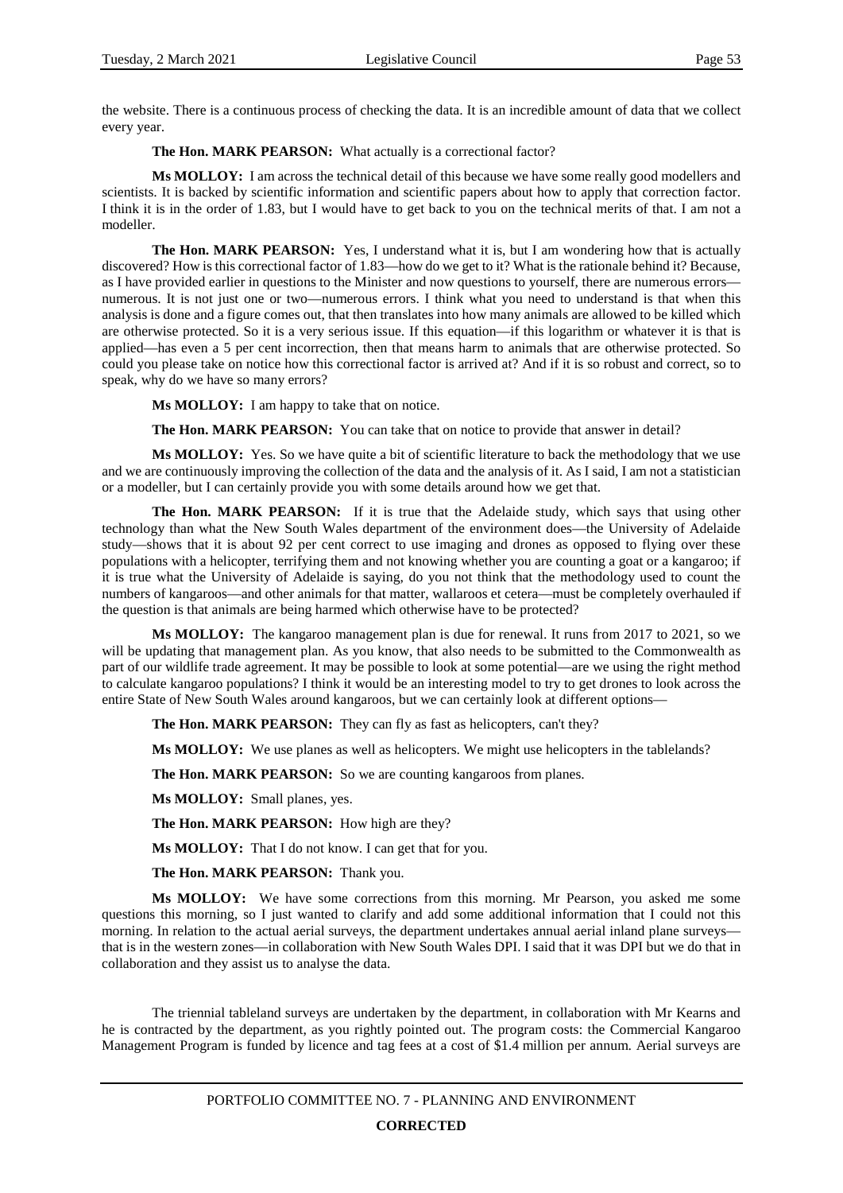the website. There is a continuous process of checking the data. It is an incredible amount of data that we collect every year.

**The Hon. MARK PEARSON:** What actually is a correctional factor?

**Ms MOLLOY:** I am across the technical detail of this because we have some really good modellers and scientists. It is backed by scientific information and scientific papers about how to apply that correction factor. I think it is in the order of 1.83, but I would have to get back to you on the technical merits of that. I am not a modeller.

**The Hon. MARK PEARSON:** Yes, I understand what it is, but I am wondering how that is actually discovered? How is this correctional factor of 1.83—how do we get to it? What is the rationale behind it? Because, as I have provided earlier in questions to the Minister and now questions to yourself, there are numerous errors—numerous. It is not just one or two—numerous errors. I think what you need to understand is that when this analysis is done and a figure comes out, that then translates into how many animals are allowed to be killed which are otherwise protected. So it is a very serious issue. If this equation—if this logarithm or whatever it is that is applied—has even a 5 per cent incorrection, then that means harm to animals that are otherwise protected. So could you please take on notice how this correctional factor is arrived at? And if it is so robust and correct, so to speak, why do we have so many errors?

**Ms MOLLOY:** I am happy to take that on notice.

**The Hon. MARK PEARSON:** You can take that on notice to provide that answer in detail?

**Ms MOLLOY:** Yes. So we have quite a bit of scientific literature to back the methodology that we use and we are continuously improving the collection of the data and the analysis of it. As I said, I am not a statistician or a modeller, but I can certainly provide you with some details around how we get that.

**The Hon. MARK PEARSON:** If it is true that the Adelaide study, which says that using other technology than what the New South Wales department of the environment does—the University of Adelaide study—shows that it is about 92 per cent correct to use imaging and drones as opposed to flying over these populations with a helicopter, terrifying them and not knowing whether you are counting a goat or a kangaroo; if it is true what the University of Adelaide is saying, do you not think that the methodology used to count the numbers of kangaroos—and other animals for that matter, wallaroos et cetera—must be completely overhauled if the question is that animals are being harmed which otherwise have to be protected?

**Ms MOLLOY:** The kangaroo management plan is due for renewal. It runs from 2017 to 2021, so we will be updating that management plan. As you know, that also needs to be submitted to the Commonwealth as part of our wildlife trade agreement. It may be possible to look at some potential—are we using the right method to calculate kangaroo populations? I think it would be an interesting model to try to get drones to look across the entire State of New South Wales around kangaroos, but we can certainly look at different options—

**The Hon. MARK PEARSON:** They can fly as fast as helicopters, can't they?

**Ms MOLLOY:** We use planes as well as helicopters. We might use helicopters in the tablelands?

**The Hon. MARK PEARSON:** So we are counting kangaroos from planes.

**Ms MOLLOY:** Small planes, yes.

**The Hon. MARK PEARSON:** How high are they?

**Ms MOLLOY:** That I do not know. I can get that for you.

**The Hon. MARK PEARSON:** Thank you.

**Ms MOLLOY:** We have some corrections from this morning. Mr Pearson, you asked me some questions this morning, so I just wanted to clarify and add some additional information that I could not this morning. In relation to the actual aerial surveys, the department undertakes annual aerial inland plane surveys—that is in the western zones—in collaboration with New South Wales DPI. I said that it was DPI but we do that in collaboration and they assist us to analyse the data.

The triennial tableland surveys are undertaken by the department, in collaboration with Mr Kearns and he is contracted by the department, as you rightly pointed out. The program costs: the Commercial Kangaroo Management Program is funded by licence and tag fees at a cost of $1.4 million per annum. Aerial surveys are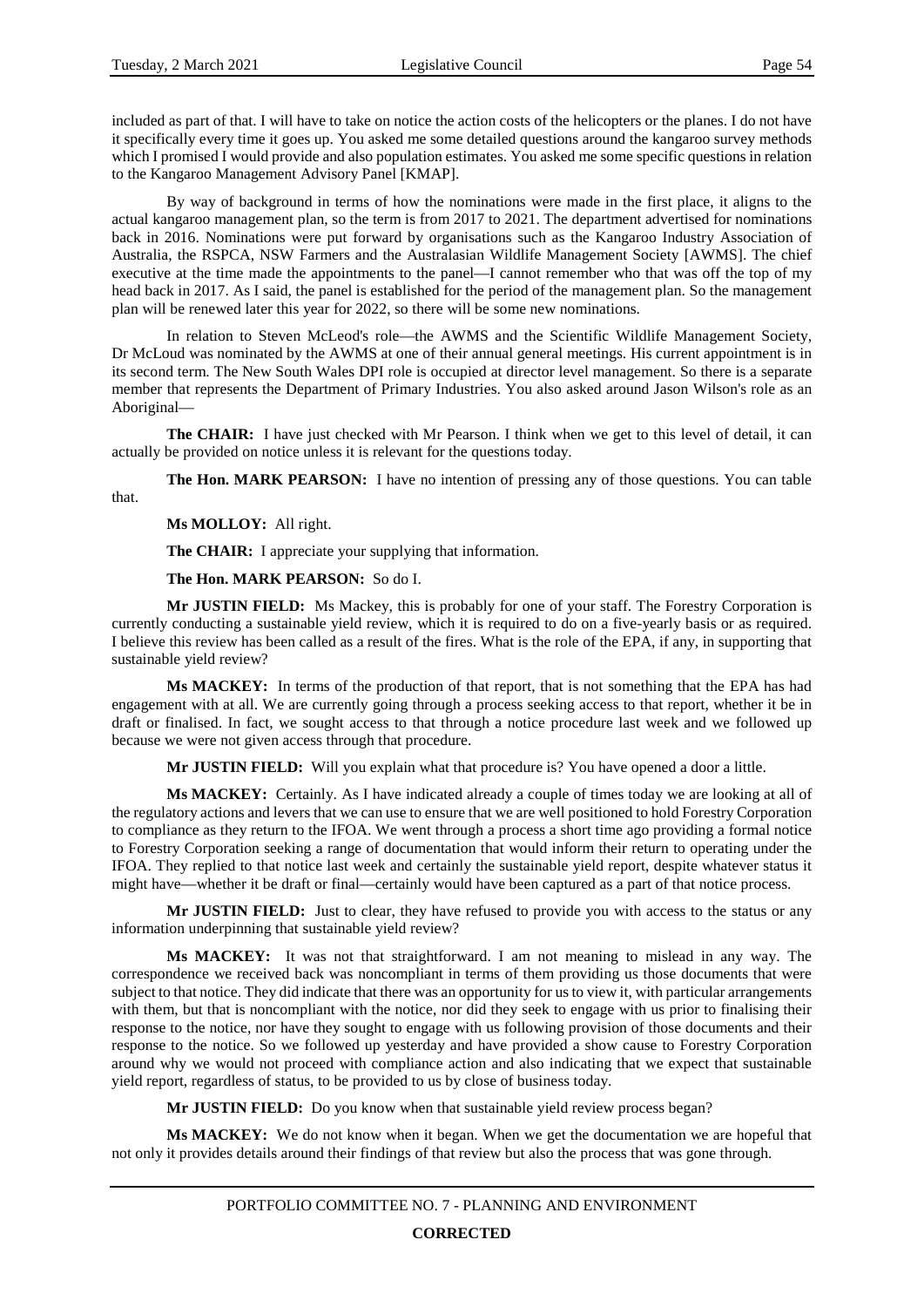included as part of that. I will have to take on notice the action costs of the helicopters or the planes. I do not have it specifically every time it goes up. You asked me some detailed questions around the kangaroo survey methods which I promised I would provide and also population estimates. You asked me some specific questions in relation to the Kangaroo Management Advisory Panel [KMAP].

By way of background in terms of how the nominations were made in the first place, it aligns to the actual kangaroo management plan, so the term is from 2017 to 2021. The department advertised for nominations back in 2016. Nominations were put forward by organisations such as the Kangaroo Industry Association of Australia, the RSPCA, NSW Farmers and the Australasian Wildlife Management Society [AWMS]. The chief executive at the time made the appointments to the panel—I cannot remember who that was off the top of my head back in 2017. As I said, the panel is established for the period of the management plan. So the management plan will be renewed later this year for 2022, so there will be some new nominations.

In relation to Steven McLeod's role—the AWMS and the Scientific Wildlife Management Society, Dr McLoud was nominated by the AWMS at one of their annual general meetings. His current appointment is in its second term. The New South Wales DPI role is occupied at director level management. So there is a separate member that represents the Department of Primary Industries. You also asked around Jason Wilson's role as an Aboriginal—

**The CHAIR:** I have just checked with Mr Pearson. I think when we get to this level of detail, it can actually be provided on notice unless it is relevant for the questions today.

**The Hon. MARK PEARSON:** I have no intention of pressing any of those questions. You can table that.

**Ms MOLLOY:** All right.

**The CHAIR:** I appreciate your supplying that information.

**The Hon. MARK PEARSON:** So do I.

**Mr JUSTIN FIELD:** Ms Mackey, this is probably for one of your staff. The Forestry Corporation is currently conducting a sustainable yield review, which it is required to do on a five-yearly basis or as required. I believe this review has been called as a result of the fires. What is the role of the EPA, if any, in supporting that sustainable yield review?

**Ms MACKEY:** In terms of the production of that report, that is not something that the EPA has had engagement with at all. We are currently going through a process seeking access to that report, whether it be in draft or finalised. In fact, we sought access to that through a notice procedure last week and we followed up because we were not given access through that procedure.

**Mr JUSTIN FIELD:** Will you explain what that procedure is? You have opened a door a little.

**Ms MACKEY:** Certainly. As I have indicated already a couple of times today we are looking at all of the regulatory actions and levers that we can use to ensure that we are well positioned to hold Forestry Corporation to compliance as they return to the IFOA. We went through a process a short time ago providing a formal notice to Forestry Corporation seeking a range of documentation that would inform their return to operating under the IFOA. They replied to that notice last week and certainly the sustainable yield report, despite whatever status it might have—whether it be draft or final—certainly would have been captured as a part of that notice process.

**Mr JUSTIN FIELD:** Just to clear, they have refused to provide you with access to the status or any information underpinning that sustainable yield review?

**Ms MACKEY:** It was not that straightforward. I am not meaning to mislead in any way. The correspondence we received back was noncompliant in terms of them providing us those documents that were subject to that notice. They did indicate that there was an opportunity for us to view it, with particular arrangements with them, but that is noncompliant with the notice, nor did they seek to engage with us prior to finalising their response to the notice, nor have they sought to engage with us following provision of those documents and their response to the notice. So we followed up yesterday and have provided a show cause to Forestry Corporation around why we would not proceed with compliance action and also indicating that we expect that sustainable yield report, regardless of status, to be provided to us by close of business today.

**Mr JUSTIN FIELD:** Do you know when that sustainable yield review process began?

**Ms MACKEY:** We do not know when it began. When we get the documentation we are hopeful that not only it provides details around their findings of that review but also the process that was gone through.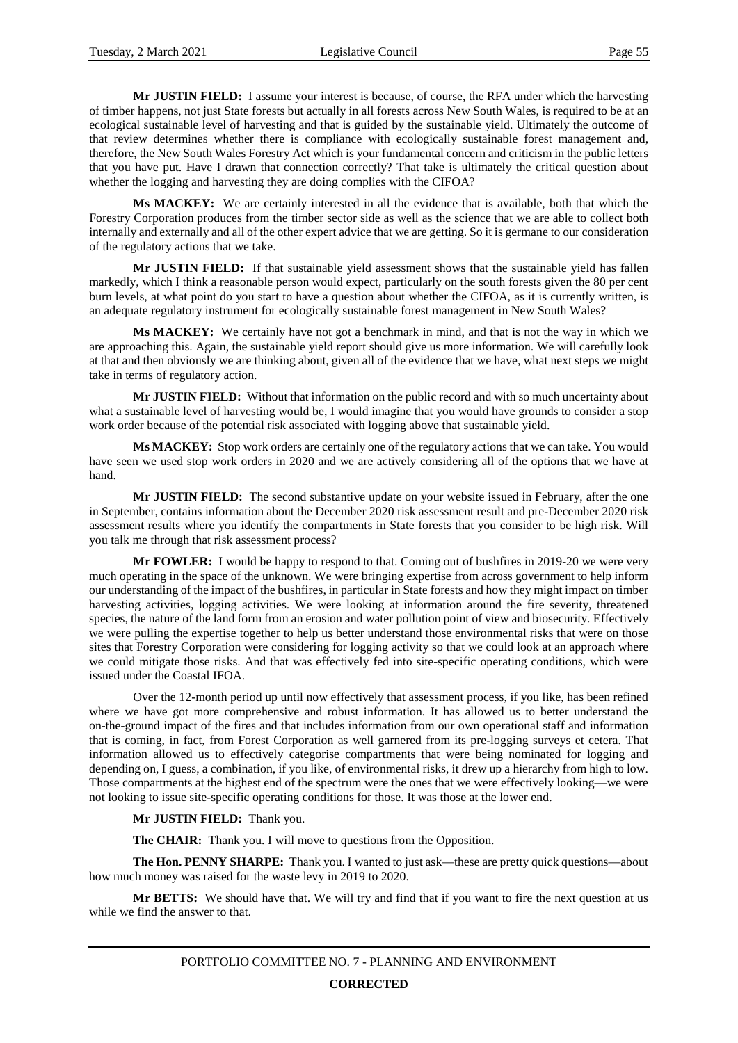**Mr JUSTIN FIELD:** I assume your interest is because, of course, the RFA under which the harvesting of timber happens, not just State forests but actually in all forests across New South Wales, is required to be at an ecological sustainable level of harvesting and that is guided by the sustainable yield. Ultimately the outcome of that review determines whether there is compliance with ecologically sustainable forest management and, therefore, the New South Wales Forestry Act which is your fundamental concern and criticism in the public letters that you have put. Have I drawn that connection correctly? That take is ultimately the critical question about whether the logging and harvesting they are doing complies with the CIFOA?

**Ms MACKEY:** We are certainly interested in all the evidence that is available, both that which the Forestry Corporation produces from the timber sector side as well as the science that we are able to collect both internally and externally and all of the other expert advice that we are getting. So it is germane to our consideration of the regulatory actions that we take.

**Mr JUSTIN FIELD:** If that sustainable yield assessment shows that the sustainable yield has fallen markedly, which I think a reasonable person would expect, particularly on the south forests given the 80 per cent burn levels, at what point do you start to have a question about whether the CIFOA, as it is currently written, is an adequate regulatory instrument for ecologically sustainable forest management in New South Wales?

**Ms MACKEY:** We certainly have not got a benchmark in mind, and that is not the way in which we are approaching this. Again, the sustainable yield report should give us more information. We will carefully look at that and then obviously we are thinking about, given all of the evidence that we have, what next steps we might take in terms of regulatory action.

**Mr JUSTIN FIELD:** Without that information on the public record and with so much uncertainty about what a sustainable level of harvesting would be, I would imagine that you would have grounds to consider a stop work order because of the potential risk associated with logging above that sustainable yield.

**Ms MACKEY:** Stop work orders are certainly one of the regulatory actions that we can take. You would have seen we used stop work orders in 2020 and we are actively considering all of the options that we have at hand.

**Mr JUSTIN FIELD:** The second substantive update on your website issued in February, after the one in September, contains information about the December 2020 risk assessment result and pre-December 2020 risk assessment results where you identify the compartments in State forests that you consider to be high risk. Will you talk me through that risk assessment process?

**Mr FOWLER:** I would be happy to respond to that. Coming out of bushfires in 2019-20 we were very much operating in the space of the unknown. We were bringing expertise from across government to help inform our understanding of the impact of the bushfires, in particular in State forests and how they might impact on timber harvesting activities, logging activities. We were looking at information around the fire severity, threatened species, the nature of the land form from an erosion and water pollution point of view and biosecurity. Effectively we were pulling the expertise together to help us better understand those environmental risks that were on those sites that Forestry Corporation were considering for logging activity so that we could look at an approach where we could mitigate those risks. And that was effectively fed into site-specific operating conditions, which were issued under the Coastal IFOA.

Over the 12-month period up until now effectively that assessment process, if you like, has been refined where we have got more comprehensive and robust information. It has allowed us to better understand the on-the-ground impact of the fires and that includes information from our own operational staff and information that is coming, in fact, from Forest Corporation as well garnered from its pre-logging surveys et cetera. That information allowed us to effectively categorise compartments that were being nominated for logging and depending on, I guess, a combination, if you like, of environmental risks, it drew up a hierarchy from high to low. Those compartments at the highest end of the spectrum were the ones that we were effectively looking—we were not looking to issue site-specific operating conditions for those. It was those at the lower end.

**Mr JUSTIN FIELD:** Thank you.

**The CHAIR:** Thank you. I will move to questions from the Opposition.

**The Hon. PENNY SHARPE:** Thank you. I wanted to just ask—these are pretty quick questions—about how much money was raised for the waste levy in 2019 to 2020.

**Mr BETTS:** We should have that. We will try and find that if you want to fire the next question at us while we find the answer to that.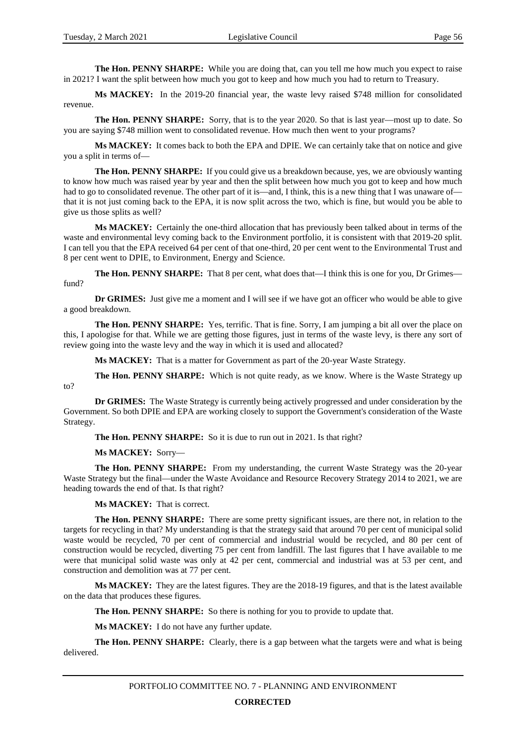**The Hon. PENNY SHARPE:** While you are doing that, can you tell me how much you expect to raise in 2021? I want the split between how much you got to keep and how much you had to return to Treasury.

**Ms MACKEY:** In the 2019-20 financial year, the waste levy raised $748 million for consolidated revenue.

**The Hon. PENNY SHARPE:** Sorry, that is to the year 2020. So that is last year—most up to date. So you are saying $748 million went to consolidated revenue. How much then went to your programs?

**Ms MACKEY:** It comes back to both the EPA and DPIE. We can certainly take that on notice and give you a split in terms of—

**The Hon. PENNY SHARPE:** If you could give us a breakdown because, yes, we are obviously wanting to know how much was raised year by year and then the split between how much you got to keep and how much had to go to consolidated revenue. The other part of it is—and, I think, this is a new thing that I was unaware of—that it is not just coming back to the EPA, it is now split across the two, which is fine, but would you be able to give us those splits as well?

**Ms MACKEY:** Certainly the one-third allocation that has previously been talked about in terms of the waste and environmental levy coming back to the Environment portfolio, it is consistent with that 2019-20 split. I can tell you that the EPA received 64 per cent of that one-third, 20 per cent went to the Environmental Trust and 8 per cent went to DPIE, to Environment, Energy and Science.

**The Hon. PENNY SHARPE:** That 8 per cent, what does that—I think this is one for you, Dr Grimes—fund?

**Dr GRIMES:** Just give me a moment and I will see if we have got an officer who would be able to give a good breakdown.

**The Hon. PENNY SHARPE:** Yes, terrific. That is fine. Sorry, I am jumping a bit all over the place on this, I apologise for that. While we are getting those figures, just in terms of the waste levy, is there any sort of review going into the waste levy and the way in which it is used and allocated?

**Ms MACKEY:** That is a matter for Government as part of the 20-year Waste Strategy.

**The Hon. PENNY SHARPE:** Which is not quite ready, as we know. Where is the Waste Strategy up to?

**Dr GRIMES:** The Waste Strategy is currently being actively progressed and under consideration by the Government. So both DPIE and EPA are working closely to support the Government's consideration of the Waste Strategy.

**The Hon. PENNY SHARPE:** So it is due to run out in 2021. Is that right?

**Ms MACKEY:** Sorry—

**The Hon. PENNY SHARPE:** From my understanding, the current Waste Strategy was the 20-year Waste Strategy but the final—under the Waste Avoidance and Resource Recovery Strategy 2014 to 2021, we are heading towards the end of that. Is that right?

**Ms MACKEY:** That is correct.

**The Hon. PENNY SHARPE:** There are some pretty significant issues, are there not, in relation to the targets for recycling in that? My understanding is that the strategy said that around 70 per cent of municipal solid waste would be recycled, 70 per cent of commercial and industrial would be recycled, and 80 per cent of construction would be recycled, diverting 75 per cent from landfill. The last figures that I have available to me were that municipal solid waste was only at 42 per cent, commercial and industrial was at 53 per cent, and construction and demolition was at 77 per cent.

**Ms MACKEY:** They are the latest figures. They are the 2018-19 figures, and that is the latest available on the data that produces these figures.

**The Hon. PENNY SHARPE:** So there is nothing for you to provide to update that.

**Ms MACKEY:** I do not have any further update.

**The Hon. PENNY SHARPE:** Clearly, there is a gap between what the targets were and what is being delivered.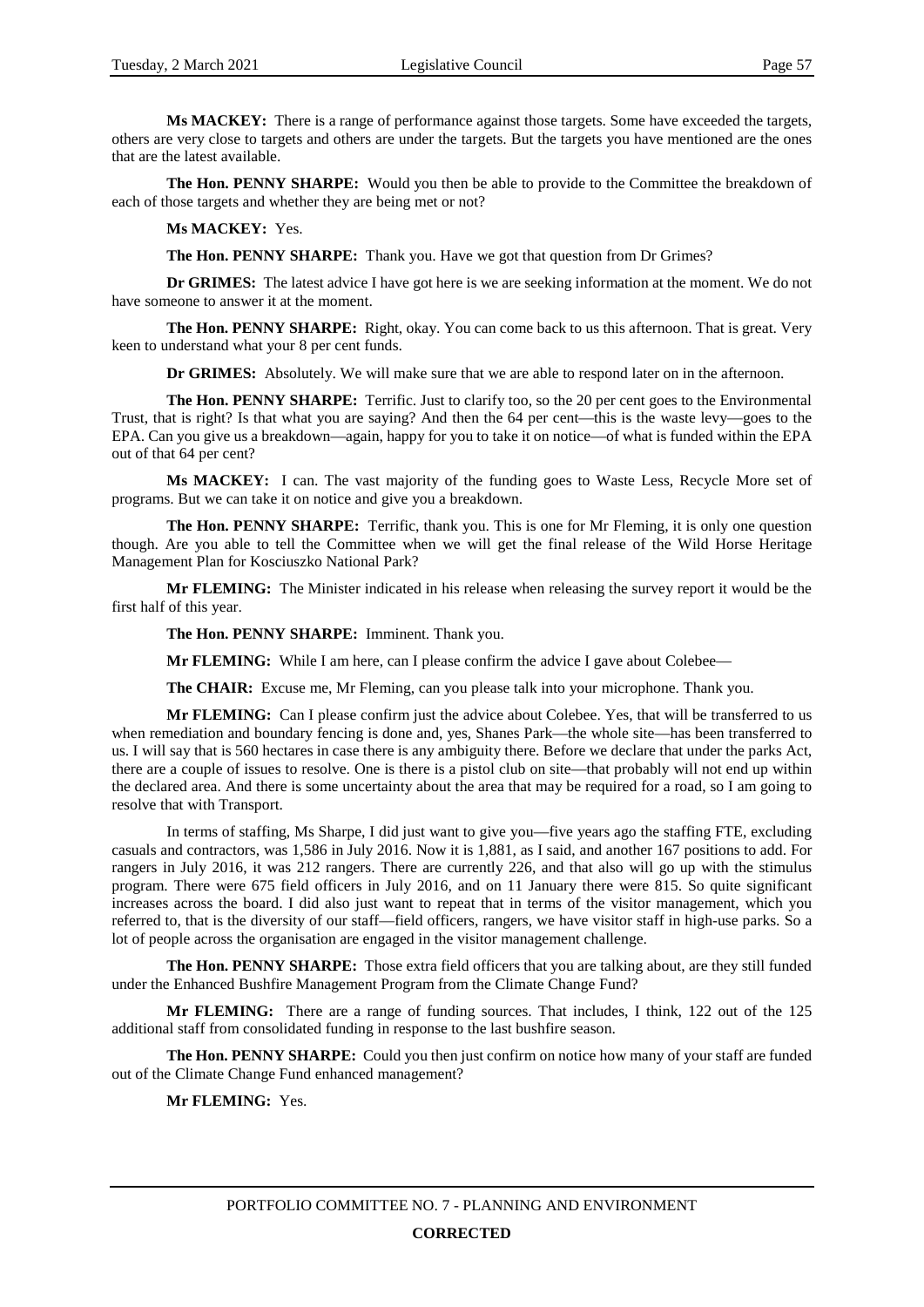**Ms MACKEY:** There is a range of performance against those targets. Some have exceeded the targets, others are very close to targets and others are under the targets. But the targets you have mentioned are the ones that are the latest available.

**The Hon. PENNY SHARPE:** Would you then be able to provide to the Committee the breakdown of each of those targets and whether they are being met or not?

**Ms MACKEY:** Yes.

**The Hon. PENNY SHARPE:** Thank you. Have we got that question from Dr Grimes?

**Dr GRIMES:** The latest advice I have got here is we are seeking information at the moment. We do not have someone to answer it at the moment.

**The Hon. PENNY SHARPE:** Right, okay. You can come back to us this afternoon. That is great. Very keen to understand what your 8 per cent funds.

**Dr GRIMES:** Absolutely. We will make sure that we are able to respond later on in the afternoon.

**The Hon. PENNY SHARPE:** Terrific. Just to clarify too, so the 20 per cent goes to the Environmental Trust, that is right? Is that what you are saying? And then the 64 per cent—this is the waste levy—goes to the EPA. Can you give us a breakdown—again, happy for you to take it on notice—of what is funded within the EPA out of that 64 per cent?

**Ms MACKEY:** I can. The vast majority of the funding goes to Waste Less, Recycle More set of programs. But we can take it on notice and give you a breakdown.

**The Hon. PENNY SHARPE:** Terrific, thank you. This is one for Mr Fleming, it is only one question though. Are you able to tell the Committee when we will get the final release of the Wild Horse Heritage Management Plan for Kosciuszko National Park?

**Mr FLEMING:** The Minister indicated in his release when releasing the survey report it would be the first half of this year.

**The Hon. PENNY SHARPE:** Imminent. Thank you.

**Mr FLEMING:** While I am here, can I please confirm the advice I gave about Colebee—

**The CHAIR:** Excuse me, Mr Fleming, can you please talk into your microphone. Thank you.

**Mr FLEMING:** Can I please confirm just the advice about Colebee. Yes, that will be transferred to us when remediation and boundary fencing is done and, yes, Shanes Park—the whole site—has been transferred to us. I will say that is 560 hectares in case there is any ambiguity there. Before we declare that under the parks Act, there are a couple of issues to resolve. One is there is a pistol club on site—that probably will not end up within the declared area. And there is some uncertainty about the area that may be required for a road, so I am going to resolve that with Transport.

In terms of staffing, Ms Sharpe, I did just want to give you—five years ago the staffing FTE, excluding casuals and contractors, was 1,586 in July 2016. Now it is 1,881, as I said, and another 167 positions to add. For rangers in July 2016, it was 212 rangers. There are currently 226, and that also will go up with the stimulus program. There were 675 field officers in July 2016, and on 11 January there were 815. So quite significant increases across the board. I did also just want to repeat that in terms of the visitor management, which you referred to, that is the diversity of our staff—field officers, rangers, we have visitor staff in high-use parks. So a lot of people across the organisation are engaged in the visitor management challenge.

**The Hon. PENNY SHARPE:** Those extra field officers that you are talking about, are they still funded under the Enhanced Bushfire Management Program from the Climate Change Fund?

**Mr FLEMING:** There are a range of funding sources. That includes, I think, 122 out of the 125 additional staff from consolidated funding in response to the last bushfire season.

**The Hon. PENNY SHARPE:** Could you then just confirm on notice how many of your staff are funded out of the Climate Change Fund enhanced management?

**Mr FLEMING:** Yes.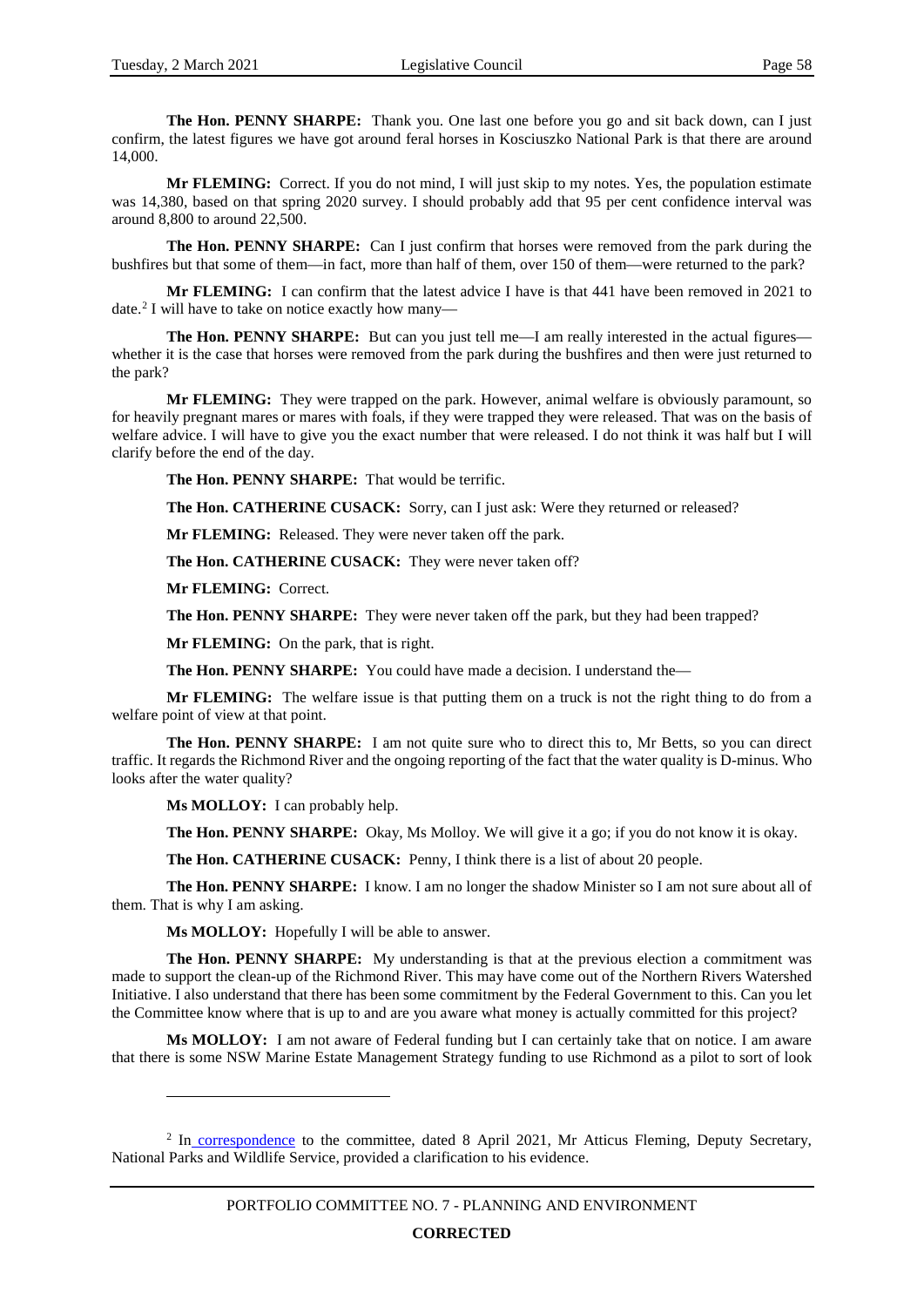**The Hon. PENNY SHARPE:** Thank you. One last one before you go and sit back down, can I just confirm, the latest figures we have got around feral horses in Kosciuszko National Park is that there are around 14,000.

**Mr FLEMING:** Correct. If you do not mind, I will just skip to my notes. Yes, the population estimate was 14,380, based on that spring 2020 survey. I should probably add that 95 per cent confidence interval was around 8,800 to around 22,500.

**The Hon. PENNY SHARPE:** Can I just confirm that horses were removed from the park during the bushfires but that some of them—in fact, more than half of them, over 150 of them—were returned to the park?

**Mr FLEMING:** I can confirm that the latest advice I have is that 441 have been removed in 2021 to date.[2] I will have to take on notice exactly how many—

**The Hon. PENNY SHARPE:** But can you just tell me—I am really interested in the actual figures—whether it is the case that horses were removed from the park during the bushfires and then were just returned to the park?

**Mr FLEMING:** They were trapped on the park. However, animal welfare is obviously paramount, so for heavily pregnant mares or mares with foals, if they were trapped they were released. That was on the basis of welfare advice. I will have to give you the exact number that were released. I do not think it was half but I will clarify before the end of the day.

**The Hon. PENNY SHARPE:** That would be terrific.

**The Hon. CATHERINE CUSACK:** Sorry, can I just ask: Were they returned or released?

**Mr FLEMING:** Released. They were never taken off the park.

**The Hon. CATHERINE CUSACK:** They were never taken off?

**Mr FLEMING:** Correct.

**The Hon. PENNY SHARPE:** They were never taken off the park, but they had been trapped?

**Mr FLEMING:** On the park, that is right.

**The Hon. PENNY SHARPE:** You could have made a decision. I understand the—

**Mr FLEMING:** The welfare issue is that putting them on a truck is not the right thing to do from a welfare point of view at that point.

**The Hon. PENNY SHARPE:** I am not quite sure who to direct this to, Mr Betts, so you can direct traffic. It regards the Richmond River and the ongoing reporting of the fact that the water quality is D-minus. Who looks after the water quality?

**Ms MOLLOY:** I can probably help.

**The Hon. PENNY SHARPE:** Okay, Ms Molloy. We will give it a go; if you do not know it is okay.

**The Hon. CATHERINE CUSACK:** Penny, I think there is a list of about 20 people.

**The Hon. PENNY SHARPE:** I know. I am no longer the shadow Minister so I am not sure about all of them. That is why I am asking.

**Ms MOLLOY:** Hopefully I will be able to answer.

**The Hon. PENNY SHARPE:** My understanding is that at the previous election a commitment was made to support the clean-up of the Richmond River. This may have come out of the Northern Rivers Watershed Initiative. I also understand that there has been some commitment by the Federal Government to this. Can you let the Committee know where that is up to and are you aware what money is actually committed for this project?

**Ms MOLLOY:** I am not aware of Federal funding but I can certainly take that on notice. I am aware that there is some NSW Marine Estate Management Strategy funding to use Richmond as a pilot to sort of look

---

[2] In correspondence to the committee, dated 8 April 2021, Mr Atticus Fleming, Deputy Secretary, National Parks and Wildlife Service, provided a clarification to his evidence.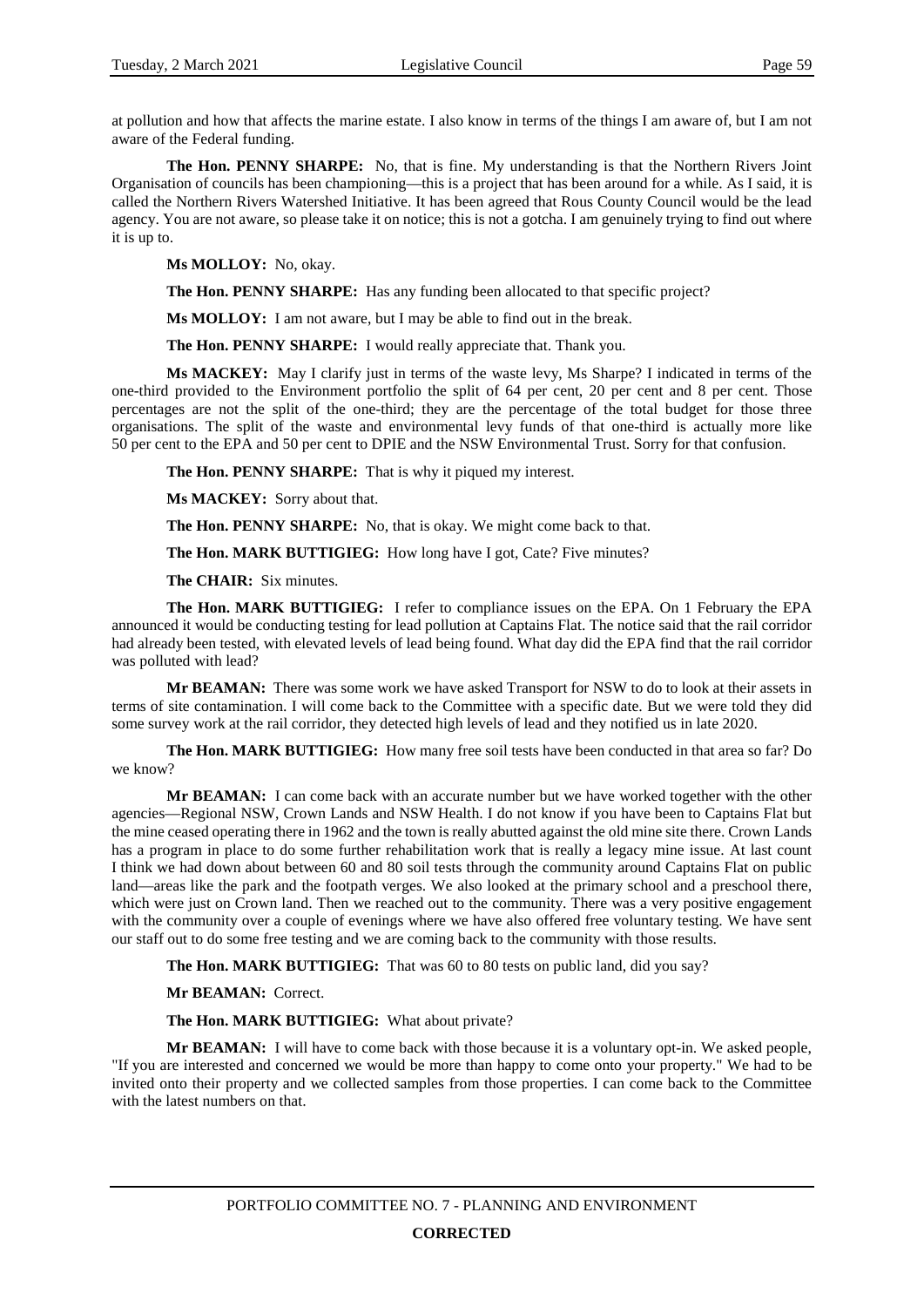at pollution and how that affects the marine estate. I also know in terms of the things I am aware of, but I am not aware of the Federal funding.

**The Hon. PENNY SHARPE:** No, that is fine. My understanding is that the Northern Rivers Joint Organisation of councils has been championing—this is a project that has been around for a while. As I said, it is called the Northern Rivers Watershed Initiative. It has been agreed that Rous County Council would be the lead agency. You are not aware, so please take it on notice; this is not a gotcha. I am genuinely trying to find out where it is up to.

**Ms MOLLOY:** No, okay.

**The Hon. PENNY SHARPE:** Has any funding been allocated to that specific project?

**Ms MOLLOY:** I am not aware, but I may be able to find out in the break.

**The Hon. PENNY SHARPE:** I would really appreciate that. Thank you.

**Ms MACKEY:** May I clarify just in terms of the waste levy, Ms Sharpe? I indicated in terms of the one-third provided to the Environment portfolio the split of 64 per cent, 20 per cent and 8 per cent. Those percentages are not the split of the one-third; they are the percentage of the total budget for those three organisations. The split of the waste and environmental levy funds of that one-third is actually more like 50 per cent to the EPA and 50 per cent to DPIE and the NSW Environmental Trust. Sorry for that confusion.

**The Hon. PENNY SHARPE:** That is why it piqued my interest.

**Ms MACKEY:** Sorry about that.

**The Hon. PENNY SHARPE:** No, that is okay. We might come back to that.

**The Hon. MARK BUTTIGIEG:** How long have I got, Cate? Five minutes?

**The CHAIR:** Six minutes.

**The Hon. MARK BUTTIGIEG:** I refer to compliance issues on the EPA. On 1 February the EPA announced it would be conducting testing for lead pollution at Captains Flat. The notice said that the rail corridor had already been tested, with elevated levels of lead being found. What day did the EPA find that the rail corridor was polluted with lead?

**Mr BEAMAN:** There was some work we have asked Transport for NSW to do to look at their assets in terms of site contamination. I will come back to the Committee with a specific date. But we were told they did some survey work at the rail corridor, they detected high levels of lead and they notified us in late 2020.

**The Hon. MARK BUTTIGIEG:** How many free soil tests have been conducted in that area so far? Do we know?

**Mr BEAMAN:** I can come back with an accurate number but we have worked together with the other agencies—Regional NSW, Crown Lands and NSW Health. I do not know if you have been to Captains Flat but the mine ceased operating there in 1962 and the town is really abutted against the old mine site there. Crown Lands has a program in place to do some further rehabilitation work that is really a legacy mine issue. At last count I think we had down about between 60 and 80 soil tests through the community around Captains Flat on public land—areas like the park and the footpath verges. We also looked at the primary school and a preschool there, which were just on Crown land. Then we reached out to the community. There was a very positive engagement with the community over a couple of evenings where we have also offered free voluntary testing. We have sent our staff out to do some free testing and we are coming back to the community with those results.

**The Hon. MARK BUTTIGIEG:** That was 60 to 80 tests on public land, did you say?

**Mr BEAMAN:** Correct.

**The Hon. MARK BUTTIGIEG:** What about private?

**Mr BEAMAN:** I will have to come back with those because it is a voluntary opt-in. We asked people, "If you are interested and concerned we would be more than happy to come onto your property." We had to be invited onto their property and we collected samples from those properties. I can come back to the Committee with the latest numbers on that.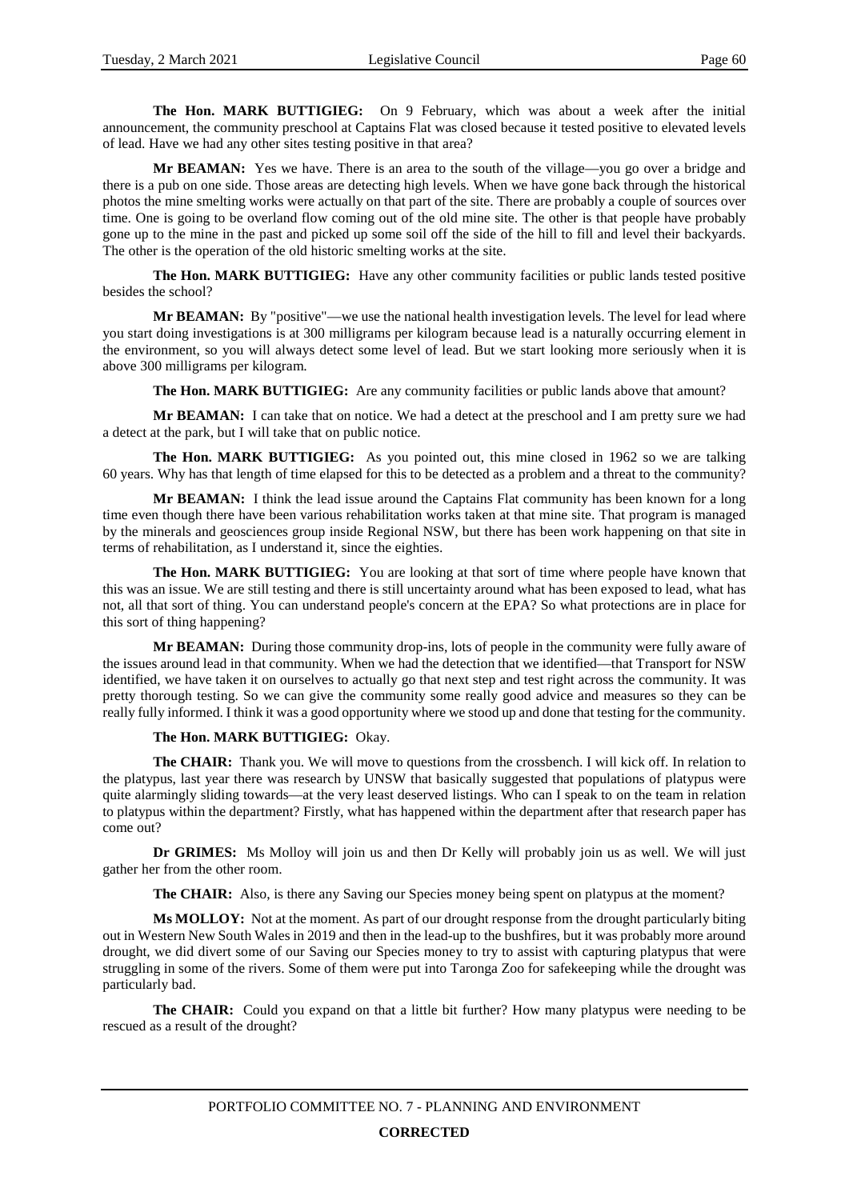**The Hon. MARK BUTTIGIEG:** On 9 February, which was about a week after the initial announcement, the community preschool at Captains Flat was closed because it tested positive to elevated levels of lead. Have we had any other sites testing positive in that area?

**Mr BEAMAN:** Yes we have. There is an area to the south of the village—you go over a bridge and there is a pub on one side. Those areas are detecting high levels. When we have gone back through the historical photos the mine smelting works were actually on that part of the site. There are probably a couple of sources over time. One is going to be overland flow coming out of the old mine site. The other is that people have probably gone up to the mine in the past and picked up some soil off the side of the hill to fill and level their backyards. The other is the operation of the old historic smelting works at the site.

**The Hon. MARK BUTTIGIEG:** Have any other community facilities or public lands tested positive besides the school?

**Mr BEAMAN:** By "positive"—we use the national health investigation levels. The level for lead where you start doing investigations is at 300 milligrams per kilogram because lead is a naturally occurring element in the environment, so you will always detect some level of lead. But we start looking more seriously when it is above 300 milligrams per kilogram.

**The Hon. MARK BUTTIGIEG:** Are any community facilities or public lands above that amount?

**Mr BEAMAN:** I can take that on notice. We had a detect at the preschool and I am pretty sure we had a detect at the park, but I will take that on public notice.

**The Hon. MARK BUTTIGIEG:** As you pointed out, this mine closed in 1962 so we are talking 60 years. Why has that length of time elapsed for this to be detected as a problem and a threat to the community?

**Mr BEAMAN:** I think the lead issue around the Captains Flat community has been known for a long time even though there have been various rehabilitation works taken at that mine site. That program is managed by the minerals and geosciences group inside Regional NSW, but there has been work happening on that site in terms of rehabilitation, as I understand it, since the eighties.

**The Hon. MARK BUTTIGIEG:** You are looking at that sort of time where people have known that this was an issue. We are still testing and there is still uncertainty around what has been exposed to lead, what has not, all that sort of thing. You can understand people's concern at the EPA? So what protections are in place for this sort of thing happening?

**Mr BEAMAN:** During those community drop-ins, lots of people in the community were fully aware of the issues around lead in that community. When we had the detection that we identified—that Transport for NSW identified, we have taken it on ourselves to actually go that next step and test right across the community. It was pretty thorough testing. So we can give the community some really good advice and measures so they can be really fully informed. I think it was a good opportunity where we stood up and done that testing for the community.

**The Hon. MARK BUTTIGIEG:** Okay.

**The CHAIR:** Thank you. We will move to questions from the crossbench. I will kick off. In relation to the platypus, last year there was research by UNSW that basically suggested that populations of platypus were quite alarmingly sliding towards—at the very least deserved listings. Who can I speak to on the team in relation to platypus within the department? Firstly, what has happened within the department after that research paper has come out?

**Dr GRIMES:** Ms Molloy will join us and then Dr Kelly will probably join us as well. We will just gather her from the other room.

**The CHAIR:** Also, is there any Saving our Species money being spent on platypus at the moment?

**Ms MOLLOY:** Not at the moment. As part of our drought response from the drought particularly biting out in Western New South Wales in 2019 and then in the lead-up to the bushfires, but it was probably more around drought, we did divert some of our Saving our Species money to try to assist with capturing platypus that were struggling in some of the rivers. Some of them were put into Taronga Zoo for safekeeping while the drought was particularly bad.

**The CHAIR:** Could you expand on that a little bit further? How many platypus were needing to be rescued as a result of the drought?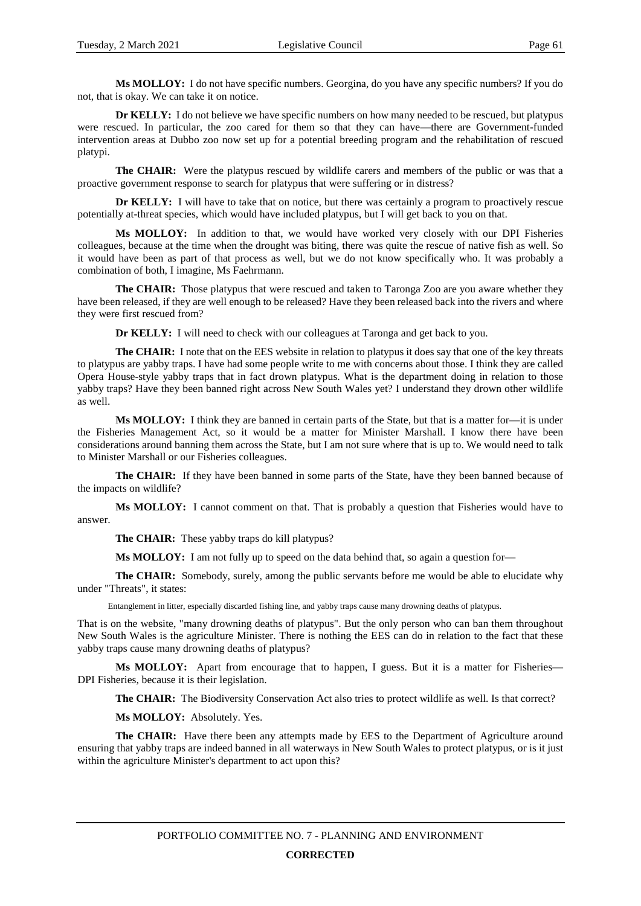**Ms MOLLOY:** I do not have specific numbers. Georgina, do you have any specific numbers? If you do not, that is okay. We can take it on notice.

**Dr KELLY:** I do not believe we have specific numbers on how many needed to be rescued, but platypus were rescued. In particular, the zoo cared for them so that they can have—there are Government-funded intervention areas at Dubbo zoo now set up for a potential breeding program and the rehabilitation of rescued platypi.

**The CHAIR:** Were the platypus rescued by wildlife carers and members of the public or was that a proactive government response to search for platypus that were suffering or in distress?

**Dr KELLY:** I will have to take that on notice, but there was certainly a program to proactively rescue potentially at-threat species, which would have included platypus, but I will get back to you on that.

**Ms MOLLOY:** In addition to that, we would have worked very closely with our DPI Fisheries colleagues, because at the time when the drought was biting, there was quite the rescue of native fish as well. So it would have been as part of that process as well, but we do not know specifically who. It was probably a combination of both, I imagine, Ms Faehrmann.

**The CHAIR:** Those platypus that were rescued and taken to Taronga Zoo are you aware whether they have been released, if they are well enough to be released? Have they been released back into the rivers and where they were first rescued from?

**Dr KELLY:** I will need to check with our colleagues at Taronga and get back to you.

**The CHAIR:** I note that on the EES website in relation to platypus it does say that one of the key threats to platypus are yabby traps. I have had some people write to me with concerns about those. I think they are called Opera House-style yabby traps that in fact drown platypus. What is the department doing in relation to those yabby traps? Have they been banned right across New South Wales yet? I understand they drown other wildlife as well.

**Ms MOLLOY:** I think they are banned in certain parts of the State, but that is a matter for—it is under the Fisheries Management Act, so it would be a matter for Minister Marshall. I know there have been considerations around banning them across the State, but I am not sure where that is up to. We would need to talk to Minister Marshall or our Fisheries colleagues.

**The CHAIR:** If they have been banned in some parts of the State, have they been banned because of the impacts on wildlife?

**Ms MOLLOY:** I cannot comment on that. That is probably a question that Fisheries would have to answer.

**The CHAIR:** These yabby traps do kill platypus?

**Ms MOLLOY:** I am not fully up to speed on the data behind that, so again a question for—

**The CHAIR:** Somebody, surely, among the public servants before me would be able to elucidate why under "Threats", it states:

> Entanglement in litter, especially discarded fishing line, and yabby traps cause many drowning deaths of platypus.

That is on the website, "many drowning deaths of platypus". But the only person who can ban them throughout New South Wales is the agriculture Minister. There is nothing the EES can do in relation to the fact that these yabby traps cause many drowning deaths of platypus?

**Ms MOLLOY:** Apart from encourage that to happen, I guess. But it is a matter for Fisheries—DPI Fisheries, because it is their legislation.

**The CHAIR:** The Biodiversity Conservation Act also tries to protect wildlife as well. Is that correct?

**Ms MOLLOY:** Absolutely. Yes.

**The CHAIR:** Have there been any attempts made by EES to the Department of Agriculture around ensuring that yabby traps are indeed banned in all waterways in New South Wales to protect platypus, or is it just within the agriculture Minister's department to act upon this?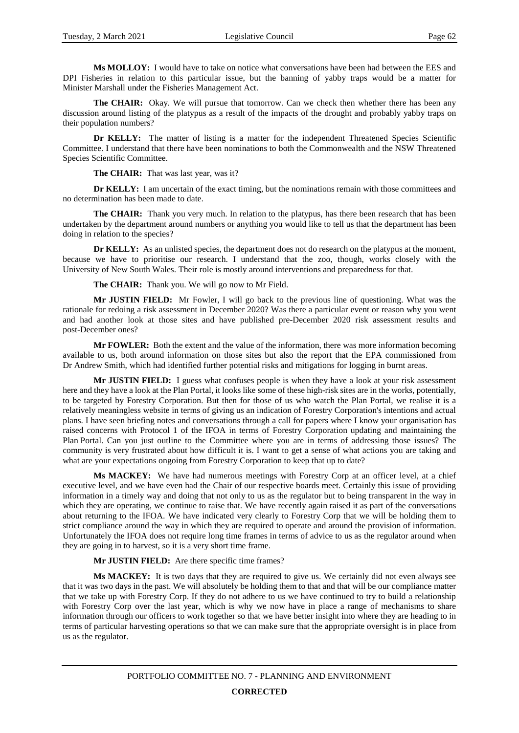**Ms MOLLOY:** I would have to take on notice what conversations have been had between the EES and DPI Fisheries in relation to this particular issue, but the banning of yabby traps would be a matter for Minister Marshall under the Fisheries Management Act.

**The CHAIR:** Okay. We will pursue that tomorrow. Can we check then whether there has been any discussion around listing of the platypus as a result of the impacts of the drought and probably yabby traps on their population numbers?

**Dr KELLY:** The matter of listing is a matter for the independent Threatened Species Scientific Committee. I understand that there have been nominations to both the Commonwealth and the NSW Threatened Species Scientific Committee.

**The CHAIR:** That was last year, was it?

**Dr KELLY:** I am uncertain of the exact timing, but the nominations remain with those committees and no determination has been made to date.

**The CHAIR:** Thank you very much. In relation to the platypus, has there been research that has been undertaken by the department around numbers or anything you would like to tell us that the department has been doing in relation to the species?

**Dr KELLY:** As an unlisted species, the department does not do research on the platypus at the moment, because we have to prioritise our research. I understand that the zoo, though, works closely with the University of New South Wales. Their role is mostly around interventions and preparedness for that.

**The CHAIR:** Thank you. We will go now to Mr Field.

**Mr JUSTIN FIELD:** Mr Fowler, I will go back to the previous line of questioning. What was the rationale for redoing a risk assessment in December 2020? Was there a particular event or reason why you went and had another look at those sites and have published pre-December 2020 risk assessment results and post-December ones?

**Mr FOWLER:** Both the extent and the value of the information, there was more information becoming available to us, both around information on those sites but also the report that the EPA commissioned from Dr Andrew Smith, which had identified further potential risks and mitigations for logging in burnt areas.

**Mr JUSTIN FIELD:** I guess what confuses people is when they have a look at your risk assessment here and they have a look at the Plan Portal, it looks like some of these high-risk sites are in the works, potentially, to be targeted by Forestry Corporation. But then for those of us who watch the Plan Portal, we realise it is a relatively meaningless website in terms of giving us an indication of Forestry Corporation's intentions and actual plans. I have seen briefing notes and conversations through a call for papers where I know your organisation has raised concerns with Protocol 1 of the IFOA in terms of Forestry Corporation updating and maintaining the Plan Portal. Can you just outline to the Committee where you are in terms of addressing those issues? The community is very frustrated about how difficult it is. I want to get a sense of what actions you are taking and what are your expectations ongoing from Forestry Corporation to keep that up to date?

**Ms MACKEY:** We have had numerous meetings with Forestry Corp at an officer level, at a chief executive level, and we have even had the Chair of our respective boards meet. Certainly this issue of providing information in a timely way and doing that not only to us as the regulator but to being transparent in the way in which they are operating, we continue to raise that. We have recently again raised it as part of the conversations about returning to the IFOA. We have indicated very clearly to Forestry Corp that we will be holding them to strict compliance around the way in which they are required to operate and around the provision of information. Unfortunately the IFOA does not require long time frames in terms of advice to us as the regulator around when they are going in to harvest, so it is a very short time frame.

**Mr JUSTIN FIELD:** Are there specific time frames?

**Ms MACKEY:** It is two days that they are required to give us. We certainly did not even always see that it was two days in the past. We will absolutely be holding them to that and that will be our compliance matter that we take up with Forestry Corp. If they do not adhere to us we have continued to try to build a relationship with Forestry Corp over the last year, which is why we now have in place a range of mechanisms to share information through our officers to work together so that we have better insight into where they are heading to in terms of particular harvesting operations so that we can make sure that the appropriate oversight is in place from us as the regulator.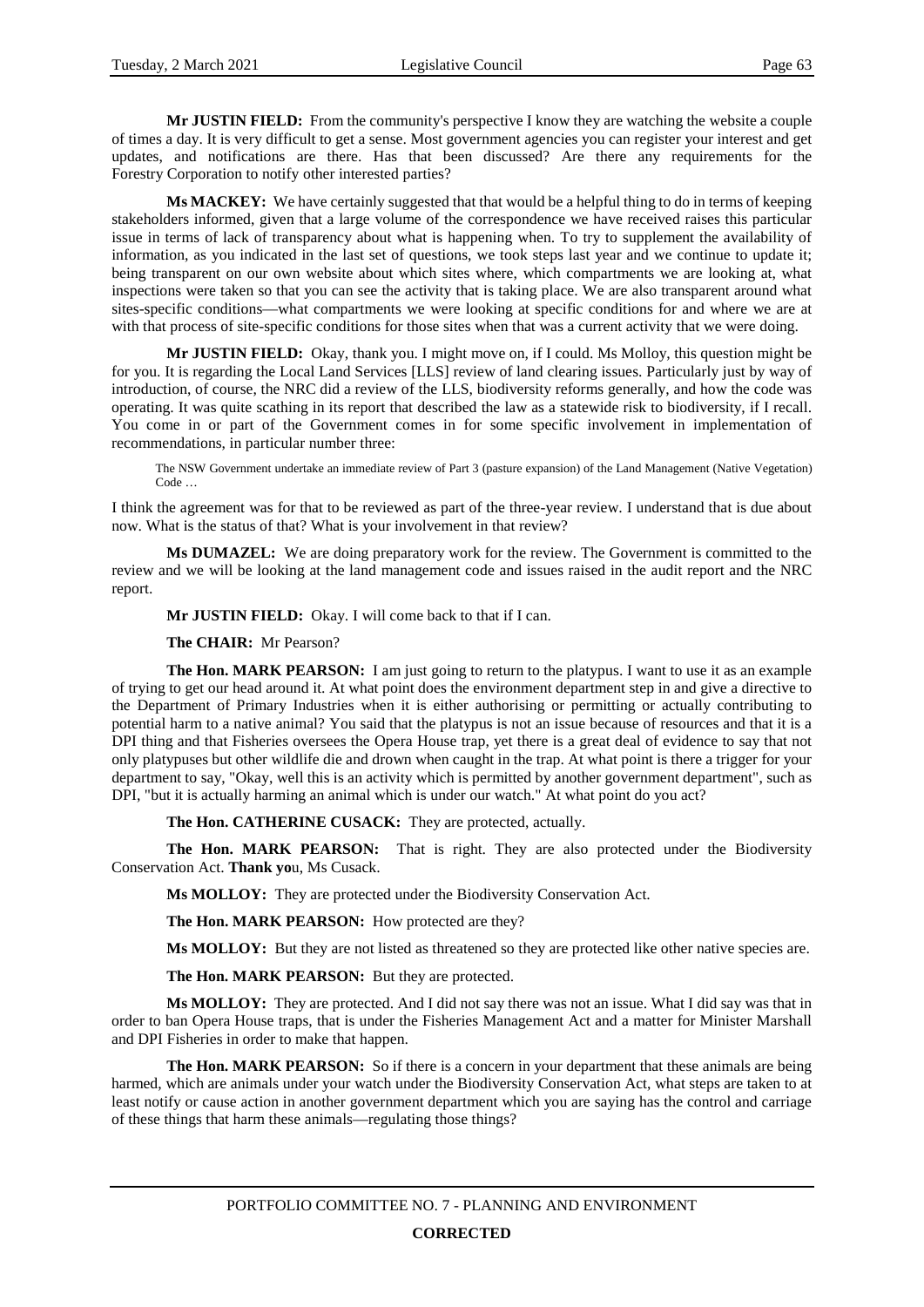**Mr JUSTIN FIELD:** From the community's perspective I know they are watching the website a couple of times a day. It is very difficult to get a sense. Most government agencies you can register your interest and get updates, and notifications are there. Has that been discussed? Are there any requirements for the Forestry Corporation to notify other interested parties?

**Ms MACKEY:** We have certainly suggested that that would be a helpful thing to do in terms of keeping stakeholders informed, given that a large volume of the correspondence we have received raises this particular issue in terms of lack of transparency about what is happening when. To try to supplement the availability of information, as you indicated in the last set of questions, we took steps last year and we continue to update it; being transparent on our own website about which sites where, which compartments we are looking at, what inspections were taken so that you can see the activity that is taking place. We are also transparent around what sites-specific conditions—what compartments we were looking at specific conditions for and where we are at with that process of site-specific conditions for those sites when that was a current activity that we were doing.

**Mr JUSTIN FIELD:** Okay, thank you. I might move on, if I could. Ms Molloy, this question might be for you. It is regarding the Local Land Services [LLS] review of land clearing issues. Particularly just by way of introduction, of course, the NRC did a review of the LLS, biodiversity reforms generally, and how the code was operating. It was quite scathing in its report that described the law as a statewide risk to biodiversity, if I recall. You come in or part of the Government comes in for some specific involvement in implementation of recommendations, in particular number three:

> The NSW Government undertake an immediate review of Part 3 (pasture expansion) of the Land Management (Native Vegetation) Code …

I think the agreement was for that to be reviewed as part of the three-year review. I understand that is due about now. What is the status of that? What is your involvement in that review?

**Ms DUMAZEL:** We are doing preparatory work for the review. The Government is committed to the review and we will be looking at the land management code and issues raised in the audit report and the NRC report.

**Mr JUSTIN FIELD:** Okay. I will come back to that if I can.

**The CHAIR:** Mr Pearson?

**The Hon. MARK PEARSON:** I am just going to return to the platypus. I want to use it as an example of trying to get our head around it. At what point does the environment department step in and give a directive to the Department of Primary Industries when it is either authorising or permitting or actually contributing to potential harm to a native animal? You said that the platypus is not an issue because of resources and that it is a DPI thing and that Fisheries oversees the Opera House trap, yet there is a great deal of evidence to say that not only platypuses but other wildlife die and drown when caught in the trap. At what point is there a trigger for your department to say, "Okay, well this is an activity which is permitted by another government department", such as DPI, "but it is actually harming an animal which is under our watch." At what point do you act?

**The Hon. CATHERINE CUSACK:** They are protected, actually.

**The Hon. MARK PEARSON:** That is right. They are also protected under the Biodiversity Conservation Act. **Thank yo**u, Ms Cusack.

**Ms MOLLOY:** They are protected under the Biodiversity Conservation Act.

**The Hon. MARK PEARSON:** How protected are they?

**Ms MOLLOY:** But they are not listed as threatened so they are protected like other native species are.

**The Hon. MARK PEARSON:** But they are protected.

**Ms MOLLOY:** They are protected. And I did not say there was not an issue. What I did say was that in order to ban Opera House traps, that is under the Fisheries Management Act and a matter for Minister Marshall and DPI Fisheries in order to make that happen.

**The Hon. MARK PEARSON:** So if there is a concern in your department that these animals are being harmed, which are animals under your watch under the Biodiversity Conservation Act, what steps are taken to at least notify or cause action in another government department which you are saying has the control and carriage of these things that harm these animals—regulating those things?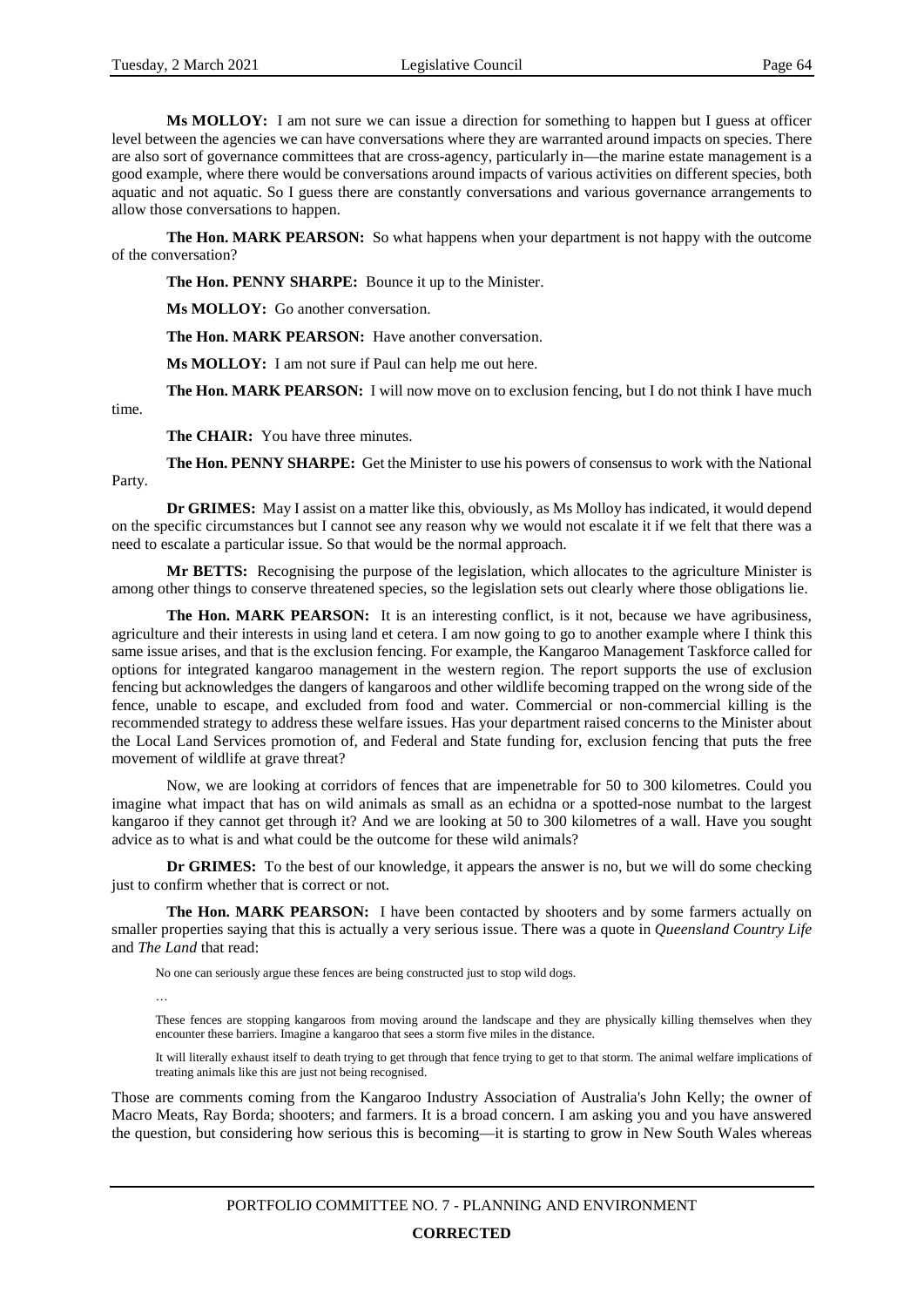**Ms MOLLOY:** I am not sure we can issue a direction for something to happen but I guess at officer level between the agencies we can have conversations where they are warranted around impacts on species. There are also sort of governance committees that are cross-agency, particularly in—the marine estate management is a good example, where there would be conversations around impacts of various activities on different species, both aquatic and not aquatic. So I guess there are constantly conversations and various governance arrangements to allow those conversations to happen.

**The Hon. MARK PEARSON:** So what happens when your department is not happy with the outcome of the conversation?

**The Hon. PENNY SHARPE:** Bounce it up to the Minister.

**Ms MOLLOY:** Go another conversation.

**The Hon. MARK PEARSON:** Have another conversation.

**Ms MOLLOY:** I am not sure if Paul can help me out here.

**The Hon. MARK PEARSON:** I will now move on to exclusion fencing, but I do not think I have much time.

**The CHAIR:** You have three minutes.

**The Hon. PENNY SHARPE:** Get the Minister to use his powers of consensus to work with the National Party.

**Dr GRIMES:** May I assist on a matter like this, obviously, as Ms Molloy has indicated, it would depend on the specific circumstances but I cannot see any reason why we would not escalate it if we felt that there was a need to escalate a particular issue. So that would be the normal approach.

**Mr BETTS:** Recognising the purpose of the legislation, which allocates to the agriculture Minister is among other things to conserve threatened species, so the legislation sets out clearly where those obligations lie.

**The Hon. MARK PEARSON:** It is an interesting conflict, is it not, because we have agribusiness, agriculture and their interests in using land et cetera. I am now going to go to another example where I think this same issue arises, and that is the exclusion fencing. For example, the Kangaroo Management Taskforce called for options for integrated kangaroo management in the western region. The report supports the use of exclusion fencing but acknowledges the dangers of kangaroos and other wildlife becoming trapped on the wrong side of the fence, unable to escape, and excluded from food and water. Commercial or non-commercial killing is the recommended strategy to address these welfare issues. Has your department raised concerns to the Minister about the Local Land Services promotion of, and Federal and State funding for, exclusion fencing that puts the free movement of wildlife at grave threat?

Now, we are looking at corridors of fences that are impenetrable for 50 to 300 kilometres. Could you imagine what impact that has on wild animals as small as an echidna or a spotted-nose numbat to the largest kangaroo if they cannot get through it? And we are looking at 50 to 300 kilometres of a wall. Have you sought advice as to what is and what could be the outcome for these wild animals?

**Dr GRIMES:** To the best of our knowledge, it appears the answer is no, but we will do some checking just to confirm whether that is correct or not.

**The Hon. MARK PEARSON:** I have been contacted by shooters and by some farmers actually on smaller properties saying that this is actually a very serious issue. There was a quote in *Queensland Country Life* and *The Land* that read:

> No one can seriously argue these fences are being constructed just to stop wild dogs.
>
> …
>
> These fences are stopping kangaroos from moving around the landscape and they are physically killing themselves when they encounter these barriers. Imagine a kangaroo that sees a storm five miles in the distance.
>
> It will literally exhaust itself to death trying to get through that fence trying to get to that storm. The animal welfare implications of treating animals like this are just not being recognised.

Those are comments coming from the Kangaroo Industry Association of Australia's John Kelly; the owner of Macro Meats, Ray Borda; shooters; and farmers. It is a broad concern. I am asking you and you have answered the question, but considering how serious this is becoming—it is starting to grow in New South Wales whereas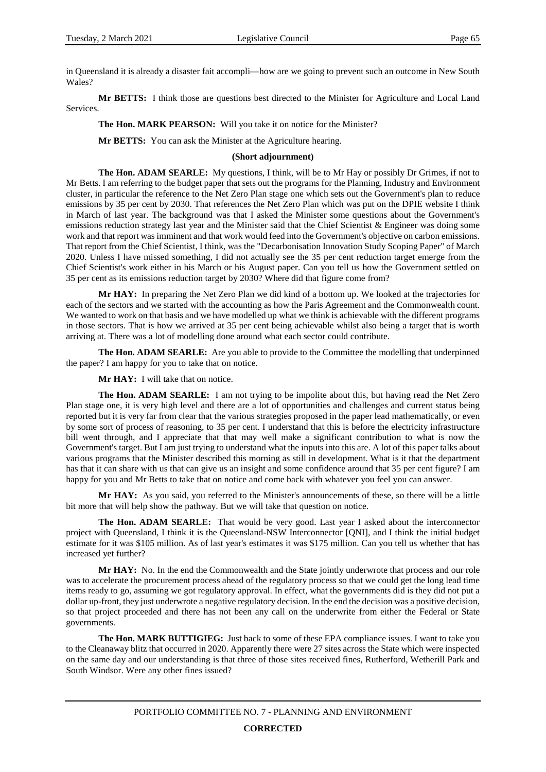in Queensland it is already a disaster fait accompli—how are we going to prevent such an outcome in New South Wales?

**Mr BETTS:** I think those are questions best directed to the Minister for Agriculture and Local Land Services.

**The Hon. MARK PEARSON:** Will you take it on notice for the Minister?

**Mr BETTS:** You can ask the Minister at the Agriculture hearing.

**(Short adjournment)**

**The Hon. ADAM SEARLE:** My questions, I think, will be to Mr Hay or possibly Dr Grimes, if not to Mr Betts. I am referring to the budget paper that sets out the programs for the Planning, Industry and Environment cluster, in particular the reference to the Net Zero Plan stage one which sets out the Government's plan to reduce emissions by 35 per cent by 2030. That references the Net Zero Plan which was put on the DPIE website I think in March of last year. The background was that I asked the Minister some questions about the Government's emissions reduction strategy last year and the Minister said that the Chief Scientist & Engineer was doing some work and that report was imminent and that work would feed into the Government's objective on carbon emissions. That report from the Chief Scientist, I think, was the "Decarbonisation Innovation Study Scoping Paper" of March 2020. Unless I have missed something, I did not actually see the 35 per cent reduction target emerge from the Chief Scientist's work either in his March or his August paper. Can you tell us how the Government settled on 35 per cent as its emissions reduction target by 2030? Where did that figure come from?

**Mr HAY:** In preparing the Net Zero Plan we did kind of a bottom up. We looked at the trajectories for each of the sectors and we started with the accounting as how the Paris Agreement and the Commonwealth count. We wanted to work on that basis and we have modelled up what we think is achievable with the different programs in those sectors. That is how we arrived at 35 per cent being achievable whilst also being a target that is worth arriving at. There was a lot of modelling done around what each sector could contribute.

**The Hon. ADAM SEARLE:** Are you able to provide to the Committee the modelling that underpinned the paper? I am happy for you to take that on notice.

**Mr HAY:** I will take that on notice.

**The Hon. ADAM SEARLE:** I am not trying to be impolite about this, but having read the Net Zero Plan stage one, it is very high level and there are a lot of opportunities and challenges and current status being reported but it is very far from clear that the various strategies proposed in the paper lead mathematically, or even by some sort of process of reasoning, to 35 per cent. I understand that this is before the electricity infrastructure bill went through, and I appreciate that that may well make a significant contribution to what is now the Government's target. But I am just trying to understand what the inputs into this are. A lot of this paper talks about various programs that the Minister described this morning as still in development. What is it that the department has that it can share with us that can give us an insight and some confidence around that 35 per cent figure? I am happy for you and Mr Betts to take that on notice and come back with whatever you feel you can answer.

**Mr HAY:** As you said, you referred to the Minister's announcements of these, so there will be a little bit more that will help show the pathway. But we will take that question on notice.

**The Hon. ADAM SEARLE:** That would be very good. Last year I asked about the interconnector project with Queensland, I think it is the Queensland-NSW Interconnector [QNI], and I think the initial budget estimate for it was $105 million. As of last year's estimates it was $175 million. Can you tell us whether that has increased yet further?

**Mr HAY:** No. In the end the Commonwealth and the State jointly underwrote that process and our role was to accelerate the procurement process ahead of the regulatory process so that we could get the long lead time items ready to go, assuming we got regulatory approval. In effect, what the governments did is they did not put a dollar up-front, they just underwrote a negative regulatory decision. In the end the decision was a positive decision, so that project proceeded and there has not been any call on the underwrite from either the Federal or State governments.

**The Hon. MARK BUTTIGIEG:** Just back to some of these EPA compliance issues. I want to take you to the Cleanaway blitz that occurred in 2020. Apparently there were 27 sites across the State which were inspected on the same day and our understanding is that three of those sites received fines, Rutherford, Wetherill Park and South Windsor. Were any other fines issued?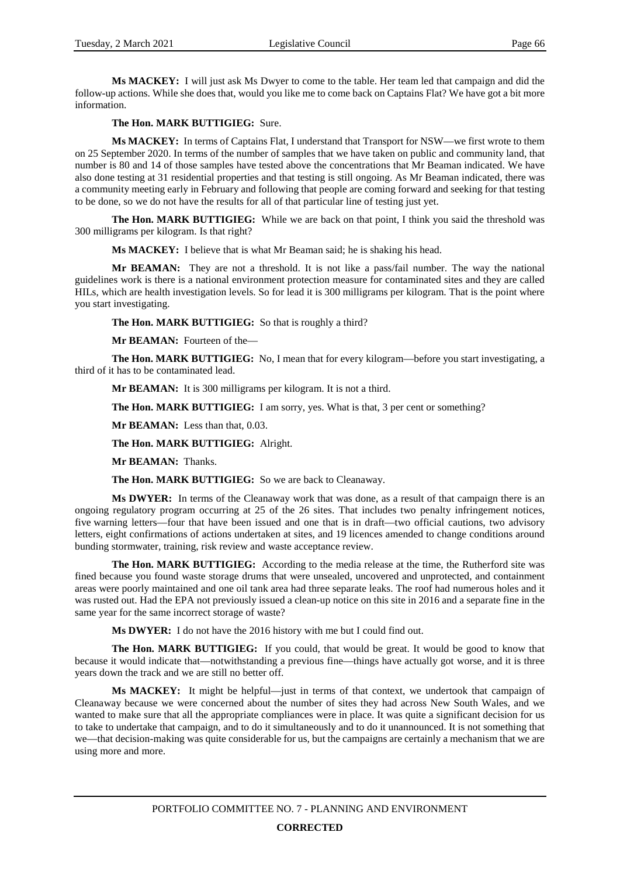**Ms MACKEY:** I will just ask Ms Dwyer to come to the table. Her team led that campaign and did the follow-up actions. While she does that, would you like me to come back on Captains Flat? We have got a bit more information.

**The Hon. MARK BUTTIGIEG:** Sure.

**Ms MACKEY:** In terms of Captains Flat, I understand that Transport for NSW—we first wrote to them on 25 September 2020. In terms of the number of samples that we have taken on public and community land, that number is 80 and 14 of those samples have tested above the concentrations that Mr Beaman indicated. We have also done testing at 31 residential properties and that testing is still ongoing. As Mr Beaman indicated, there was a community meeting early in February and following that people are coming forward and seeking for that testing to be done, so we do not have the results for all of that particular line of testing just yet.

**The Hon. MARK BUTTIGIEG:** While we are back on that point, I think you said the threshold was 300 milligrams per kilogram. Is that right?

**Ms MACKEY:** I believe that is what Mr Beaman said; he is shaking his head.

**Mr BEAMAN:** They are not a threshold. It is not like a pass/fail number. The way the national guidelines work is there is a national environment protection measure for contaminated sites and they are called HILs, which are health investigation levels. So for lead it is 300 milligrams per kilogram. That is the point where you start investigating.

**The Hon. MARK BUTTIGIEG:** So that is roughly a third?

**Mr BEAMAN:** Fourteen of the—

**The Hon. MARK BUTTIGIEG:** No, I mean that for every kilogram—before you start investigating, a third of it has to be contaminated lead.

**Mr BEAMAN:** It is 300 milligrams per kilogram. It is not a third.

**The Hon. MARK BUTTIGIEG:** I am sorry, yes. What is that, 3 per cent or something?

**Mr BEAMAN:** Less than that, 0.03.

**The Hon. MARK BUTTIGIEG:** Alright.

**Mr BEAMAN:** Thanks.

**The Hon. MARK BUTTIGIEG:** So we are back to Cleanaway.

**Ms DWYER:** In terms of the Cleanaway work that was done, as a result of that campaign there is an ongoing regulatory program occurring at 25 of the 26 sites. That includes two penalty infringement notices, five warning letters—four that have been issued and one that is in draft—two official cautions, two advisory letters, eight confirmations of actions undertaken at sites, and 19 licences amended to change conditions around bunding stormwater, training, risk review and waste acceptance review.

**The Hon. MARK BUTTIGIEG:** According to the media release at the time, the Rutherford site was fined because you found waste storage drums that were unsealed, uncovered and unprotected, and containment areas were poorly maintained and one oil tank area had three separate leaks. The roof had numerous holes and it was rusted out. Had the EPA not previously issued a clean-up notice on this site in 2016 and a separate fine in the same year for the same incorrect storage of waste?

**Ms DWYER:** I do not have the 2016 history with me but I could find out.

**The Hon. MARK BUTTIGIEG:** If you could, that would be great. It would be good to know that because it would indicate that—notwithstanding a previous fine—things have actually got worse, and it is three years down the track and we are still no better off.

**Ms MACKEY:** It might be helpful—just in terms of that context, we undertook that campaign of Cleanaway because we were concerned about the number of sites they had across New South Wales, and we wanted to make sure that all the appropriate compliances were in place. It was quite a significant decision for us to take to undertake that campaign, and to do it simultaneously and to do it unannounced. It is not something that we—that decision-making was quite considerable for us, but the campaigns are certainly a mechanism that we are using more and more.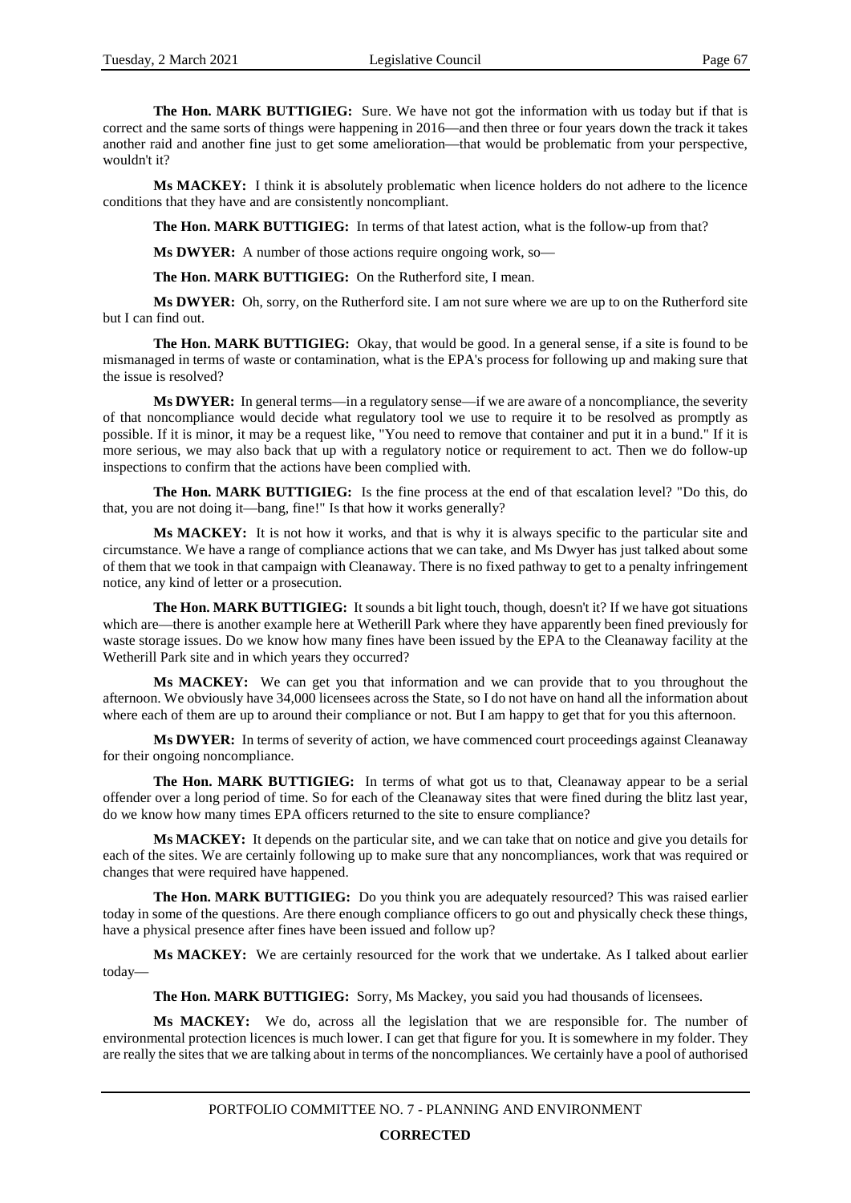**The Hon. MARK BUTTIGIEG:** Sure. We have not got the information with us today but if that is correct and the same sorts of things were happening in 2016—and then three or four years down the track it takes another raid and another fine just to get some amelioration—that would be problematic from your perspective, wouldn't it?

**Ms MACKEY:** I think it is absolutely problematic when licence holders do not adhere to the licence conditions that they have and are consistently noncompliant.

**The Hon. MARK BUTTIGIEG:** In terms of that latest action, what is the follow-up from that?

**Ms DWYER:** A number of those actions require ongoing work, so—

**The Hon. MARK BUTTIGIEG:** On the Rutherford site, I mean.

**Ms DWYER:** Oh, sorry, on the Rutherford site. I am not sure where we are up to on the Rutherford site but I can find out.

**The Hon. MARK BUTTIGIEG:** Okay, that would be good. In a general sense, if a site is found to be mismanaged in terms of waste or contamination, what is the EPA's process for following up and making sure that the issue is resolved?

**Ms DWYER:** In general terms—in a regulatory sense—if we are aware of a noncompliance, the severity of that noncompliance would decide what regulatory tool we use to require it to be resolved as promptly as possible. If it is minor, it may be a request like, "You need to remove that container and put it in a bund." If it is more serious, we may also back that up with a regulatory notice or requirement to act. Then we do follow-up inspections to confirm that the actions have been complied with.

**The Hon. MARK BUTTIGIEG:** Is the fine process at the end of that escalation level? "Do this, do that, you are not doing it—bang, fine!" Is that how it works generally?

**Ms MACKEY:** It is not how it works, and that is why it is always specific to the particular site and circumstance. We have a range of compliance actions that we can take, and Ms Dwyer has just talked about some of them that we took in that campaign with Cleanaway. There is no fixed pathway to get to a penalty infringement notice, any kind of letter or a prosecution.

**The Hon. MARK BUTTIGIEG:** It sounds a bit light touch, though, doesn't it? If we have got situations which are—there is another example here at Wetherill Park where they have apparently been fined previously for waste storage issues. Do we know how many fines have been issued by the EPA to the Cleanaway facility at the Wetherill Park site and in which years they occurred?

**Ms MACKEY:** We can get you that information and we can provide that to you throughout the afternoon. We obviously have 34,000 licensees across the State, so I do not have on hand all the information about where each of them are up to around their compliance or not. But I am happy to get that for you this afternoon.

**Ms DWYER:** In terms of severity of action, we have commenced court proceedings against Cleanaway for their ongoing noncompliance.

**The Hon. MARK BUTTIGIEG:** In terms of what got us to that, Cleanaway appear to be a serial offender over a long period of time. So for each of the Cleanaway sites that were fined during the blitz last year, do we know how many times EPA officers returned to the site to ensure compliance?

**Ms MACKEY:** It depends on the particular site, and we can take that on notice and give you details for each of the sites. We are certainly following up to make sure that any noncompliances, work that was required or changes that were required have happened.

**The Hon. MARK BUTTIGIEG:** Do you think you are adequately resourced? This was raised earlier today in some of the questions. Are there enough compliance officers to go out and physically check these things, have a physical presence after fines have been issued and follow up?

**Ms MACKEY:** We are certainly resourced for the work that we undertake. As I talked about earlier today—

**The Hon. MARK BUTTIGIEG:** Sorry, Ms Mackey, you said you had thousands of licensees.

**Ms MACKEY:** We do, across all the legislation that we are responsible for. The number of environmental protection licences is much lower. I can get that figure for you. It is somewhere in my folder. They are really the sites that we are talking about in terms of the noncompliances. We certainly have a pool of authorised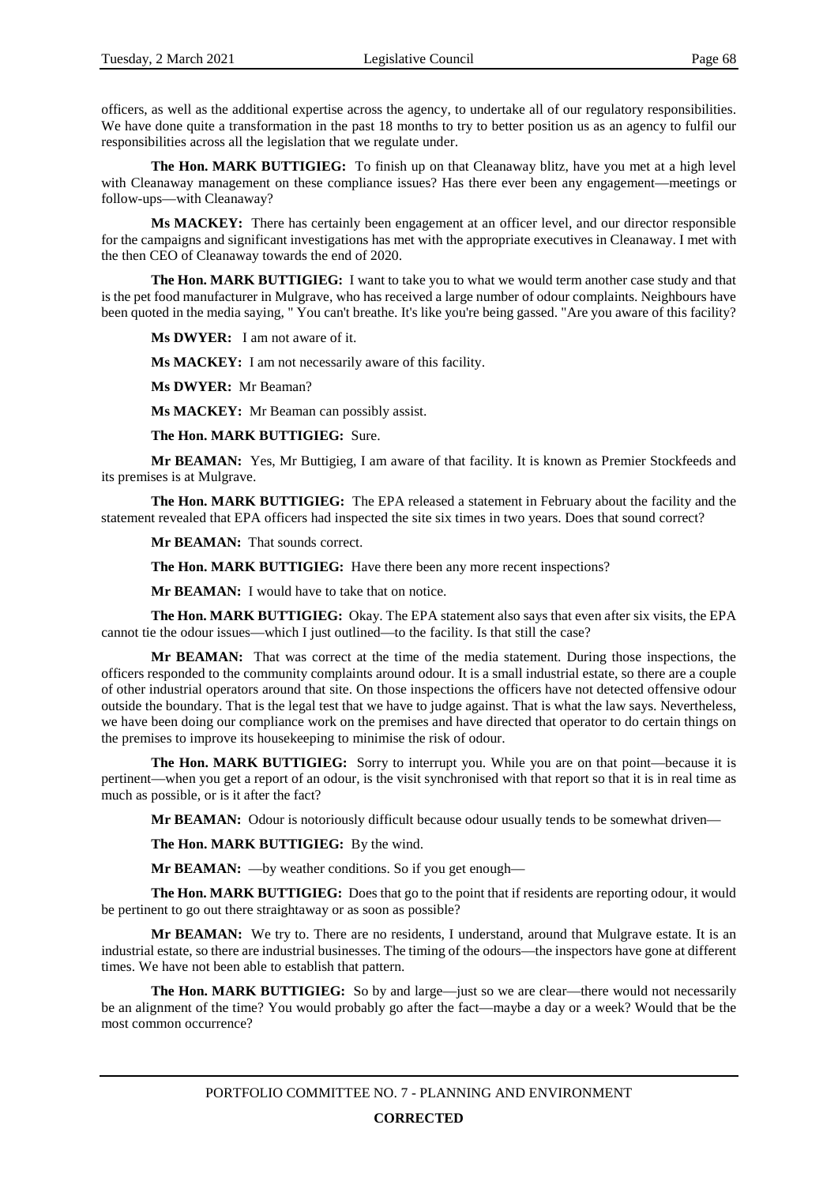officers, as well as the additional expertise across the agency, to undertake all of our regulatory responsibilities. We have done quite a transformation in the past 18 months to try to better position us as an agency to fulfil our responsibilities across all the legislation that we regulate under.

**The Hon. MARK BUTTIGIEG:** To finish up on that Cleanaway blitz, have you met at a high level with Cleanaway management on these compliance issues? Has there ever been any engagement—meetings or follow-ups—with Cleanaway?

**Ms MACKEY:** There has certainly been engagement at an officer level, and our director responsible for the campaigns and significant investigations has met with the appropriate executives in Cleanaway. I met with the then CEO of Cleanaway towards the end of 2020.

**The Hon. MARK BUTTIGIEG:** I want to take you to what we would term another case study and that is the pet food manufacturer in Mulgrave, who has received a large number of odour complaints. Neighbours have been quoted in the media saying, " You can't breathe. It's like you're being gassed. "Are you aware of this facility?

**Ms DWYER:** I am not aware of it.

**Ms MACKEY:** I am not necessarily aware of this facility.

**Ms DWYER:** Mr Beaman?

**Ms MACKEY:** Mr Beaman can possibly assist.

**The Hon. MARK BUTTIGIEG:** Sure.

**Mr BEAMAN:** Yes, Mr Buttigieg, I am aware of that facility. It is known as Premier Stockfeeds and its premises is at Mulgrave.

**The Hon. MARK BUTTIGIEG:** The EPA released a statement in February about the facility and the statement revealed that EPA officers had inspected the site six times in two years. Does that sound correct?

**Mr BEAMAN:** That sounds correct.

**The Hon. MARK BUTTIGIEG:** Have there been any more recent inspections?

**Mr BEAMAN:** I would have to take that on notice.

**The Hon. MARK BUTTIGIEG:** Okay. The EPA statement also says that even after six visits, the EPA cannot tie the odour issues—which I just outlined—to the facility. Is that still the case?

**Mr BEAMAN:** That was correct at the time of the media statement. During those inspections, the officers responded to the community complaints around odour. It is a small industrial estate, so there are a couple of other industrial operators around that site. On those inspections the officers have not detected offensive odour outside the boundary. That is the legal test that we have to judge against. That is what the law says. Nevertheless, we have been doing our compliance work on the premises and have directed that operator to do certain things on the premises to improve its housekeeping to minimise the risk of odour.

**The Hon. MARK BUTTIGIEG:** Sorry to interrupt you. While you are on that point—because it is pertinent—when you get a report of an odour, is the visit synchronised with that report so that it is in real time as much as possible, or is it after the fact?

**Mr BEAMAN:** Odour is notoriously difficult because odour usually tends to be somewhat driven—

**The Hon. MARK BUTTIGIEG:** By the wind.

**Mr BEAMAN:** —by weather conditions. So if you get enough—

**The Hon. MARK BUTTIGIEG:** Does that go to the point that if residents are reporting odour, it would be pertinent to go out there straightaway or as soon as possible?

**Mr BEAMAN:** We try to. There are no residents, I understand, around that Mulgrave estate. It is an industrial estate, so there are industrial businesses. The timing of the odours—the inspectors have gone at different times. We have not been able to establish that pattern.

**The Hon. MARK BUTTIGIEG:** So by and large—just so we are clear—there would not necessarily be an alignment of the time? You would probably go after the fact—maybe a day or a week? Would that be the most common occurrence?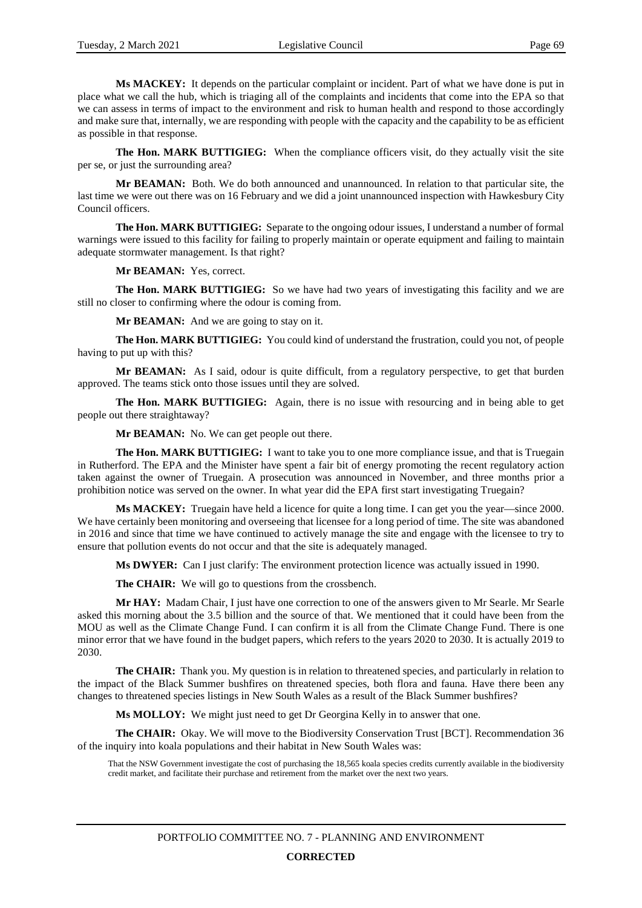**Ms MACKEY:** It depends on the particular complaint or incident. Part of what we have done is put in place what we call the hub, which is triaging all of the complaints and incidents that come into the EPA so that we can assess in terms of impact to the environment and risk to human health and respond to those accordingly and make sure that, internally, we are responding with people with the capacity and the capability to be as efficient as possible in that response.

**The Hon. MARK BUTTIGIEG:** When the compliance officers visit, do they actually visit the site per se, or just the surrounding area?

**Mr BEAMAN:** Both. We do both announced and unannounced. In relation to that particular site, the last time we were out there was on 16 February and we did a joint unannounced inspection with Hawkesbury City Council officers.

**The Hon. MARK BUTTIGIEG:** Separate to the ongoing odour issues, I understand a number of formal warnings were issued to this facility for failing to properly maintain or operate equipment and failing to maintain adequate stormwater management. Is that right?

**Mr BEAMAN:** Yes, correct.

**The Hon. MARK BUTTIGIEG:** So we have had two years of investigating this facility and we are still no closer to confirming where the odour is coming from.

**Mr BEAMAN:** And we are going to stay on it.

**The Hon. MARK BUTTIGIEG:** You could kind of understand the frustration, could you not, of people having to put up with this?

**Mr BEAMAN:** As I said, odour is quite difficult, from a regulatory perspective, to get that burden approved. The teams stick onto those issues until they are solved.

**The Hon. MARK BUTTIGIEG:** Again, there is no issue with resourcing and in being able to get people out there straightaway?

**Mr BEAMAN:** No. We can get people out there.

**The Hon. MARK BUTTIGIEG:** I want to take you to one more compliance issue, and that is Truegain in Rutherford. The EPA and the Minister have spent a fair bit of energy promoting the recent regulatory action taken against the owner of Truegain. A prosecution was announced in November, and three months prior a prohibition notice was served on the owner. In what year did the EPA first start investigating Truegain?

**Ms MACKEY:** Truegain have held a licence for quite a long time. I can get you the year—since 2000. We have certainly been monitoring and overseeing that licensee for a long period of time. The site was abandoned in 2016 and since that time we have continued to actively manage the site and engage with the licensee to try to ensure that pollution events do not occur and that the site is adequately managed.

**Ms DWYER:** Can I just clarify: The environment protection licence was actually issued in 1990.

**The CHAIR:** We will go to questions from the crossbench.

**Mr HAY:** Madam Chair, I just have one correction to one of the answers given to Mr Searle. Mr Searle asked this morning about the 3.5 billion and the source of that. We mentioned that it could have been from the MOU as well as the Climate Change Fund. I can confirm it is all from the Climate Change Fund. There is one minor error that we have found in the budget papers, which refers to the years 2020 to 2030. It is actually 2019 to 2030.

**The CHAIR:** Thank you. My question is in relation to threatened species, and particularly in relation to the impact of the Black Summer bushfires on threatened species, both flora and fauna. Have there been any changes to threatened species listings in New South Wales as a result of the Black Summer bushfires?

**Ms MOLLOY:** We might just need to get Dr Georgina Kelly in to answer that one.

**The CHAIR:** Okay. We will move to the Biodiversity Conservation Trust [BCT]. Recommendation 36 of the inquiry into koala populations and their habitat in New South Wales was:

> That the NSW Government investigate the cost of purchasing the 18,565 koala species credits currently available in the biodiversity credit market, and facilitate their purchase and retirement from the market over the next two years.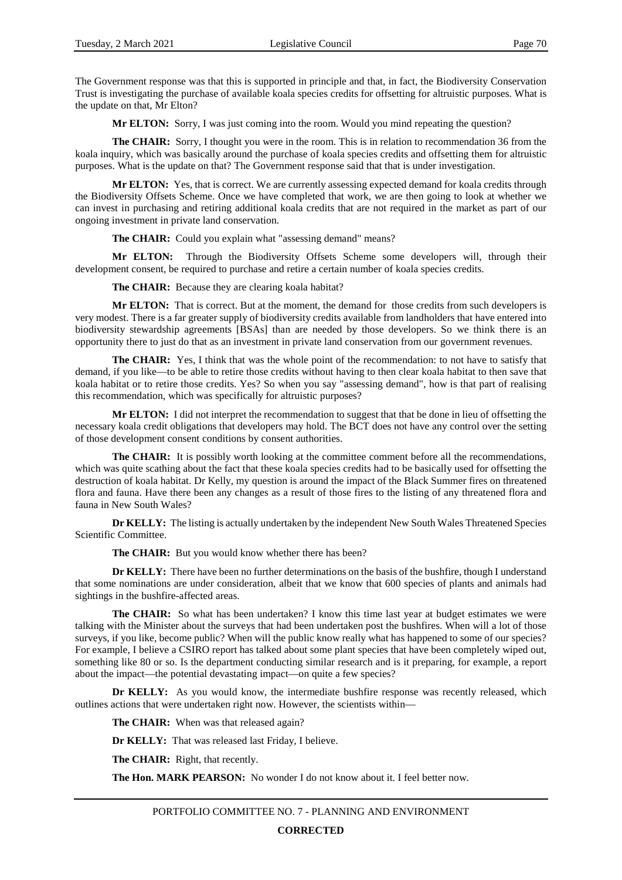The Government response was that this is supported in principle and that, in fact, the Biodiversity Conservation Trust is investigating the purchase of available koala species credits for offsetting for altruistic purposes. What is the update on that, Mr Elton?

**Mr ELTON:** Sorry, I was just coming into the room. Would you mind repeating the question?

**The CHAIR:** Sorry, I thought you were in the room. This is in relation to recommendation 36 from the koala inquiry, which was basically around the purchase of koala species credits and offsetting them for altruistic purposes. What is the update on that? The Government response said that that is under investigation.

**Mr ELTON:** Yes, that is correct. We are currently assessing expected demand for koala credits through the Biodiversity Offsets Scheme. Once we have completed that work, we are then going to look at whether we can invest in purchasing and retiring additional koala credits that are not required in the market as part of our ongoing investment in private land conservation.

**The CHAIR:** Could you explain what "assessing demand" means?

**Mr ELTON:** Through the Biodiversity Offsets Scheme some developers will, through their development consent, be required to purchase and retire a certain number of koala species credits.

**The CHAIR:** Because they are clearing koala habitat?

**Mr ELTON:** That is correct. But at the moment, the demand for those credits from such developers is very modest. There is a far greater supply of biodiversity credits available from landholders that have entered into biodiversity stewardship agreements [BSAs] than are needed by those developers. So we think there is an opportunity there to just do that as an investment in private land conservation from our government revenues.

**The CHAIR:** Yes, I think that was the whole point of the recommendation: to not have to satisfy that demand, if you like—to be able to retire those credits without having to then clear koala habitat to then save that koala habitat or to retire those credits. Yes? So when you say "assessing demand", how is that part of realising this recommendation, which was specifically for altruistic purposes?

**Mr ELTON:** I did not interpret the recommendation to suggest that that be done in lieu of offsetting the necessary koala credit obligations that developers may hold. The BCT does not have any control over the setting of those development consent conditions by consent authorities.

**The CHAIR:** It is possibly worth looking at the committee comment before all the recommendations, which was quite scathing about the fact that these koala species credits had to be basically used for offsetting the destruction of koala habitat. Dr Kelly, my question is around the impact of the Black Summer fires on threatened flora and fauna. Have there been any changes as a result of those fires to the listing of any threatened flora and fauna in New South Wales?

**Dr KELLY:** The listing is actually undertaken by the independent New South Wales Threatened Species Scientific Committee.

**The CHAIR:** But you would know whether there has been?

**Dr KELLY:** There have been no further determinations on the basis of the bushfire, though I understand that some nominations are under consideration, albeit that we know that 600 species of plants and animals had sightings in the bushfire-affected areas.

**The CHAIR:** So what has been undertaken? I know this time last year at budget estimates we were talking with the Minister about the surveys that had been undertaken post the bushfires. When will a lot of those surveys, if you like, become public? When will the public know really what has happened to some of our species? For example, I believe a CSIRO report has talked about some plant species that have been completely wiped out, something like 80 or so. Is the department conducting similar research and is it preparing, for example, a report about the impact—the potential devastating impact—on quite a few species?

**Dr KELLY:** As you would know, the intermediate bushfire response was recently released, which outlines actions that were undertaken right now. However, the scientists within—

**The CHAIR:** When was that released again?

**Dr KELLY:** That was released last Friday, I believe.

**The CHAIR:** Right, that recently.

**The Hon. MARK PEARSON:** No wonder I do not know about it. I feel better now.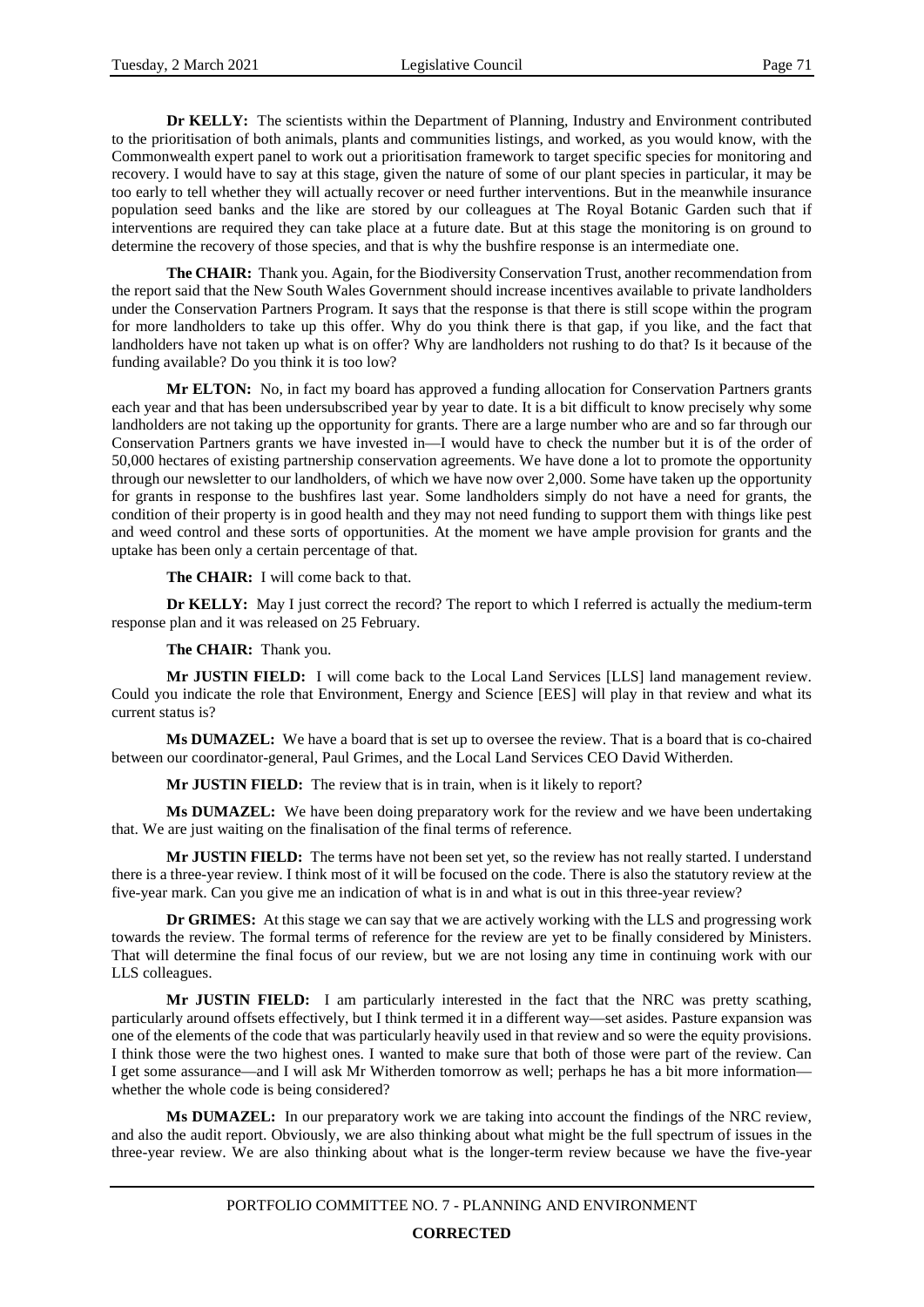**Dr KELLY:** The scientists within the Department of Planning, Industry and Environment contributed to the prioritisation of both animals, plants and communities listings, and worked, as you would know, with the Commonwealth expert panel to work out a prioritisation framework to target specific species for monitoring and recovery. I would have to say at this stage, given the nature of some of our plant species in particular, it may be too early to tell whether they will actually recover or need further interventions. But in the meanwhile insurance population seed banks and the like are stored by our colleagues at The Royal Botanic Garden such that if interventions are required they can take place at a future date. But at this stage the monitoring is on ground to determine the recovery of those species, and that is why the bushfire response is an intermediate one.

**The CHAIR:** Thank you. Again, for the Biodiversity Conservation Trust, another recommendation from the report said that the New South Wales Government should increase incentives available to private landholders under the Conservation Partners Program. It says that the response is that there is still scope within the program for more landholders to take up this offer. Why do you think there is that gap, if you like, and the fact that landholders have not taken up what is on offer? Why are landholders not rushing to do that? Is it because of the funding available? Do you think it is too low?

**Mr ELTON:** No, in fact my board has approved a funding allocation for Conservation Partners grants each year and that has been undersubscribed year by year to date. It is a bit difficult to know precisely why some landholders are not taking up the opportunity for grants. There are a large number who are and so far through our Conservation Partners grants we have invested in—I would have to check the number but it is of the order of 50,000 hectares of existing partnership conservation agreements. We have done a lot to promote the opportunity through our newsletter to our landholders, of which we have now over 2,000. Some have taken up the opportunity for grants in response to the bushfires last year. Some landholders simply do not have a need for grants, the condition of their property is in good health and they may not need funding to support them with things like pest and weed control and these sorts of opportunities. At the moment we have ample provision for grants and the uptake has been only a certain percentage of that.

**The CHAIR:** I will come back to that.

**Dr KELLY:** May I just correct the record? The report to which I referred is actually the medium-term response plan and it was released on 25 February.

**The CHAIR:** Thank you.

**Mr JUSTIN FIELD:** I will come back to the Local Land Services [LLS] land management review. Could you indicate the role that Environment, Energy and Science [EES] will play in that review and what its current status is?

**Ms DUMAZEL:** We have a board that is set up to oversee the review. That is a board that is co-chaired between our coordinator-general, Paul Grimes, and the Local Land Services CEO David Witherden.

**Mr JUSTIN FIELD:** The review that is in train, when is it likely to report?

**Ms DUMAZEL:** We have been doing preparatory work for the review and we have been undertaking that. We are just waiting on the finalisation of the final terms of reference.

**Mr JUSTIN FIELD:** The terms have not been set yet, so the review has not really started. I understand there is a three-year review. I think most of it will be focused on the code. There is also the statutory review at the five-year mark. Can you give me an indication of what is in and what is out in this three-year review?

**Dr GRIMES:** At this stage we can say that we are actively working with the LLS and progressing work towards the review. The formal terms of reference for the review are yet to be finally considered by Ministers. That will determine the final focus of our review, but we are not losing any time in continuing work with our LLS colleagues.

**Mr JUSTIN FIELD:** I am particularly interested in the fact that the NRC was pretty scathing, particularly around offsets effectively, but I think termed it in a different way—set asides. Pasture expansion was one of the elements of the code that was particularly heavily used in that review and so were the equity provisions. I think those were the two highest ones. I wanted to make sure that both of those were part of the review. Can I get some assurance—and I will ask Mr Witherden tomorrow as well; perhaps he has a bit more information—whether the whole code is being considered?

**Ms DUMAZEL:** In our preparatory work we are taking into account the findings of the NRC review, and also the audit report. Obviously, we are also thinking about what might be the full spectrum of issues in the three-year review. We are also thinking about what is the longer-term review because we have the five-year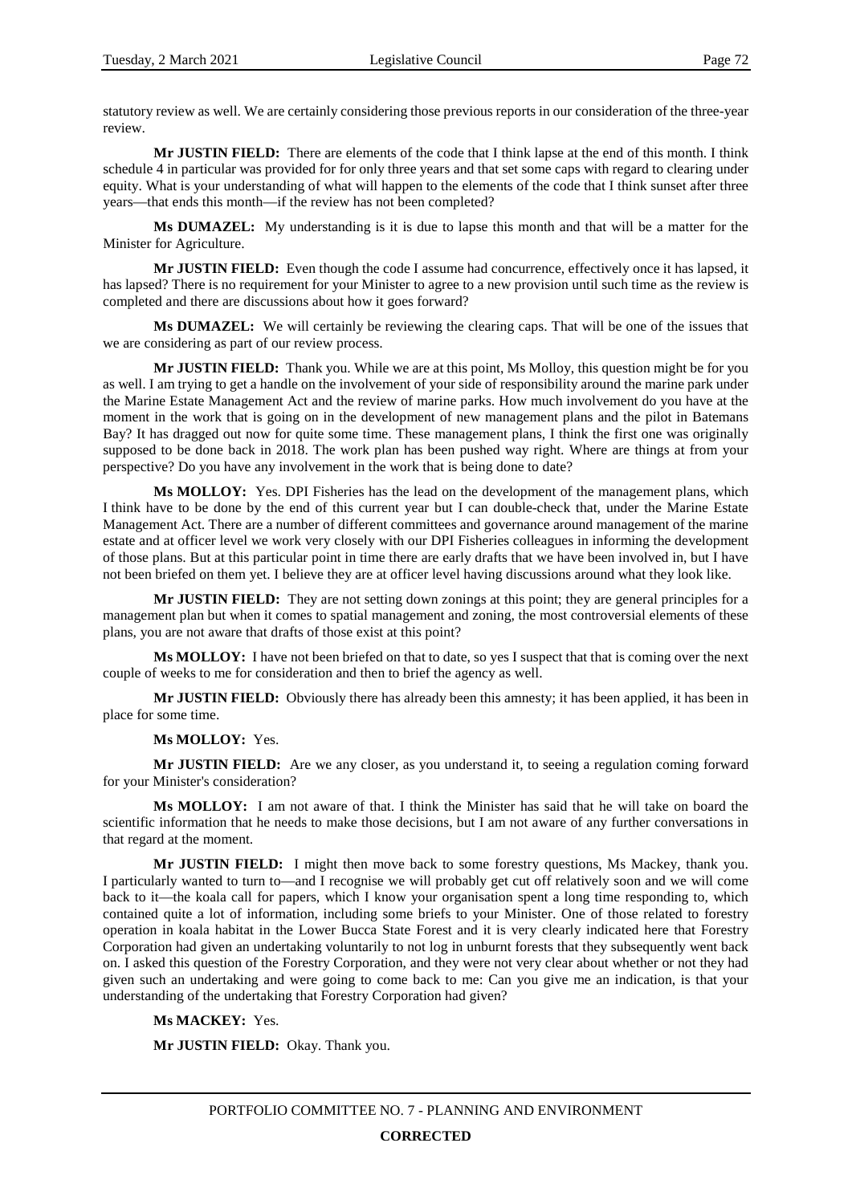statutory review as well. We are certainly considering those previous reports in our consideration of the three-year review.

**Mr JUSTIN FIELD:** There are elements of the code that I think lapse at the end of this month. I think schedule 4 in particular was provided for for only three years and that set some caps with regard to clearing under equity. What is your understanding of what will happen to the elements of the code that I think sunset after three years—that ends this month—if the review has not been completed?

**Ms DUMAZEL:** My understanding is it is due to lapse this month and that will be a matter for the Minister for Agriculture.

**Mr JUSTIN FIELD:** Even though the code I assume had concurrence, effectively once it has lapsed, it has lapsed? There is no requirement for your Minister to agree to a new provision until such time as the review is completed and there are discussions about how it goes forward?

**Ms DUMAZEL:** We will certainly be reviewing the clearing caps. That will be one of the issues that we are considering as part of our review process.

**Mr JUSTIN FIELD:** Thank you. While we are at this point, Ms Molloy, this question might be for you as well. I am trying to get a handle on the involvement of your side of responsibility around the marine park under the Marine Estate Management Act and the review of marine parks. How much involvement do you have at the moment in the work that is going on in the development of new management plans and the pilot in Batemans Bay? It has dragged out now for quite some time. These management plans, I think the first one was originally supposed to be done back in 2018. The work plan has been pushed way right. Where are things at from your perspective? Do you have any involvement in the work that is being done to date?

**Ms MOLLOY:** Yes. DPI Fisheries has the lead on the development of the management plans, which I think have to be done by the end of this current year but I can double-check that, under the Marine Estate Management Act. There are a number of different committees and governance around management of the marine estate and at officer level we work very closely with our DPI Fisheries colleagues in informing the development of those plans. But at this particular point in time there are early drafts that we have been involved in, but I have not been briefed on them yet. I believe they are at officer level having discussions around what they look like.

**Mr JUSTIN FIELD:** They are not setting down zonings at this point; they are general principles for a management plan but when it comes to spatial management and zoning, the most controversial elements of these plans, you are not aware that drafts of those exist at this point?

**Ms MOLLOY:** I have not been briefed on that to date, so yes I suspect that that is coming over the next couple of weeks to me for consideration and then to brief the agency as well.

**Mr JUSTIN FIELD:** Obviously there has already been this amnesty; it has been applied, it has been in place for some time.

**Ms MOLLOY:** Yes.

**Mr JUSTIN FIELD:** Are we any closer, as you understand it, to seeing a regulation coming forward for your Minister's consideration?

**Ms MOLLOY:** I am not aware of that. I think the Minister has said that he will take on board the scientific information that he needs to make those decisions, but I am not aware of any further conversations in that regard at the moment.

**Mr JUSTIN FIELD:** I might then move back to some forestry questions, Ms Mackey, thank you. I particularly wanted to turn to—and I recognise we will probably get cut off relatively soon and we will come back to it—the koala call for papers, which I know your organisation spent a long time responding to, which contained quite a lot of information, including some briefs to your Minister. One of those related to forestry operation in koala habitat in the Lower Bucca State Forest and it is very clearly indicated here that Forestry Corporation had given an undertaking voluntarily to not log in unburnt forests that they subsequently went back on. I asked this question of the Forestry Corporation, and they were not very clear about whether or not they had given such an undertaking and were going to come back to me: Can you give me an indication, is that your understanding of the undertaking that Forestry Corporation had given?

**Ms MACKEY:** Yes.

**Mr JUSTIN FIELD:** Okay. Thank you.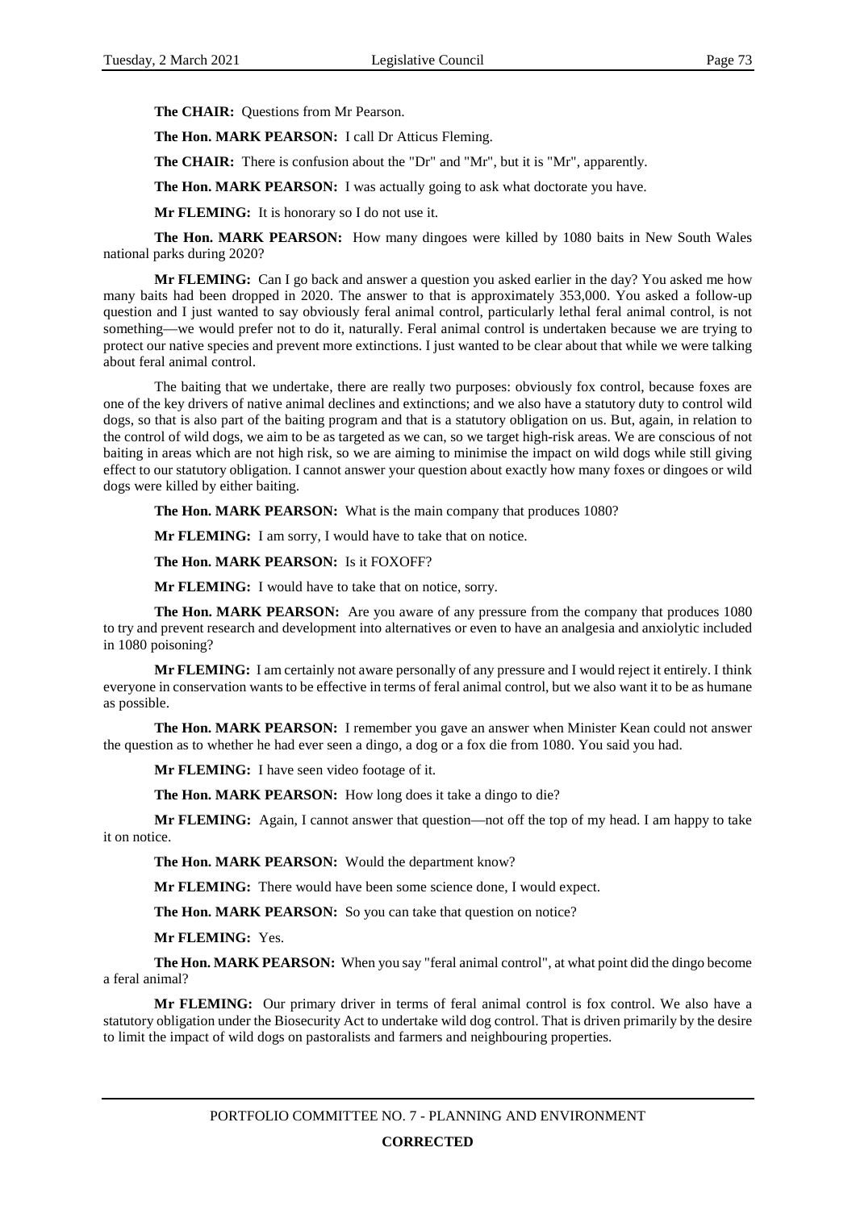**The CHAIR:** Questions from Mr Pearson.

**The Hon. MARK PEARSON:** I call Dr Atticus Fleming.

**The CHAIR:** There is confusion about the "Dr" and "Mr", but it is "Mr", apparently.

**The Hon. MARK PEARSON:** I was actually going to ask what doctorate you have.

**Mr FLEMING:** It is honorary so I do not use it.

**The Hon. MARK PEARSON:** How many dingoes were killed by 1080 baits in New South Wales national parks during 2020?

**Mr FLEMING:** Can I go back and answer a question you asked earlier in the day? You asked me how many baits had been dropped in 2020. The answer to that is approximately 353,000. You asked a follow-up question and I just wanted to say obviously feral animal control, particularly lethal feral animal control, is not something—we would prefer not to do it, naturally. Feral animal control is undertaken because we are trying to protect our native species and prevent more extinctions. I just wanted to be clear about that while we were talking about feral animal control.

The baiting that we undertake, there are really two purposes: obviously fox control, because foxes are one of the key drivers of native animal declines and extinctions; and we also have a statutory duty to control wild dogs, so that is also part of the baiting program and that is a statutory obligation on us. But, again, in relation to the control of wild dogs, we aim to be as targeted as we can, so we target high-risk areas. We are conscious of not baiting in areas which are not high risk, so we are aiming to minimise the impact on wild dogs while still giving effect to our statutory obligation. I cannot answer your question about exactly how many foxes or dingoes or wild dogs were killed by either baiting.

**The Hon. MARK PEARSON:** What is the main company that produces 1080?

**Mr FLEMING:** I am sorry, I would have to take that on notice.

**The Hon. MARK PEARSON:** Is it FOXOFF?

**Mr FLEMING:** I would have to take that on notice, sorry.

**The Hon. MARK PEARSON:** Are you aware of any pressure from the company that produces 1080 to try and prevent research and development into alternatives or even to have an analgesia and anxiolytic included in 1080 poisoning?

**Mr FLEMING:** I am certainly not aware personally of any pressure and I would reject it entirely. I think everyone in conservation wants to be effective in terms of feral animal control, but we also want it to be as humane as possible.

**The Hon. MARK PEARSON:** I remember you gave an answer when Minister Kean could not answer the question as to whether he had ever seen a dingo, a dog or a fox die from 1080. You said you had.

**Mr FLEMING:** I have seen video footage of it.

**The Hon. MARK PEARSON:** How long does it take a dingo to die?

**Mr FLEMING:** Again, I cannot answer that question—not off the top of my head. I am happy to take it on notice.

**The Hon. MARK PEARSON:** Would the department know?

**Mr FLEMING:** There would have been some science done, I would expect.

**The Hon. MARK PEARSON:** So you can take that question on notice?

**Mr FLEMING:** Yes.

**The Hon. MARK PEARSON:** When you say "feral animal control", at what point did the dingo become a feral animal?

**Mr FLEMING:** Our primary driver in terms of feral animal control is fox control. We also have a statutory obligation under the Biosecurity Act to undertake wild dog control. That is driven primarily by the desire to limit the impact of wild dogs on pastoralists and farmers and neighbouring properties.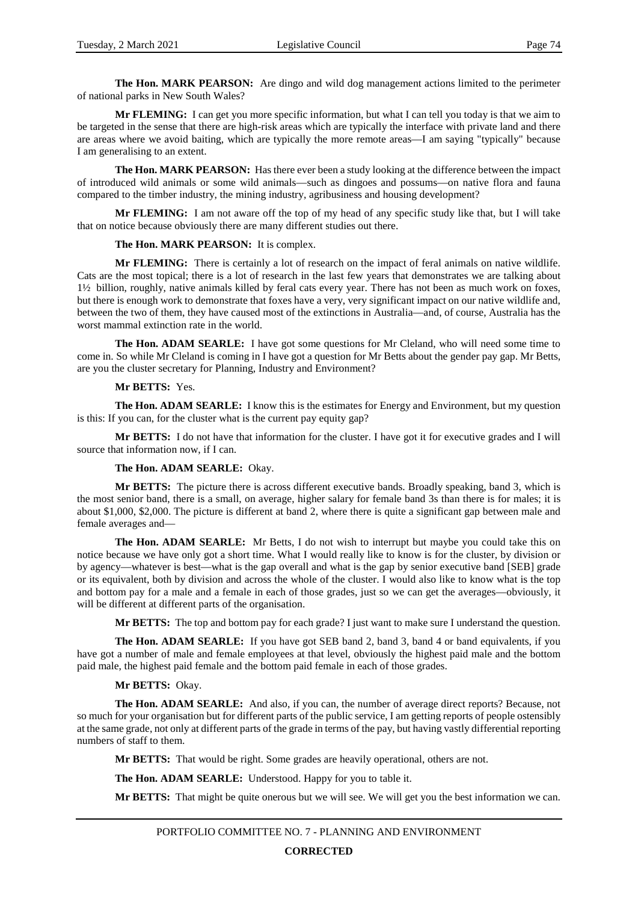**The Hon. MARK PEARSON:** Are dingo and wild dog management actions limited to the perimeter of national parks in New South Wales?

**Mr FLEMING:** I can get you more specific information, but what I can tell you today is that we aim to be targeted in the sense that there are high-risk areas which are typically the interface with private land and there are areas where we avoid baiting, which are typically the more remote areas—I am saying "typically" because I am generalising to an extent.

**The Hon. MARK PEARSON:** Has there ever been a study looking at the difference between the impact of introduced wild animals or some wild animals—such as dingoes and possums—on native flora and fauna compared to the timber industry, the mining industry, agribusiness and housing development?

**Mr FLEMING:** I am not aware off the top of my head of any specific study like that, but I will take that on notice because obviously there are many different studies out there.

**The Hon. MARK PEARSON:** It is complex.

**Mr FLEMING:** There is certainly a lot of research on the impact of feral animals on native wildlife. Cats are the most topical; there is a lot of research in the last few years that demonstrates we are talking about 1½ billion, roughly, native animals killed by feral cats every year. There has not been as much work on foxes, but there is enough work to demonstrate that foxes have a very, very significant impact on our native wildlife and, between the two of them, they have caused most of the extinctions in Australia—and, of course, Australia has the worst mammal extinction rate in the world.

**The Hon. ADAM SEARLE:** I have got some questions for Mr Cleland, who will need some time to come in. So while Mr Cleland is coming in I have got a question for Mr Betts about the gender pay gap. Mr Betts, are you the cluster secretary for Planning, Industry and Environment?

**Mr BETTS:** Yes.

**The Hon. ADAM SEARLE:** I know this is the estimates for Energy and Environment, but my question is this: If you can, for the cluster what is the current pay equity gap?

**Mr BETTS:** I do not have that information for the cluster. I have got it for executive grades and I will source that information now, if I can.

**The Hon. ADAM SEARLE:** Okay.

**Mr BETTS:** The picture there is across different executive bands. Broadly speaking, band 3, which is the most senior band, there is a small, on average, higher salary for female band 3s than there is for males; it is about $1,000, $2,000. The picture is different at band 2, where there is quite a significant gap between male and female averages and—

**The Hon. ADAM SEARLE:** Mr Betts, I do not wish to interrupt but maybe you could take this on notice because we have only got a short time. What I would really like to know is for the cluster, by division or by agency—whatever is best—what is the gap overall and what is the gap by senior executive band [SEB] grade or its equivalent, both by division and across the whole of the cluster. I would also like to know what is the top and bottom pay for a male and a female in each of those grades, just so we can get the averages—obviously, it will be different at different parts of the organisation.

**Mr BETTS:** The top and bottom pay for each grade? I just want to make sure I understand the question.

**The Hon. ADAM SEARLE:** If you have got SEB band 2, band 3, band 4 or band equivalents, if you have got a number of male and female employees at that level, obviously the highest paid male and the bottom paid male, the highest paid female and the bottom paid female in each of those grades.

**Mr BETTS:** Okay.

**The Hon. ADAM SEARLE:** And also, if you can, the number of average direct reports? Because, not so much for your organisation but for different parts of the public service, I am getting reports of people ostensibly at the same grade, not only at different parts of the grade in terms of the pay, but having vastly differential reporting numbers of staff to them.

**Mr BETTS:** That would be right. Some grades are heavily operational, others are not.

**The Hon. ADAM SEARLE:** Understood. Happy for you to table it.

**Mr BETTS:** That might be quite onerous but we will see. We will get you the best information we can.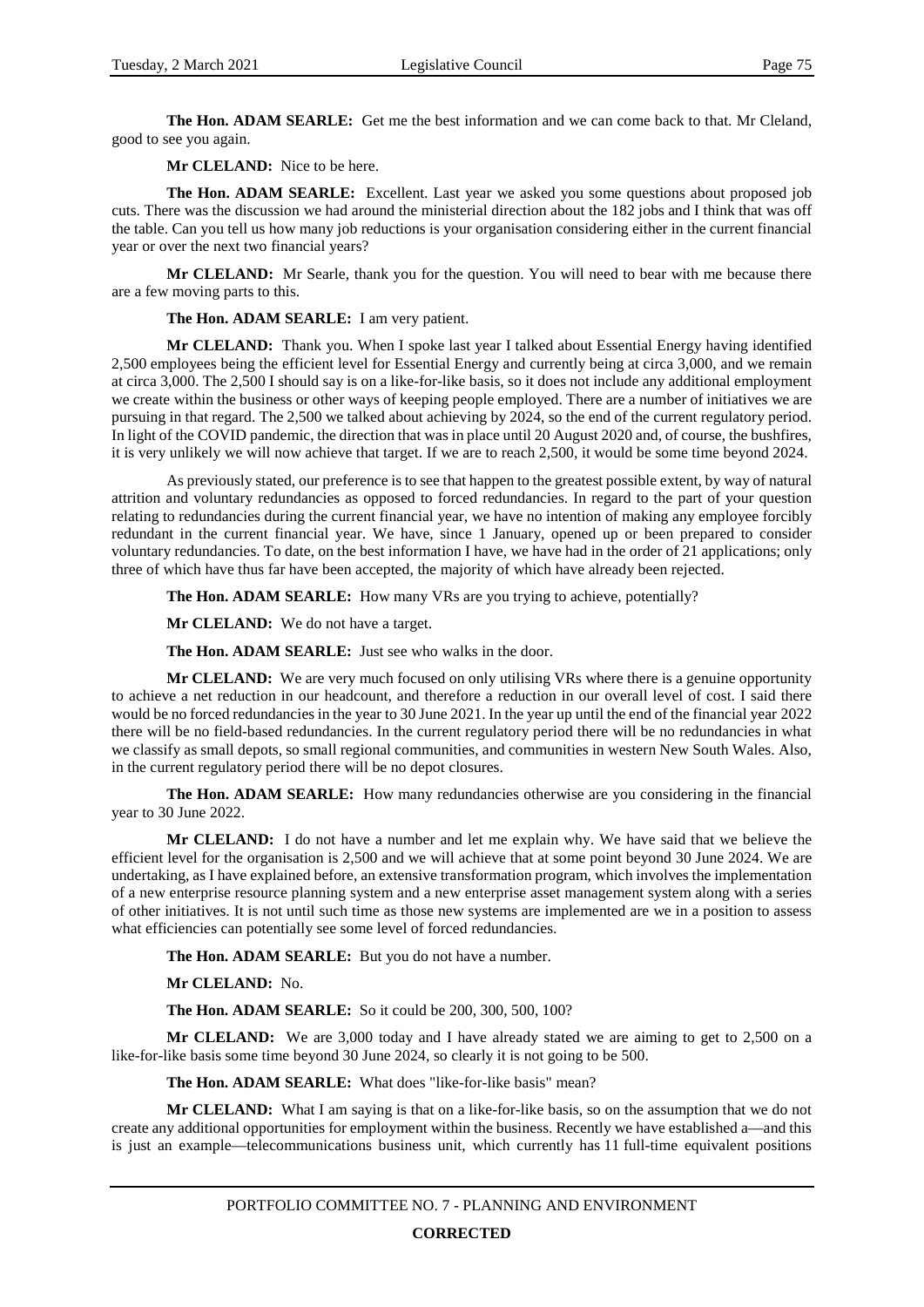**The Hon. ADAM SEARLE:** Get me the best information and we can come back to that. Mr Cleland, good to see you again.

**Mr CLELAND:** Nice to be here.

**The Hon. ADAM SEARLE:** Excellent. Last year we asked you some questions about proposed job cuts. There was the discussion we had around the ministerial direction about the 182 jobs and I think that was off the table. Can you tell us how many job reductions is your organisation considering either in the current financial year or over the next two financial years?

**Mr CLELAND:** Mr Searle, thank you for the question. You will need to bear with me because there are a few moving parts to this.

**The Hon. ADAM SEARLE:** I am very patient.

**Mr CLELAND:** Thank you. When I spoke last year I talked about Essential Energy having identified 2,500 employees being the efficient level for Essential Energy and currently being at circa 3,000, and we remain at circa 3,000. The 2,500 I should say is on a like-for-like basis, so it does not include any additional employment we create within the business or other ways of keeping people employed. There are a number of initiatives we are pursuing in that regard. The 2,500 we talked about achieving by 2024, so the end of the current regulatory period. In light of the COVID pandemic, the direction that was in place until 20 August 2020 and, of course, the bushfires, it is very unlikely we will now achieve that target. If we are to reach 2,500, it would be some time beyond 2024.

As previously stated, our preference is to see that happen to the greatest possible extent, by way of natural attrition and voluntary redundancies as opposed to forced redundancies. In regard to the part of your question relating to redundancies during the current financial year, we have no intention of making any employee forcibly redundant in the current financial year. We have, since 1 January, opened up or been prepared to consider voluntary redundancies. To date, on the best information I have, we have had in the order of 21 applications; only three of which have thus far have been accepted, the majority of which have already been rejected.

**The Hon. ADAM SEARLE:** How many VRs are you trying to achieve, potentially?

**Mr CLELAND:** We do not have a target.

**The Hon. ADAM SEARLE:** Just see who walks in the door.

**Mr CLELAND:** We are very much focused on only utilising VRs where there is a genuine opportunity to achieve a net reduction in our headcount, and therefore a reduction in our overall level of cost. I said there would be no forced redundancies in the year to 30 June 2021. In the year up until the end of the financial year 2022 there will be no field-based redundancies. In the current regulatory period there will be no redundancies in what we classify as small depots, so small regional communities, and communities in western New South Wales. Also, in the current regulatory period there will be no depot closures.

**The Hon. ADAM SEARLE:** How many redundancies otherwise are you considering in the financial year to 30 June 2022.

**Mr CLELAND:** I do not have a number and let me explain why. We have said that we believe the efficient level for the organisation is 2,500 and we will achieve that at some point beyond 30 June 2024. We are undertaking, as I have explained before, an extensive transformation program, which involves the implementation of a new enterprise resource planning system and a new enterprise asset management system along with a series of other initiatives. It is not until such time as those new systems are implemented are we in a position to assess what efficiencies can potentially see some level of forced redundancies.

**The Hon. ADAM SEARLE:** But you do not have a number.

**Mr CLELAND:** No.

**The Hon. ADAM SEARLE:** So it could be 200, 300, 500, 100?

**Mr CLELAND:** We are 3,000 today and I have already stated we are aiming to get to 2,500 on a like-for-like basis some time beyond 30 June 2024, so clearly it is not going to be 500.

**The Hon. ADAM SEARLE:** What does "like-for-like basis" mean?

**Mr CLELAND:** What I am saying is that on a like-for-like basis, so on the assumption that we do not create any additional opportunities for employment within the business. Recently we have established a—and this is just an example—telecommunications business unit, which currently has 11 full-time equivalent positions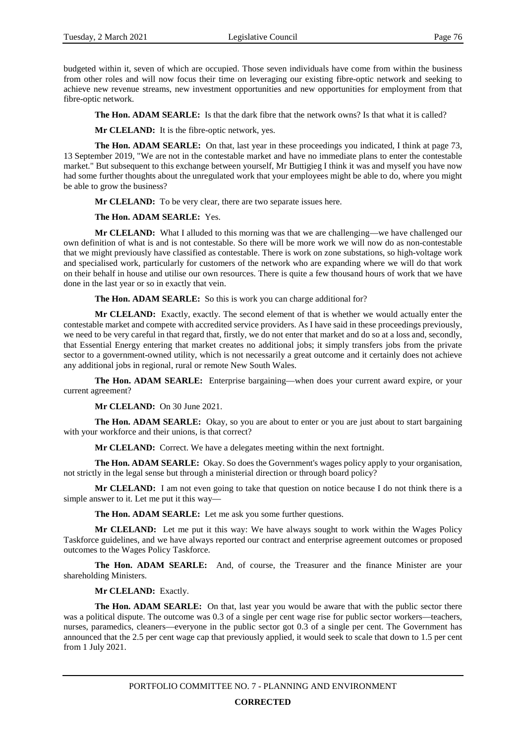budgeted within it, seven of which are occupied. Those seven individuals have come from within the business from other roles and will now focus their time on leveraging our existing fibre-optic network and seeking to achieve new revenue streams, new investment opportunities and new opportunities for employment from that fibre-optic network.

**The Hon. ADAM SEARLE:** Is that the dark fibre that the network owns? Is that what it is called?

**Mr CLELAND:** It is the fibre-optic network, yes.

**The Hon. ADAM SEARLE:** On that, last year in these proceedings you indicated, I think at page 73, 13 September 2019, "We are not in the contestable market and have no immediate plans to enter the contestable market." But subsequent to this exchange between yourself, Mr Buttigieg I think it was and myself you have now had some further thoughts about the unregulated work that your employees might be able to do, where you might be able to grow the business?

**Mr CLELAND:** To be very clear, there are two separate issues here.

**The Hon. ADAM SEARLE:** Yes.

**Mr CLELAND:** What I alluded to this morning was that we are challenging—we have challenged our own definition of what is and is not contestable. So there will be more work we will now do as non-contestable that we might previously have classified as contestable. There is work on zone substations, so high-voltage work and specialised work, particularly for customers of the network who are expanding where we will do that work on their behalf in house and utilise our own resources. There is quite a few thousand hours of work that we have done in the last year or so in exactly that vein.

**The Hon. ADAM SEARLE:** So this is work you can charge additional for?

**Mr CLELAND:** Exactly, exactly. The second element of that is whether we would actually enter the contestable market and compete with accredited service providers. As I have said in these proceedings previously, we need to be very careful in that regard that, firstly, we do not enter that market and do so at a loss and, secondly, that Essential Energy entering that market creates no additional jobs; it simply transfers jobs from the private sector to a government-owned utility, which is not necessarily a great outcome and it certainly does not achieve any additional jobs in regional, rural or remote New South Wales.

**The Hon. ADAM SEARLE:** Enterprise bargaining—when does your current award expire, or your current agreement?

**Mr CLELAND:** On 30 June 2021.

**The Hon. ADAM SEARLE:** Okay, so you are about to enter or you are just about to start bargaining with your workforce and their unions, is that correct?

**Mr CLELAND:** Correct. We have a delegates meeting within the next fortnight.

**The Hon. ADAM SEARLE:** Okay. So does the Government's wages policy apply to your organisation, not strictly in the legal sense but through a ministerial direction or through board policy?

**Mr CLELAND:** I am not even going to take that question on notice because I do not think there is a simple answer to it. Let me put it this way—

**The Hon. ADAM SEARLE:** Let me ask you some further questions.

**Mr CLELAND:** Let me put it this way: We have always sought to work within the Wages Policy Taskforce guidelines, and we have always reported our contract and enterprise agreement outcomes or proposed outcomes to the Wages Policy Taskforce.

**The Hon. ADAM SEARLE:** And, of course, the Treasurer and the finance Minister are your shareholding Ministers.

**Mr CLELAND:** Exactly.

**The Hon. ADAM SEARLE:** On that, last year you would be aware that with the public sector there was a political dispute. The outcome was 0.3 of a single per cent wage rise for public sector workers—teachers, nurses, paramedics, cleaners—everyone in the public sector got 0.3 of a single per cent. The Government has announced that the 2.5 per cent wage cap that previously applied, it would seek to scale that down to 1.5 per cent from 1 July 2021.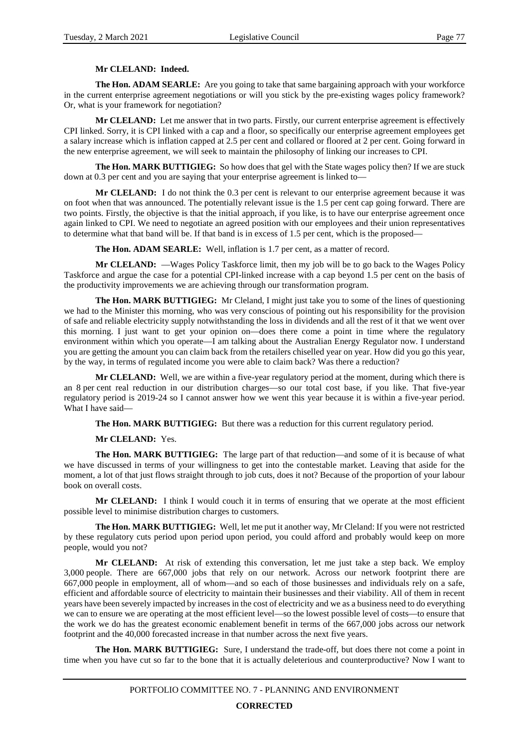**Mr CLELAND: Indeed.**

**The Hon. ADAM SEARLE:** Are you going to take that same bargaining approach with your workforce in the current enterprise agreement negotiations or will you stick by the pre-existing wages policy framework? Or, what is your framework for negotiation?

**Mr CLELAND:** Let me answer that in two parts. Firstly, our current enterprise agreement is effectively CPI linked. Sorry, it is CPI linked with a cap and a floor, so specifically our enterprise agreement employees get a salary increase which is inflation capped at 2.5 per cent and collared or floored at 2 per cent. Going forward in the new enterprise agreement, we will seek to maintain the philosophy of linking our increases to CPI.

**The Hon. MARK BUTTIGIEG:** So how does that gel with the State wages policy then? If we are stuck down at 0.3 per cent and you are saying that your enterprise agreement is linked to—

**Mr CLELAND:** I do not think the 0.3 per cent is relevant to our enterprise agreement because it was on foot when that was announced. The potentially relevant issue is the 1.5 per cent cap going forward. There are two points. Firstly, the objective is that the initial approach, if you like, is to have our enterprise agreement once again linked to CPI. We need to negotiate an agreed position with our employees and their union representatives to determine what that band will be. If that band is in excess of 1.5 per cent, which is the proposed—

**The Hon. ADAM SEARLE:** Well, inflation is 1.7 per cent, as a matter of record.

**Mr CLELAND:** —Wages Policy Taskforce limit, then my job will be to go back to the Wages Policy Taskforce and argue the case for a potential CPI-linked increase with a cap beyond 1.5 per cent on the basis of the productivity improvements we are achieving through our transformation program.

**The Hon. MARK BUTTIGIEG:** Mr Cleland, I might just take you to some of the lines of questioning we had to the Minister this morning, who was very conscious of pointing out his responsibility for the provision of safe and reliable electricity supply notwithstanding the loss in dividends and all the rest of it that we went over this morning. I just want to get your opinion on—does there come a point in time where the regulatory environment within which you operate—I am talking about the Australian Energy Regulator now. I understand you are getting the amount you can claim back from the retailers chiselled year on year. How did you go this year, by the way, in terms of regulated income you were able to claim back? Was there a reduction?

**Mr CLELAND:** Well, we are within a five-year regulatory period at the moment, during which there is an 8 per cent real reduction in our distribution charges—so our total cost base, if you like. That five-year regulatory period is 2019-24 so I cannot answer how we went this year because it is within a five-year period. What I have said—

**The Hon. MARK BUTTIGIEG:** But there was a reduction for this current regulatory period.

**Mr CLELAND:** Yes.

**The Hon. MARK BUTTIGIEG:** The large part of that reduction—and some of it is because of what we have discussed in terms of your willingness to get into the contestable market. Leaving that aside for the moment, a lot of that just flows straight through to job cuts, does it not? Because of the proportion of your labour book on overall costs.

**Mr CLELAND:** I think I would couch it in terms of ensuring that we operate at the most efficient possible level to minimise distribution charges to customers.

**The Hon. MARK BUTTIGIEG:** Well, let me put it another way, Mr Cleland: If you were not restricted by these regulatory cuts period upon period upon period, you could afford and probably would keep on more people, would you not?

**Mr CLELAND:** At risk of extending this conversation, let me just take a step back. We employ 3,000 people. There are 667,000 jobs that rely on our network. Across our network footprint there are 667,000 people in employment, all of whom—and so each of those businesses and individuals rely on a safe, efficient and affordable source of electricity to maintain their businesses and their viability. All of them in recent years have been severely impacted by increases in the cost of electricity and we as a business need to do everything we can to ensure we are operating at the most efficient level—so the lowest possible level of costs—to ensure that the work we do has the greatest economic enablement benefit in terms of the 667,000 jobs across our network footprint and the 40,000 forecasted increase in that number across the next five years.

**The Hon. MARK BUTTIGIEG:** Sure, I understand the trade-off, but does there not come a point in time when you have cut so far to the bone that it is actually deleterious and counterproductive? Now I want to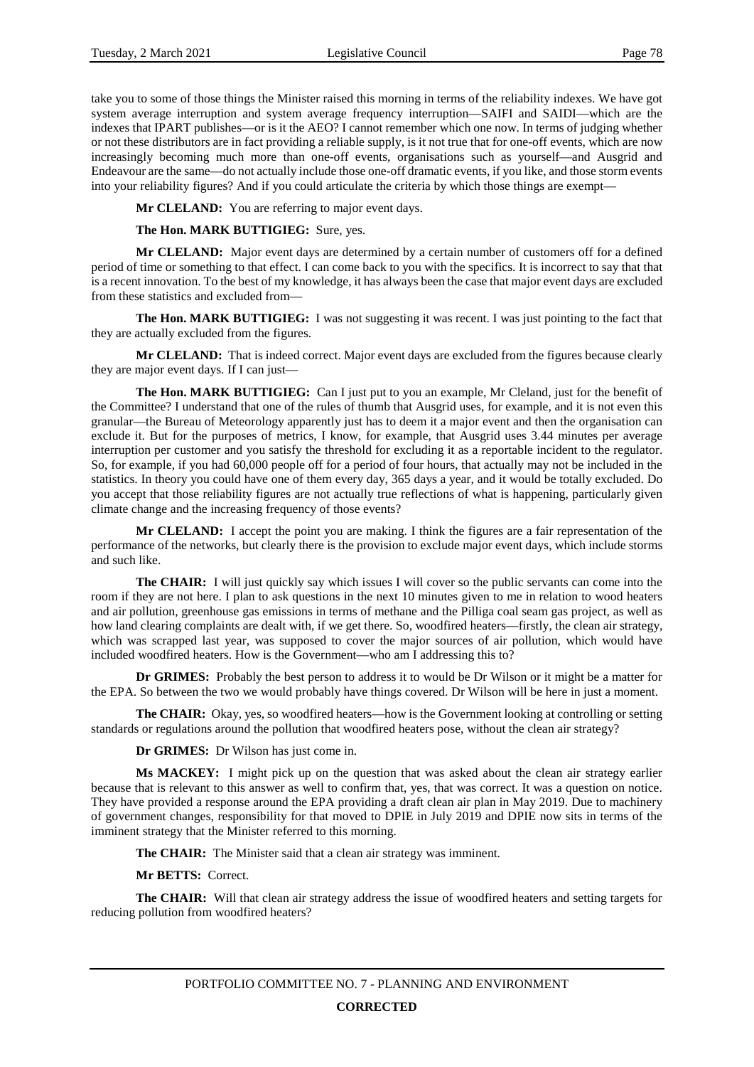take you to some of those things the Minister raised this morning in terms of the reliability indexes. We have got system average interruption and system average frequency interruption—SAIFI and SAIDI—which are the indexes that IPART publishes—or is it the AEO? I cannot remember which one now. In terms of judging whether or not these distributors are in fact providing a reliable supply, is it not true that for one-off events, which are now increasingly becoming much more than one-off events, organisations such as yourself—and Ausgrid and Endeavour are the same—do not actually include those one-off dramatic events, if you like, and those storm events into your reliability figures? And if you could articulate the criteria by which those things are exempt—

**Mr CLELAND:** You are referring to major event days.

**The Hon. MARK BUTTIGIEG:** Sure, yes.

**Mr CLELAND:** Major event days are determined by a certain number of customers off for a defined period of time or something to that effect. I can come back to you with the specifics. It is incorrect to say that that is a recent innovation. To the best of my knowledge, it has always been the case that major event days are excluded from these statistics and excluded from—

**The Hon. MARK BUTTIGIEG:** I was not suggesting it was recent. I was just pointing to the fact that they are actually excluded from the figures.

**Mr CLELAND:** That is indeed correct. Major event days are excluded from the figures because clearly they are major event days. If I can just—

**The Hon. MARK BUTTIGIEG:** Can I just put to you an example, Mr Cleland, just for the benefit of the Committee? I understand that one of the rules of thumb that Ausgrid uses, for example, and it is not even this granular—the Bureau of Meteorology apparently just has to deem it a major event and then the organisation can exclude it. But for the purposes of metrics, I know, for example, that Ausgrid uses 3.44 minutes per average interruption per customer and you satisfy the threshold for excluding it as a reportable incident to the regulator. So, for example, if you had 60,000 people off for a period of four hours, that actually may not be included in the statistics. In theory you could have one of them every day, 365 days a year, and it would be totally excluded. Do you accept that those reliability figures are not actually true reflections of what is happening, particularly given climate change and the increasing frequency of those events?

**Mr CLELAND:** I accept the point you are making. I think the figures are a fair representation of the performance of the networks, but clearly there is the provision to exclude major event days, which include storms and such like.

**The CHAIR:** I will just quickly say which issues I will cover so the public servants can come into the room if they are not here. I plan to ask questions in the next 10 minutes given to me in relation to wood heaters and air pollution, greenhouse gas emissions in terms of methane and the Pilliga coal seam gas project, as well as how land clearing complaints are dealt with, if we get there. So, woodfired heaters—firstly, the clean air strategy, which was scrapped last year, was supposed to cover the major sources of air pollution, which would have included woodfired heaters. How is the Government—who am I addressing this to?

**Dr GRIMES:** Probably the best person to address it to would be Dr Wilson or it might be a matter for the EPA. So between the two we would probably have things covered. Dr Wilson will be here in just a moment.

**The CHAIR:** Okay, yes, so woodfired heaters—how is the Government looking at controlling or setting standards or regulations around the pollution that woodfired heaters pose, without the clean air strategy?

**Dr GRIMES:** Dr Wilson has just come in.

**Ms MACKEY:** I might pick up on the question that was asked about the clean air strategy earlier because that is relevant to this answer as well to confirm that, yes, that was correct. It was a question on notice. They have provided a response around the EPA providing a draft clean air plan in May 2019. Due to machinery of government changes, responsibility for that moved to DPIE in July 2019 and DPIE now sits in terms of the imminent strategy that the Minister referred to this morning.

**The CHAIR:** The Minister said that a clean air strategy was imminent.

**Mr BETTS:** Correct.

**The CHAIR:** Will that clean air strategy address the issue of woodfired heaters and setting targets for reducing pollution from woodfired heaters?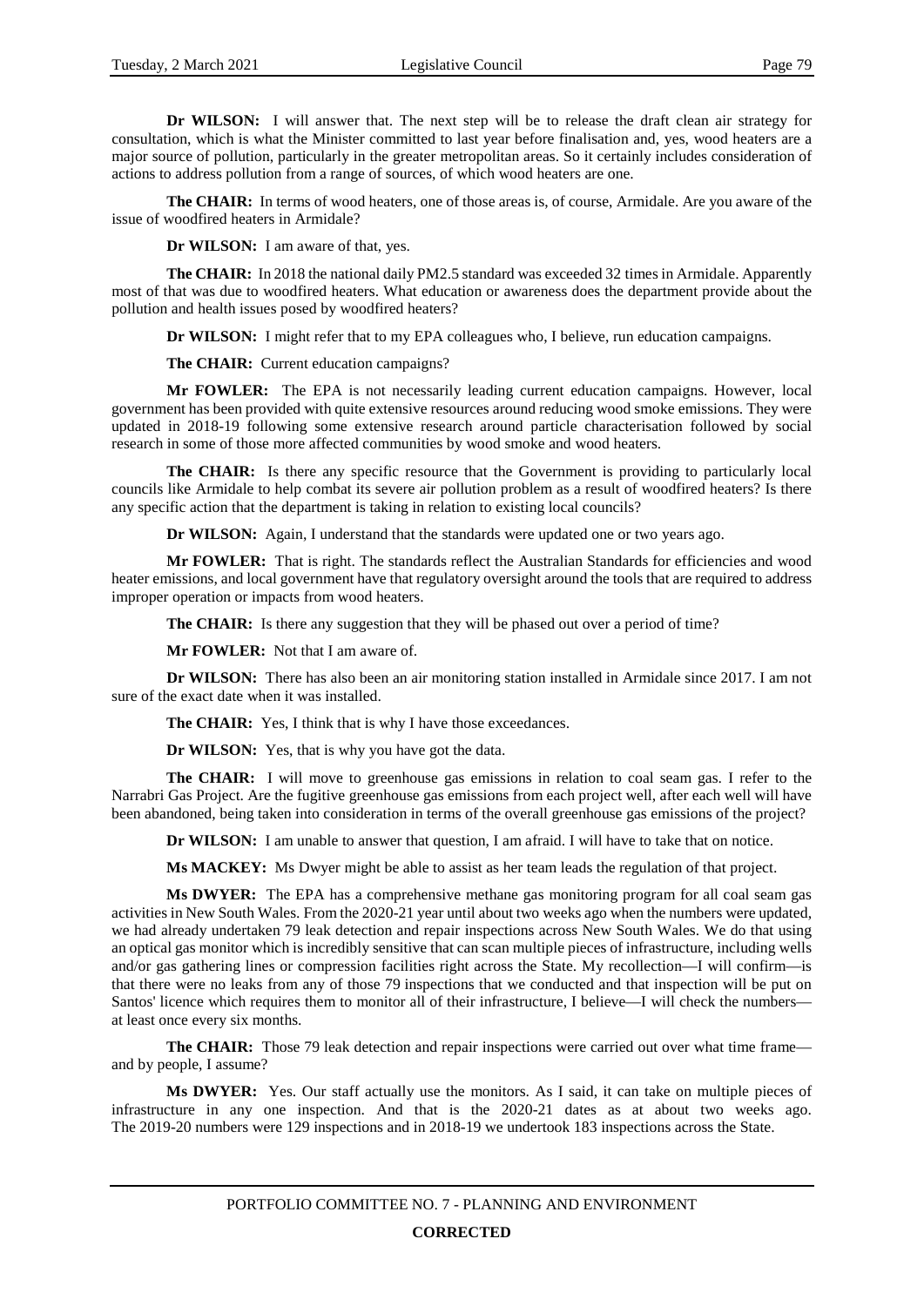**Dr WILSON:** I will answer that. The next step will be to release the draft clean air strategy for consultation, which is what the Minister committed to last year before finalisation and, yes, wood heaters are a major source of pollution, particularly in the greater metropolitan areas. So it certainly includes consideration of actions to address pollution from a range of sources, of which wood heaters are one.

**The CHAIR:** In terms of wood heaters, one of those areas is, of course, Armidale. Are you aware of the issue of woodfired heaters in Armidale?

**Dr WILSON:** I am aware of that, yes.

**The CHAIR:** In 2018 the national daily PM2.5 standard was exceeded 32 times in Armidale. Apparently most of that was due to woodfired heaters. What education or awareness does the department provide about the pollution and health issues posed by woodfired heaters?

**Dr WILSON:** I might refer that to my EPA colleagues who, I believe, run education campaigns.

**The CHAIR:** Current education campaigns?

**Mr FOWLER:** The EPA is not necessarily leading current education campaigns. However, local government has been provided with quite extensive resources around reducing wood smoke emissions. They were updated in 2018-19 following some extensive research around particle characterisation followed by social research in some of those more affected communities by wood smoke and wood heaters.

**The CHAIR:** Is there any specific resource that the Government is providing to particularly local councils like Armidale to help combat its severe air pollution problem as a result of woodfired heaters? Is there any specific action that the department is taking in relation to existing local councils?

**Dr WILSON:** Again, I understand that the standards were updated one or two years ago.

**Mr FOWLER:** That is right. The standards reflect the Australian Standards for efficiencies and wood heater emissions, and local government have that regulatory oversight around the tools that are required to address improper operation or impacts from wood heaters.

**The CHAIR:** Is there any suggestion that they will be phased out over a period of time?

**Mr FOWLER:** Not that I am aware of.

**Dr WILSON:** There has also been an air monitoring station installed in Armidale since 2017. I am not sure of the exact date when it was installed.

**The CHAIR:** Yes, I think that is why I have those exceedances.

**Dr WILSON:** Yes, that is why you have got the data.

**The CHAIR:** I will move to greenhouse gas emissions in relation to coal seam gas. I refer to the Narrabri Gas Project. Are the fugitive greenhouse gas emissions from each project well, after each well will have been abandoned, being taken into consideration in terms of the overall greenhouse gas emissions of the project?

**Dr WILSON:** I am unable to answer that question, I am afraid. I will have to take that on notice.

**Ms MACKEY:** Ms Dwyer might be able to assist as her team leads the regulation of that project.

**Ms DWYER:** The EPA has a comprehensive methane gas monitoring program for all coal seam gas activities in New South Wales. From the 2020-21 year until about two weeks ago when the numbers were updated, we had already undertaken 79 leak detection and repair inspections across New South Wales. We do that using an optical gas monitor which is incredibly sensitive that can scan multiple pieces of infrastructure, including wells and/or gas gathering lines or compression facilities right across the State. My recollection—I will confirm—is that there were no leaks from any of those 79 inspections that we conducted and that inspection will be put on Santos' licence which requires them to monitor all of their infrastructure, I believe—I will check the numbers—at least once every six months.

**The CHAIR:** Those 79 leak detection and repair inspections were carried out over what time frame—and by people, I assume?

**Ms DWYER:** Yes. Our staff actually use the monitors. As I said, it can take on multiple pieces of infrastructure in any one inspection. And that is the 2020-21 dates as at about two weeks ago. The 2019-20 numbers were 129 inspections and in 2018-19 we undertook 183 inspections across the State.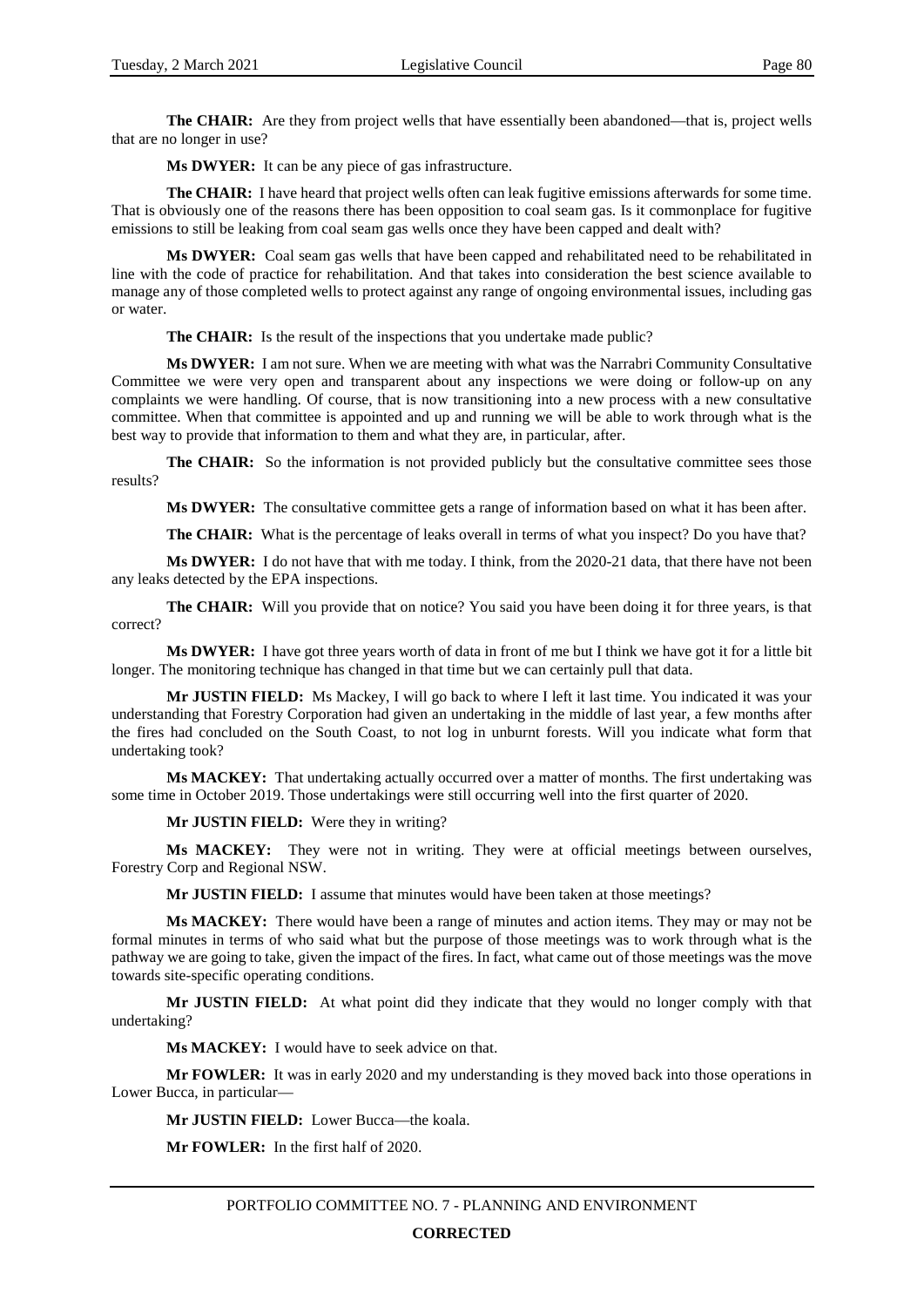**The CHAIR:** Are they from project wells that have essentially been abandoned—that is, project wells that are no longer in use?

**Ms DWYER:** It can be any piece of gas infrastructure.

**The CHAIR:** I have heard that project wells often can leak fugitive emissions afterwards for some time. That is obviously one of the reasons there has been opposition to coal seam gas. Is it commonplace for fugitive emissions to still be leaking from coal seam gas wells once they have been capped and dealt with?

**Ms DWYER:** Coal seam gas wells that have been capped and rehabilitated need to be rehabilitated in line with the code of practice for rehabilitation. And that takes into consideration the best science available to manage any of those completed wells to protect against any range of ongoing environmental issues, including gas or water.

**The CHAIR:** Is the result of the inspections that you undertake made public?

**Ms DWYER:** I am not sure. When we are meeting with what was the Narrabri Community Consultative Committee we were very open and transparent about any inspections we were doing or follow-up on any complaints we were handling. Of course, that is now transitioning into a new process with a new consultative committee. When that committee is appointed and up and running we will be able to work through what is the best way to provide that information to them and what they are, in particular, after.

**The CHAIR:** So the information is not provided publicly but the consultative committee sees those results?

**Ms DWYER:** The consultative committee gets a range of information based on what it has been after.

**The CHAIR:** What is the percentage of leaks overall in terms of what you inspect? Do you have that?

**Ms DWYER:** I do not have that with me today. I think, from the 2020-21 data, that there have not been any leaks detected by the EPA inspections.

**The CHAIR:** Will you provide that on notice? You said you have been doing it for three years, is that correct?

**Ms DWYER:** I have got three years worth of data in front of me but I think we have got it for a little bit longer. The monitoring technique has changed in that time but we can certainly pull that data.

**Mr JUSTIN FIELD:** Ms Mackey, I will go back to where I left it last time. You indicated it was your understanding that Forestry Corporation had given an undertaking in the middle of last year, a few months after the fires had concluded on the South Coast, to not log in unburnt forests. Will you indicate what form that undertaking took?

**Ms MACKEY:** That undertaking actually occurred over a matter of months. The first undertaking was some time in October 2019. Those undertakings were still occurring well into the first quarter of 2020.

**Mr JUSTIN FIELD:** Were they in writing?

**Ms MACKEY:** They were not in writing. They were at official meetings between ourselves, Forestry Corp and Regional NSW.

**Mr JUSTIN FIELD:** I assume that minutes would have been taken at those meetings?

**Ms MACKEY:** There would have been a range of minutes and action items. They may or may not be formal minutes in terms of who said what but the purpose of those meetings was to work through what is the pathway we are going to take, given the impact of the fires. In fact, what came out of those meetings was the move towards site-specific operating conditions.

**Mr JUSTIN FIELD:** At what point did they indicate that they would no longer comply with that undertaking?

**Ms MACKEY:** I would have to seek advice on that.

**Mr FOWLER:** It was in early 2020 and my understanding is they moved back into those operations in Lower Bucca, in particular—

**Mr JUSTIN FIELD:** Lower Bucca—the koala.

**Mr FOWLER:** In the first half of 2020.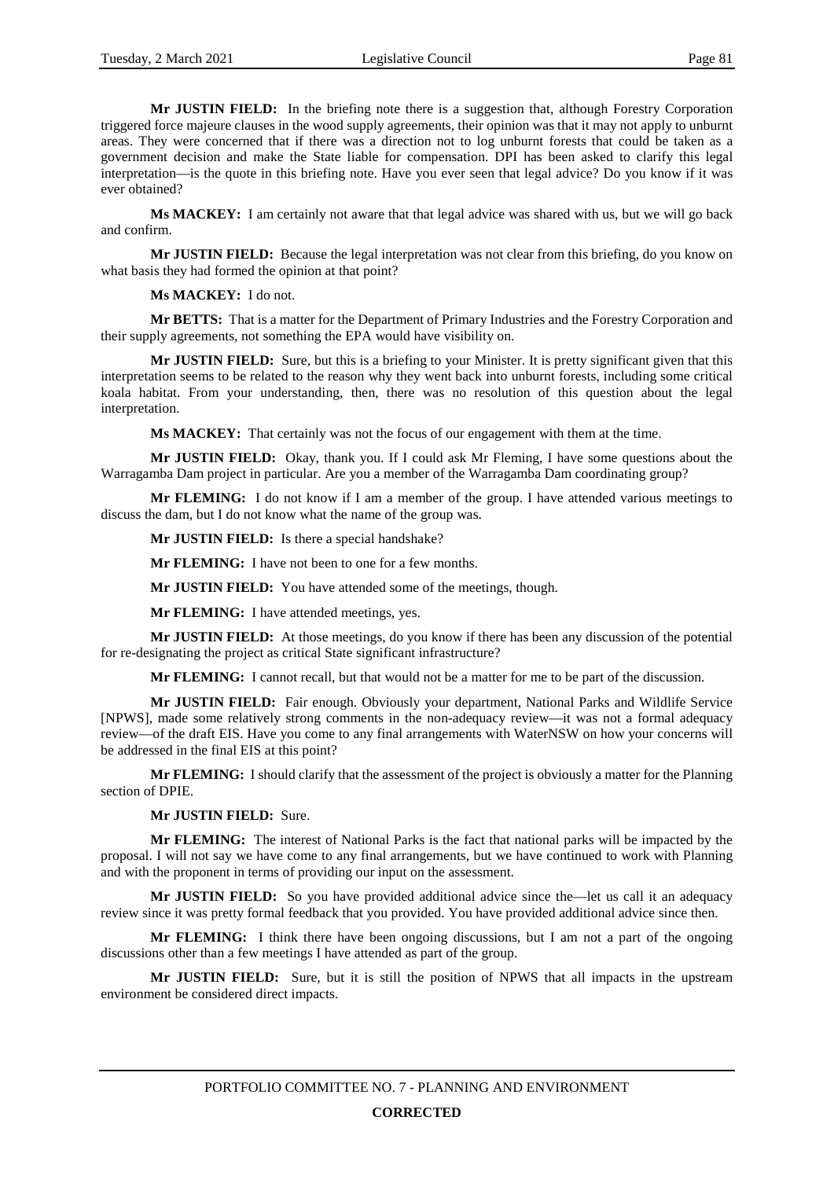**Mr JUSTIN FIELD:** In the briefing note there is a suggestion that, although Forestry Corporation triggered force majeure clauses in the wood supply agreements, their opinion was that it may not apply to unburnt areas. They were concerned that if there was a direction not to log unburnt forests that could be taken as a government decision and make the State liable for compensation. DPI has been asked to clarify this legal interpretation—is the quote in this briefing note. Have you ever seen that legal advice? Do you know if it was ever obtained?

**Ms MACKEY:** I am certainly not aware that that legal advice was shared with us, but we will go back and confirm.

**Mr JUSTIN FIELD:** Because the legal interpretation was not clear from this briefing, do you know on what basis they had formed the opinion at that point?

**Ms MACKEY:** I do not.

**Mr BETTS:** That is a matter for the Department of Primary Industries and the Forestry Corporation and their supply agreements, not something the EPA would have visibility on.

**Mr JUSTIN FIELD:** Sure, but this is a briefing to your Minister. It is pretty significant given that this interpretation seems to be related to the reason why they went back into unburnt forests, including some critical koala habitat. From your understanding, then, there was no resolution of this question about the legal interpretation.

**Ms MACKEY:** That certainly was not the focus of our engagement with them at the time.

**Mr JUSTIN FIELD:** Okay, thank you. If I could ask Mr Fleming, I have some questions about the Warragamba Dam project in particular. Are you a member of the Warragamba Dam coordinating group?

**Mr FLEMING:** I do not know if I am a member of the group. I have attended various meetings to discuss the dam, but I do not know what the name of the group was.

**Mr JUSTIN FIELD:** Is there a special handshake?

**Mr FLEMING:** I have not been to one for a few months.

**Mr JUSTIN FIELD:** You have attended some of the meetings, though.

**Mr FLEMING:** I have attended meetings, yes.

**Mr JUSTIN FIELD:** At those meetings, do you know if there has been any discussion of the potential for re-designating the project as critical State significant infrastructure?

**Mr FLEMING:** I cannot recall, but that would not be a matter for me to be part of the discussion.

**Mr JUSTIN FIELD:** Fair enough. Obviously your department, National Parks and Wildlife Service [NPWS], made some relatively strong comments in the non-adequacy review—it was not a formal adequacy review—of the draft EIS. Have you come to any final arrangements with WaterNSW on how your concerns will be addressed in the final EIS at this point?

**Mr FLEMING:** I should clarify that the assessment of the project is obviously a matter for the Planning section of DPIE.

**Mr JUSTIN FIELD:** Sure.

**Mr FLEMING:** The interest of National Parks is the fact that national parks will be impacted by the proposal. I will not say we have come to any final arrangements, but we have continued to work with Planning and with the proponent in terms of providing our input on the assessment.

**Mr JUSTIN FIELD:** So you have provided additional advice since the—let us call it an adequacy review since it was pretty formal feedback that you provided. You have provided additional advice since then.

**Mr FLEMING:** I think there have been ongoing discussions, but I am not a part of the ongoing discussions other than a few meetings I have attended as part of the group.

**Mr JUSTIN FIELD:** Sure, but it is still the position of NPWS that all impacts in the upstream environment be considered direct impacts.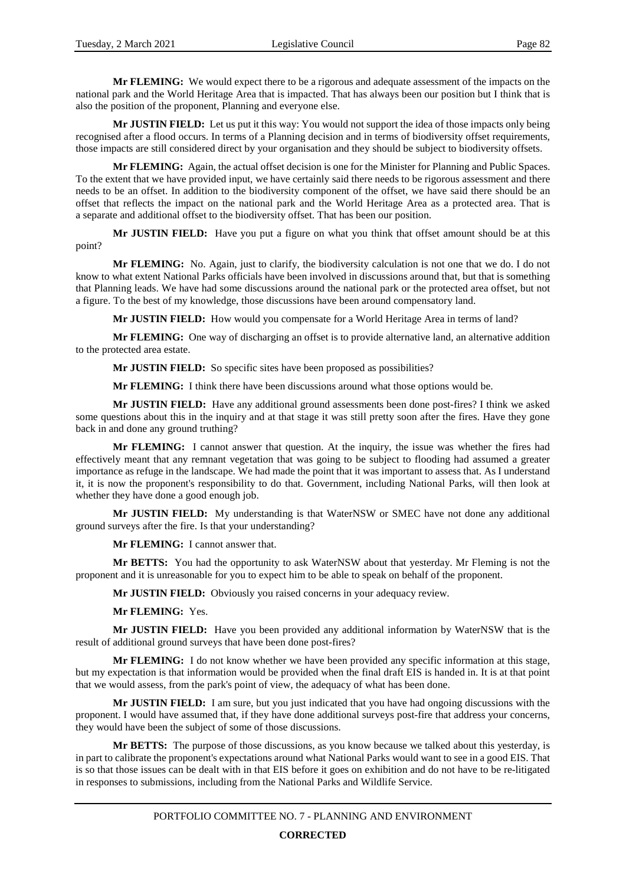**Mr FLEMING:** We would expect there to be a rigorous and adequate assessment of the impacts on the national park and the World Heritage Area that is impacted. That has always been our position but I think that is also the position of the proponent, Planning and everyone else.

**Mr JUSTIN FIELD:** Let us put it this way: You would not support the idea of those impacts only being recognised after a flood occurs. In terms of a Planning decision and in terms of biodiversity offset requirements, those impacts are still considered direct by your organisation and they should be subject to biodiversity offsets.

**Mr FLEMING:** Again, the actual offset decision is one for the Minister for Planning and Public Spaces. To the extent that we have provided input, we have certainly said there needs to be rigorous assessment and there needs to be an offset. In addition to the biodiversity component of the offset, we have said there should be an offset that reflects the impact on the national park and the World Heritage Area as a protected area. That is a separate and additional offset to the biodiversity offset. That has been our position.

**Mr JUSTIN FIELD:** Have you put a figure on what you think that offset amount should be at this point?

**Mr FLEMING:** No. Again, just to clarify, the biodiversity calculation is not one that we do. I do not know to what extent National Parks officials have been involved in discussions around that, but that is something that Planning leads. We have had some discussions around the national park or the protected area offset, but not a figure. To the best of my knowledge, those discussions have been around compensatory land.

**Mr JUSTIN FIELD:** How would you compensate for a World Heritage Area in terms of land?

**Mr FLEMING:** One way of discharging an offset is to provide alternative land, an alternative addition to the protected area estate.

**Mr JUSTIN FIELD:** So specific sites have been proposed as possibilities?

**Mr FLEMING:** I think there have been discussions around what those options would be.

**Mr JUSTIN FIELD:** Have any additional ground assessments been done post-fires? I think we asked some questions about this in the inquiry and at that stage it was still pretty soon after the fires. Have they gone back in and done any ground truthing?

**Mr FLEMING:** I cannot answer that question. At the inquiry, the issue was whether the fires had effectively meant that any remnant vegetation that was going to be subject to flooding had assumed a greater importance as refuge in the landscape. We had made the point that it was important to assess that. As I understand it, it is now the proponent's responsibility to do that. Government, including National Parks, will then look at whether they have done a good enough job.

**Mr JUSTIN FIELD:** My understanding is that WaterNSW or SMEC have not done any additional ground surveys after the fire. Is that your understanding?

**Mr FLEMING:** I cannot answer that.

**Mr BETTS:** You had the opportunity to ask WaterNSW about that yesterday. Mr Fleming is not the proponent and it is unreasonable for you to expect him to be able to speak on behalf of the proponent.

**Mr JUSTIN FIELD:** Obviously you raised concerns in your adequacy review.

**Mr FLEMING:** Yes.

**Mr JUSTIN FIELD:** Have you been provided any additional information by WaterNSW that is the result of additional ground surveys that have been done post-fires?

**Mr FLEMING:** I do not know whether we have been provided any specific information at this stage, but my expectation is that information would be provided when the final draft EIS is handed in. It is at that point that we would assess, from the park's point of view, the adequacy of what has been done.

**Mr JUSTIN FIELD:** I am sure, but you just indicated that you have had ongoing discussions with the proponent. I would have assumed that, if they have done additional surveys post-fire that address your concerns, they would have been the subject of some of those discussions.

**Mr BETTS:** The purpose of those discussions, as you know because we talked about this yesterday, is in part to calibrate the proponent's expectations around what National Parks would want to see in a good EIS. That is so that those issues can be dealt with in that EIS before it goes on exhibition and do not have to be re-litigated in responses to submissions, including from the National Parks and Wildlife Service.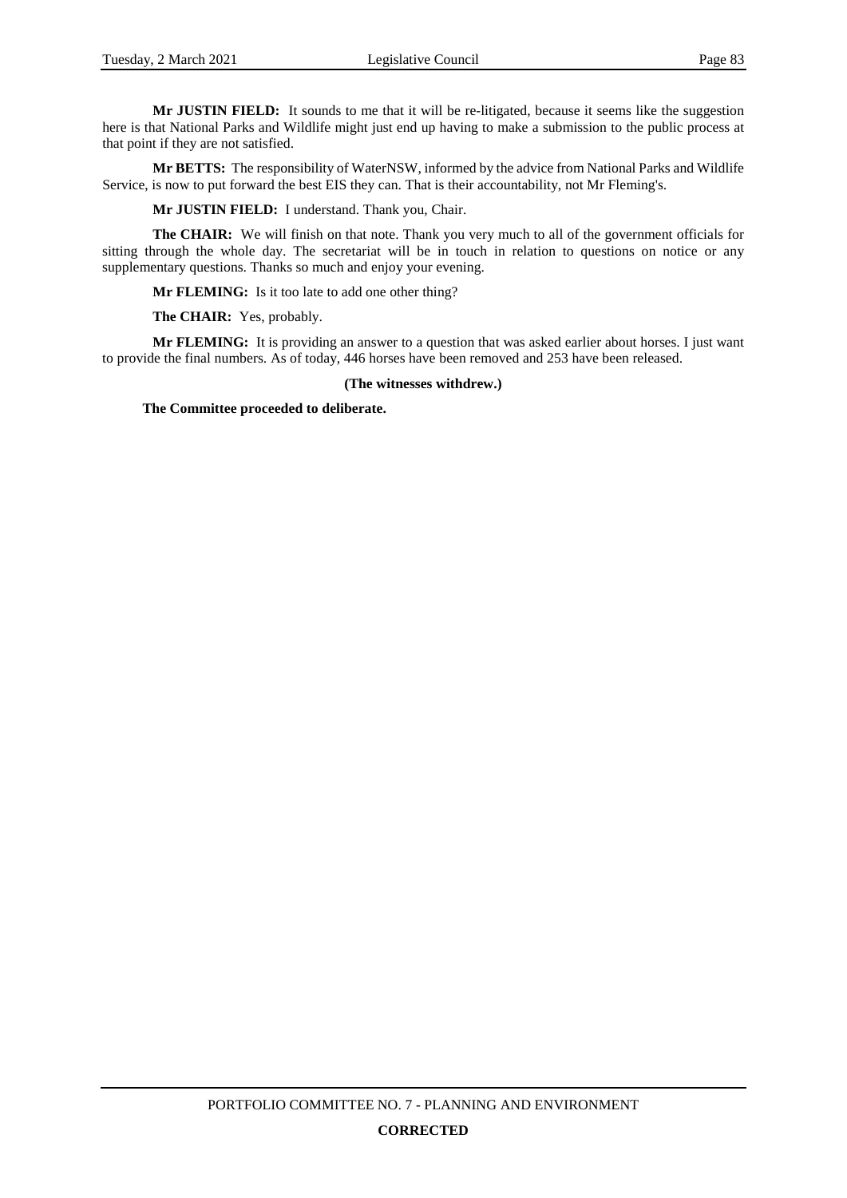**Mr JUSTIN FIELD:** It sounds to me that it will be re-litigated, because it seems like the suggestion here is that National Parks and Wildlife might just end up having to make a submission to the public process at that point if they are not satisfied.

**Mr BETTS:** The responsibility of WaterNSW, informed by the advice from National Parks and Wildlife Service, is now to put forward the best EIS they can. That is their accountability, not Mr Fleming's.

**Mr JUSTIN FIELD:** I understand. Thank you, Chair.

**The CHAIR:** We will finish on that note. Thank you very much to all of the government officials for sitting through the whole day. The secretariat will be in touch in relation to questions on notice or any supplementary questions. Thanks so much and enjoy your evening.

**Mr FLEMING:** Is it too late to add one other thing?

**The CHAIR:** Yes, probably.

**Mr FLEMING:** It is providing an answer to a question that was asked earlier about horses. I just want to provide the final numbers. As of today, 446 horses have been removed and 253 have been released.

**(The witnesses withdrew.)**

**The Committee proceeded to deliberate.**